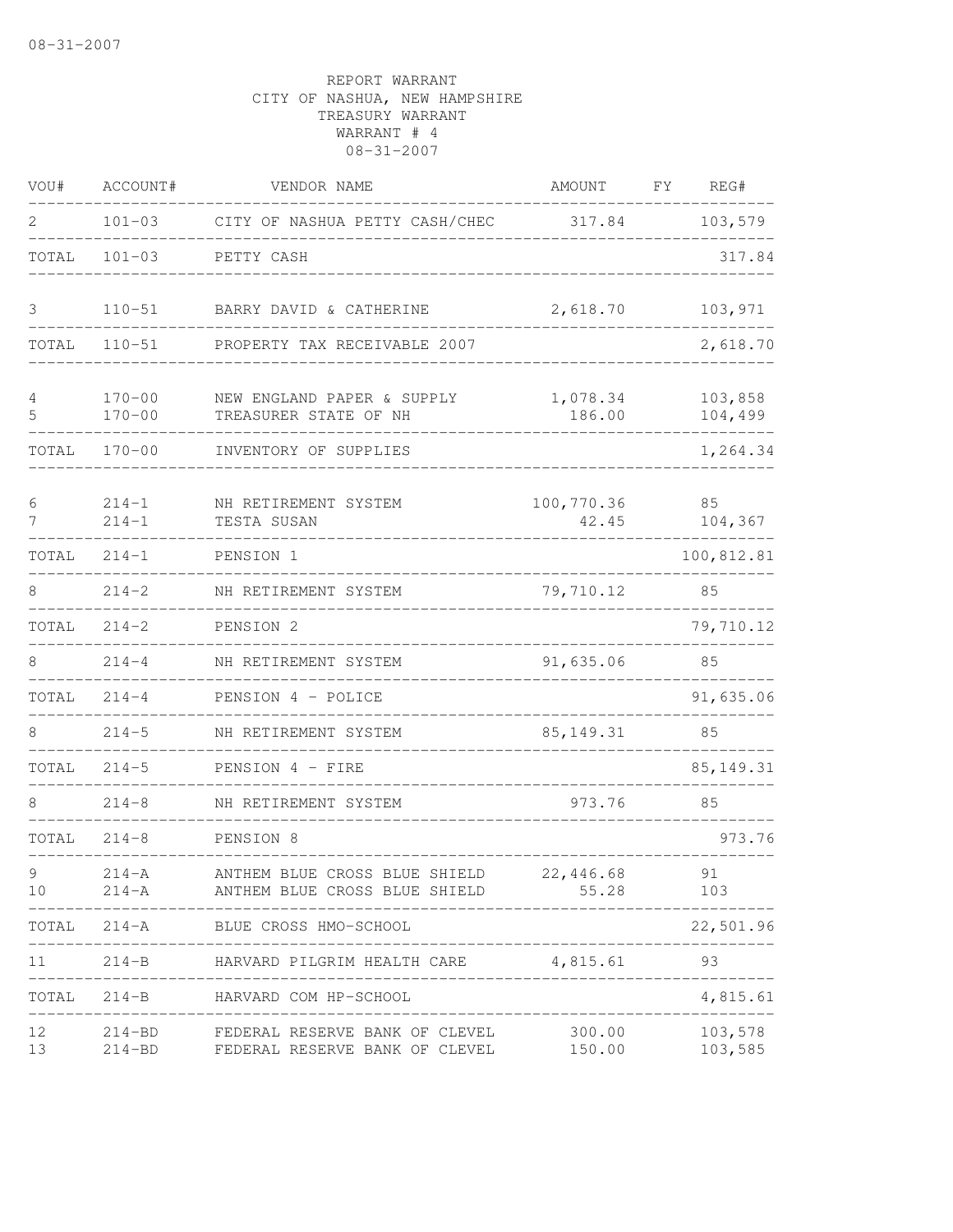REPORT WARRANT
CITY OF NASHUA, NEW HAMPSHIRE
TREASURY WARRANT
WARRANT # 4
08-31-2007

| VOU# | ACCOUNT# | VENDOR NAME | AMOUNT | FY | REG# |
|---|---|---|---|---|---|
| 2 | 101-03 | CITY OF NASHUA PETTY CASH/CHEC | 317.84 | | 103,579 |
| TOTAL | 101-03 | PETTY CASH | | | 317.84 |
| 3 | 110-51 | BARRY DAVID & CATHERINE | 2,618.70 | | 103,971 |
| TOTAL | 110-51 | PROPERTY TAX RECEIVABLE 2007 | | | 2,618.70 |
| 4 | 170-00 | NEW ENGLAND PAPER & SUPPLY | 1,078.34 | | 103,858 |
| 5 | 170-00 | TREASURER STATE OF NH | 186.00 | | 104,499 |
| TOTAL | 170-00 | INVENTORY OF SUPPLIES | | | 1,264.34 |
| 6 | 214-1 | NH RETIREMENT SYSTEM | 100,770.36 | | 85 |
| 7 | 214-1 | TESTA SUSAN | 42.45 | | 104,367 |
| TOTAL | 214-1 | PENSION 1 | | | 100,812.81 |
| 8 | 214-2 | NH RETIREMENT SYSTEM | 79,710.12 | | 85 |
| TOTAL | 214-2 | PENSION 2 | | | 79,710.12 |
| 8 | 214-4 | NH RETIREMENT SYSTEM | 91,635.06 | | 85 |
| TOTAL | 214-4 | PENSION 4 - POLICE | | | 91,635.06 |
| 8 | 214-5 | NH RETIREMENT SYSTEM | 85,149.31 | | 85 |
| TOTAL | 214-5 | PENSION 4 - FIRE | | | 85,149.31 |
| 8 | 214-8 | NH RETIREMENT SYSTEM | 973.76 | | 85 |
| TOTAL | 214-8 | PENSION 8 | | | 973.76 |
| 9 | 214-A | ANTHEM BLUE CROSS BLUE SHIELD | 22,446.68 | | 91 |
| 10 | 214-A | ANTHEM BLUE CROSS BLUE SHIELD | 55.28 | | 103 |
| TOTAL | 214-A | BLUE CROSS HMO-SCHOOL | | | 22,501.96 |
| 11 | 214-B | HARVARD PILGRIM HEALTH CARE | 4,815.61 | | 93 |
| TOTAL | 214-B | HARVARD COM HP-SCHOOL | | | 4,815.61 |
| 12 | 214-BD | FEDERAL RESERVE BANK OF CLEVEL | 300.00 | | 103,578 |
| 13 | 214-BD | FEDERAL RESERVE BANK OF CLEVEL | 150.00 | | 103,585 |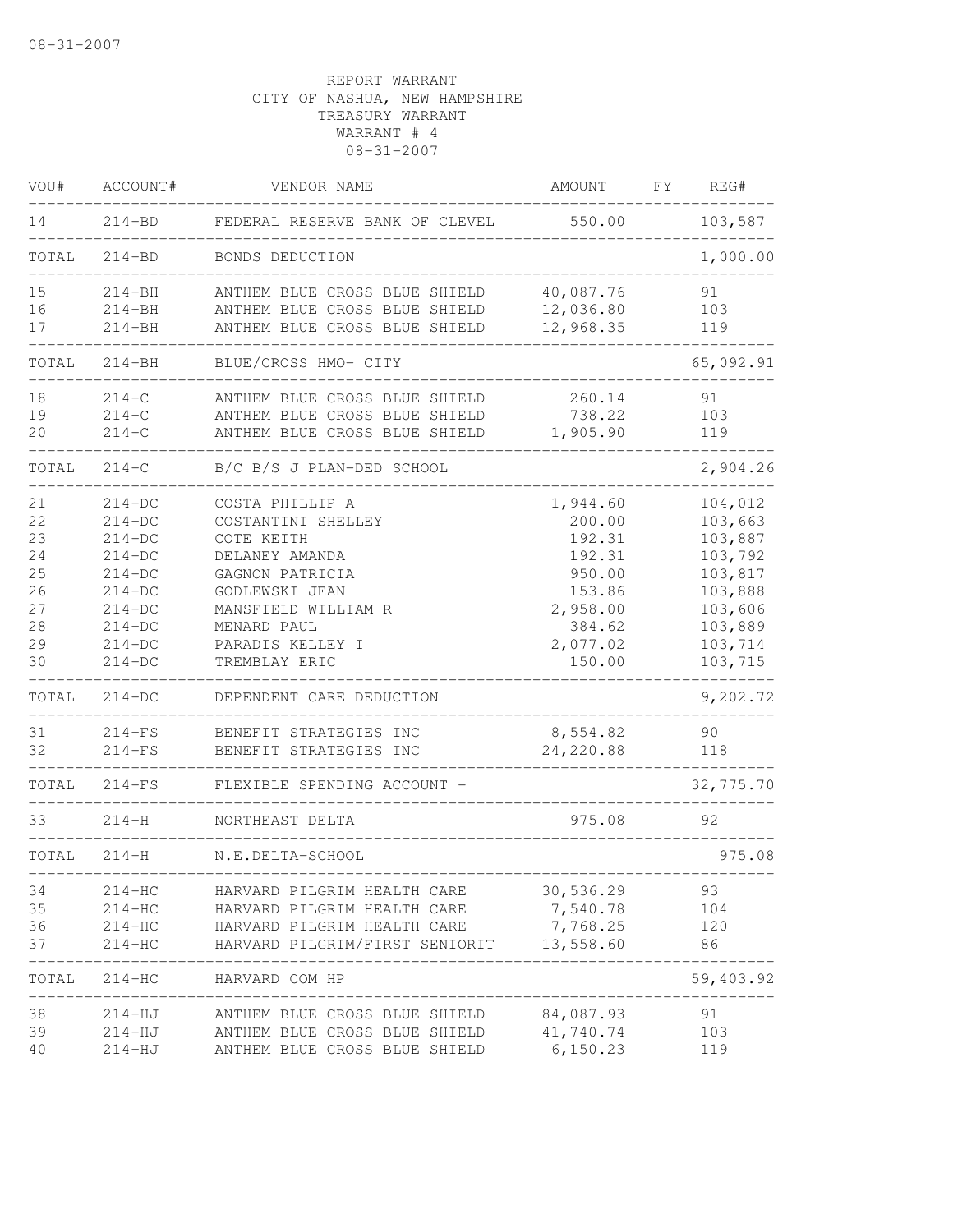08-31-2007

REPORT WARRANT
CITY OF NASHUA, NEW HAMPSHIRE
TREASURY WARRANT
WARRANT # 4
08-31-2007

| VOU# | ACCOUNT# | VENDOR NAME | AMOUNT | FY | REG# |
|---|---|---|---|---|---|
| 14 | 214-BD | FEDERAL RESERVE BANK OF CLEVEL | 550.00 | | 103,587 |
| TOTAL | 214-BD | BONDS DEDUCTION | | | 1,000.00 |
| 15 | 214-BH | ANTHEM BLUE CROSS BLUE SHIELD | 40,087.76 | | 91 |
| 16 | 214-BH | ANTHEM BLUE CROSS BLUE SHIELD | 12,036.80 | | 103 |
| 17 | 214-BH | ANTHEM BLUE CROSS BLUE SHIELD | 12,968.35 | | 119 |
| TOTAL | 214-BH | BLUE/CROSS HMO- CITY | | | 65,092.91 |
| 18 | 214-C | ANTHEM BLUE CROSS BLUE SHIELD | 260.14 | | 91 |
| 19 | 214-C | ANTHEM BLUE CROSS BLUE SHIELD | 738.22 | | 103 |
| 20 | 214-C | ANTHEM BLUE CROSS BLUE SHIELD | 1,905.90 | | 119 |
| TOTAL | 214-C | B/C B/S J PLAN-DED SCHOOL | | | 2,904.26 |
| 21 | 214-DC | COSTA PHILLIP A | 1,944.60 | | 104,012 |
| 22 | 214-DC | COSTANTINI SHELLEY | 200.00 | | 103,663 |
| 23 | 214-DC | COTE KEITH | 192.31 | | 103,887 |
| 24 | 214-DC | DELANEY AMANDA | 192.31 | | 103,792 |
| 25 | 214-DC | GAGNON PATRICIA | 950.00 | | 103,817 |
| 26 | 214-DC | GODLEWSKI JEAN | 153.86 | | 103,888 |
| 27 | 214-DC | MANSFIELD WILLIAM R | 2,958.00 | | 103,606 |
| 28 | 214-DC | MENARD PAUL | 384.62 | | 103,889 |
| 29 | 214-DC | PARADIS KELLEY I | 2,077.02 | | 103,714 |
| 30 | 214-DC | TREMBLAY ERIC | 150.00 | | 103,715 |
| TOTAL | 214-DC | DEPENDENT CARE DEDUCTION | | | 9,202.72 |
| 31 | 214-FS | BENEFIT STRATEGIES INC | 8,554.82 | | 90 |
| 32 | 214-FS | BENEFIT STRATEGIES INC | 24,220.88 | | 118 |
| TOTAL | 214-FS | FLEXIBLE SPENDING ACCOUNT - | | | 32,775.70 |
| 33 | 214-H | NORTHEAST DELTA | 975.08 | | 92 |
| TOTAL | 214-H | N.E.DELTA-SCHOOL | | | 975.08 |
| 34 | 214-HC | HARVARD PILGRIM HEALTH CARE | 30,536.29 | | 93 |
| 35 | 214-HC | HARVARD PILGRIM HEALTH CARE | 7,540.78 | | 104 |
| 36 | 214-HC | HARVARD PILGRIM HEALTH CARE | 7,768.25 | | 120 |
| 37 | 214-HC | HARVARD PILGRIM/FIRST SENIORIT | 13,558.60 | | 86 |
| TOTAL | 214-HC | HARVARD COM HP | | | 59,403.92 |
| 38 | 214-HJ | ANTHEM BLUE CROSS BLUE SHIELD | 84,087.93 | | 91 |
| 39 | 214-HJ | ANTHEM BLUE CROSS BLUE SHIELD | 41,740.74 | | 103 |
| 40 | 214-HJ | ANTHEM BLUE CROSS BLUE SHIELD | 6,150.23 | | 119 |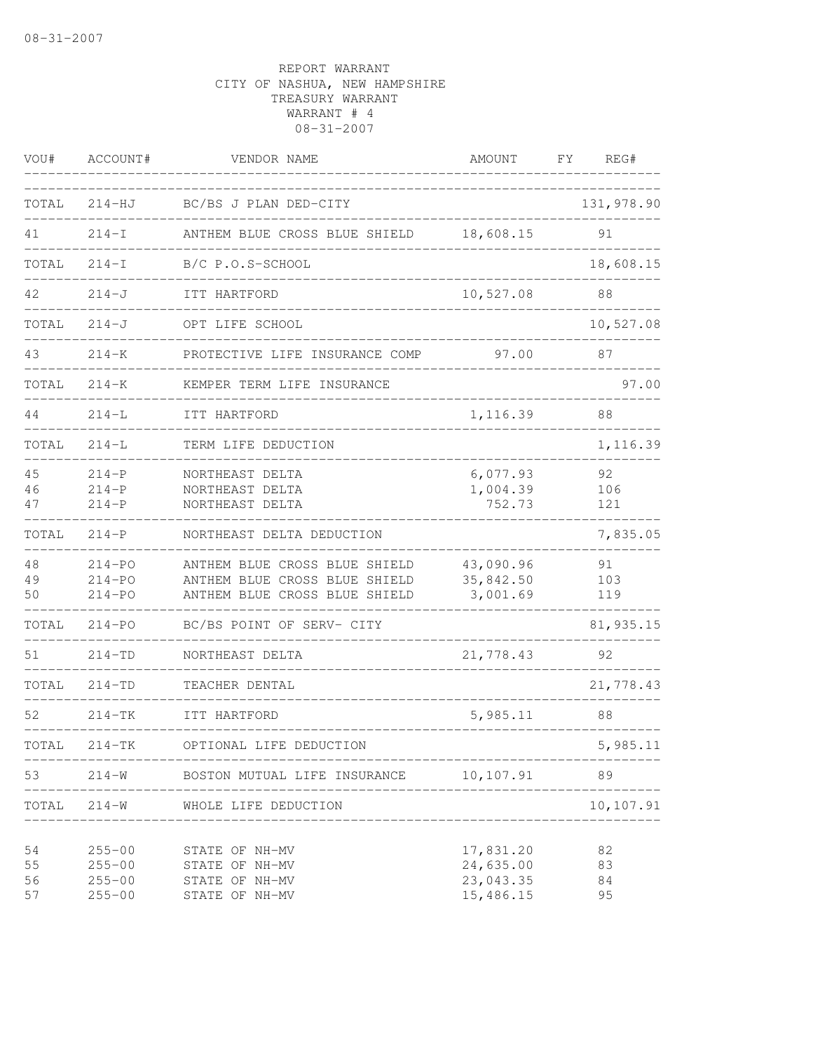REPORT WARRANT
CITY OF NASHUA, NEW HAMPSHIRE
TREASURY WARRANT
WARRANT # 4
08-31-2007

| VOU# | ACCOUNT# | VENDOR NAME | AMOUNT | FY | REG# |
|---|---|---|---|---|---|
| TOTAL | 214-HJ | BC/BS J PLAN DED-CITY | | | 131,978.90 |
| 41 | 214-I | ANTHEM BLUE CROSS BLUE SHIELD | 18,608.15 | | 91 |
| TOTAL | 214-I | B/C P.O.S-SCHOOL | | | 18,608.15 |
| 42 | 214-J | ITT HARTFORD | 10,527.08 | | 88 |
| TOTAL | 214-J | OPT LIFE SCHOOL | | | 10,527.08 |
| 43 | 214-K | PROTECTIVE LIFE INSURANCE COMP | 97.00 | | 87 |
| TOTAL | 214-K | KEMPER TERM LIFE INSURANCE | | | 97.00 |
| 44 | 214-L | ITT HARTFORD | 1,116.39 | | 88 |
| TOTAL | 214-L | TERM LIFE DEDUCTION | | | 1,116.39 |
| 45 | 214-P | NORTHEAST DELTA | 6,077.93 | | 92 |
| 46 | 214-P | NORTHEAST DELTA | 1,004.39 | | 106 |
| 47 | 214-P | NORTHEAST DELTA | 752.73 | | 121 |
| TOTAL | 214-P | NORTHEAST DELTA DEDUCTION | | | 7,835.05 |
| 48 | 214-PO | ANTHEM BLUE CROSS BLUE SHIELD | 43,090.96 | | 91 |
| 49 | 214-PO | ANTHEM BLUE CROSS BLUE SHIELD | 35,842.50 | | 103 |
| 50 | 214-PO | ANTHEM BLUE CROSS BLUE SHIELD | 3,001.69 | | 119 |
| TOTAL | 214-PO | BC/BS POINT OF SERV- CITY | | | 81,935.15 |
| 51 | 214-TD | NORTHEAST DELTA | 21,778.43 | | 92 |
| TOTAL | 214-TD | TEACHER DENTAL | | | 21,778.43 |
| 52 | 214-TK | ITT HARTFORD | 5,985.11 | | 88 |
| TOTAL | 214-TK | OPTIONAL LIFE DEDUCTION | | | 5,985.11 |
| 53 | 214-W | BOSTON MUTUAL LIFE INSURANCE | 10,107.91 | | 89 |
| TOTAL | 214-W | WHOLE LIFE DEDUCTION | | | 10,107.91 |
| 54 | 255-00 | STATE OF NH-MV | 17,831.20 | | 82 |
| 55 | 255-00 | STATE OF NH-MV | 24,635.00 | | 83 |
| 56 | 255-00 | STATE OF NH-MV | 23,043.35 | | 84 |
| 57 | 255-00 | STATE OF NH-MV | 15,486.15 | | 95 |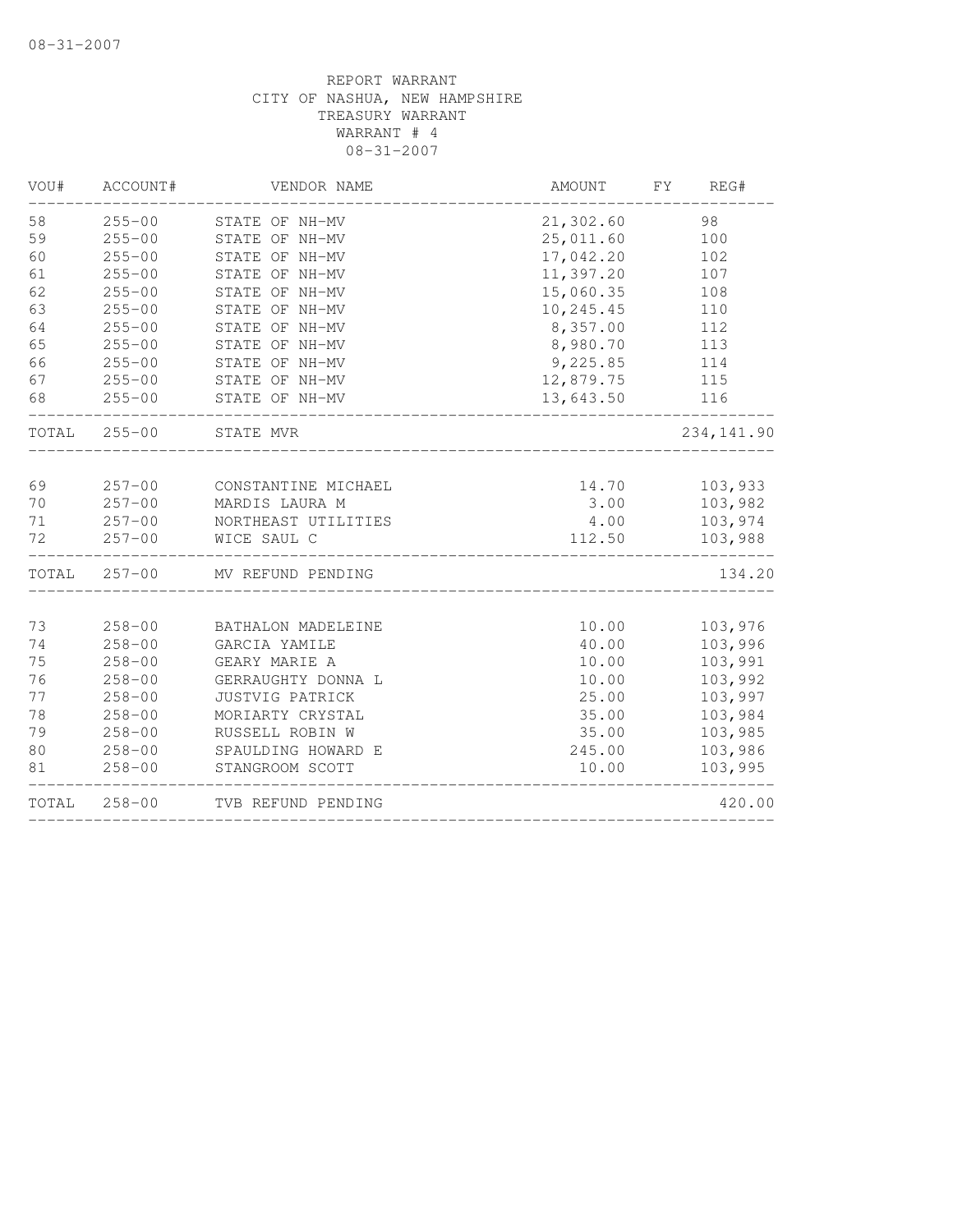REPORT WARRANT
CITY OF NASHUA, NEW HAMPSHIRE
TREASURY WARRANT
WARRANT # 4
08-31-2007

| VOU# | ACCOUNT# | VENDOR NAME | AMOUNT | FY | REG# |
|---|---|---|---|---|---|
| 58 | 255-00 | STATE OF NH-MV | 21,302.60 | | 98 |
| 59 | 255-00 | STATE OF NH-MV | 25,011.60 | | 100 |
| 60 | 255-00 | STATE OF NH-MV | 17,042.20 | | 102 |
| 61 | 255-00 | STATE OF NH-MV | 11,397.20 | | 107 |
| 62 | 255-00 | STATE OF NH-MV | 15,060.35 | | 108 |
| 63 | 255-00 | STATE OF NH-MV | 10,245.45 | | 110 |
| 64 | 255-00 | STATE OF NH-MV | 8,357.00 | | 112 |
| 65 | 255-00 | STATE OF NH-MV | 8,980.70 | | 113 |
| 66 | 255-00 | STATE OF NH-MV | 9,225.85 | | 114 |
| 67 | 255-00 | STATE OF NH-MV | 12,879.75 | | 115 |
| 68 | 255-00 | STATE OF NH-MV | 13,643.50 | | 116 |
| TOTAL | 255-00 | STATE MVR | | | 234,141.90 |
| 69 | 257-00 | CONSTANTINE MICHAEL | 14.70 | | 103,933 |
| 70 | 257-00 | MARDIS LAURA M | 3.00 | | 103,982 |
| 71 | 257-00 | NORTHEAST UTILITIES | 4.00 | | 103,974 |
| 72 | 257-00 | WICE SAUL C | 112.50 | | 103,988 |
| TOTAL | 257-00 | MV REFUND PENDING | | | 134.20 |
| 73 | 258-00 | BATHALON MADELEINE | 10.00 | | 103,976 |
| 74 | 258-00 | GARCIA YAMILE | 40.00 | | 103,996 |
| 75 | 258-00 | GEARY MARIE A | 10.00 | | 103,991 |
| 76 | 258-00 | GERRAUGHTY DONNA L | 10.00 | | 103,992 |
| 77 | 258-00 | JUSTVIG PATRICK | 25.00 | | 103,997 |
| 78 | 258-00 | MORIARTY CRYSTAL | 35.00 | | 103,984 |
| 79 | 258-00 | RUSSELL ROBIN W | 35.00 | | 103,985 |
| 80 | 258-00 | SPAULDING HOWARD E | 245.00 | | 103,986 |
| 81 | 258-00 | STANGROOM SCOTT | 10.00 | | 103,995 |
| TOTAL | 258-00 | TVB REFUND PENDING | | | 420.00 |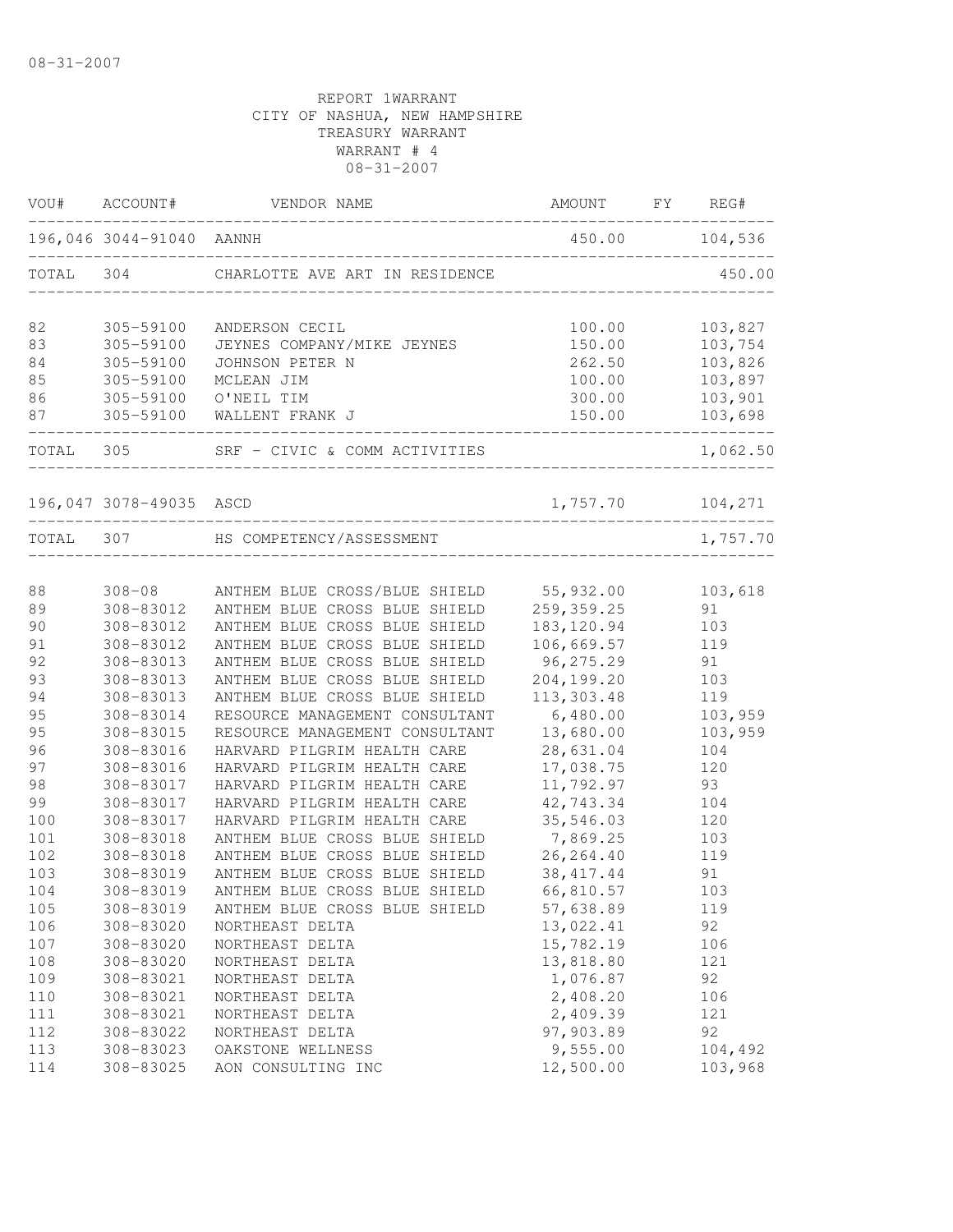08-31-2007

REPORT 1WARRANT
CITY OF NASHUA, NEW HAMPSHIRE
TREASURY WARRANT
WARRANT # 4
08-31-2007

| VOU# | ACCOUNT# | VENDOR NAME | AMOUNT | FY | REG# |
|---|---|---|---|---|---|
| 196,046 | 3044-91040 | AANNH | 450.00 | | 104,536 |
| TOTAL | 304 | CHARLOTTE AVE ART IN RESIDENCE | | | 450.00 |
| 82 | 305-59100 | ANDERSON CECIL | 100.00 | | 103,827 |
| 83 | 305-59100 | JEYNES COMPANY/MIKE JEYNES | 150.00 | | 103,754 |
| 84 | 305-59100 | JOHNSON PETER N | 262.50 | | 103,826 |
| 85 | 305-59100 | MCLEAN JIM | 100.00 | | 103,897 |
| 86 | 305-59100 | O'NEIL TIM | 300.00 | | 103,901 |
| 87 | 305-59100 | WALLENT FRANK J | 150.00 | | 103,698 |
| TOTAL | 305 | SRF - CIVIC & COMM ACTIVITIES | | | 1,062.50 |
| 196,047 | 3078-49035 | ASCD | 1,757.70 | | 104,271 |
| TOTAL | 307 | HS COMPETENCY/ASSESSMENT | | | 1,757.70 |
| 88 | 308-08 | ANTHEM BLUE CROSS/BLUE SHIELD | 55,932.00 | | 103,618 |
| 89 | 308-83012 | ANTHEM BLUE CROSS BLUE SHIELD | 259,359.25 | | 91 |
| 90 | 308-83012 | ANTHEM BLUE CROSS BLUE SHIELD | 183,120.94 | | 103 |
| 91 | 308-83012 | ANTHEM BLUE CROSS BLUE SHIELD | 106,669.57 | | 119 |
| 92 | 308-83013 | ANTHEM BLUE CROSS BLUE SHIELD | 96,275.29 | | 91 |
| 93 | 308-83013 | ANTHEM BLUE CROSS BLUE SHIELD | 204,199.20 | | 103 |
| 94 | 308-83013 | ANTHEM BLUE CROSS BLUE SHIELD | 113,303.48 | | 119 |
| 95 | 308-83014 | RESOURCE MANAGEMENT CONSULTANT | 6,480.00 | | 103,959 |
| 95 | 308-83015 | RESOURCE MANAGEMENT CONSULTANT | 13,680.00 | | 103,959 |
| 96 | 308-83016 | HARVARD PILGRIM HEALTH CARE | 28,631.04 | | 104 |
| 97 | 308-83016 | HARVARD PILGRIM HEALTH CARE | 17,038.75 | | 120 |
| 98 | 308-83017 | HARVARD PILGRIM HEALTH CARE | 11,792.97 | | 93 |
| 99 | 308-83017 | HARVARD PILGRIM HEALTH CARE | 42,743.34 | | 104 |
| 100 | 308-83017 | HARVARD PILGRIM HEALTH CARE | 35,546.03 | | 120 |
| 101 | 308-83018 | ANTHEM BLUE CROSS BLUE SHIELD | 7,869.25 | | 103 |
| 102 | 308-83018 | ANTHEM BLUE CROSS BLUE SHIELD | 26,264.40 | | 119 |
| 103 | 308-83019 | ANTHEM BLUE CROSS BLUE SHIELD | 38,417.44 | | 91 |
| 104 | 308-83019 | ANTHEM BLUE CROSS BLUE SHIELD | 66,810.57 | | 103 |
| 105 | 308-83019 | ANTHEM BLUE CROSS BLUE SHIELD | 57,638.89 | | 119 |
| 106 | 308-83020 | NORTHEAST DELTA | 13,022.41 | | 92 |
| 107 | 308-83020 | NORTHEAST DELTA | 15,782.19 | | 106 |
| 108 | 308-83020 | NORTHEAST DELTA | 13,818.80 | | 121 |
| 109 | 308-83021 | NORTHEAST DELTA | 1,076.87 | | 92 |
| 110 | 308-83021 | NORTHEAST DELTA | 2,408.20 | | 106 |
| 111 | 308-83021 | NORTHEAST DELTA | 2,409.39 | | 121 |
| 112 | 308-83022 | NORTHEAST DELTA | 97,903.89 | | 92 |
| 113 | 308-83023 | OAKSTONE WELLNESS | 9,555.00 | | 104,492 |
| 114 | 308-83025 | AON CONSULTING INC | 12,500.00 | | 103,968 |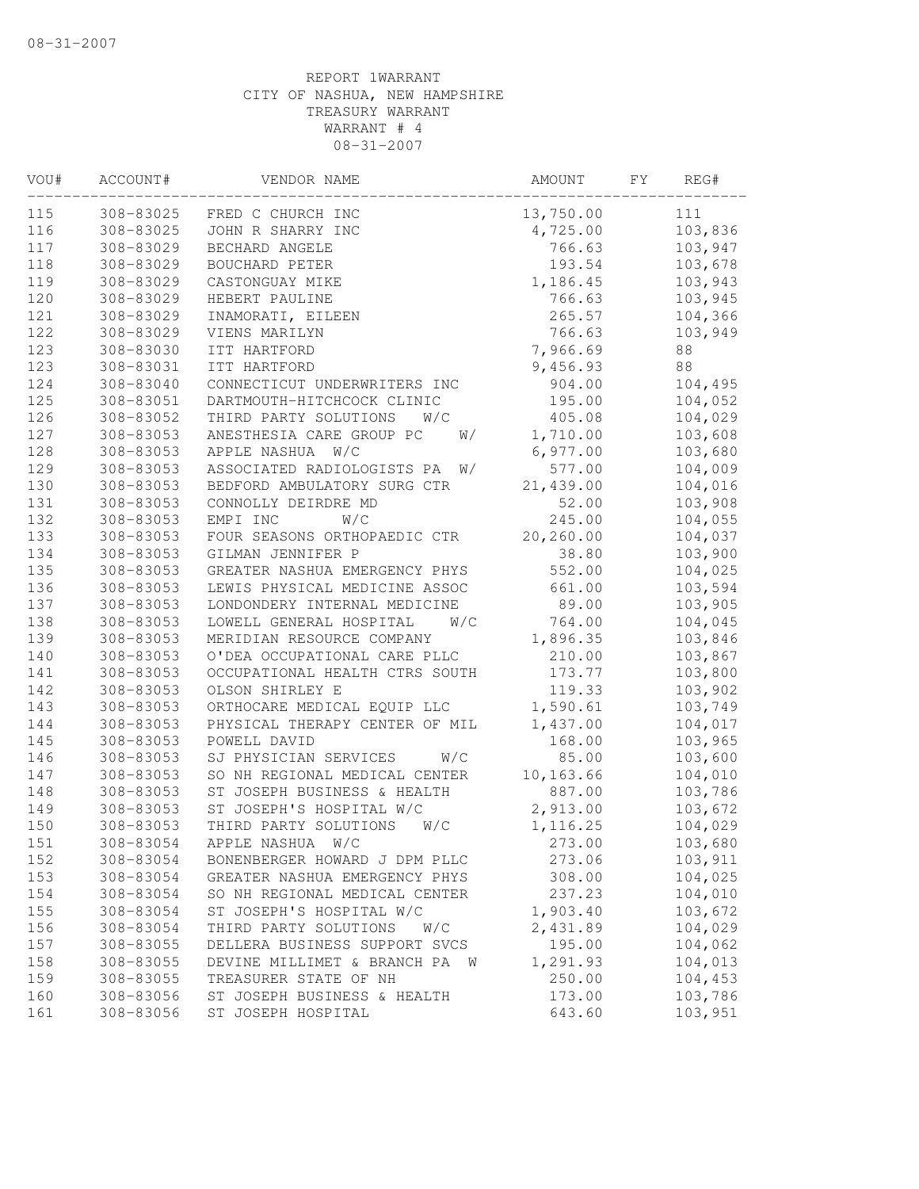08-31-2007

REPORT 1WARRANT
CITY OF NASHUA, NEW HAMPSHIRE
TREASURY WARRANT
WARRANT # 4
08-31-2007

| VOU# | ACCOUNT# | VENDOR NAME | AMOUNT | FY | REG# |
|---|---|---|---|---|---|
| 115 | 308-83025 | FRED C CHURCH INC | 13,750.00 | | 111 |
| 116 | 308-83025 | JOHN R SHARRY INC | 4,725.00 | | 103,836 |
| 117 | 308-83029 | BECHARD ANGELE | 766.63 | | 103,947 |
| 118 | 308-83029 | BOUCHARD PETER | 193.54 | | 103,678 |
| 119 | 308-83029 | CASTONGUAY MIKE | 1,186.45 | | 103,943 |
| 120 | 308-83029 | HEBERT PAULINE | 766.63 | | 103,945 |
| 121 | 308-83029 | INAMORATI, EILEEN | 265.57 | | 104,366 |
| 122 | 308-83029 | VIENS MARILYN | 766.63 | | 103,949 |
| 123 | 308-83030 | ITT HARTFORD | 7,966.69 | | 88 |
| 123 | 308-83031 | ITT HARTFORD | 9,456.93 | | 88 |
| 124 | 308-83040 | CONNECTICUT UNDERWRITERS INC | 904.00 | | 104,495 |
| 125 | 308-83051 | DARTMOUTH-HITCHCOCK CLINIC | 195.00 | | 104,052 |
| 126 | 308-83052 | THIRD PARTY SOLUTIONS W/C | 405.08 | | 104,029 |
| 127 | 308-83053 | ANESTHESIA CARE GROUP PC W/ | 1,710.00 | | 103,608 |
| 128 | 308-83053 | APPLE NASHUA W/C | 6,977.00 | | 103,680 |
| 129 | 308-83053 | ASSOCIATED RADIOLOGISTS PA W/ | 577.00 | | 104,009 |
| 130 | 308-83053 | BEDFORD AMBULATORY SURG CTR | 21,439.00 | | 104,016 |
| 131 | 308-83053 | CONNOLLY DEIRDRE MD | 52.00 | | 103,908 |
| 132 | 308-83053 | EMPI INC W/C | 245.00 | | 104,055 |
| 133 | 308-83053 | FOUR SEASONS ORTHOPAEDIC CTR | 20,260.00 | | 104,037 |
| 134 | 308-83053 | GILMAN JENNIFER P | 38.80 | | 103,900 |
| 135 | 308-83053 | GREATER NASHUA EMERGENCY PHYS | 552.00 | | 104,025 |
| 136 | 308-83053 | LEWIS PHYSICAL MEDICINE ASSOC | 661.00 | | 103,594 |
| 137 | 308-83053 | LONDONDERY INTERNAL MEDICINE | 89.00 | | 103,905 |
| 138 | 308-83053 | LOWELL GENERAL HOSPITAL W/C | 764.00 | | 104,045 |
| 139 | 308-83053 | MERIDIAN RESOURCE COMPANY | 1,896.35 | | 103,846 |
| 140 | 308-83053 | O'DEA OCCUPATIONAL CARE PLLC | 210.00 | | 103,867 |
| 141 | 308-83053 | OCCUPATIONAL HEALTH CTRS SOUTH | 173.77 | | 103,800 |
| 142 | 308-83053 | OLSON SHIRLEY E | 119.33 | | 103,902 |
| 143 | 308-83053 | ORTHOCARE MEDICAL EQUIP LLC | 1,590.61 | | 103,749 |
| 144 | 308-83053 | PHYSICAL THERAPY CENTER OF MIL | 1,437.00 | | 104,017 |
| 145 | 308-83053 | POWELL DAVID | 168.00 | | 103,965 |
| 146 | 308-83053 | SJ PHYSICIAN SERVICES W/C | 85.00 | | 103,600 |
| 147 | 308-83053 | SO NH REGIONAL MEDICAL CENTER | 10,163.66 | | 104,010 |
| 148 | 308-83053 | ST JOSEPH BUSINESS & HEALTH | 887.00 | | 103,786 |
| 149 | 308-83053 | ST JOSEPH'S HOSPITAL W/C | 2,913.00 | | 103,672 |
| 150 | 308-83053 | THIRD PARTY SOLUTIONS W/C | 1,116.25 | | 104,029 |
| 151 | 308-83054 | APPLE NASHUA W/C | 273.00 | | 103,680 |
| 152 | 308-83054 | BONENBERGER HOWARD J DPM PLLC | 273.06 | | 103,911 |
| 153 | 308-83054 | GREATER NASHUA EMERGENCY PHYS | 308.00 | | 104,025 |
| 154 | 308-83054 | SO NH REGIONAL MEDICAL CENTER | 237.23 | | 104,010 |
| 155 | 308-83054 | ST JOSEPH'S HOSPITAL W/C | 1,903.40 | | 103,672 |
| 156 | 308-83054 | THIRD PARTY SOLUTIONS W/C | 2,431.89 | | 104,029 |
| 157 | 308-83055 | DELLERA BUSINESS SUPPORT SVCS | 195.00 | | 104,062 |
| 158 | 308-83055 | DEVINE MILLIMET & BRANCH PA W | 1,291.93 | | 104,013 |
| 159 | 308-83055 | TREASURER STATE OF NH | 250.00 | | 104,453 |
| 160 | 308-83056 | ST JOSEPH BUSINESS & HEALTH | 173.00 | | 103,786 |
| 161 | 308-83056 | ST JOSEPH HOSPITAL | 643.60 | | 103,951 |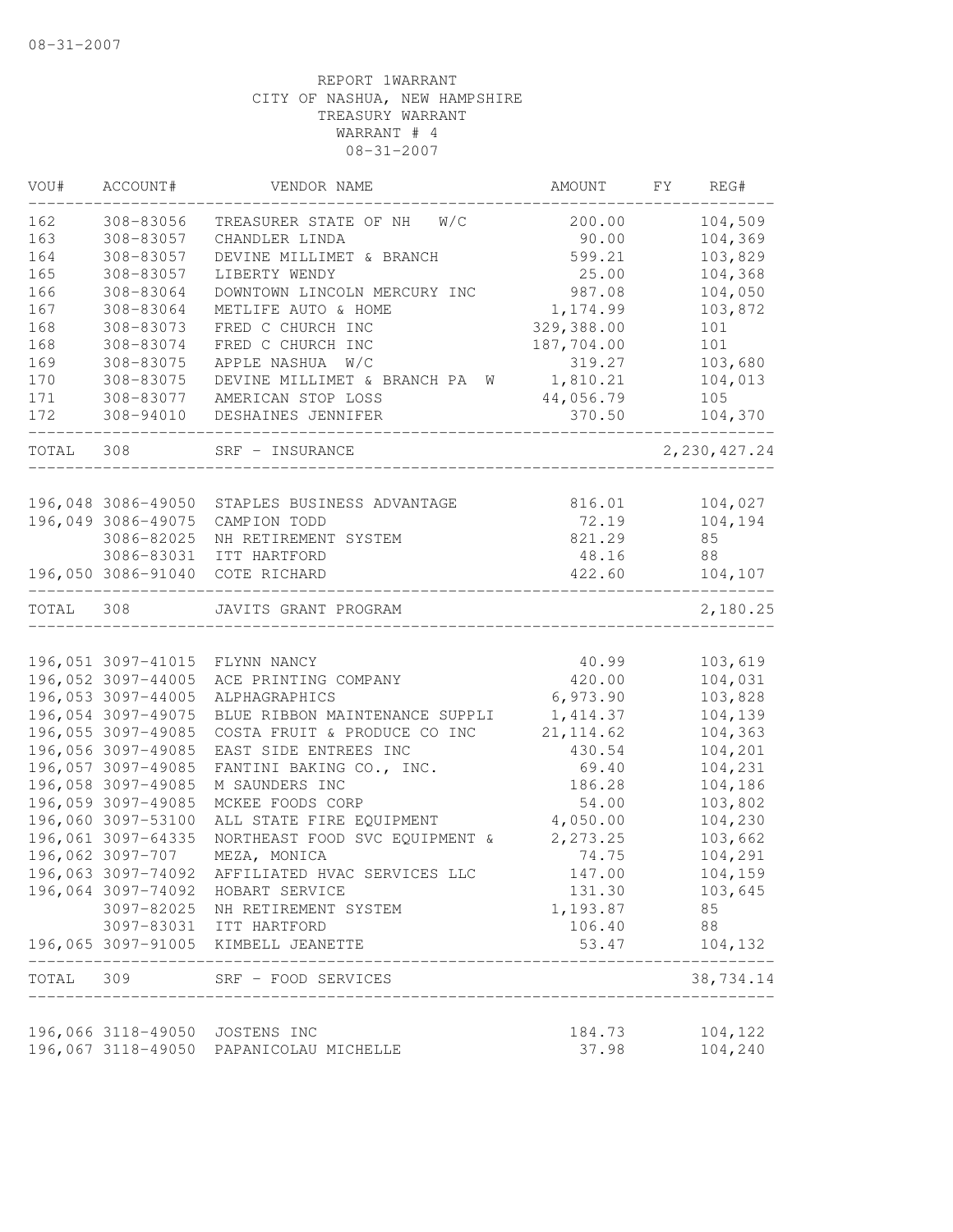08-31-2007

REPORT 1WARRANT
CITY OF NASHUA, NEW HAMPSHIRE
TREASURY WARRANT
WARRANT # 4
08-31-2007

| VOU# | ACCOUNT# | VENDOR NAME | AMOUNT | FY | REG# |
|---|---|---|---|---|---|
| 162 | 308-83056 | TREASURER STATE OF NH W/C | 200.00 | | 104,509 |
| 163 | 308-83057 | CHANDLER LINDA | 90.00 | | 104,369 |
| 164 | 308-83057 | DEVINE MILLIMET & BRANCH | 599.21 | | 103,829 |
| 165 | 308-83057 | LIBERTY WENDY | 25.00 | | 104,368 |
| 166 | 308-83064 | DOWNTOWN LINCOLN MERCURY INC | 987.08 | | 104,050 |
| 167 | 308-83064 | METLIFE AUTO & HOME | 1,174.99 | | 103,872 |
| 168 | 308-83073 | FRED C CHURCH INC | 329,388.00 | | 101 |
| 168 | 308-83074 | FRED C CHURCH INC | 187,704.00 | | 101 |
| 169 | 308-83075 | APPLE NASHUA W/C | 319.27 | | 103,680 |
| 170 | 308-83075 | DEVINE MILLIMET & BRANCH PA W | 1,810.21 | | 104,013 |
| 171 | 308-83077 | AMERICAN STOP LOSS | 44,056.79 | | 105 |
| 172 | 308-94010 | DESHAINES JENNIFER | 370.50 | | 104,370 |
| TOTAL | 308 | SRF - INSURANCE | | | 2,230,427.24 |

| VOU# | ACCOUNT# | VENDOR NAME | AMOUNT | FY | REG# |
|---|---|---|---|---|---|
| 196,048 | 3086-49050 | STAPLES BUSINESS ADVANTAGE | 816.01 | | 104,027 |
| 196,049 | 3086-49075 | CAMPION TODD | 72.19 | | 104,194 |
| | 3086-82025 | NH RETIREMENT SYSTEM | 821.29 | | 85 |
| | 3086-83031 | ITT HARTFORD | 48.16 | | 88 |
| 196,050 | 3086-91040 | COTE RICHARD | 422.60 | | 104,107 |
| TOTAL | 308 | JAVITS GRANT PROGRAM | | | 2,180.25 |

| VOU# | ACCOUNT# | VENDOR NAME | AMOUNT | FY | REG# |
|---|---|---|---|---|---|
| 196,051 | 3097-41015 | FLYNN NANCY | 40.99 | | 103,619 |
| 196,052 | 3097-44005 | ACE PRINTING COMPANY | 420.00 | | 104,031 |
| 196,053 | 3097-44005 | ALPHAGRAPHICS | 6,973.90 | | 103,828 |
| 196,054 | 3097-49075 | BLUE RIBBON MAINTENANCE SUPPLI | 1,414.37 | | 104,139 |
| 196,055 | 3097-49085 | COSTA FRUIT & PRODUCE CO INC | 21,114.62 | | 104,363 |
| 196,056 | 3097-49085 | EAST SIDE ENTREES INC | 430.54 | | 104,201 |
| 196,057 | 3097-49085 | FANTINI BAKING CO., INC. | 69.40 | | 104,231 |
| 196,058 | 3097-49085 | M SAUNDERS INC | 186.28 | | 104,186 |
| 196,059 | 3097-49085 | MCKEE FOODS CORP | 54.00 | | 103,802 |
| 196,060 | 3097-53100 | ALL STATE FIRE EQUIPMENT | 4,050.00 | | 104,230 |
| 196,061 | 3097-64335 | NORTHEAST FOOD SVC EQUIPMENT & | 2,273.25 | | 103,662 |
| 196,062 | 3097-707 | MEZA, MONICA | 74.75 | | 104,291 |
| 196,063 | 3097-74092 | AFFILIATED HVAC SERVICES LLC | 147.00 | | 104,159 |
| 196,064 | 3097-74092 | HOBART SERVICE | 131.30 | | 103,645 |
| | 3097-82025 | NH RETIREMENT SYSTEM | 1,193.87 | | 85 |
| | 3097-83031 | ITT HARTFORD | 106.40 | | 88 |
| 196,065 | 3097-91005 | KIMBELL JEANETTE | 53.47 | | 104,132 |
| TOTAL | 309 | SRF - FOOD SERVICES | | | 38,734.14 |

| VOU# | ACCOUNT# | VENDOR NAME | AMOUNT | FY | REG# |
|---|---|---|---|---|---|
| 196,066 | 3118-49050 | JOSTENS INC | 184.73 | | 104,122 |
| 196,067 | 3118-49050 | PAPANICOLAU MICHELLE | 37.98 | | 104,240 |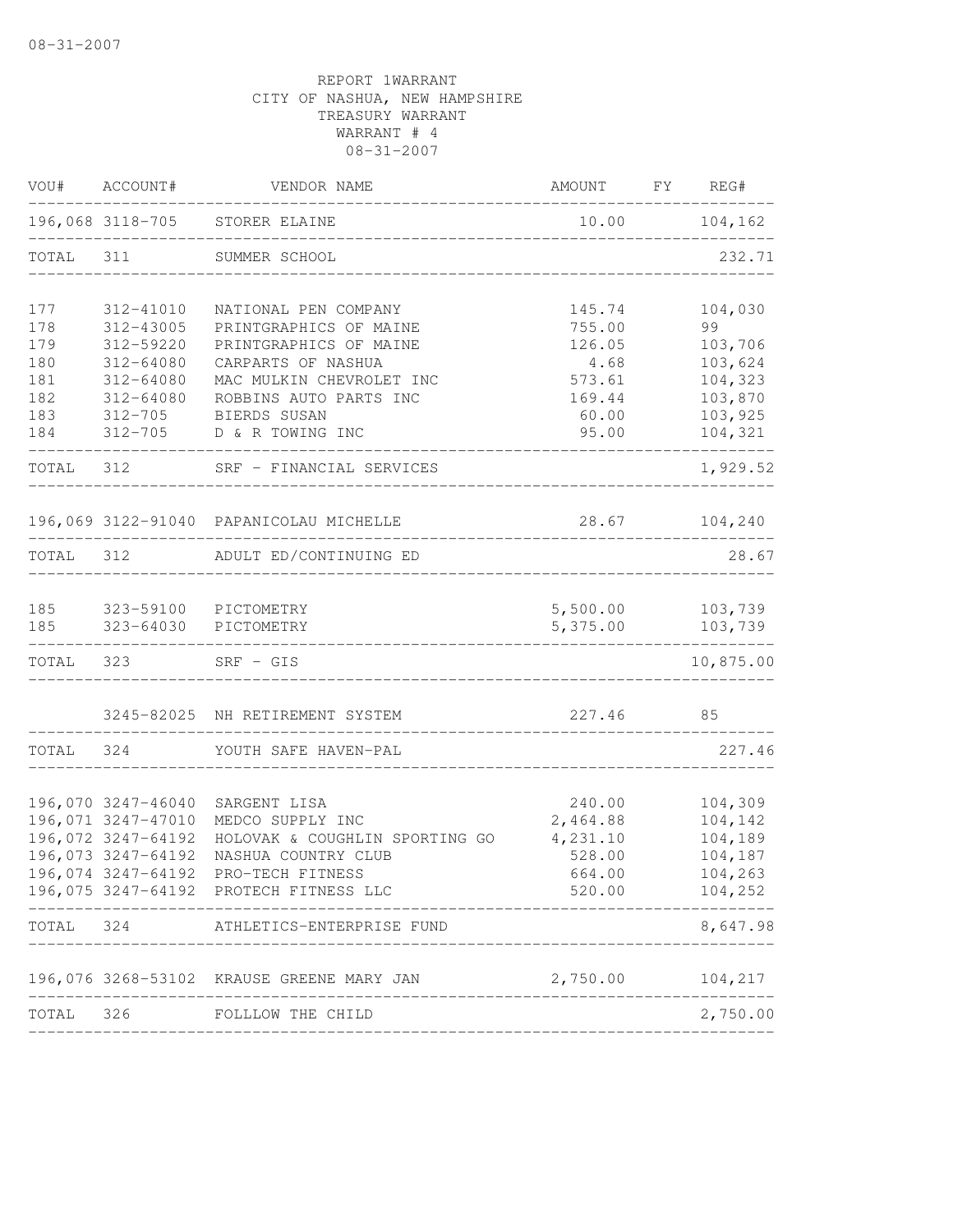08-31-2007

REPORT 1WARRANT
CITY OF NASHUA, NEW HAMPSHIRE
TREASURY WARRANT
WARRANT # 4
08-31-2007

| VOU# | ACCOUNT# | VENDOR NAME | AMOUNT | FY | REG# |
|---|---|---|---|---|---|
| 196,068 | 3118-705 | STORER ELAINE | 10.00 | | 104,162 |
| TOTAL | 311 | SUMMER SCHOOL | | | 232.71 |
| 177 | 312-41010 | NATIONAL PEN COMPANY | 145.74 | | 104,030 |
| 178 | 312-43005 | PRINTGRAPHICS OF MAINE | 755.00 | | 99 |
| 179 | 312-59220 | PRINTGRAPHICS OF MAINE | 126.05 | | 103,706 |
| 180 | 312-64080 | CARPARTS OF NASHUA | 4.68 | | 103,624 |
| 181 | 312-64080 | MAC MULKIN CHEVROLET INC | 573.61 | | 104,323 |
| 182 | 312-64080 | ROBBINS AUTO PARTS INC | 169.44 | | 103,870 |
| 183 | 312-705 | BIERDS SUSAN | 60.00 | | 103,925 |
| 184 | 312-705 | D & R TOWING INC | 95.00 | | 104,321 |
| TOTAL | 312 | SRF - FINANCIAL SERVICES | | | 1,929.52 |
| 196,069 | 3122-91040 | PAPANICOLAU MICHELLE | 28.67 | | 104,240 |
| TOTAL | 312 | ADULT ED/CONTINUING ED | | | 28.67 |
| 185 | 323-59100 | PICTOMETRY | 5,500.00 | | 103,739 |
| 185 | 323-64030 | PICTOMETRY | 5,375.00 | | 103,739 |
| TOTAL | 323 | SRF - GIS | | | 10,875.00 |
| | 3245-82025 | NH RETIREMENT SYSTEM | 227.46 | | 85 |
| TOTAL | 324 | YOUTH SAFE HAVEN-PAL | | | 227.46 |
| 196,070 | 3247-46040 | SARGENT LISA | 240.00 | | 104,309 |
| 196,071 | 3247-47010 | MEDCO SUPPLY INC | 2,464.88 | | 104,142 |
| 196,072 | 3247-64192 | HOLOVAK & COUGHLIN SPORTING GO | 4,231.10 | | 104,189 |
| 196,073 | 3247-64192 | NASHUA COUNTRY CLUB | 528.00 | | 104,187 |
| 196,074 | 3247-64192 | PRO-TECH FITNESS | 664.00 | | 104,263 |
| 196,075 | 3247-64192 | PROTECH FITNESS LLC | 520.00 | | 104,252 |
| TOTAL | 324 | ATHLETICS-ENTERPRISE FUND | | | 8,647.98 |
| 196,076 | 3268-53102 | KRAUSE GREENE MARY JAN | 2,750.00 | | 104,217 |
| TOTAL | 326 | FOLLLOW THE CHILD | | | 2,750.00 |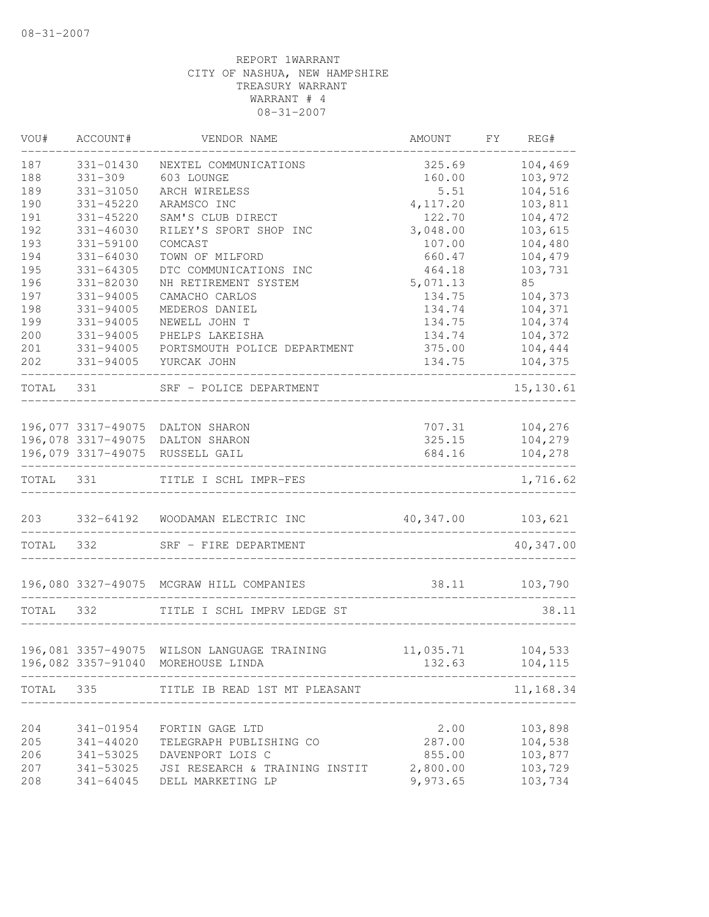08-31-2007

REPORT 1WARRANT
CITY OF NASHUA, NEW HAMPSHIRE
TREASURY WARRANT
WARRANT # 4
08-31-2007

| VOU# | ACCOUNT# | VENDOR NAME | AMOUNT | FY | REG# |
|---|---|---|---|---|---|
| 187 | 331-01430 | NEXTEL COMMUNICATIONS | 325.69 | | 104,469 |
| 188 | 331-309 | 603 LOUNGE | 160.00 | | 103,972 |
| 189 | 331-31050 | ARCH WIRELESS | 5.51 | | 104,516 |
| 190 | 331-45220 | ARAMSCO INC | 4,117.20 | | 103,811 |
| 191 | 331-45220 | SAM'S CLUB DIRECT | 122.70 | | 104,472 |
| 192 | 331-46030 | RILEY'S SPORT SHOP INC | 3,048.00 | | 103,615 |
| 193 | 331-59100 | COMCAST | 107.00 | | 104,480 |
| 194 | 331-64030 | TOWN OF MILFORD | 660.47 | | 104,479 |
| 195 | 331-64305 | DTC COMMUNICATIONS INC | 464.18 | | 103,731 |
| 196 | 331-82030 | NH RETIREMENT SYSTEM | 5,071.13 | | 85 |
| 197 | 331-94005 | CAMACHO CARLOS | 134.75 | | 104,373 |
| 198 | 331-94005 | MEDEROS DANIEL | 134.74 | | 104,371 |
| 199 | 331-94005 | NEWELL JOHN T | 134.75 | | 104,374 |
| 200 | 331-94005 | PHELPS LAKEISHA | 134.74 | | 104,372 |
| 201 | 331-94005 | PORTSMOUTH POLICE DEPARTMENT | 375.00 | | 104,444 |
| 202 | 331-94005 | YURCAK JOHN | 134.75 | | 104,375 |
| TOTAL | 331 | SRF - POLICE DEPARTMENT | | | 15,130.61 |
| 196,077 | 3317-49075 | DALTON SHARON | 707.31 | | 104,276 |
| 196,078 | 3317-49075 | DALTON SHARON | 325.15 | | 104,279 |
| 196,079 | 3317-49075 | RUSSELL GAIL | 684.16 | | 104,278 |
| TOTAL | 331 | TITLE I SCHL IMPR-FES | | | 1,716.62 |
| 203 | 332-64192 | WOODAMAN ELECTRIC INC | 40,347.00 | | 103,621 |
| TOTAL | 332 | SRF - FIRE DEPARTMENT | | | 40,347.00 |
| 196,080 | 3327-49075 | MCGRAW HILL COMPANIES | 38.11 | | 103,790 |
| TOTAL | 332 | TITLE I SCHL IMPRV LEDGE ST | | | 38.11 |
| 196,081 | 3357-49075 | WILSON LANGUAGE TRAINING | 11,035.71 | | 104,533 |
| 196,082 | 3357-91040 | MOREHOUSE LINDA | 132.63 | | 104,115 |
| TOTAL | 335 | TITLE IB READ 1ST MT PLEASANT | | | 11,168.34 |
| 204 | 341-01954 | FORTIN GAGE LTD | 2.00 | | 103,898 |
| 205 | 341-44020 | TELEGRAPH PUBLISHING CO | 287.00 | | 104,538 |
| 206 | 341-53025 | DAVENPORT LOIS C | 855.00 | | 103,877 |
| 207 | 341-53025 | JSI RESEARCH & TRAINING INSTIT | 2,800.00 | | 103,729 |
| 208 | 341-64045 | DELL MARKETING LP | 9,973.65 | | 103,734 |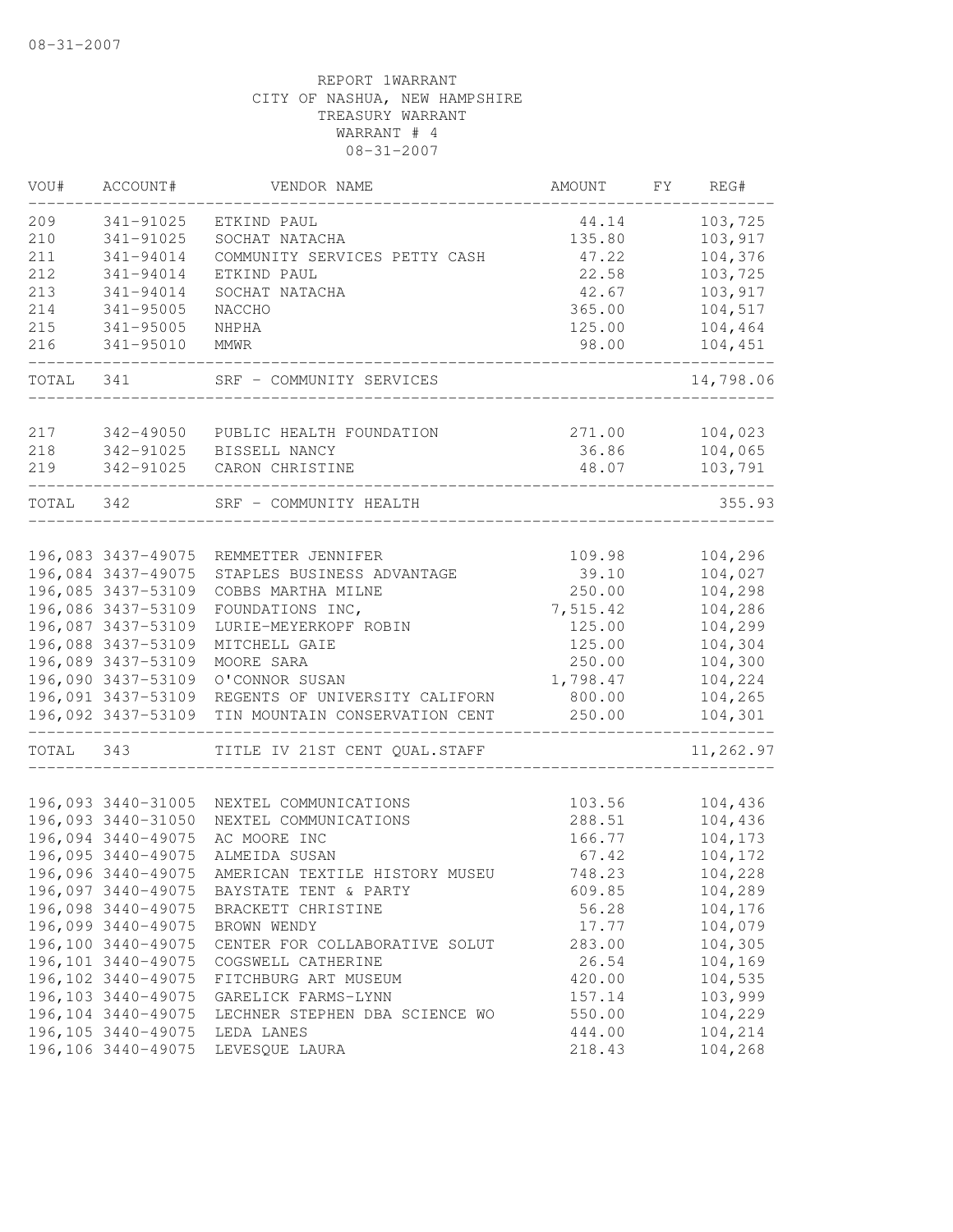08-31-2007

REPORT 1WARRANT
CITY OF NASHUA, NEW HAMPSHIRE
TREASURY WARRANT
WARRANT # 4
08-31-2007

| VOU# | ACCOUNT# | VENDOR NAME | AMOUNT | FY | REG# |
|---|---|---|---|---|---|
| 209 | 341-91025 | ETKIND PAUL | 44.14 | | 103,725 |
| 210 | 341-91025 | SOCHAT NATACHA | 135.80 | | 103,917 |
| 211 | 341-94014 | COMMUNITY SERVICES PETTY CASH | 47.22 | | 104,376 |
| 212 | 341-94014 | ETKIND PAUL | 22.58 | | 103,725 |
| 213 | 341-94014 | SOCHAT NATACHA | 42.67 | | 103,917 |
| 214 | 341-95005 | NACCHO | 365.00 | | 104,517 |
| 215 | 341-95005 | NHPHA | 125.00 | | 104,464 |
| 216 | 341-95010 | MMWR | 98.00 | | 104,451 |
| TOTAL | 341 | SRF - COMMUNITY SERVICES | | | 14,798.06 |
| 217 | 342-49050 | PUBLIC HEALTH FOUNDATION | 271.00 | | 104,023 |
| 218 | 342-91025 | BISSELL NANCY | 36.86 | | 104,065 |
| 219 | 342-91025 | CARON CHRISTINE | 48.07 | | 103,791 |
| TOTAL | 342 | SRF - COMMUNITY HEALTH | | | 355.93 |
| 196,083 | 3437-49075 | REMMETTER JENNIFER | 109.98 | | 104,296 |
| 196,084 | 3437-49075 | STAPLES BUSINESS ADVANTAGE | 39.10 | | 104,027 |
| 196,085 | 3437-53109 | COBBS MARTHA MILNE | 250.00 | | 104,298 |
| 196,086 | 3437-53109 | FOUNDATIONS INC, | 7,515.42 | | 104,286 |
| 196,087 | 3437-53109 | LURIE-MEYERKOPF ROBIN | 125.00 | | 104,299 |
| 196,088 | 3437-53109 | MITCHELL GAIE | 125.00 | | 104,304 |
| 196,089 | 3437-53109 | MOORE SARA | 250.00 | | 104,300 |
| 196,090 | 3437-53109 | O'CONNOR SUSAN | 1,798.47 | | 104,224 |
| 196,091 | 3437-53109 | REGENTS OF UNIVERSITY CALIFORN | 800.00 | | 104,265 |
| 196,092 | 3437-53109 | TIN MOUNTAIN CONSERVATION CENT | 250.00 | | 104,301 |
| TOTAL | 343 | TITLE IV 21ST CENT QUAL.STAFF | | | 11,262.97 |
| 196,093 | 3440-31005 | NEXTEL COMMUNICATIONS | 103.56 | | 104,436 |
| 196,093 | 3440-31050 | NEXTEL COMMUNICATIONS | 288.51 | | 104,436 |
| 196,094 | 3440-49075 | AC MOORE INC | 166.77 | | 104,173 |
| 196,095 | 3440-49075 | ALMEIDA SUSAN | 67.42 | | 104,172 |
| 196,096 | 3440-49075 | AMERICAN TEXTILE HISTORY MUSEU | 748.23 | | 104,228 |
| 196,097 | 3440-49075 | BAYSTATE TENT & PARTY | 609.85 | | 104,289 |
| 196,098 | 3440-49075 | BRACKETT CHRISTINE | 56.28 | | 104,176 |
| 196,099 | 3440-49075 | BROWN WENDY | 17.77 | | 104,079 |
| 196,100 | 3440-49075 | CENTER FOR COLLABORATIVE SOLUT | 283.00 | | 104,305 |
| 196,101 | 3440-49075 | COGSWELL CATHERINE | 26.54 | | 104,169 |
| 196,102 | 3440-49075 | FITCHBURG ART MUSEUM | 420.00 | | 104,535 |
| 196,103 | 3440-49075 | GARELICK FARMS-LYNN | 157.14 | | 103,999 |
| 196,104 | 3440-49075 | LECHNER STEPHEN DBA SCIENCE WO | 550.00 | | 104,229 |
| 196,105 | 3440-49075 | LEDA LANES | 444.00 | | 104,214 |
| 196,106 | 3440-49075 | LEVESQUE LAURA | 218.43 | | 104,268 |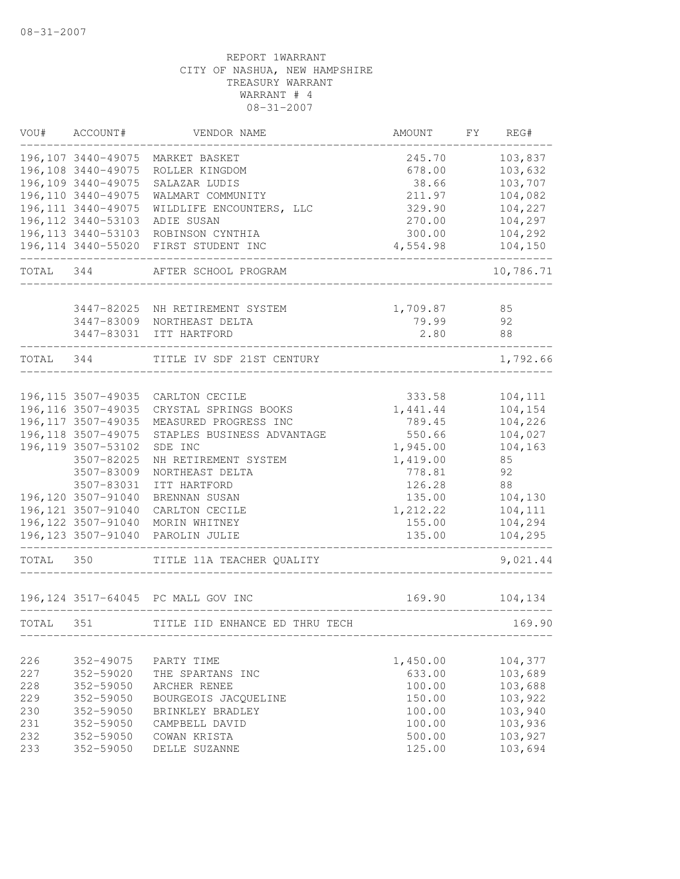08-31-2007

REPORT 1WARRANT
CITY OF NASHUA, NEW HAMPSHIRE
TREASURY WARRANT
WARRANT # 4
08-31-2007

| VOU# | ACCOUNT# | VENDOR NAME | AMOUNT | FY | REG# |
|---|---|---|---|---|---|
| 196,107 | 3440-49075 | MARKET BASKET | 245.70 | | 103,837 |
| 196,108 | 3440-49075 | ROLLER KINGDOM | 678.00 | | 103,632 |
| 196,109 | 3440-49075 | SALAZAR LUDIS | 38.66 | | 103,707 |
| 196,110 | 3440-49075 | WALMART COMMUNITY | 211.97 | | 104,082 |
| 196,111 | 3440-49075 | WILDLIFE ENCOUNTERS, LLC | 329.90 | | 104,227 |
| 196,112 | 3440-53103 | ADIE SUSAN | 270.00 | | 104,297 |
| 196,113 | 3440-53103 | ROBINSON CYNTHIA | 300.00 | | 104,292 |
| 196,114 | 3440-55020 | FIRST STUDENT INC | 4,554.98 | | 104,150 |
| TOTAL | 344 | AFTER SCHOOL PROGRAM | | | 10,786.71 |
| | 3447-82025 | NH RETIREMENT SYSTEM | 1,709.87 | | 85 |
| | 3447-83009 | NORTHEAST DELTA | 79.99 | | 92 |
| | 3447-83031 | ITT HARTFORD | 2.80 | | 88 |
| TOTAL | 344 | TITLE IV SDF 21ST CENTURY | | | 1,792.66 |
| 196,115 | 3507-49035 | CARLTON CECILE | 333.58 | | 104,111 |
| 196,116 | 3507-49035 | CRYSTAL SPRINGS BOOKS | 1,441.44 | | 104,154 |
| 196,117 | 3507-49035 | MEASURED PROGRESS INC | 789.45 | | 104,226 |
| 196,118 | 3507-49075 | STAPLES BUSINESS ADVANTAGE | 550.66 | | 104,027 |
| 196,119 | 3507-53102 | SDE INC | 1,945.00 | | 104,163 |
| | 3507-82025 | NH RETIREMENT SYSTEM | 1,419.00 | | 85 |
| | 3507-83009 | NORTHEAST DELTA | 778.81 | | 92 |
| | 3507-83031 | ITT HARTFORD | 126.28 | | 88 |
| 196,120 | 3507-91040 | BRENNAN SUSAN | 135.00 | | 104,130 |
| 196,121 | 3507-91040 | CARLTON CECILE | 1,212.22 | | 104,111 |
| 196,122 | 3507-91040 | MORIN WHITNEY | 155.00 | | 104,294 |
| 196,123 | 3507-91040 | PAROLIN JULIE | 135.00 | | 104,295 |
| TOTAL | 350 | TITLE 11A TEACHER QUALITY | | | 9,021.44 |
| 196,124 | 3517-64045 | PC MALL GOV INC | 169.90 | | 104,134 |
| TOTAL | 351 | TITLE IID ENHANCE ED THRU TECH | | | 169.90 |
| 226 | 352-49075 | PARTY TIME | 1,450.00 | | 104,377 |
| 227 | 352-59020 | THE SPARTANS INC | 633.00 | | 103,689 |
| 228 | 352-59050 | ARCHER RENEE | 100.00 | | 103,688 |
| 229 | 352-59050 | BOURGEOIS JACQUELINE | 150.00 | | 103,922 |
| 230 | 352-59050 | BRINKLEY BRADLEY | 100.00 | | 103,940 |
| 231 | 352-59050 | CAMPBELL DAVID | 100.00 | | 103,936 |
| 232 | 352-59050 | COWAN KRISTA | 500.00 | | 103,927 |
| 233 | 352-59050 | DELLE SUZANNE | 125.00 | | 103,694 |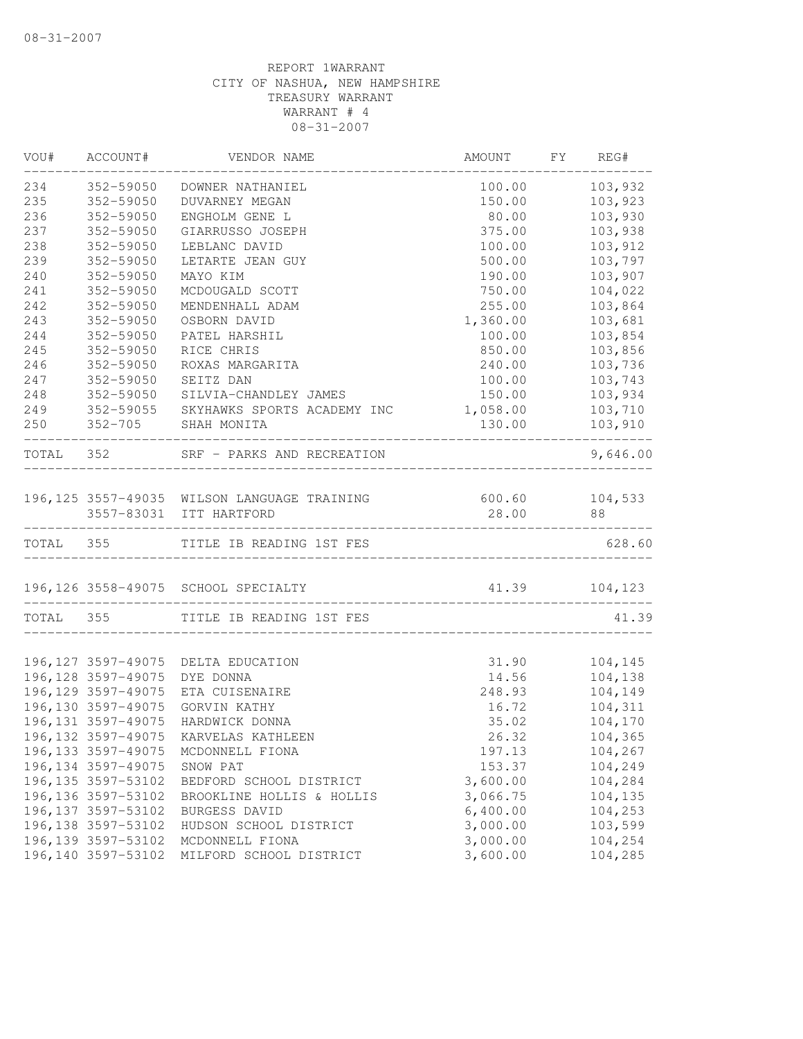08-31-2007

REPORT 1WARRANT
CITY OF NASHUA, NEW HAMPSHIRE
TREASURY WARRANT
WARRANT # 4
08-31-2007

| VOU# | ACCOUNT# | VENDOR NAME | AMOUNT | FY | REG# |
|---|---|---|---|---|---|
| 234 | 352-59050 | DOWNER NATHANIEL | 100.00 | | 103,932 |
| 235 | 352-59050 | DUVARNEY MEGAN | 150.00 | | 103,923 |
| 236 | 352-59050 | ENGHOLM GENE L | 80.00 | | 103,930 |
| 237 | 352-59050 | GIARRUSSO JOSEPH | 375.00 | | 103,938 |
| 238 | 352-59050 | LEBLANC DAVID | 100.00 | | 103,912 |
| 239 | 352-59050 | LETARTE JEAN GUY | 500.00 | | 103,797 |
| 240 | 352-59050 | MAYO KIM | 190.00 | | 103,907 |
| 241 | 352-59050 | MCDOUGALD SCOTT | 750.00 | | 104,022 |
| 242 | 352-59050 | MENDENHALL ADAM | 255.00 | | 103,864 |
| 243 | 352-59050 | OSBORN DAVID | 1,360.00 | | 103,681 |
| 244 | 352-59050 | PATEL HARSHIL | 100.00 | | 103,854 |
| 245 | 352-59050 | RICE CHRIS | 850.00 | | 103,856 |
| 246 | 352-59050 | ROXAS MARGARITA | 240.00 | | 103,736 |
| 247 | 352-59050 | SEITZ DAN | 100.00 | | 103,743 |
| 248 | 352-59050 | SILVIA-CHANDLEY JAMES | 150.00 | | 103,934 |
| 249 | 352-59055 | SKYHAWKS SPORTS ACADEMY INC | 1,058.00 | | 103,710 |
| 250 | 352-705 | SHAH MONITA | 130.00 | | 103,910 |
| TOTAL | 352 | SRF - PARKS AND RECREATION | | | 9,646.00 |
| 196,125 | 3557-49035 | WILSON LANGUAGE TRAINING | 600.60 | | 104,533 |
| | 3557-83031 | ITT HARTFORD | 28.00 | | 88 |
| TOTAL | 355 | TITLE IB READING 1ST FES | | | 628.60 |
| 196,126 | 3558-49075 | SCHOOL SPECIALTY | 41.39 | | 104,123 |
| TOTAL | 355 | TITLE IB READING 1ST FES | | | 41.39 |
| 196,127 | 3597-49075 | DELTA EDUCATION | 31.90 | | 104,145 |
| 196,128 | 3597-49075 | DYE DONNA | 14.56 | | 104,138 |
| 196,129 | 3597-49075 | ETA CUISENAIRE | 248.93 | | 104,149 |
| 196,130 | 3597-49075 | GORVIN KATHY | 16.72 | | 104,311 |
| 196,131 | 3597-49075 | HARDWICK DONNA | 35.02 | | 104,170 |
| 196,132 | 3597-49075 | KARVELAS KATHLEEN | 26.32 | | 104,365 |
| 196,133 | 3597-49075 | MCDONNELL FIONA | 197.13 | | 104,267 |
| 196,134 | 3597-49075 | SNOW PAT | 153.37 | | 104,249 |
| 196,135 | 3597-53102 | BEDFORD SCHOOL DISTRICT | 3,600.00 | | 104,284 |
| 196,136 | 3597-53102 | BROOKLINE HOLLIS & HOLLIS | 3,066.75 | | 104,135 |
| 196,137 | 3597-53102 | BURGESS DAVID | 6,400.00 | | 104,253 |
| 196,138 | 3597-53102 | HUDSON SCHOOL DISTRICT | 3,000.00 | | 103,599 |
| 196,139 | 3597-53102 | MCDONNELL FIONA | 3,000.00 | | 104,254 |
| 196,140 | 3597-53102 | MILFORD SCHOOL DISTRICT | 3,600.00 | | 104,285 |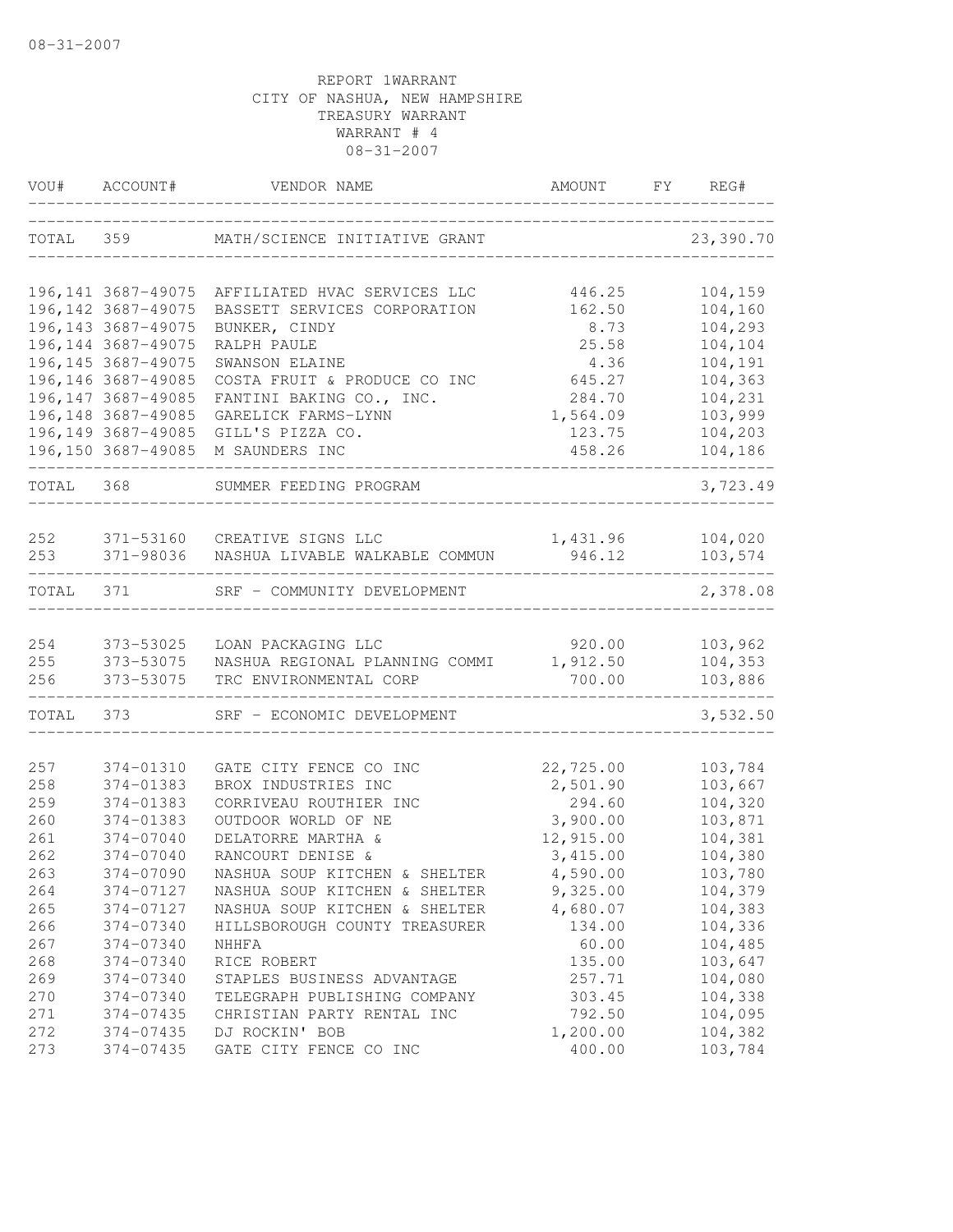08-31-2007

REPORT 1WARRANT
CITY OF NASHUA, NEW HAMPSHIRE
TREASURY WARRANT
WARRANT # 4
08-31-2007

| VOU# | ACCOUNT# | VENDOR NAME | AMOUNT | FY | REG# |
|---|---|---|---|---|---|
| TOTAL | 359 | MATH/SCIENCE INITIATIVE GRANT | | | 23,390.70 |
| 196,141 | 3687-49075 | AFFILIATED HVAC SERVICES LLC | 446.25 | | 104,159 |
| 196,142 | 3687-49075 | BASSETT SERVICES CORPORATION | 162.50 | | 104,160 |
| 196,143 | 3687-49075 | BUNKER, CINDY | 8.73 | | 104,293 |
| 196,144 | 3687-49075 | RALPH PAULE | 25.58 | | 104,104 |
| 196,145 | 3687-49075 | SWANSON ELAINE | 4.36 | | 104,191 |
| 196,146 | 3687-49085 | COSTA FRUIT & PRODUCE CO INC | 645.27 | | 104,363 |
| 196,147 | 3687-49085 | FANTINI BAKING CO., INC. | 284.70 | | 104,231 |
| 196,148 | 3687-49085 | GARELICK FARMS-LYNN | 1,564.09 | | 103,999 |
| 196,149 | 3687-49085 | GILL'S PIZZA CO. | 123.75 | | 104,203 |
| 196,150 | 3687-49085 | M SAUNDERS INC | 458.26 | | 104,186 |
| TOTAL | 368 | SUMMER FEEDING PROGRAM | | | 3,723.49 |
| 252 | 371-53160 | CREATIVE SIGNS LLC | 1,431.96 | | 104,020 |
| 253 | 371-98036 | NASHUA LIVABLE WALKABLE COMMUN | 946.12 | | 103,574 |
| TOTAL | 371 | SRF - COMMUNITY DEVELOPMENT | | | 2,378.08 |
| 254 | 373-53025 | LOAN PACKAGING LLC | 920.00 | | 103,962 |
| 255 | 373-53075 | NASHUA REGIONAL PLANNING COMMI | 1,912.50 | | 104,353 |
| 256 | 373-53075 | TRC ENVIRONMENTAL CORP | 700.00 | | 103,886 |
| TOTAL | 373 | SRF - ECONOMIC DEVELOPMENT | | | 3,532.50 |
| 257 | 374-01310 | GATE CITY FENCE CO INC | 22,725.00 | | 103,784 |
| 258 | 374-01383 | BROX INDUSTRIES INC | 2,501.90 | | 103,667 |
| 259 | 374-01383 | CORRIVEAU ROUTHIER INC | 294.60 | | 104,320 |
| 260 | 374-01383 | OUTDOOR WORLD OF NE | 3,900.00 | | 103,871 |
| 261 | 374-07040 | DELATORRE MARTHA & | 12,915.00 | | 104,381 |
| 262 | 374-07040 | RANCOURT DENISE & | 3,415.00 | | 104,380 |
| 263 | 374-07090 | NASHUA SOUP KITCHEN & SHELTER | 4,590.00 | | 103,780 |
| 264 | 374-07127 | NASHUA SOUP KITCHEN & SHELTER | 9,325.00 | | 104,379 |
| 265 | 374-07127 | NASHUA SOUP KITCHEN & SHELTER | 4,680.07 | | 104,383 |
| 266 | 374-07340 | HILLSBOROUGH COUNTY TREASURER | 134.00 | | 104,336 |
| 267 | 374-07340 | NHHFA | 60.00 | | 104,485 |
| 268 | 374-07340 | RICE ROBERT | 135.00 | | 103,647 |
| 269 | 374-07340 | STAPLES BUSINESS ADVANTAGE | 257.71 | | 104,080 |
| 270 | 374-07340 | TELEGRAPH PUBLISHING COMPANY | 303.45 | | 104,338 |
| 271 | 374-07435 | CHRISTIAN PARTY RENTAL INC | 792.50 | | 104,095 |
| 272 | 374-07435 | DJ ROCKIN' BOB | 1,200.00 | | 104,382 |
| 273 | 374-07435 | GATE CITY FENCE CO INC | 400.00 | | 103,784 |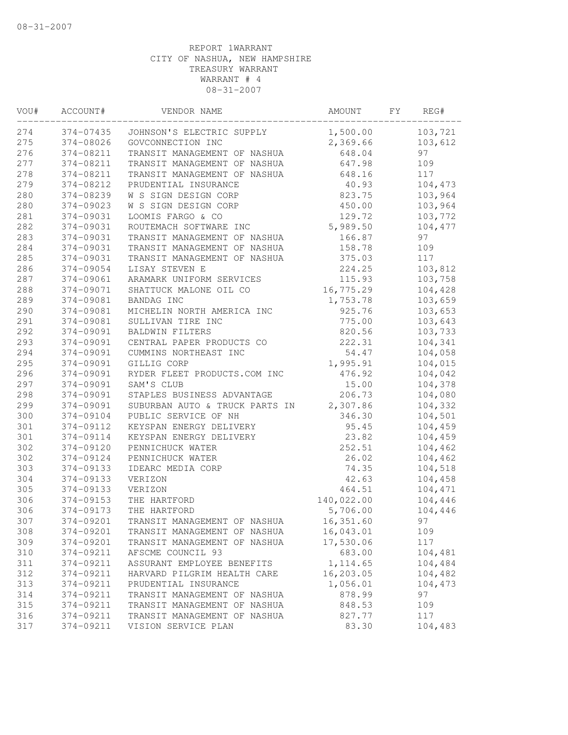REPORT 1WARRANT
CITY OF NASHUA, NEW HAMPSHIRE
TREASURY WARRANT
WARRANT # 4
08-31-2007

| VOU# | ACCOUNT# | VENDOR NAME | AMOUNT | FY | REG# |
|---|---|---|---|---|---|
| 274 | 374-07435 | JOHNSON'S ELECTRIC SUPPLY | 1,500.00 | | 103,721 |
| 275 | 374-08026 | GOVCONNECTION INC | 2,369.66 | | 103,612 |
| 276 | 374-08211 | TRANSIT MANAGEMENT OF NASHUA | 648.04 | | 97 |
| 277 | 374-08211 | TRANSIT MANAGEMENT OF NASHUA | 647.98 | | 109 |
| 278 | 374-08211 | TRANSIT MANAGEMENT OF NASHUA | 648.16 | | 117 |
| 279 | 374-08212 | PRUDENTIAL INSURANCE | 40.93 | | 104,473 |
| 280 | 374-08239 | W S SIGN DESIGN CORP | 823.75 | | 103,964 |
| 280 | 374-09023 | W S SIGN DESIGN CORP | 450.00 | | 103,964 |
| 281 | 374-09031 | LOOMIS FARGO & CO | 129.72 | | 103,772 |
| 282 | 374-09031 | ROUTEMACH SOFTWARE INC | 5,989.50 | | 104,477 |
| 283 | 374-09031 | TRANSIT MANAGEMENT OF NASHUA | 166.87 | | 97 |
| 284 | 374-09031 | TRANSIT MANAGEMENT OF NASHUA | 158.78 | | 109 |
| 285 | 374-09031 | TRANSIT MANAGEMENT OF NASHUA | 375.03 | | 117 |
| 286 | 374-09054 | LISAY STEVEN E | 224.25 | | 103,812 |
| 287 | 374-09061 | ARAMARK UNIFORM SERVICES | 115.93 | | 103,758 |
| 288 | 374-09071 | SHATTUCK MALONE OIL CO | 16,775.29 | | 104,428 |
| 289 | 374-09081 | BANDAG INC | 1,753.78 | | 103,659 |
| 290 | 374-09081 | MICHELIN NORTH AMERICA INC | 925.76 | | 103,653 |
| 291 | 374-09081 | SULLIVAN TIRE INC | 775.00 | | 103,643 |
| 292 | 374-09091 | BALDWIN FILTERS | 820.56 | | 103,733 |
| 293 | 374-09091 | CENTRAL PAPER PRODUCTS CO | 222.31 | | 104,341 |
| 294 | 374-09091 | CUMMINS NORTHEAST INC | 54.47 | | 104,058 |
| 295 | 374-09091 | GILLIG CORP | 1,995.91 | | 104,015 |
| 296 | 374-09091 | RYDER FLEET PRODUCTS.COM INC | 476.92 | | 104,042 |
| 297 | 374-09091 | SAM'S CLUB | 15.00 | | 104,378 |
| 298 | 374-09091 | STAPLES BUSINESS ADVANTAGE | 206.73 | | 104,080 |
| 299 | 374-09091 | SUBURBAN AUTO & TRUCK PARTS IN | 2,307.86 | | 104,332 |
| 300 | 374-09104 | PUBLIC SERVICE OF NH | 346.30 | | 104,501 |
| 301 | 374-09112 | KEYSPAN ENERGY DELIVERY | 95.45 | | 104,459 |
| 301 | 374-09114 | KEYSPAN ENERGY DELIVERY | 23.82 | | 104,459 |
| 302 | 374-09120 | PENNICHUCK WATER | 252.51 | | 104,462 |
| 302 | 374-09124 | PENNICHUCK WATER | 26.02 | | 104,462 |
| 303 | 374-09133 | IDEARC MEDIA CORP | 74.35 | | 104,518 |
| 304 | 374-09133 | VERIZON | 42.63 | | 104,458 |
| 305 | 374-09133 | VERIZON | 464.51 | | 104,471 |
| 306 | 374-09153 | THE HARTFORD | 140,022.00 | | 104,446 |
| 306 | 374-09173 | THE HARTFORD | 5,706.00 | | 104,446 |
| 307 | 374-09201 | TRANSIT MANAGEMENT OF NASHUA | 16,351.60 | | 97 |
| 308 | 374-09201 | TRANSIT MANAGEMENT OF NASHUA | 16,043.01 | | 109 |
| 309 | 374-09201 | TRANSIT MANAGEMENT OF NASHUA | 17,530.06 | | 117 |
| 310 | 374-09211 | AFSCME COUNCIL 93 | 683.00 | | 104,481 |
| 311 | 374-09211 | ASSURANT EMPLOYEE BENEFITS | 1,114.65 | | 104,484 |
| 312 | 374-09211 | HARVARD PILGRIM HEALTH CARE | 16,203.05 | | 104,482 |
| 313 | 374-09211 | PRUDENTIAL INSURANCE | 1,056.01 | | 104,473 |
| 314 | 374-09211 | TRANSIT MANAGEMENT OF NASHUA | 878.99 | | 97 |
| 315 | 374-09211 | TRANSIT MANAGEMENT OF NASHUA | 848.53 | | 109 |
| 316 | 374-09211 | TRANSIT MANAGEMENT OF NASHUA | 827.77 | | 117 |
| 317 | 374-09211 | VISION SERVICE PLAN | 83.30 | | 104,483 |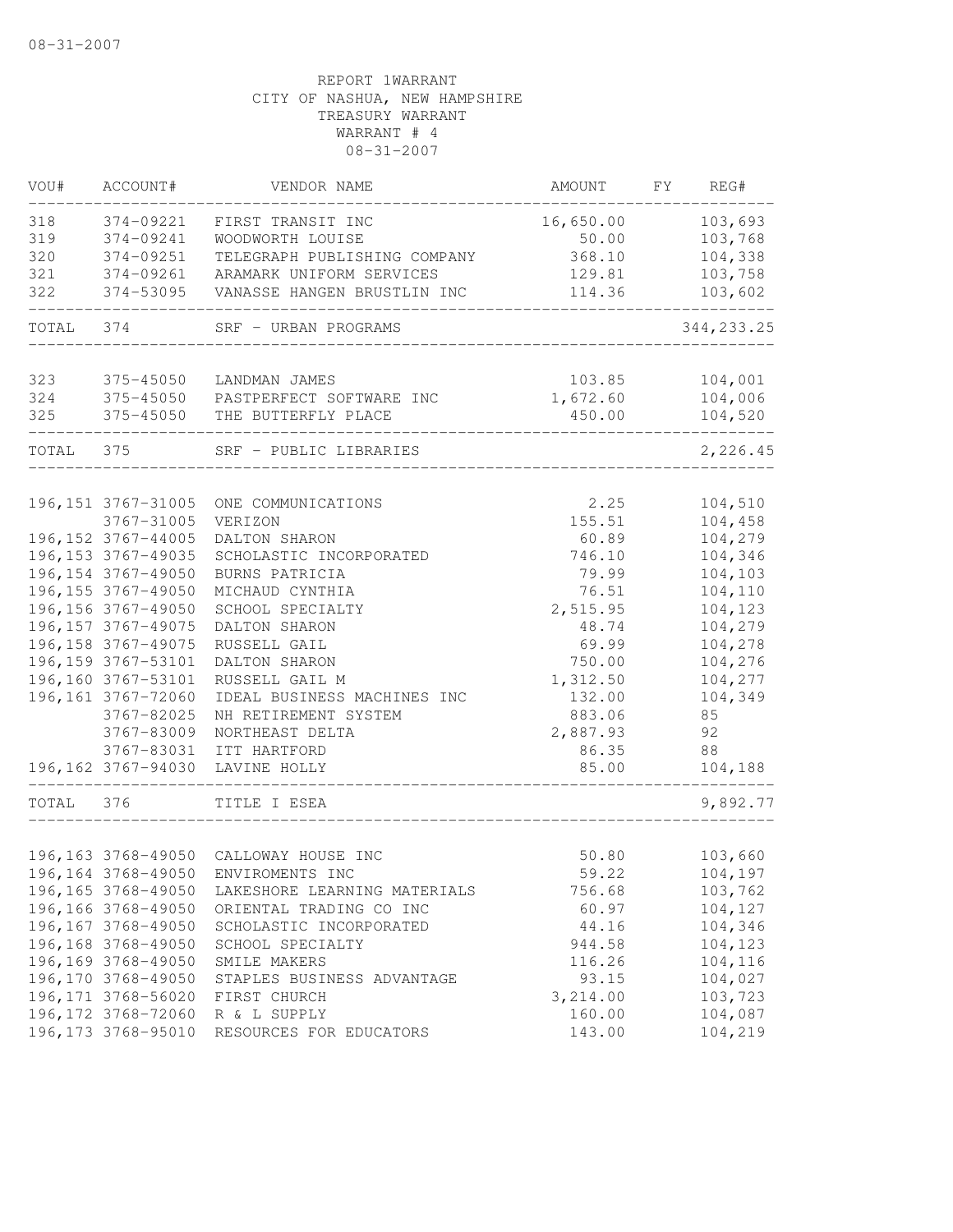08-31-2007

REPORT 1WARRANT
CITY OF NASHUA, NEW HAMPSHIRE
TREASURY WARRANT
WARRANT # 4
08-31-2007

| VOU# | ACCOUNT# | VENDOR NAME | AMOUNT | FY | REG# |
|---|---|---|---|---|---|
| 318 | 374-09221 | FIRST TRANSIT INC | 16,650.00 | | 103,693 |
| 319 | 374-09241 | WOODWORTH LOUISE | 50.00 | | 103,768 |
| 320 | 374-09251 | TELEGRAPH PUBLISHING COMPANY | 368.10 | | 104,338 |
| 321 | 374-09261 | ARAMARK UNIFORM SERVICES | 129.81 | | 103,758 |
| 322 | 374-53095 | VANASSE HANGEN BRUSTLIN INC | 114.36 | | 103,602 |
| TOTAL | 374 | SRF - URBAN PROGRAMS | | | 344,233.25 |
| 323 | 375-45050 | LANDMAN JAMES | 103.85 | | 104,001 |
| 324 | 375-45050 | PASTPERFECT SOFTWARE INC | 1,672.60 | | 104,006 |
| 325 | 375-45050 | THE BUTTERFLY PLACE | 450.00 | | 104,520 |
| TOTAL | 375 | SRF - PUBLIC LIBRARIES | | | 2,226.45 |
| 196,151 | 3767-31005 | ONE COMMUNICATIONS | 2.25 | | 104,510 |
| | 3767-31005 | VERIZON | 155.51 | | 104,458 |
| 196,152 | 3767-44005 | DALTON SHARON | 60.89 | | 104,279 |
| 196,153 | 3767-49035 | SCHOLASTIC INCORPORATED | 746.10 | | 104,346 |
| 196,154 | 3767-49050 | BURNS PATRICIA | 79.99 | | 104,103 |
| 196,155 | 3767-49050 | MICHAUD CYNTHIA | 76.51 | | 104,110 |
| 196,156 | 3767-49050 | SCHOOL SPECIALTY | 2,515.95 | | 104,123 |
| 196,157 | 3767-49075 | DALTON SHARON | 48.74 | | 104,279 |
| 196,158 | 3767-49075 | RUSSELL GAIL | 69.99 | | 104,278 |
| 196,159 | 3767-53101 | DALTON SHARON | 750.00 | | 104,276 |
| 196,160 | 3767-53101 | RUSSELL GAIL M | 1,312.50 | | 104,277 |
| 196,161 | 3767-72060 | IDEAL BUSINESS MACHINES INC | 132.00 | | 104,349 |
| | 3767-82025 | NH RETIREMENT SYSTEM | 883.06 | | 85 |
| | 3767-83009 | NORTHEAST DELTA | 2,887.93 | | 92 |
| | 3767-83031 | ITT HARTFORD | 86.35 | | 88 |
| 196,162 | 3767-94030 | LAVINE HOLLY | 85.00 | | 104,188 |
| TOTAL | 376 | TITLE I ESEA | | | 9,892.77 |
| 196,163 | 3768-49050 | CALLOWAY HOUSE INC | 50.80 | | 103,660 |
| 196,164 | 3768-49050 | ENVIROMENTS INC | 59.22 | | 104,197 |
| 196,165 | 3768-49050 | LAKESHORE LEARNING MATERIALS | 756.68 | | 103,762 |
| 196,166 | 3768-49050 | ORIENTAL TRADING CO INC | 60.97 | | 104,127 |
| 196,167 | 3768-49050 | SCHOLASTIC INCORPORATED | 44.16 | | 104,346 |
| 196,168 | 3768-49050 | SCHOOL SPECIALTY | 944.58 | | 104,123 |
| 196,169 | 3768-49050 | SMILE MAKERS | 116.26 | | 104,116 |
| 196,170 | 3768-49050 | STAPLES BUSINESS ADVANTAGE | 93.15 | | 104,027 |
| 196,171 | 3768-56020 | FIRST CHURCH | 3,214.00 | | 103,723 |
| 196,172 | 3768-72060 | R & L SUPPLY | 160.00 | | 104,087 |
| 196,173 | 3768-95010 | RESOURCES FOR EDUCATORS | 143.00 | | 104,219 |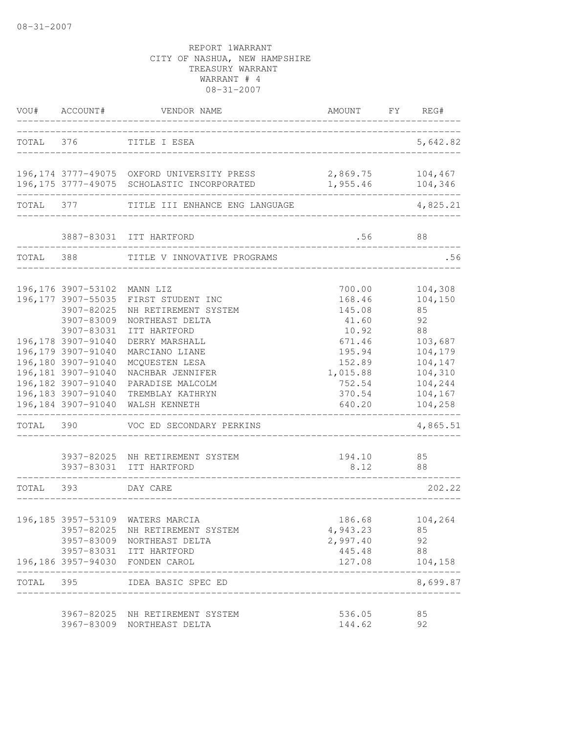08-31-2007

REPORT 1WARRANT
CITY OF NASHUA, NEW HAMPSHIRE
TREASURY WARRANT
WARRANT # 4
08-31-2007

| VOU# | ACCOUNT# | VENDOR NAME | AMOUNT | FY | REG# |
|---|---|---|---|---|---|
| TOTAL | 376 | TITLE I ESEA | | | 5,642.82 |
| 196,174 | 3777-49075 | OXFORD UNIVERSITY PRESS | 2,869.75 | | 104,467 |
| 196,175 | 3777-49075 | SCHOLASTIC INCORPORATED | 1,955.46 | | 104,346 |
| TOTAL | 377 | TITLE III ENHANCE ENG LANGUAGE | | | 4,825.21 |
| | 3887-83031 | ITT HARTFORD | .56 | | 88 |
| TOTAL | 388 | TITLE V INNOVATIVE PROGRAMS | | | .56 |
| 196,176 | 3907-53102 | MANN LIZ | 700.00 | | 104,308 |
| 196,177 | 3907-55035 | FIRST STUDENT INC | 168.46 | | 104,150 |
| | 3907-82025 | NH RETIREMENT SYSTEM | 145.08 | | 85 |
| | 3907-83009 | NORTHEAST DELTA | 41.60 | | 92 |
| | 3907-83031 | ITT HARTFORD | 10.92 | | 88 |
| 196,178 | 3907-91040 | DERRY MARSHALL | 671.46 | | 103,687 |
| 196,179 | 3907-91040 | MARCIANO LIANE | 195.94 | | 104,179 |
| 196,180 | 3907-91040 | MCQUESTEN LESA | 152.89 | | 104,147 |
| 196,181 | 3907-91040 | NACHBAR JENNIFER | 1,015.88 | | 104,310 |
| 196,182 | 3907-91040 | PARADISE MALCOLM | 752.54 | | 104,244 |
| 196,183 | 3907-91040 | TREMBLAY KATHRYN | 370.54 | | 104,167 |
| 196,184 | 3907-91040 | WALSH KENNETH | 640.20 | | 104,258 |
| TOTAL | 390 | VOC ED SECONDARY PERKINS | | | 4,865.51 |
| | 3937-82025 | NH RETIREMENT SYSTEM | 194.10 | | 85 |
| | 3937-83031 | ITT HARTFORD | 8.12 | | 88 |
| TOTAL | 393 | DAY CARE | | | 202.22 |
| 196,185 | 3957-53109 | WATERS MARCIA | 186.68 | | 104,264 |
| | 3957-82025 | NH RETIREMENT SYSTEM | 4,943.23 | | 85 |
| | 3957-83009 | NORTHEAST DELTA | 2,997.40 | | 92 |
| | 3957-83031 | ITT HARTFORD | 445.48 | | 88 |
| 196,186 | 3957-94030 | FONDEN CAROL | 127.08 | | 104,158 |
| TOTAL | 395 | IDEA BASIC SPEC ED | | | 8,699.87 |
| | 3967-82025 | NH RETIREMENT SYSTEM | 536.05 | | 85 |
| | 3967-83009 | NORTHEAST DELTA | 144.62 | | 92 |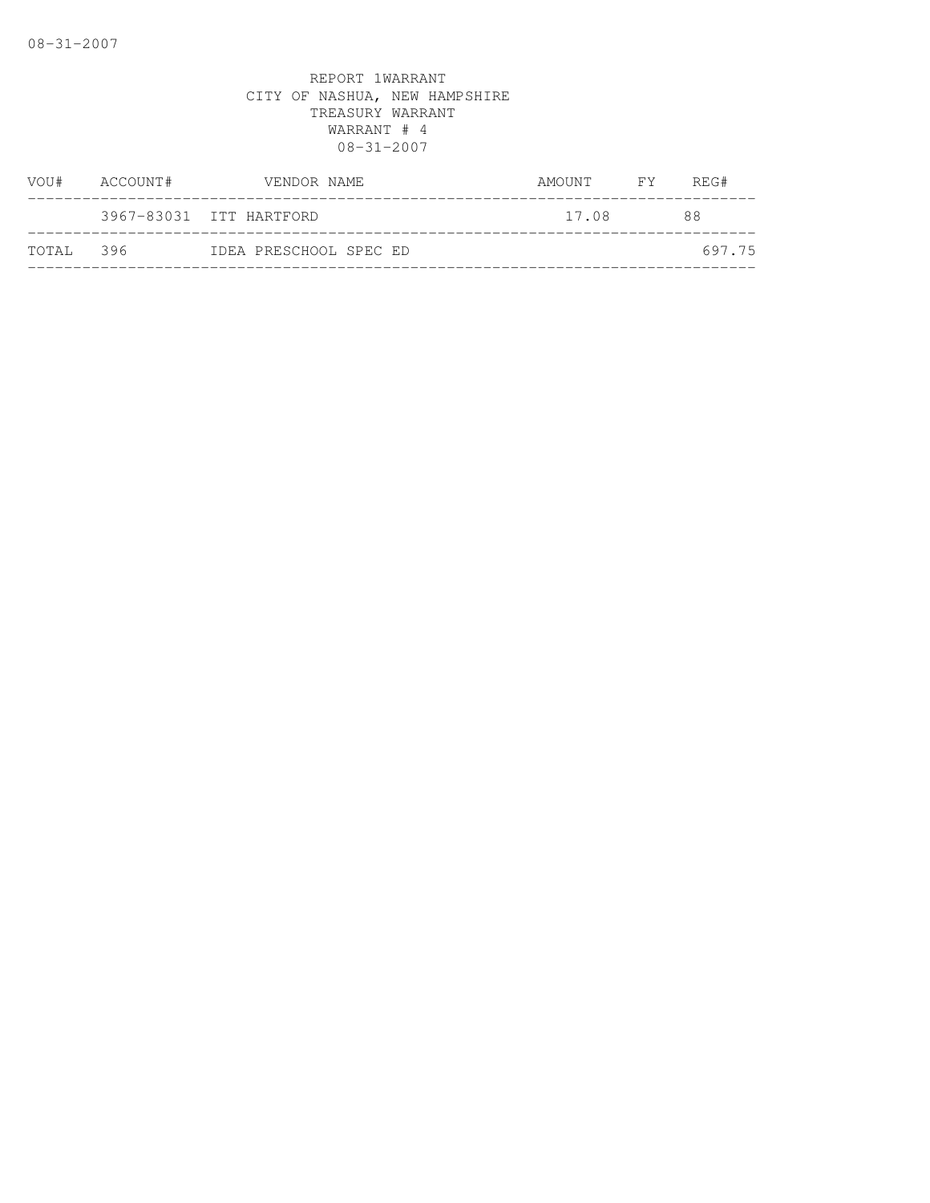REPORT 1WARRANT
CITY OF NASHUA, NEW HAMPSHIRE
TREASURY WARRANT
WARRANT # 4
08-31-2007

| VOU# | ACCOUNT# | VENDOR NAME | AMOUNT | FY | REG# |
|---|---|---|---|---|---|
| | 3967-83031 | ITT HARTFORD | 17.08 | | 88 |
| TOTAL | 396 | IDEA PRESCHOOL SPEC ED | | | 697.75 |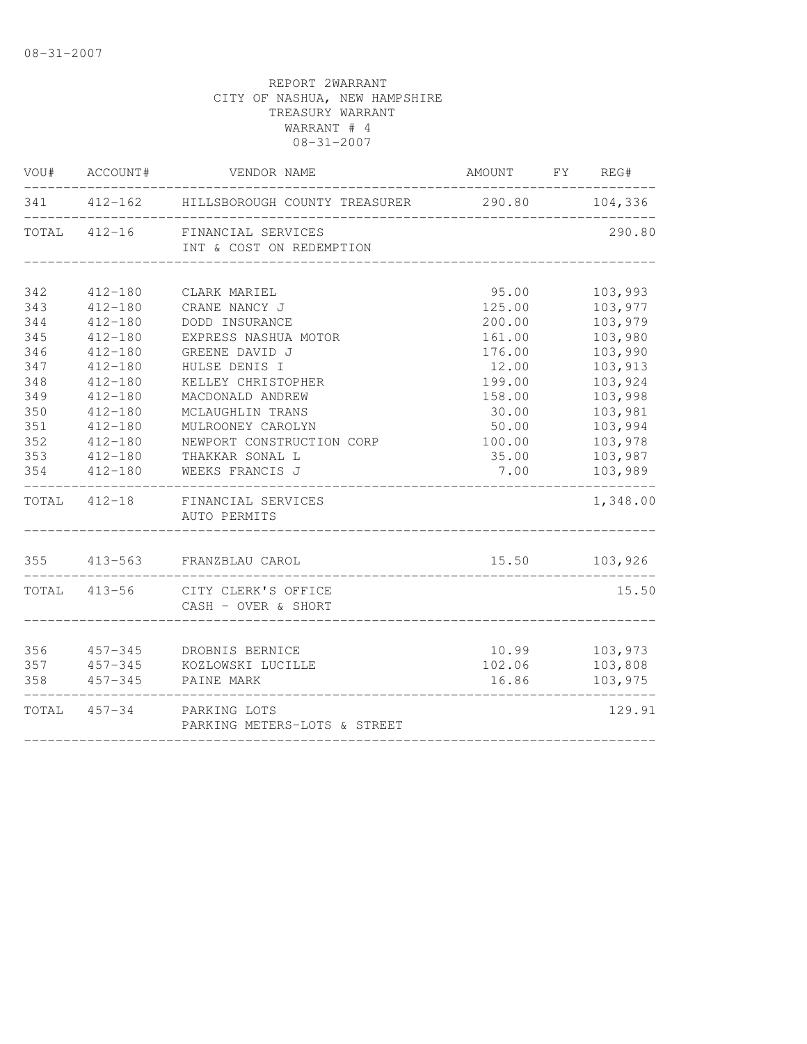08-31-2007

REPORT 2WARRANT
CITY OF NASHUA, NEW HAMPSHIRE
TREASURY WARRANT
WARRANT # 4
08-31-2007

| VOU# | ACCOUNT# | VENDOR NAME | AMOUNT | FY | REG# |
|---|---|---|---|---|---|
| 341 | 412-162 | HILLSBOROUGH COUNTY TREASURER | 290.80 | | 104,336 |
| TOTAL | 412-16 | FINANCIAL SERVICES<br>INT & COST ON REDEMPTION | | | 290.80 |
| 342 | 412-180 | CLARK MARIEL | 95.00 | | 103,993 |
| 343 | 412-180 | CRANE NANCY J | 125.00 | | 103,977 |
| 344 | 412-180 | DODD INSURANCE | 200.00 | | 103,979 |
| 345 | 412-180 | EXPRESS NASHUA MOTOR | 161.00 | | 103,980 |
| 346 | 412-180 | GREENE DAVID J | 176.00 | | 103,990 |
| 347 | 412-180 | HULSE DENIS I | 12.00 | | 103,913 |
| 348 | 412-180 | KELLEY CHRISTOPHER | 199.00 | | 103,924 |
| 349 | 412-180 | MACDONALD ANDREW | 158.00 | | 103,998 |
| 350 | 412-180 | MCLAUGHLIN TRANS | 30.00 | | 103,981 |
| 351 | 412-180 | MULROONEY CAROLYN | 50.00 | | 103,994 |
| 352 | 412-180 | NEWPORT CONSTRUCTION CORP | 100.00 | | 103,978 |
| 353 | 412-180 | THAKKAR SONAL L | 35.00 | | 103,987 |
| 354 | 412-180 | WEEKS FRANCIS J | 7.00 | | 103,989 |
| TOTAL | 412-18 | FINANCIAL SERVICES<br>AUTO PERMITS | | | 1,348.00 |
| 355 | 413-563 | FRANZBLAU CAROL | 15.50 | | 103,926 |
| TOTAL | 413-56 | CITY CLERK'S OFFICE<br>CASH - OVER & SHORT | | | 15.50 |
| 356 | 457-345 | DROBNIS BERNICE | 10.99 | | 103,973 |
| 357 | 457-345 | KOZLOWSKI LUCILLE | 102.06 | | 103,808 |
| 358 | 457-345 | PAINE MARK | 16.86 | | 103,975 |
| TOTAL | 457-34 | PARKING LOTS<br>PARKING METERS-LOTS & STREET | | | 129.91 |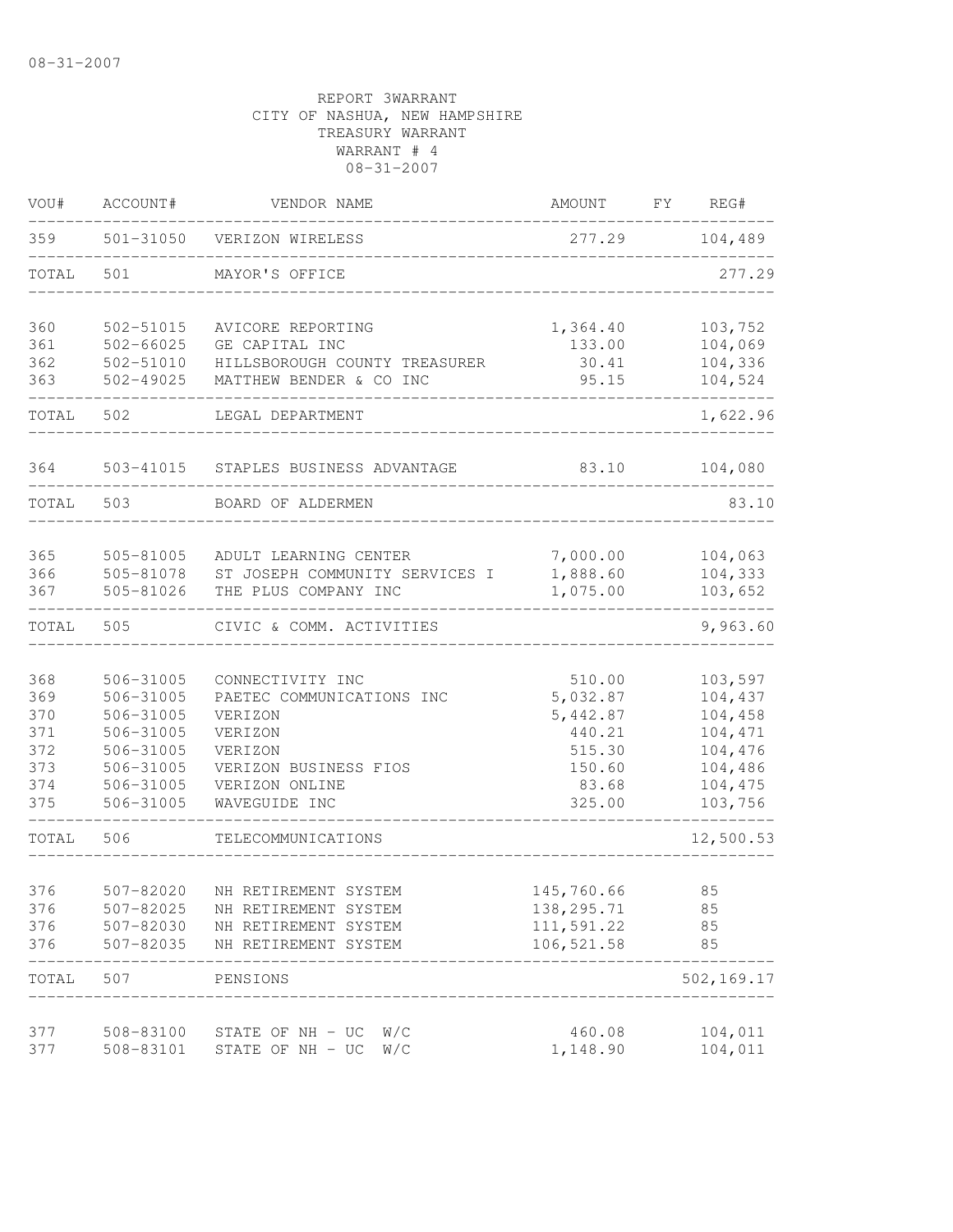08-31-2007

REPORT 3WARRANT
CITY OF NASHUA, NEW HAMPSHIRE
TREASURY WARRANT
WARRANT # 4
08-31-2007

| VOU# | ACCOUNT# | VENDOR NAME | AMOUNT | FY | REG# |
|---|---|---|---|---|---|
| 359 | 501-31050 | VERIZON WIRELESS | 277.29 | | 104,489 |
| TOTAL | 501 | MAYOR'S OFFICE | | | 277.29 |
| 360 | 502-51015 | AVICORE REPORTING | 1,364.40 | | 103,752 |
| 361 | 502-66025 | GE CAPITAL INC | 133.00 | | 104,069 |
| 362 | 502-51010 | HILLSBOROUGH COUNTY TREASURER | 30.41 | | 104,336 |
| 363 | 502-49025 | MATTHEW BENDER & CO INC | 95.15 | | 104,524 |
| TOTAL | 502 | LEGAL DEPARTMENT | | | 1,622.96 |
| 364 | 503-41015 | STAPLES BUSINESS ADVANTAGE | 83.10 | | 104,080 |
| TOTAL | 503 | BOARD OF ALDERMEN | | | 83.10 |
| 365 | 505-81005 | ADULT LEARNING CENTER | 7,000.00 | | 104,063 |
| 366 | 505-81078 | ST JOSEPH COMMUNITY SERVICES I | 1,888.60 | | 104,333 |
| 367 | 505-81026 | THE PLUS COMPANY INC | 1,075.00 | | 103,652 |
| TOTAL | 505 | CIVIC & COMM. ACTIVITIES | | | 9,963.60 |
| 368 | 506-31005 | CONNECTIVITY INC | 510.00 | | 103,597 |
| 369 | 506-31005 | PAETEC COMMUNICATIONS INC | 5,032.87 | | 104,437 |
| 370 | 506-31005 | VERIZON | 5,442.87 | | 104,458 |
| 371 | 506-31005 | VERIZON | 440.21 | | 104,471 |
| 372 | 506-31005 | VERIZON | 515.30 | | 104,476 |
| 373 | 506-31005 | VERIZON BUSINESS FIOS | 150.60 | | 104,486 |
| 374 | 506-31005 | VERIZON ONLINE | 83.68 | | 104,475 |
| 375 | 506-31005 | WAVEGUIDE INC | 325.00 | | 103,756 |
| TOTAL | 506 | TELECOMMUNICATIONS | | | 12,500.53 |
| 376 | 507-82020 | NH RETIREMENT SYSTEM | 145,760.66 | | 85 |
| 376 | 507-82025 | NH RETIREMENT SYSTEM | 138,295.71 | | 85 |
| 376 | 507-82030 | NH RETIREMENT SYSTEM | 111,591.22 | | 85 |
| 376 | 507-82035 | NH RETIREMENT SYSTEM | 106,521.58 | | 85 |
| TOTAL | 507 | PENSIONS | | | 502,169.17 |
| 377 | 508-83100 | STATE OF NH - UC W/C | 460.08 | | 104,011 |
| 377 | 508-83101 | STATE OF NH - UC W/C | 1,148.90 | | 104,011 |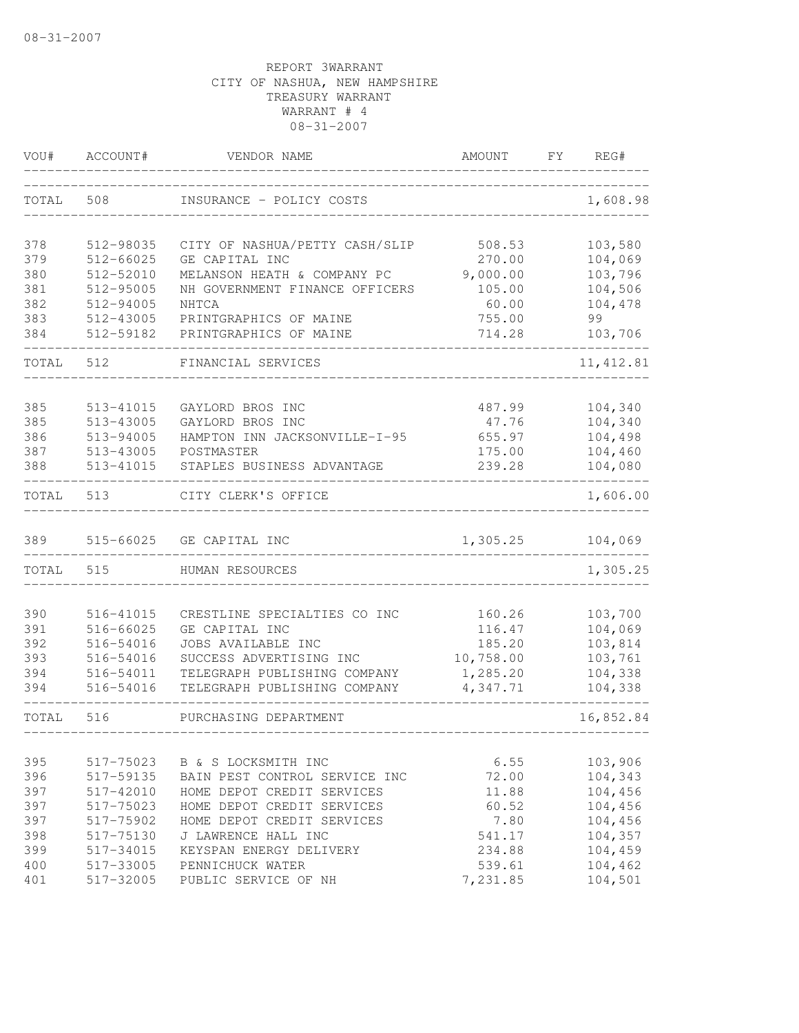REPORT 3WARRANT
CITY OF NASHUA, NEW HAMPSHIRE
TREASURY WARRANT
WARRANT # 4
08-31-2007

| VOU# | ACCOUNT# | VENDOR NAME | AMOUNT | FY | REG# |
|---|---|---|---|---|---|
| TOTAL | 508 | INSURANCE - POLICY COSTS | | | 1,608.98 |
| 378 | 512-98035 | CITY OF NASHUA/PETTY CASH/SLIP | 508.53 | | 103,580 |
| 379 | 512-66025 | GE CAPITAL INC | 270.00 | | 104,069 |
| 380 | 512-52010 | MELANSON HEATH & COMPANY PC | 9,000.00 | | 103,796 |
| 381 | 512-95005 | NH GOVERNMENT FINANCE OFFICERS | 105.00 | | 104,506 |
| 382 | 512-94005 | NHTCA | 60.00 | | 104,478 |
| 383 | 512-43005 | PRINTGRAPHICS OF MAINE | 755.00 | | 99 |
| 384 | 512-59182 | PRINTGRAPHICS OF MAINE | 714.28 | | 103,706 |
| TOTAL | 512 | FINANCIAL SERVICES | | | 11,412.81 |
| 385 | 513-41015 | GAYLORD BROS INC | 487.99 | | 104,340 |
| 385 | 513-43005 | GAYLORD BROS INC | 47.76 | | 104,340 |
| 386 | 513-94005 | HAMPTON INN JACKSONVILLE-I-95 | 655.97 | | 104,498 |
| 387 | 513-43005 | POSTMASTER | 175.00 | | 104,460 |
| 388 | 513-41015 | STAPLES BUSINESS ADVANTAGE | 239.28 | | 104,080 |
| TOTAL | 513 | CITY CLERK'S OFFICE | | | 1,606.00 |
| 389 | 515-66025 | GE CAPITAL INC | 1,305.25 | | 104,069 |
| TOTAL | 515 | HUMAN RESOURCES | | | 1,305.25 |
| 390 | 516-41015 | CRESTLINE SPECIALTIES CO INC | 160.26 | | 103,700 |
| 391 | 516-66025 | GE CAPITAL INC | 116.47 | | 104,069 |
| 392 | 516-54016 | JOBS AVAILABLE INC | 185.20 | | 103,814 |
| 393 | 516-54016 | SUCCESS ADVERTISING INC | 10,758.00 | | 103,761 |
| 394 | 516-54011 | TELEGRAPH PUBLISHING COMPANY | 1,285.20 | | 104,338 |
| 394 | 516-54016 | TELEGRAPH PUBLISHING COMPANY | 4,347.71 | | 104,338 |
| TOTAL | 516 | PURCHASING DEPARTMENT | | | 16,852.84 |
| 395 | 517-75023 | B & S LOCKSMITH INC | 6.55 | | 103,906 |
| 396 | 517-59135 | BAIN PEST CONTROL SERVICE INC | 72.00 | | 104,343 |
| 397 | 517-42010 | HOME DEPOT CREDIT SERVICES | 11.88 | | 104,456 |
| 397 | 517-75023 | HOME DEPOT CREDIT SERVICES | 60.52 | | 104,456 |
| 397 | 517-75902 | HOME DEPOT CREDIT SERVICES | 7.80 | | 104,456 |
| 398 | 517-75130 | J LAWRENCE HALL INC | 541.17 | | 104,357 |
| 399 | 517-34015 | KEYSPAN ENERGY DELIVERY | 234.88 | | 104,459 |
| 400 | 517-33005 | PENNICHUCK WATER | 539.61 | | 104,462 |
| 401 | 517-32005 | PUBLIC SERVICE OF NH | 7,231.85 | | 104,501 |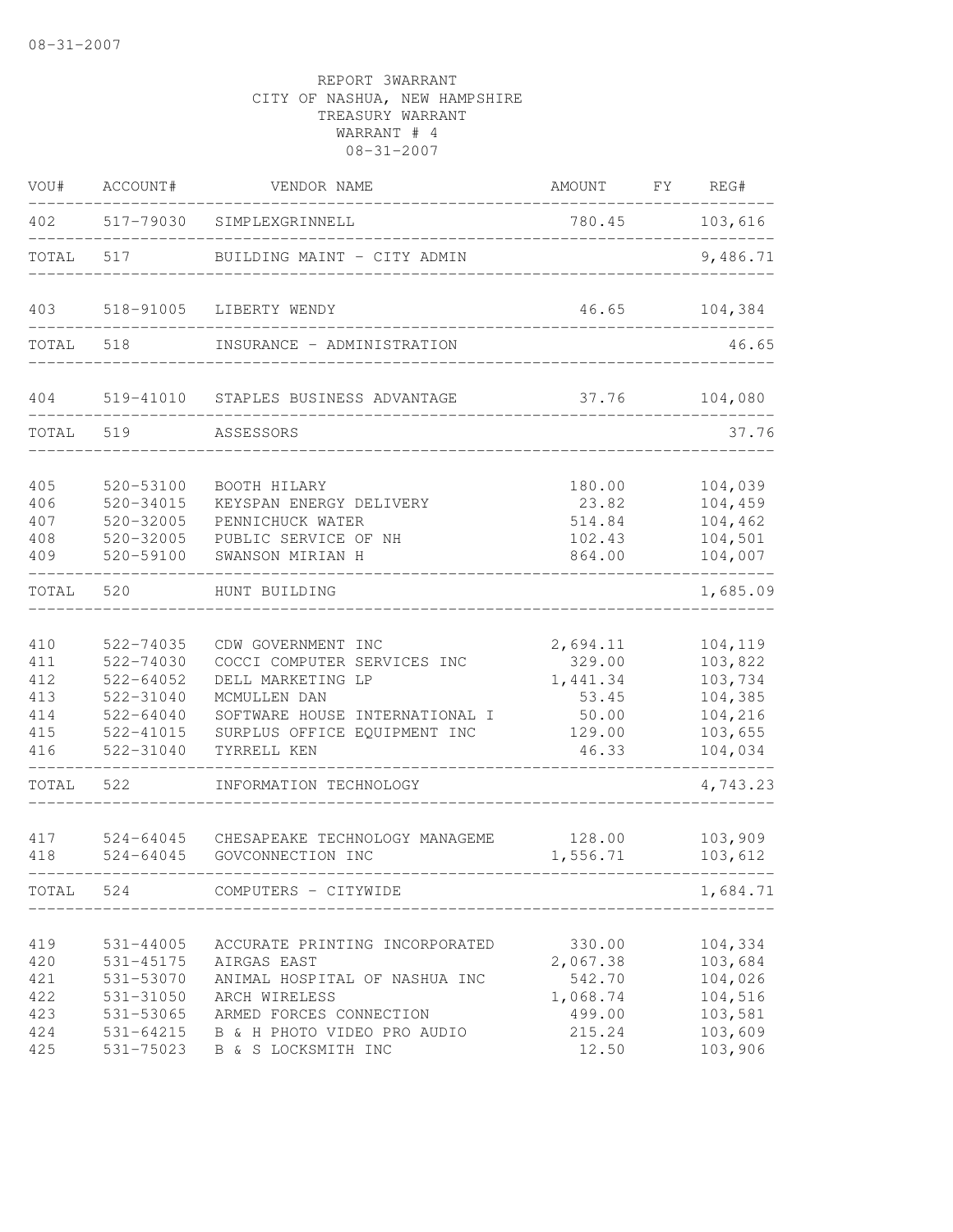08-31-2007

REPORT 3WARRANT
CITY OF NASHUA, NEW HAMPSHIRE
TREASURY WARRANT
WARRANT # 4
08-31-2007

| VOU# | ACCOUNT# | VENDOR NAME | AMOUNT | FY | REG# |
|---|---|---|---|---|---|
| 402 | 517-79030 | SIMPLEXGRINNELL | 780.45 | | 103,616 |
| TOTAL | 517 | BUILDING MAINT - CITY ADMIN | | | 9,486.71 |
| 403 | 518-91005 | LIBERTY WENDY | 46.65 | | 104,384 |
| TOTAL | 518 | INSURANCE - ADMINISTRATION | | | 46.65 |
| 404 | 519-41010 | STAPLES BUSINESS ADVANTAGE | 37.76 | | 104,080 |
| TOTAL | 519 | ASSESSORS | | | 37.76 |
| 405 | 520-53100 | BOOTH HILARY | 180.00 | | 104,039 |
| 406 | 520-34015 | KEYSPAN ENERGY DELIVERY | 23.82 | | 104,459 |
| 407 | 520-32005 | PENNICHUCK WATER | 514.84 | | 104,462 |
| 408 | 520-32005 | PUBLIC SERVICE OF NH | 102.43 | | 104,501 |
| 409 | 520-59100 | SWANSON MIRIAN H | 864.00 | | 104,007 |
| TOTAL | 520 | HUNT BUILDING | | | 1,685.09 |
| 410 | 522-74035 | CDW GOVERNMENT INC | 2,694.11 | | 104,119 |
| 411 | 522-74030 | COCCI COMPUTER SERVICES INC | 329.00 | | 103,822 |
| 412 | 522-64052 | DELL MARKETING LP | 1,441.34 | | 103,734 |
| 413 | 522-31040 | MCMULLEN DAN | 53.45 | | 104,385 |
| 414 | 522-64040 | SOFTWARE HOUSE INTERNATIONAL I | 50.00 | | 104,216 |
| 415 | 522-41015 | SURPLUS OFFICE EQUIPMENT INC | 129.00 | | 103,655 |
| 416 | 522-31040 | TYRRELL KEN | 46.33 | | 104,034 |
| TOTAL | 522 | INFORMATION TECHNOLOGY | | | 4,743.23 |
| 417 | 524-64045 | CHESAPEAKE TECHNOLOGY MANAGEME | 128.00 | | 103,909 |
| 418 | 524-64045 | GOVCONNECTION INC | 1,556.71 | | 103,612 |
| TOTAL | 524 | COMPUTERS - CITYWIDE | | | 1,684.71 |
| 419 | 531-44005 | ACCURATE PRINTING INCORPORATED | 330.00 | | 104,334 |
| 420 | 531-45175 | AIRGAS EAST | 2,067.38 | | 103,684 |
| 421 | 531-53070 | ANIMAL HOSPITAL OF NASHUA INC | 542.70 | | 104,026 |
| 422 | 531-31050 | ARCH WIRELESS | 1,068.74 | | 104,516 |
| 423 | 531-53065 | ARMED FORCES CONNECTION | 499.00 | | 103,581 |
| 424 | 531-64215 | B & H PHOTO VIDEO PRO AUDIO | 215.24 | | 103,609 |
| 425 | 531-75023 | B & S LOCKSMITH INC | 12.50 | | 103,906 |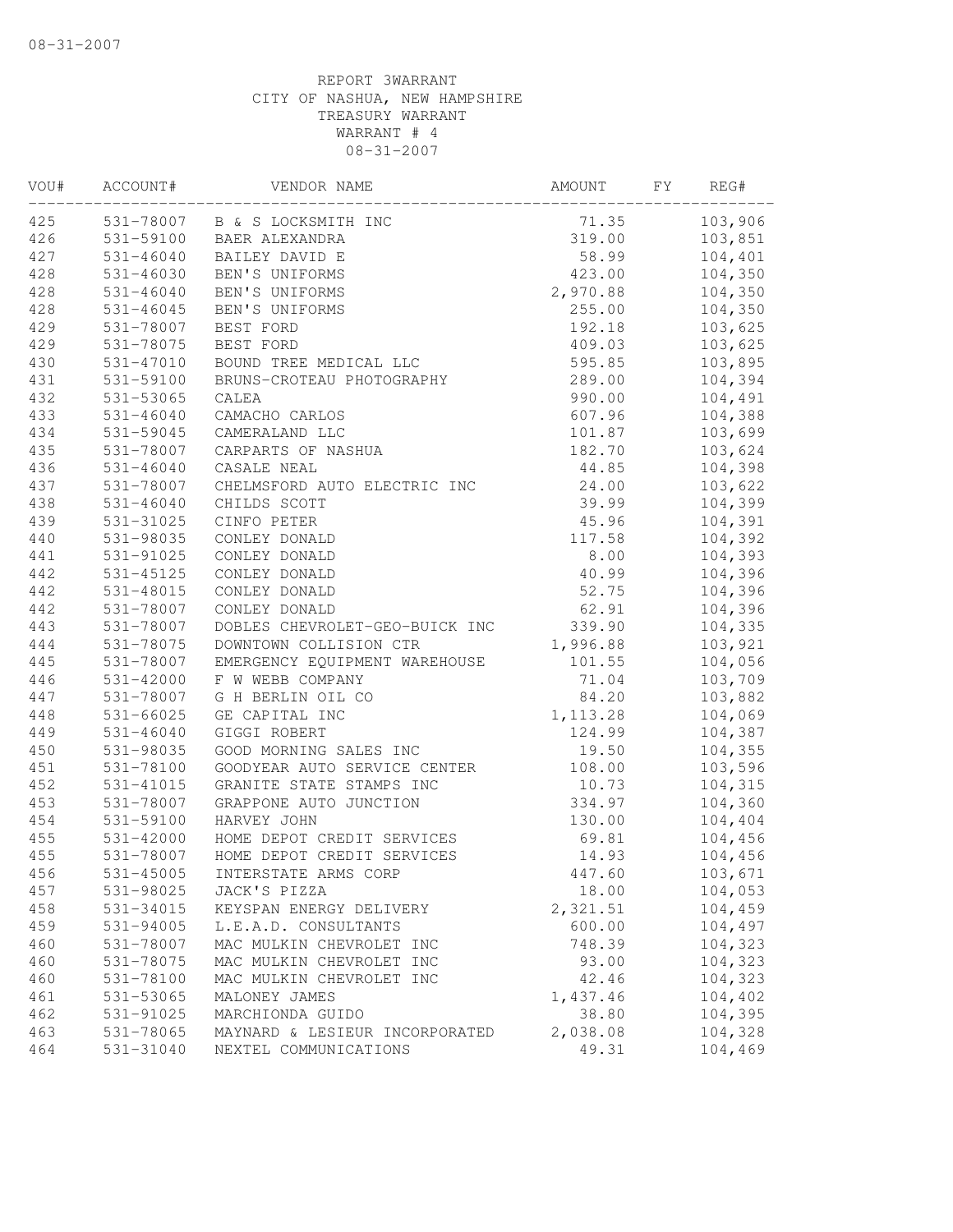08-31-2007

REPORT 3WARRANT
CITY OF NASHUA, NEW HAMPSHIRE
TREASURY WARRANT
WARRANT # 4
08-31-2007

| VOU# | ACCOUNT# | VENDOR NAME | AMOUNT | FY | REG# |
|---|---|---|---|---|---|
| 425 | 531-78007 | B & S LOCKSMITH INC | 71.35 | | 103,906 |
| 426 | 531-59100 | BAER ALEXANDRA | 319.00 | | 103,851 |
| 427 | 531-46040 | BAILEY DAVID E | 58.99 | | 104,401 |
| 428 | 531-46030 | BEN'S UNIFORMS | 423.00 | | 104,350 |
| 428 | 531-46040 | BEN'S UNIFORMS | 2,970.88 | | 104,350 |
| 428 | 531-46045 | BEN'S UNIFORMS | 255.00 | | 104,350 |
| 429 | 531-78007 | BEST FORD | 192.18 | | 103,625 |
| 429 | 531-78075 | BEST FORD | 409.03 | | 103,625 |
| 430 | 531-47010 | BOUND TREE MEDICAL LLC | 595.85 | | 103,895 |
| 431 | 531-59100 | BRUNS-CROTEAU PHOTOGRAPHY | 289.00 | | 104,394 |
| 432 | 531-53065 | CALEA | 990.00 | | 104,491 |
| 433 | 531-46040 | CAMACHO CARLOS | 607.96 | | 104,388 |
| 434 | 531-59045 | CAMERALAND LLC | 101.87 | | 103,699 |
| 435 | 531-78007 | CARPARTS OF NASHUA | 182.70 | | 103,624 |
| 436 | 531-46040 | CASALE NEAL | 44.85 | | 104,398 |
| 437 | 531-78007 | CHELMSFORD AUTO ELECTRIC INC | 24.00 | | 103,622 |
| 438 | 531-46040 | CHILDS SCOTT | 39.99 | | 104,399 |
| 439 | 531-31025 | CINFO PETER | 45.96 | | 104,391 |
| 440 | 531-98035 | CONLEY DONALD | 117.58 | | 104,392 |
| 441 | 531-91025 | CONLEY DONALD | 8.00 | | 104,393 |
| 442 | 531-45125 | CONLEY DONALD | 40.99 | | 104,396 |
| 442 | 531-48015 | CONLEY DONALD | 52.75 | | 104,396 |
| 442 | 531-78007 | CONLEY DONALD | 62.91 | | 104,396 |
| 443 | 531-78007 | DOBLES CHEVROLET-GEO-BUICK INC | 339.90 | | 104,335 |
| 444 | 531-78075 | DOWNTOWN COLLISION CTR | 1,996.88 | | 103,921 |
| 445 | 531-78007 | EMERGENCY EQUIPMENT WAREHOUSE | 101.55 | | 104,056 |
| 446 | 531-42000 | F W WEBB COMPANY | 71.04 | | 103,709 |
| 447 | 531-78007 | G H BERLIN OIL CO | 84.20 | | 103,882 |
| 448 | 531-66025 | GE CAPITAL INC | 1,113.28 | | 104,069 |
| 449 | 531-46040 | GIGGI ROBERT | 124.99 | | 104,387 |
| 450 | 531-98035 | GOOD MORNING SALES INC | 19.50 | | 104,355 |
| 451 | 531-78100 | GOODYEAR AUTO SERVICE CENTER | 108.00 | | 103,596 |
| 452 | 531-41015 | GRANITE STATE STAMPS INC | 10.73 | | 104,315 |
| 453 | 531-78007 | GRAPPONE AUTO JUNCTION | 334.97 | | 104,360 |
| 454 | 531-59100 | HARVEY JOHN | 130.00 | | 104,404 |
| 455 | 531-42000 | HOME DEPOT CREDIT SERVICES | 69.81 | | 104,456 |
| 455 | 531-78007 | HOME DEPOT CREDIT SERVICES | 14.93 | | 104,456 |
| 456 | 531-45005 | INTERSTATE ARMS CORP | 447.60 | | 103,671 |
| 457 | 531-98025 | JACK'S PIZZA | 18.00 | | 104,053 |
| 458 | 531-34015 | KEYSPAN ENERGY DELIVERY | 2,321.51 | | 104,459 |
| 459 | 531-94005 | L.E.A.D. CONSULTANTS | 600.00 | | 104,497 |
| 460 | 531-78007 | MAC MULKIN CHEVROLET INC | 748.39 | | 104,323 |
| 460 | 531-78075 | MAC MULKIN CHEVROLET INC | 93.00 | | 104,323 |
| 460 | 531-78100 | MAC MULKIN CHEVROLET INC | 42.46 | | 104,323 |
| 461 | 531-53065 | MALONEY JAMES | 1,437.46 | | 104,402 |
| 462 | 531-91025 | MARCHIONDA GUIDO | 38.80 | | 104,395 |
| 463 | 531-78065 | MAYNARD & LESIEUR INCORPORATED | 2,038.08 | | 104,328 |
| 464 | 531-31040 | NEXTEL COMMUNICATIONS | 49.31 | | 104,469 |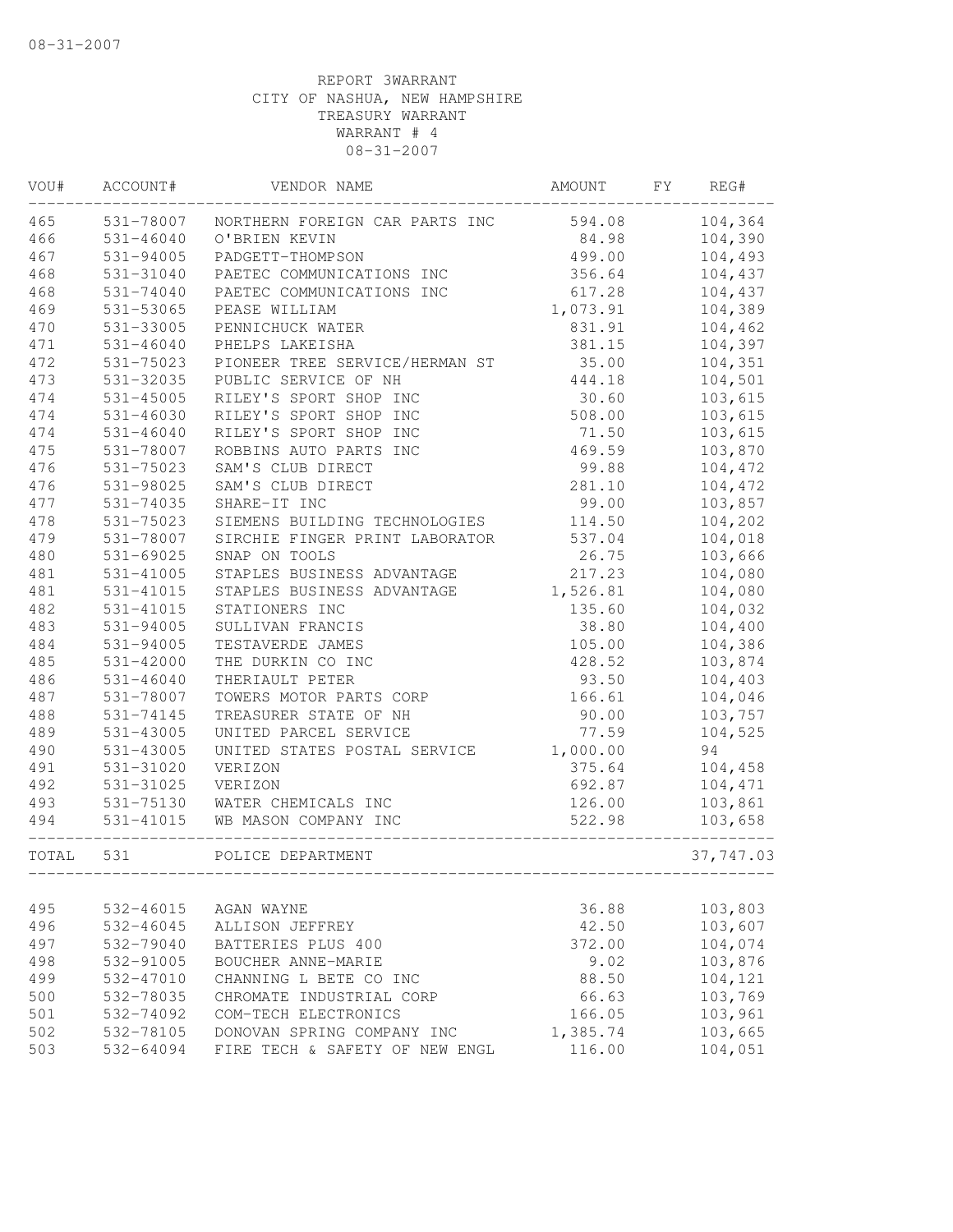08-31-2007

REPORT 3WARRANT
CITY OF NASHUA, NEW HAMPSHIRE
TREASURY WARRANT
WARRANT # 4
08-31-2007

| VOU# | ACCOUNT# | VENDOR NAME | AMOUNT | FY | REG# |
|---|---|---|---|---|---|
| 465 | 531-78007 | NORTHERN FOREIGN CAR PARTS INC | 594.08 | | 104,364 |
| 466 | 531-46040 | O'BRIEN KEVIN | 84.98 | | 104,390 |
| 467 | 531-94005 | PADGETT-THOMPSON | 499.00 | | 104,493 |
| 468 | 531-31040 | PAETEC COMMUNICATIONS INC | 356.64 | | 104,437 |
| 468 | 531-74040 | PAETEC COMMUNICATIONS INC | 617.28 | | 104,437 |
| 469 | 531-53065 | PEASE WILLIAM | 1,073.91 | | 104,389 |
| 470 | 531-33005 | PENNICHUCK WATER | 831.91 | | 104,462 |
| 471 | 531-46040 | PHELPS LAKEISHA | 381.15 | | 104,397 |
| 472 | 531-75023 | PIONEER TREE SERVICE/HERMAN ST | 35.00 | | 104,351 |
| 473 | 531-32035 | PUBLIC SERVICE OF NH | 444.18 | | 104,501 |
| 474 | 531-45005 | RILEY'S SPORT SHOP INC | 30.60 | | 103,615 |
| 474 | 531-46030 | RILEY'S SPORT SHOP INC | 508.00 | | 103,615 |
| 474 | 531-46040 | RILEY'S SPORT SHOP INC | 71.50 | | 103,615 |
| 475 | 531-78007 | ROBBINS AUTO PARTS INC | 469.59 | | 103,870 |
| 476 | 531-75023 | SAM'S CLUB DIRECT | 99.88 | | 104,472 |
| 476 | 531-98025 | SAM'S CLUB DIRECT | 281.10 | | 104,472 |
| 477 | 531-74035 | SHARE-IT INC | 99.00 | | 103,857 |
| 478 | 531-75023 | SIEMENS BUILDING TECHNOLOGIES | 114.50 | | 104,202 |
| 479 | 531-78007 | SIRCHIE FINGER PRINT LABORATOR | 537.04 | | 104,018 |
| 480 | 531-69025 | SNAP ON TOOLS | 26.75 | | 103,666 |
| 481 | 531-41005 | STAPLES BUSINESS ADVANTAGE | 217.23 | | 104,080 |
| 481 | 531-41015 | STAPLES BUSINESS ADVANTAGE | 1,526.81 | | 104,080 |
| 482 | 531-41015 | STATIONERS INC | 135.60 | | 104,032 |
| 483 | 531-94005 | SULLIVAN FRANCIS | 38.80 | | 104,400 |
| 484 | 531-94005 | TESTAVERDE JAMES | 105.00 | | 104,386 |
| 485 | 531-42000 | THE DURKIN CO INC | 428.52 | | 103,874 |
| 486 | 531-46040 | THERIAULT PETER | 93.50 | | 104,403 |
| 487 | 531-78007 | TOWERS MOTOR PARTS CORP | 166.61 | | 104,046 |
| 488 | 531-74145 | TREASURER STATE OF NH | 90.00 | | 103,757 |
| 489 | 531-43005 | UNITED PARCEL SERVICE | 77.59 | | 104,525 |
| 490 | 531-43005 | UNITED STATES POSTAL SERVICE | 1,000.00 | | 94 |
| 491 | 531-31020 | VERIZON | 375.64 | | 104,458 |
| 492 | 531-31025 | VERIZON | 692.87 | | 104,471 |
| 493 | 531-75130 | WATER CHEMICALS INC | 126.00 | | 103,861 |
| 494 | 531-41015 | WB MASON COMPANY INC | 522.98 | | 103,658 |
| TOTAL | 531 | POLICE DEPARTMENT | | | 37,747.03 |
| 495 | 532-46015 | AGAN WAYNE | 36.88 | | 103,803 |
| 496 | 532-46045 | ALLISON JEFFREY | 42.50 | | 103,607 |
| 497 | 532-79040 | BATTERIES PLUS 400 | 372.00 | | 104,074 |
| 498 | 532-91005 | BOUCHER ANNE-MARIE | 9.02 | | 103,876 |
| 499 | 532-47010 | CHANNING L BETE CO INC | 88.50 | | 104,121 |
| 500 | 532-78035 | CHROMATE INDUSTRIAL CORP | 66.63 | | 103,769 |
| 501 | 532-74092 | COM-TECH ELECTRONICS | 166.05 | | 103,961 |
| 502 | 532-78105 | DONOVAN SPRING COMPANY INC | 1,385.74 | | 103,665 |
| 503 | 532-64094 | FIRE TECH & SAFETY OF NEW ENGL | 116.00 | | 104,051 |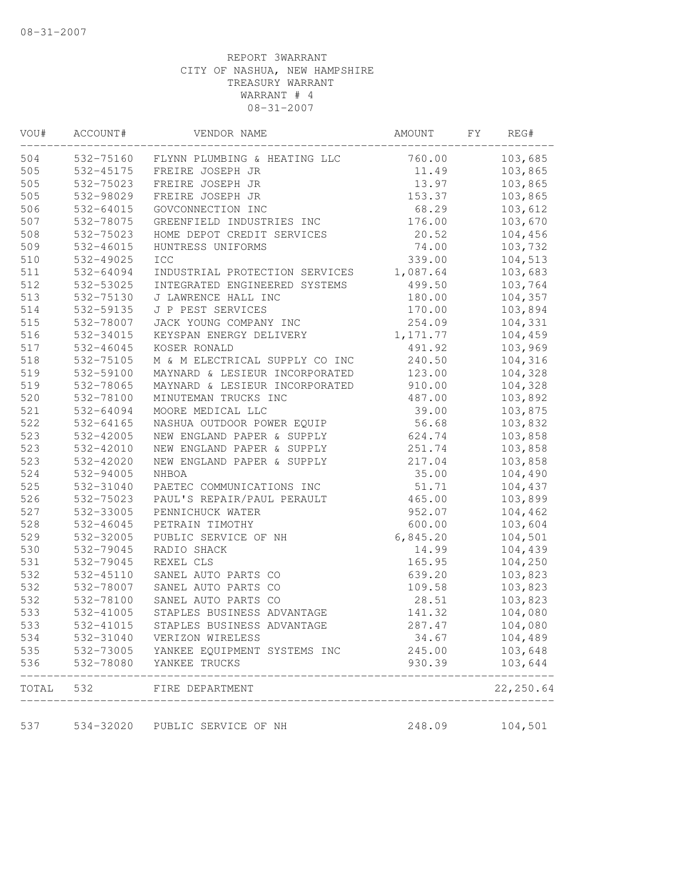08-31-2007

REPORT 3WARRANT
CITY OF NASHUA, NEW HAMPSHIRE
TREASURY WARRANT
WARRANT # 4
08-31-2007

| VOU# | ACCOUNT# | VENDOR NAME | AMOUNT | FY | REG# |
|---|---|---|---|---|---|
| 504 | 532-75160 | FLYNN PLUMBING & HEATING LLC | 760.00 | | 103,685 |
| 505 | 532-45175 | FREIRE JOSEPH JR | 11.49 | | 103,865 |
| 505 | 532-75023 | FREIRE JOSEPH JR | 13.97 | | 103,865 |
| 505 | 532-98029 | FREIRE JOSEPH JR | 153.37 | | 103,865 |
| 506 | 532-64015 | GOVCONNECTION INC | 68.29 | | 103,612 |
| 507 | 532-78075 | GREENFIELD INDUSTRIES INC | 176.00 | | 103,670 |
| 508 | 532-75023 | HOME DEPOT CREDIT SERVICES | 20.52 | | 104,456 |
| 509 | 532-46015 | HUNTRESS UNIFORMS | 74.00 | | 103,732 |
| 510 | 532-49025 | ICC | 339.00 | | 104,513 |
| 511 | 532-64094 | INDUSTRIAL PROTECTION SERVICES | 1,087.64 | | 103,683 |
| 512 | 532-53025 | INTEGRATED ENGINEERED SYSTEMS | 499.50 | | 103,764 |
| 513 | 532-75130 | J LAWRENCE HALL INC | 180.00 | | 104,357 |
| 514 | 532-59135 | J P PEST SERVICES | 170.00 | | 103,894 |
| 515 | 532-78007 | JACK YOUNG COMPANY INC | 254.09 | | 104,331 |
| 516 | 532-34015 | KEYSPAN ENERGY DELIVERY | 1,171.77 | | 104,459 |
| 517 | 532-46045 | KOSER RONALD | 491.92 | | 103,969 |
| 518 | 532-75105 | M & M ELECTRICAL SUPPLY CO INC | 240.50 | | 104,316 |
| 519 | 532-59100 | MAYNARD & LESIEUR INCORPORATED | 123.00 | | 104,328 |
| 519 | 532-78065 | MAYNARD & LESIEUR INCORPORATED | 910.00 | | 104,328 |
| 520 | 532-78100 | MINUTEMAN TRUCKS INC | 487.00 | | 103,892 |
| 521 | 532-64094 | MOORE MEDICAL LLC | 39.00 | | 103,875 |
| 522 | 532-64165 | NASHUA OUTDOOR POWER EQUIP | 56.68 | | 103,832 |
| 523 | 532-42005 | NEW ENGLAND PAPER & SUPPLY | 624.74 | | 103,858 |
| 523 | 532-42010 | NEW ENGLAND PAPER & SUPPLY | 251.74 | | 103,858 |
| 523 | 532-42020 | NEW ENGLAND PAPER & SUPPLY | 217.04 | | 103,858 |
| 524 | 532-94005 | NHBOA | 35.00 | | 104,490 |
| 525 | 532-31040 | PAETEC COMMUNICATIONS INC | 51.71 | | 104,437 |
| 526 | 532-75023 | PAUL'S REPAIR/PAUL PERAULT | 465.00 | | 103,899 |
| 527 | 532-33005 | PENNICHUCK WATER | 952.07 | | 104,462 |
| 528 | 532-46045 | PETRAIN TIMOTHY | 600.00 | | 103,604 |
| 529 | 532-32005 | PUBLIC SERVICE OF NH | 6,845.20 | | 104,501 |
| 530 | 532-79045 | RADIO SHACK | 14.99 | | 104,439 |
| 531 | 532-79045 | REXEL CLS | 165.95 | | 104,250 |
| 532 | 532-45110 | SANEL AUTO PARTS CO | 639.20 | | 103,823 |
| 532 | 532-78007 | SANEL AUTO PARTS CO | 109.58 | | 103,823 |
| 532 | 532-78100 | SANEL AUTO PARTS CO | 28.51 | | 103,823 |
| 533 | 532-41005 | STAPLES BUSINESS ADVANTAGE | 141.32 | | 104,080 |
| 533 | 532-41015 | STAPLES BUSINESS ADVANTAGE | 287.47 | | 104,080 |
| 534 | 532-31040 | VERIZON WIRELESS | 34.67 | | 104,489 |
| 535 | 532-73005 | YANKEE EQUIPMENT SYSTEMS INC | 245.00 | | 103,648 |
| 536 | 532-78080 | YANKEE TRUCKS | 930.39 | | 103,644 |
| TOTAL | 532 | FIRE DEPARTMENT | | | 22,250.64 |
| 537 | 534-32020 | PUBLIC SERVICE OF NH | 248.09 | | 104,501 |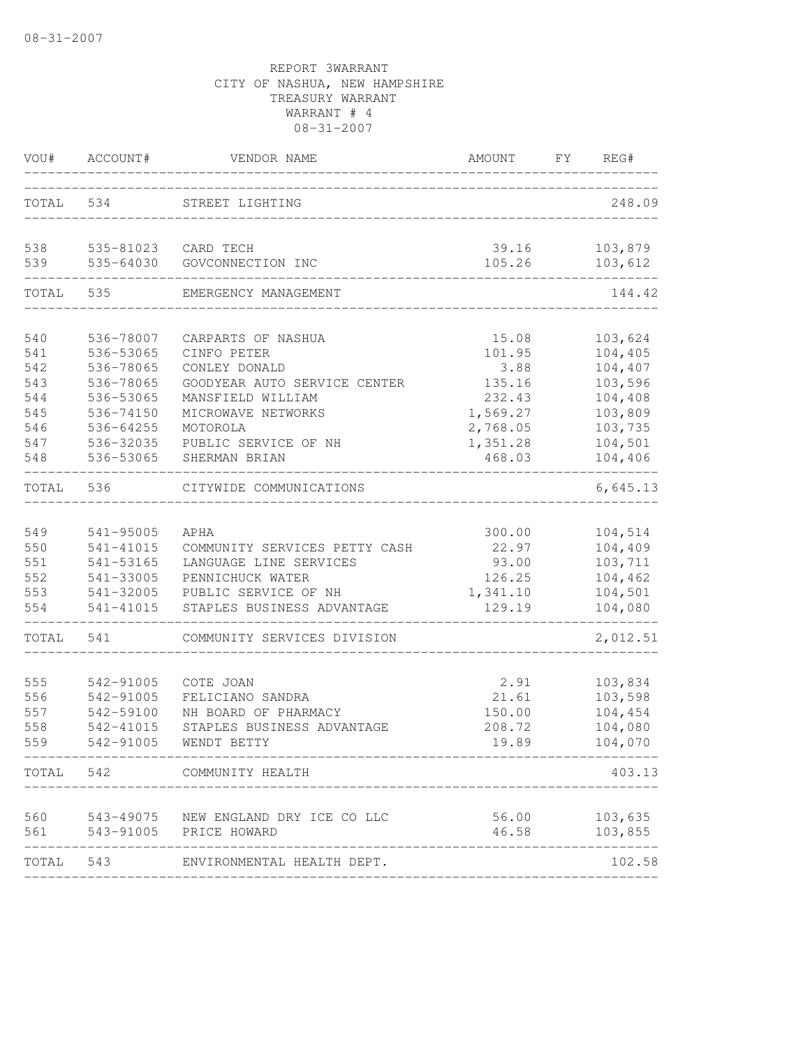08-31-2007

REPORT 3WARRANT
CITY OF NASHUA, NEW HAMPSHIRE
TREASURY WARRANT
WARRANT # 4
08-31-2007

| VOU# | ACCOUNT# | VENDOR NAME | AMOUNT | FY | REG# |
|---|---|---|---|---|---|
| TOTAL | 534 | STREET LIGHTING | | | 248.09 |
| 538 | 535-81023 | CARD TECH | 39.16 | | 103,879 |
| 539 | 535-64030 | GOVCONNECTION INC | 105.26 | | 103,612 |
| TOTAL | 535 | EMERGENCY MANAGEMENT | | | 144.42 |
| 540 | 536-78007 | CARPARTS OF NASHUA | 15.08 | | 103,624 |
| 541 | 536-53065 | CINFO PETER | 101.95 | | 104,405 |
| 542 | 536-78065 | CONLEY DONALD | 3.88 | | 104,407 |
| 543 | 536-78065 | GOODYEAR AUTO SERVICE CENTER | 135.16 | | 103,596 |
| 544 | 536-53065 | MANSFIELD WILLIAM | 232.43 | | 104,408 |
| 545 | 536-74150 | MICROWAVE NETWORKS | 1,569.27 | | 103,809 |
| 546 | 536-64255 | MOTOROLA | 2,768.05 | | 103,735 |
| 547 | 536-32035 | PUBLIC SERVICE OF NH | 1,351.28 | | 104,501 |
| 548 | 536-53065 | SHERMAN BRIAN | 468.03 | | 104,406 |
| TOTAL | 536 | CITYWIDE COMMUNICATIONS | | | 6,645.13 |
| 549 | 541-95005 | APHA | 300.00 | | 104,514 |
| 550 | 541-41015 | COMMUNITY SERVICES PETTY CASH | 22.97 | | 104,409 |
| 551 | 541-53165 | LANGUAGE LINE SERVICES | 93.00 | | 103,711 |
| 552 | 541-33005 | PENNICHUCK WATER | 126.25 | | 104,462 |
| 553 | 541-32005 | PUBLIC SERVICE OF NH | 1,341.10 | | 104,501 |
| 554 | 541-41015 | STAPLES BUSINESS ADVANTAGE | 129.19 | | 104,080 |
| TOTAL | 541 | COMMUNITY SERVICES DIVISION | | | 2,012.51 |
| 555 | 542-91005 | COTE JOAN | 2.91 | | 103,834 |
| 556 | 542-91005 | FELICIANO SANDRA | 21.61 | | 103,598 |
| 557 | 542-59100 | NH BOARD OF PHARMACY | 150.00 | | 104,454 |
| 558 | 542-41015 | STAPLES BUSINESS ADVANTAGE | 208.72 | | 104,080 |
| 559 | 542-91005 | WENDT BETTY | 19.89 | | 104,070 |
| TOTAL | 542 | COMMUNITY HEALTH | | | 403.13 |
| 560 | 543-49075 | NEW ENGLAND DRY ICE CO LLC | 56.00 | | 103,635 |
| 561 | 543-91005 | PRICE HOWARD | 46.58 | | 103,855 |
| TOTAL | 543 | ENVIRONMENTAL HEALTH DEPT. | | | 102.58 |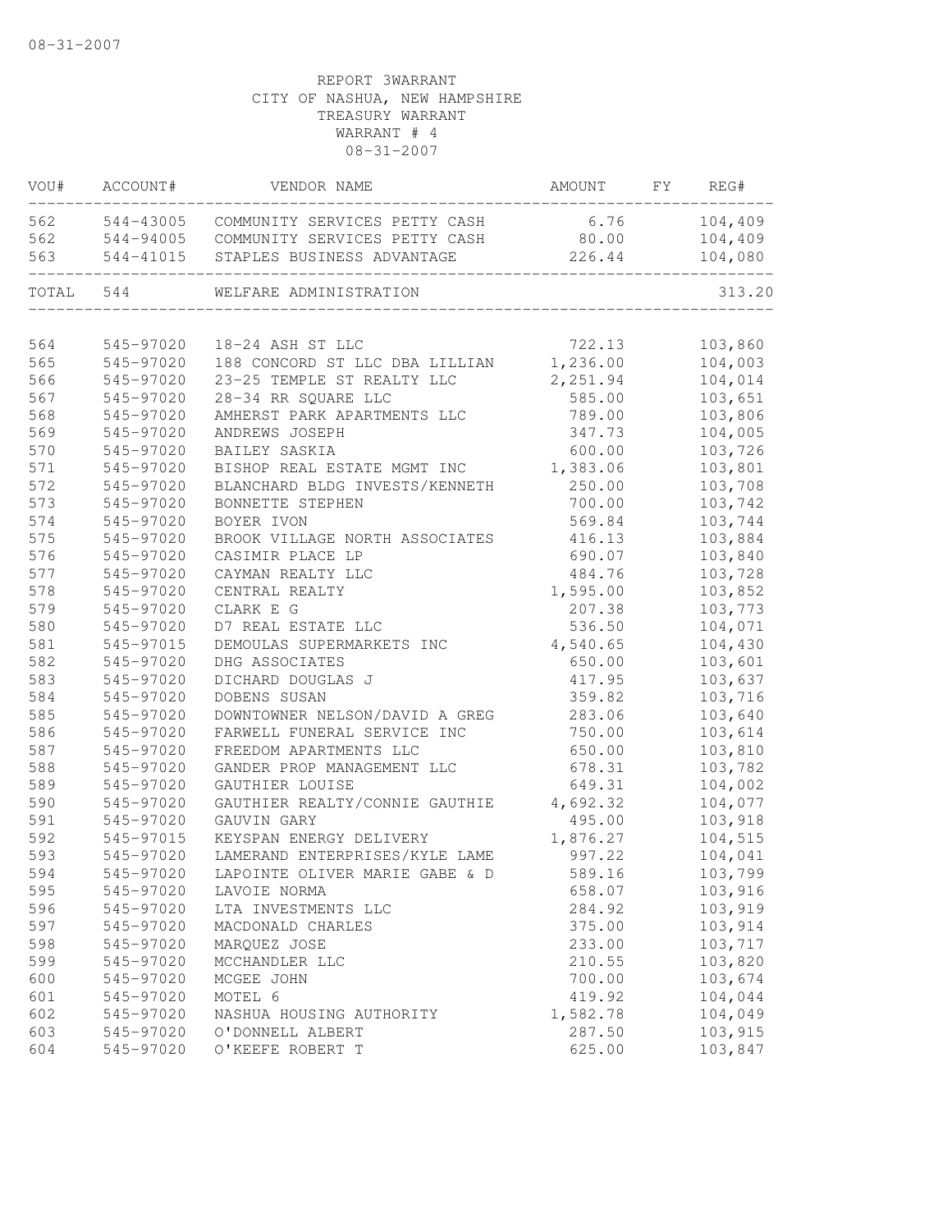08-31-2007

REPORT 3WARRANT
CITY OF NASHUA, NEW HAMPSHIRE
TREASURY WARRANT
WARRANT # 4
08-31-2007

| VOU# | ACCOUNT# | VENDOR NAME | AMOUNT | FY | REG# |
|---|---|---|---|---|---|
| 562 | 544-43005 | COMMUNITY SERVICES PETTY CASH | 6.76 | | 104,409 |
| 562 | 544-94005 | COMMUNITY SERVICES PETTY CASH | 80.00 | | 104,409 |
| 563 | 544-41015 | STAPLES BUSINESS ADVANTAGE | 226.44 | | 104,080 |
| TOTAL | 544 | WELFARE ADMINISTRATION | | | 313.20 |
| 564 | 545-97020 | 18-24 ASH ST LLC | 722.13 | | 103,860 |
| 565 | 545-97020 | 188 CONCORD ST LLC DBA LILLIAN | 1,236.00 | | 104,003 |
| 566 | 545-97020 | 23-25 TEMPLE ST REALTY LLC | 2,251.94 | | 104,014 |
| 567 | 545-97020 | 28-34 RR SQUARE LLC | 585.00 | | 103,651 |
| 568 | 545-97020 | AMHERST PARK APARTMENTS LLC | 789.00 | | 103,806 |
| 569 | 545-97020 | ANDREWS JOSEPH | 347.73 | | 104,005 |
| 570 | 545-97020 | BAILEY SASKIA | 600.00 | | 103,726 |
| 571 | 545-97020 | BISHOP REAL ESTATE MGMT INC | 1,383.06 | | 103,801 |
| 572 | 545-97020 | BLANCHARD BLDG INVESTS/KENNETH | 250.00 | | 103,708 |
| 573 | 545-97020 | BONNETTE STEPHEN | 700.00 | | 103,742 |
| 574 | 545-97020 | BOYER IVON | 569.84 | | 103,744 |
| 575 | 545-97020 | BROOK VILLAGE NORTH ASSOCIATES | 416.13 | | 103,884 |
| 576 | 545-97020 | CASIMIR PLACE LP | 690.07 | | 103,840 |
| 577 | 545-97020 | CAYMAN REALTY LLC | 484.76 | | 103,728 |
| 578 | 545-97020 | CENTRAL REALTY | 1,595.00 | | 103,852 |
| 579 | 545-97020 | CLARK E G | 207.38 | | 103,773 |
| 580 | 545-97020 | D7 REAL ESTATE LLC | 536.50 | | 104,071 |
| 581 | 545-97015 | DEMOULAS SUPERMARKETS INC | 4,540.65 | | 104,430 |
| 582 | 545-97020 | DHG ASSOCIATES | 650.00 | | 103,601 |
| 583 | 545-97020 | DICHARD DOUGLAS J | 417.95 | | 103,637 |
| 584 | 545-97020 | DOBENS SUSAN | 359.82 | | 103,716 |
| 585 | 545-97020 | DOWNTOWNER NELSON/DAVID A GREG | 283.06 | | 103,640 |
| 586 | 545-97020 | FARWELL FUNERAL SERVICE INC | 750.00 | | 103,614 |
| 587 | 545-97020 | FREEDOM APARTMENTS LLC | 650.00 | | 103,810 |
| 588 | 545-97020 | GANDER PROP MANAGEMENT LLC | 678.31 | | 103,782 |
| 589 | 545-97020 | GAUTHIER LOUISE | 649.31 | | 104,002 |
| 590 | 545-97020 | GAUTHIER REALTY/CONNIE GAUTHIE | 4,692.32 | | 104,077 |
| 591 | 545-97020 | GAUVIN GARY | 495.00 | | 103,918 |
| 592 | 545-97015 | KEYSPAN ENERGY DELIVERY | 1,876.27 | | 104,515 |
| 593 | 545-97020 | LAMERAND ENTERPRISES/KYLE LAME | 997.22 | | 104,041 |
| 594 | 545-97020 | LAPOINTE OLIVER MARIE GABE & D | 589.16 | | 103,799 |
| 595 | 545-97020 | LAVOIE NORMA | 658.07 | | 103,916 |
| 596 | 545-97020 | LTA INVESTMENTS LLC | 284.92 | | 103,919 |
| 597 | 545-97020 | MACDONALD CHARLES | 375.00 | | 103,914 |
| 598 | 545-97020 | MARQUEZ JOSE | 233.00 | | 103,717 |
| 599 | 545-97020 | MCCHANDLER LLC | 210.55 | | 103,820 |
| 600 | 545-97020 | MCGEE JOHN | 700.00 | | 103,674 |
| 601 | 545-97020 | MOTEL 6 | 419.92 | | 104,044 |
| 602 | 545-97020 | NASHUA HOUSING AUTHORITY | 1,582.78 | | 104,049 |
| 603 | 545-97020 | O'DONNELL ALBERT | 287.50 | | 103,915 |
| 604 | 545-97020 | O'KEEFE ROBERT T | 625.00 | | 103,847 |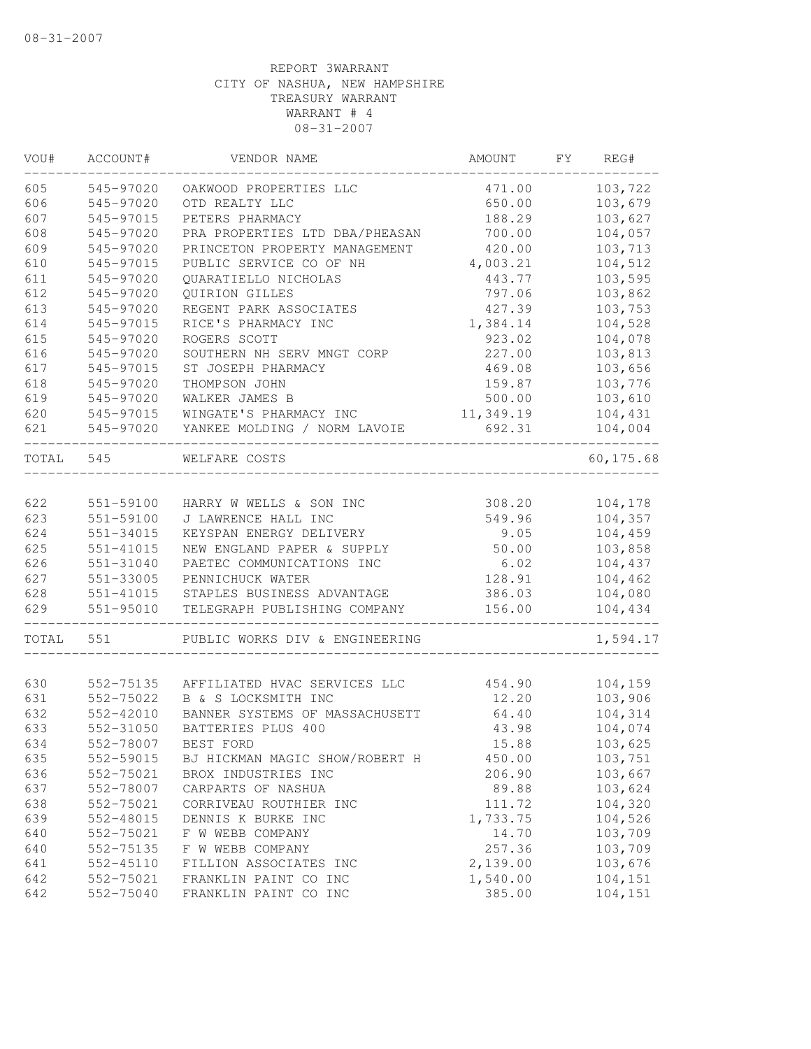REPORT 3WARRANT
CITY OF NASHUA, NEW HAMPSHIRE
TREASURY WARRANT
WARRANT # 4
08-31-2007

| VOU# | ACCOUNT# | VENDOR NAME | AMOUNT | FY | REG# |
|---|---|---|---|---|---|
| 605 | 545-97020 | OAKWOOD PROPERTIES LLC | 471.00 | | 103,722 |
| 606 | 545-97020 | OTD REALTY LLC | 650.00 | | 103,679 |
| 607 | 545-97015 | PETERS PHARMACY | 188.29 | | 103,627 |
| 608 | 545-97020 | PRA PROPERTIES LTD DBA/PHEASAN | 700.00 | | 104,057 |
| 609 | 545-97020 | PRINCETON PROPERTY MANAGEMENT | 420.00 | | 103,713 |
| 610 | 545-97015 | PUBLIC SERVICE CO OF NH | 4,003.21 | | 104,512 |
| 611 | 545-97020 | QUARATIELLO NICHOLAS | 443.77 | | 103,595 |
| 612 | 545-97020 | QUIRION GILLES | 797.06 | | 103,862 |
| 613 | 545-97020 | REGENT PARK ASSOCIATES | 427.39 | | 103,753 |
| 614 | 545-97015 | RICE'S PHARMACY INC | 1,384.14 | | 104,528 |
| 615 | 545-97020 | ROGERS SCOTT | 923.02 | | 104,078 |
| 616 | 545-97020 | SOUTHERN NH SERV MNGT CORP | 227.00 | | 103,813 |
| 617 | 545-97015 | ST JOSEPH PHARMACY | 469.08 | | 103,656 |
| 618 | 545-97020 | THOMPSON JOHN | 159.87 | | 103,776 |
| 619 | 545-97020 | WALKER JAMES B | 500.00 | | 103,610 |
| 620 | 545-97015 | WINGATE'S PHARMACY INC | 11,349.19 | | 104,431 |
| 621 | 545-97020 | YANKEE MOLDING / NORM LAVOIE | 692.31 | | 104,004 |
| TOTAL | 545 | WELFARE COSTS | | | 60,175.68 |
| 622 | 551-59100 | HARRY W WELLS & SON INC | 308.20 | | 104,178 |
| 623 | 551-59100 | J LAWRENCE HALL INC | 549.96 | | 104,357 |
| 624 | 551-34015 | KEYSPAN ENERGY DELIVERY | 9.05 | | 104,459 |
| 625 | 551-41015 | NEW ENGLAND PAPER & SUPPLY | 50.00 | | 103,858 |
| 626 | 551-31040 | PAETEC COMMUNICATIONS INC | 6.02 | | 104,437 |
| 627 | 551-33005 | PENNICHUCK WATER | 128.91 | | 104,462 |
| 628 | 551-41015 | STAPLES BUSINESS ADVANTAGE | 386.03 | | 104,080 |
| 629 | 551-95010 | TELEGRAPH PUBLISHING COMPANY | 156.00 | | 104,434 |
| TOTAL | 551 | PUBLIC WORKS DIV & ENGINEERING | | | 1,594.17 |
| 630 | 552-75135 | AFFILIATED HVAC SERVICES LLC | 454.90 | | 104,159 |
| 631 | 552-75022 | B & S LOCKSMITH INC | 12.20 | | 103,906 |
| 632 | 552-42010 | BANNER SYSTEMS OF MASSACHUSETT | 64.40 | | 104,314 |
| 633 | 552-31050 | BATTERIES PLUS 400 | 43.98 | | 104,074 |
| 634 | 552-78007 | BEST FORD | 15.88 | | 103,625 |
| 635 | 552-59015 | BJ HICKMAN MAGIC SHOW/ROBERT H | 450.00 | | 103,751 |
| 636 | 552-75021 | BROX INDUSTRIES INC | 206.90 | | 103,667 |
| 637 | 552-78007 | CARPARTS OF NASHUA | 89.88 | | 103,624 |
| 638 | 552-75021 | CORRIVEAU ROUTHIER INC | 111.72 | | 104,320 |
| 639 | 552-48015 | DENNIS K BURKE INC | 1,733.75 | | 104,526 |
| 640 | 552-75021 | F W WEBB COMPANY | 14.70 | | 103,709 |
| 640 | 552-75135 | F W WEBB COMPANY | 257.36 | | 103,709 |
| 641 | 552-45110 | FILLION ASSOCIATES INC | 2,139.00 | | 103,676 |
| 642 | 552-75021 | FRANKLIN PAINT CO INC | 1,540.00 | | 104,151 |
| 642 | 552-75040 | FRANKLIN PAINT CO INC | 385.00 | | 104,151 |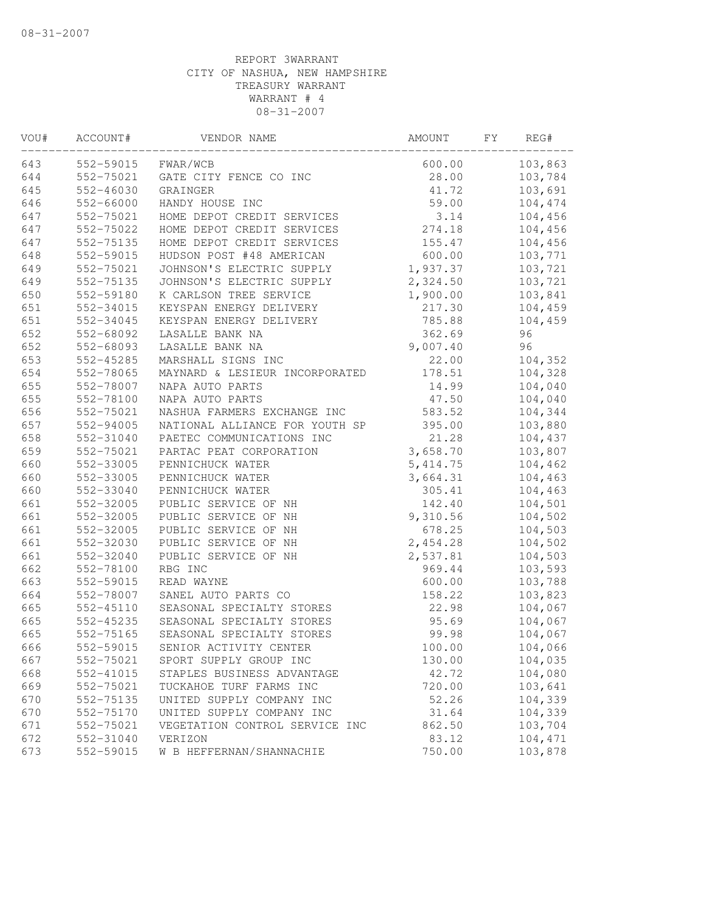08-31-2007

REPORT 3WARRANT
CITY OF NASHUA, NEW HAMPSHIRE
TREASURY WARRANT
WARRANT # 4
08-31-2007

| VOU# | ACCOUNT# | VENDOR NAME | AMOUNT | FY | REG# |
|---|---|---|---|---|---|
| 643 | 552-59015 | FWAR/WCB | 600.00 | | 103,863 |
| 644 | 552-75021 | GATE CITY FENCE CO INC | 28.00 | | 103,784 |
| 645 | 552-46030 | GRAINGER | 41.72 | | 103,691 |
| 646 | 552-66000 | HANDY HOUSE INC | 59.00 | | 104,474 |
| 647 | 552-75021 | HOME DEPOT CREDIT SERVICES | 3.14 | | 104,456 |
| 647 | 552-75022 | HOME DEPOT CREDIT SERVICES | 274.18 | | 104,456 |
| 647 | 552-75135 | HOME DEPOT CREDIT SERVICES | 155.47 | | 104,456 |
| 648 | 552-59015 | HUDSON POST #48 AMERICAN | 600.00 | | 103,771 |
| 649 | 552-75021 | JOHNSON'S ELECTRIC SUPPLY | 1,937.37 | | 103,721 |
| 649 | 552-75135 | JOHNSON'S ELECTRIC SUPPLY | 2,324.50 | | 103,721 |
| 650 | 552-59180 | K CARLSON TREE SERVICE | 1,900.00 | | 103,841 |
| 651 | 552-34015 | KEYSPAN ENERGY DELIVERY | 217.30 | | 104,459 |
| 651 | 552-34045 | KEYSPAN ENERGY DELIVERY | 785.88 | | 104,459 |
| 652 | 552-68092 | LASALLE BANK NA | 362.69 | | 96 |
| 652 | 552-68093 | LASALLE BANK NA | 9,007.40 | | 96 |
| 653 | 552-45285 | MARSHALL SIGNS INC | 22.00 | | 104,352 |
| 654 | 552-78065 | MAYNARD & LESIEUR INCORPORATED | 178.51 | | 104,328 |
| 655 | 552-78007 | NAPA AUTO PARTS | 14.99 | | 104,040 |
| 655 | 552-78100 | NAPA AUTO PARTS | 47.50 | | 104,040 |
| 656 | 552-75021 | NASHUA FARMERS EXCHANGE INC | 583.52 | | 104,344 |
| 657 | 552-94005 | NATIONAL ALLIANCE FOR YOUTH SP | 395.00 | | 103,880 |
| 658 | 552-31040 | PAETEC COMMUNICATIONS INC | 21.28 | | 104,437 |
| 659 | 552-75021 | PARTAC PEAT CORPORATION | 3,658.70 | | 103,807 |
| 660 | 552-33005 | PENNICHUCK WATER | 5,414.75 | | 104,462 |
| 660 | 552-33005 | PENNICHUCK WATER | 3,664.31 | | 104,463 |
| 660 | 552-33040 | PENNICHUCK WATER | 305.41 | | 104,463 |
| 661 | 552-32005 | PUBLIC SERVICE OF NH | 142.40 | | 104,501 |
| 661 | 552-32005 | PUBLIC SERVICE OF NH | 9,310.56 | | 104,502 |
| 661 | 552-32005 | PUBLIC SERVICE OF NH | 678.25 | | 104,503 |
| 661 | 552-32030 | PUBLIC SERVICE OF NH | 2,454.28 | | 104,502 |
| 661 | 552-32040 | PUBLIC SERVICE OF NH | 2,537.81 | | 104,503 |
| 662 | 552-78100 | RBG INC | 969.44 | | 103,593 |
| 663 | 552-59015 | READ WAYNE | 600.00 | | 103,788 |
| 664 | 552-78007 | SANEL AUTO PARTS CO | 158.22 | | 103,823 |
| 665 | 552-45110 | SEASONAL SPECIALTY STORES | 22.98 | | 104,067 |
| 665 | 552-45235 | SEASONAL SPECIALTY STORES | 95.69 | | 104,067 |
| 665 | 552-75165 | SEASONAL SPECIALTY STORES | 99.98 | | 104,067 |
| 666 | 552-59015 | SENIOR ACTIVITY CENTER | 100.00 | | 104,066 |
| 667 | 552-75021 | SPORT SUPPLY GROUP INC | 130.00 | | 104,035 |
| 668 | 552-41015 | STAPLES BUSINESS ADVANTAGE | 42.72 | | 104,080 |
| 669 | 552-75021 | TUCKAHOE TURF FARMS INC | 720.00 | | 103,641 |
| 670 | 552-75135 | UNITED SUPPLY COMPANY INC | 52.26 | | 104,339 |
| 670 | 552-75170 | UNITED SUPPLY COMPANY INC | 31.64 | | 104,339 |
| 671 | 552-75021 | VEGETATION CONTROL SERVICE INC | 862.50 | | 103,704 |
| 672 | 552-31040 | VERIZON | 83.12 | | 104,471 |
| 673 | 552-59015 | W B HEFFERNAN/SHANNACHIE | 750.00 | | 103,878 |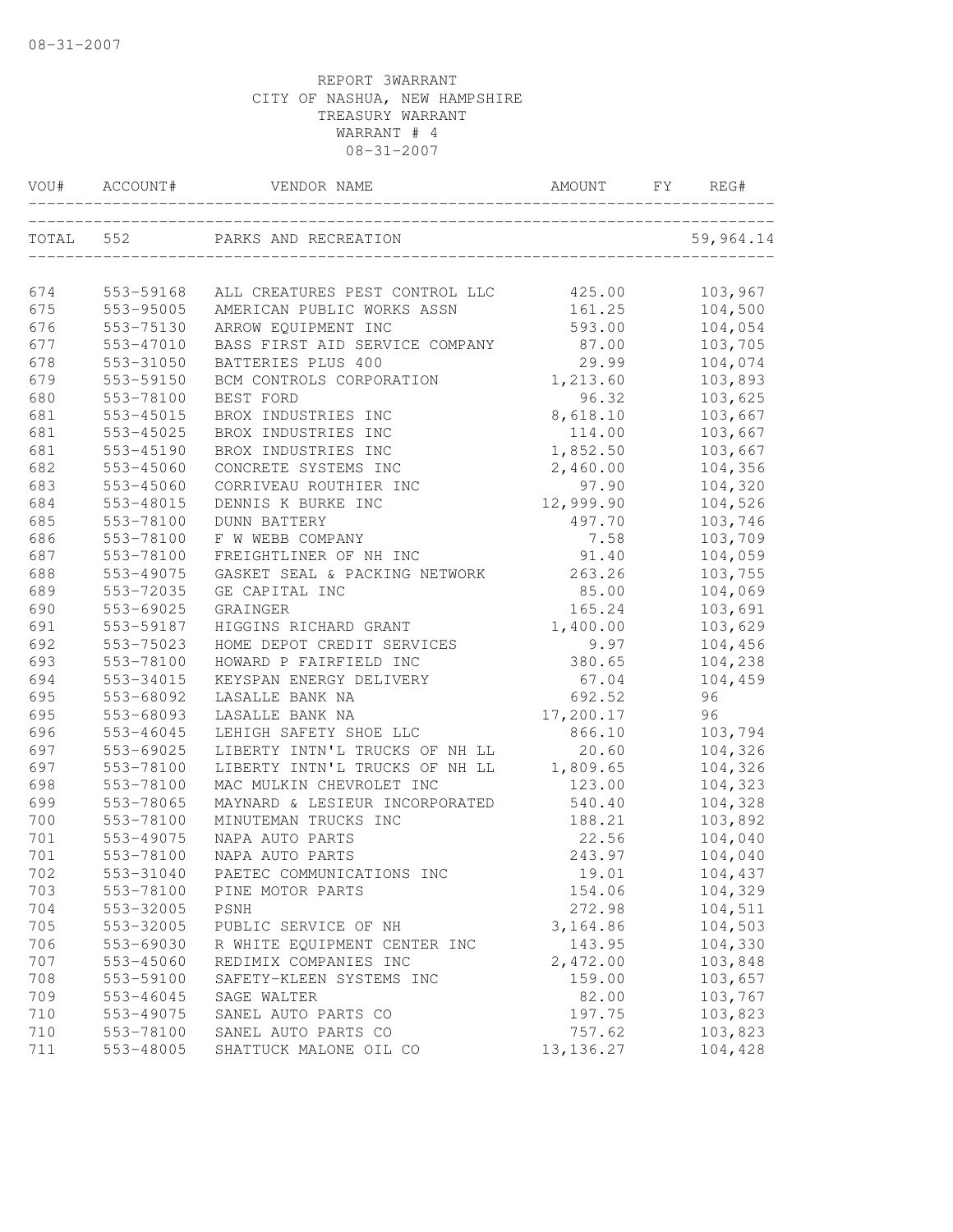08-31-2007

REPORT 3WARRANT
CITY OF NASHUA, NEW HAMPSHIRE
TREASURY WARRANT
WARRANT # 4
08-31-2007

| VOU# | ACCOUNT# | VENDOR NAME | AMOUNT | FY | REG# |
|---|---|---|---|---|---|
| TOTAL | 552 | PARKS AND RECREATION | | | 59,964.14 |
| 674 | 553-59168 | ALL CREATURES PEST CONTROL LLC | 425.00 | | 103,967 |
| 675 | 553-95005 | AMERICAN PUBLIC WORKS ASSN | 161.25 | | 104,500 |
| 676 | 553-75130 | ARROW EQUIPMENT INC | 593.00 | | 104,054 |
| 677 | 553-47010 | BASS FIRST AID SERVICE COMPANY | 87.00 | | 103,705 |
| 678 | 553-31050 | BATTERIES PLUS 400 | 29.99 | | 104,074 |
| 679 | 553-59150 | BCM CONTROLS CORPORATION | 1,213.60 | | 103,893 |
| 680 | 553-78100 | BEST FORD | 96.32 | | 103,625 |
| 681 | 553-45015 | BROX INDUSTRIES INC | 8,618.10 | | 103,667 |
| 681 | 553-45025 | BROX INDUSTRIES INC | 114.00 | | 103,667 |
| 681 | 553-45190 | BROX INDUSTRIES INC | 1,852.50 | | 103,667 |
| 682 | 553-45060 | CONCRETE SYSTEMS INC | 2,460.00 | | 104,356 |
| 683 | 553-45060 | CORRIVEAU ROUTHIER INC | 97.90 | | 104,320 |
| 684 | 553-48015 | DENNIS K BURKE INC | 12,999.90 | | 104,526 |
| 685 | 553-78100 | DUNN BATTERY | 497.70 | | 103,746 |
| 686 | 553-78100 | F W WEBB COMPANY | 7.58 | | 103,709 |
| 687 | 553-78100 | FREIGHTLINER OF NH INC | 91.40 | | 104,059 |
| 688 | 553-49075 | GASKET SEAL & PACKING NETWORK | 263.26 | | 103,755 |
| 689 | 553-72035 | GE CAPITAL INC | 85.00 | | 104,069 |
| 690 | 553-69025 | GRAINGER | 165.24 | | 103,691 |
| 691 | 553-59187 | HIGGINS RICHARD GRANT | 1,400.00 | | 103,629 |
| 692 | 553-75023 | HOME DEPOT CREDIT SERVICES | 9.97 | | 104,456 |
| 693 | 553-78100 | HOWARD P FAIRFIELD INC | 380.65 | | 104,238 |
| 694 | 553-34015 | KEYSPAN ENERGY DELIVERY | 67.04 | | 104,459 |
| 695 | 553-68092 | LASALLE BANK NA | 692.52 | | 96 |
| 695 | 553-68093 | LASALLE BANK NA | 17,200.17 | | 96 |
| 696 | 553-46045 | LEHIGH SAFETY SHOE LLC | 866.10 | | 103,794 |
| 697 | 553-69025 | LIBERTY INTN'L TRUCKS OF NH LL | 20.60 | | 104,326 |
| 697 | 553-78100 | LIBERTY INTN'L TRUCKS OF NH LL | 1,809.65 | | 104,326 |
| 698 | 553-78100 | MAC MULKIN CHEVROLET INC | 123.00 | | 104,323 |
| 699 | 553-78065 | MAYNARD & LESIEUR INCORPORATED | 540.40 | | 104,328 |
| 700 | 553-78100 | MINUTEMAN TRUCKS INC | 188.21 | | 103,892 |
| 701 | 553-49075 | NAPA AUTO PARTS | 22.56 | | 104,040 |
| 701 | 553-78100 | NAPA AUTO PARTS | 243.97 | | 104,040 |
| 702 | 553-31040 | PAETEC COMMUNICATIONS INC | 19.01 | | 104,437 |
| 703 | 553-78100 | PINE MOTOR PARTS | 154.06 | | 104,329 |
| 704 | 553-32005 | PSNH | 272.98 | | 104,511 |
| 705 | 553-32005 | PUBLIC SERVICE OF NH | 3,164.86 | | 104,503 |
| 706 | 553-69030 | R WHITE EQUIPMENT CENTER INC | 143.95 | | 104,330 |
| 707 | 553-45060 | REDIMIX COMPANIES INC | 2,472.00 | | 103,848 |
| 708 | 553-59100 | SAFETY-KLEEN SYSTEMS INC | 159.00 | | 103,657 |
| 709 | 553-46045 | SAGE WALTER | 82.00 | | 103,767 |
| 710 | 553-49075 | SANEL AUTO PARTS CO | 197.75 | | 103,823 |
| 710 | 553-78100 | SANEL AUTO PARTS CO | 757.62 | | 103,823 |
| 711 | 553-48005 | SHATTUCK MALONE OIL CO | 13,136.27 | | 104,428 |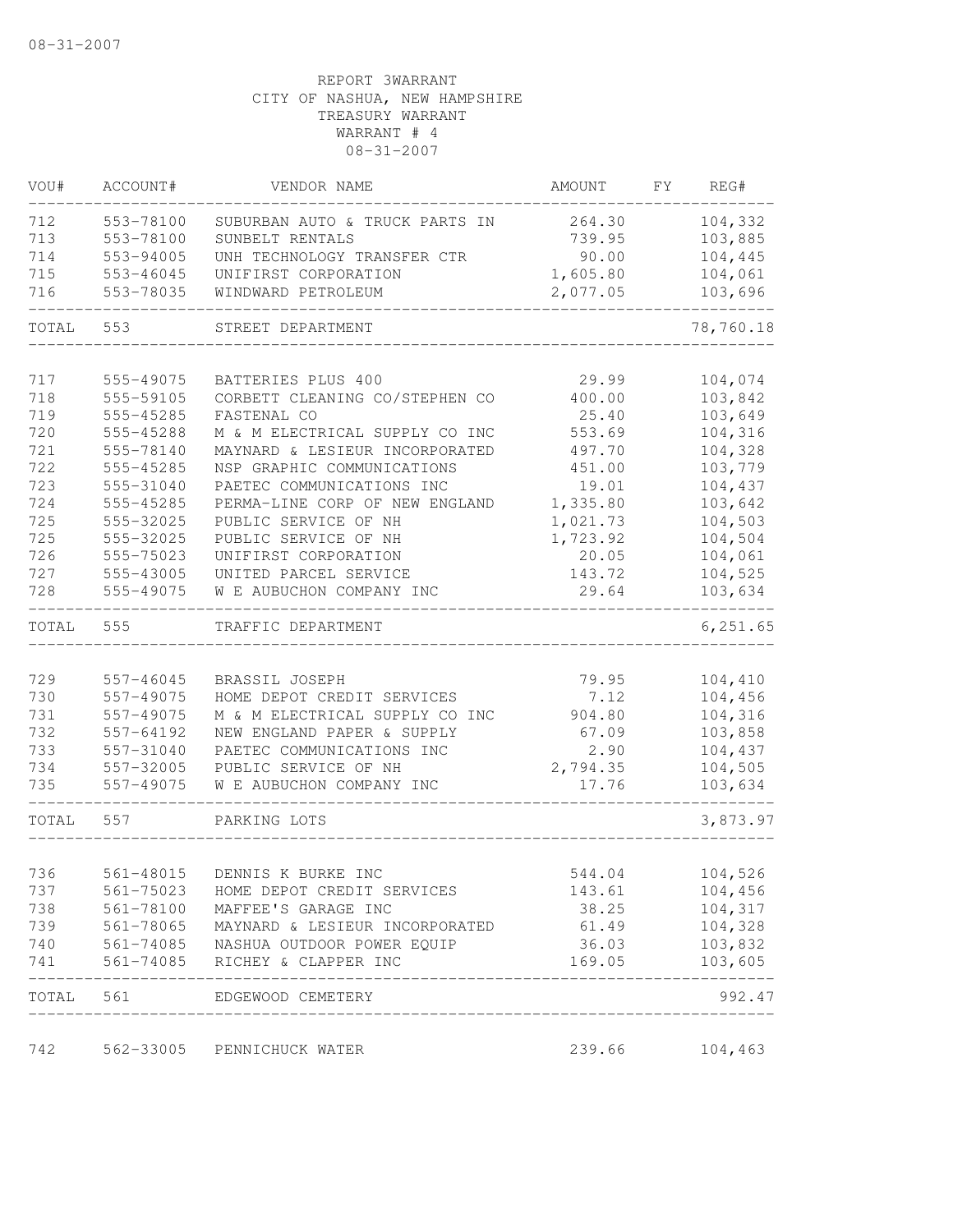REPORT 3WARRANT
CITY OF NASHUA, NEW HAMPSHIRE
TREASURY WARRANT
WARRANT # 4
08-31-2007

| VOU# | ACCOUNT# | VENDOR NAME | AMOUNT | FY | REG# |
|---|---|---|---|---|---|
| 712 | 553-78100 | SUBURBAN AUTO & TRUCK PARTS IN | 264.30 | | 104,332 |
| 713 | 553-78100 | SUNBELT RENTALS | 739.95 | | 103,885 |
| 714 | 553-94005 | UNH TECHNOLOGY TRANSFER CTR | 90.00 | | 104,445 |
| 715 | 553-46045 | UNIFIRST CORPORATION | 1,605.80 | | 104,061 |
| 716 | 553-78035 | WINDWARD PETROLEUM | 2,077.05 | | 103,696 |
| TOTAL | 553 | STREET DEPARTMENT | | | 78,760.18 |
| 717 | 555-49075 | BATTERIES PLUS 400 | 29.99 | | 104,074 |
| 718 | 555-59105 | CORBETT CLEANING CO/STEPHEN CO | 400.00 | | 103,842 |
| 719 | 555-45285 | FASTENAL CO | 25.40 | | 103,649 |
| 720 | 555-45288 | M & M ELECTRICAL SUPPLY CO INC | 553.69 | | 104,316 |
| 721 | 555-78140 | MAYNARD & LESIEUR INCORPORATED | 497.70 | | 104,328 |
| 722 | 555-45285 | NSP GRAPHIC COMMUNICATIONS | 451.00 | | 103,779 |
| 723 | 555-31040 | PAETEC COMMUNICATIONS INC | 19.01 | | 104,437 |
| 724 | 555-45285 | PERMA-LINE CORP OF NEW ENGLAND | 1,335.80 | | 103,642 |
| 725 | 555-32025 | PUBLIC SERVICE OF NH | 1,021.73 | | 104,503 |
| 725 | 555-32025 | PUBLIC SERVICE OF NH | 1,723.92 | | 104,504 |
| 726 | 555-75023 | UNIFIRST CORPORATION | 20.05 | | 104,061 |
| 727 | 555-43005 | UNITED PARCEL SERVICE | 143.72 | | 104,525 |
| 728 | 555-49075 | W E AUBUCHON COMPANY INC | 29.64 | | 103,634 |
| TOTAL | 555 | TRAFFIC DEPARTMENT | | | 6,251.65 |
| 729 | 557-46045 | BRASSIL JOSEPH | 79.95 | | 104,410 |
| 730 | 557-49075 | HOME DEPOT CREDIT SERVICES | 7.12 | | 104,456 |
| 731 | 557-49075 | M & M ELECTRICAL SUPPLY CO INC | 904.80 | | 104,316 |
| 732 | 557-64192 | NEW ENGLAND PAPER & SUPPLY | 67.09 | | 103,858 |
| 733 | 557-31040 | PAETEC COMMUNICATIONS INC | 2.90 | | 104,437 |
| 734 | 557-32005 | PUBLIC SERVICE OF NH | 2,794.35 | | 104,505 |
| 735 | 557-49075 | W E AUBUCHON COMPANY INC | 17.76 | | 103,634 |
| TOTAL | 557 | PARKING LOTS | | | 3,873.97 |
| 736 | 561-48015 | DENNIS K BURKE INC | 544.04 | | 104,526 |
| 737 | 561-75023 | HOME DEPOT CREDIT SERVICES | 143.61 | | 104,456 |
| 738 | 561-78100 | MAFFEE'S GARAGE INC | 38.25 | | 104,317 |
| 739 | 561-78065 | MAYNARD & LESIEUR INCORPORATED | 61.49 | | 104,328 |
| 740 | 561-74085 | NASHUA OUTDOOR POWER EQUIP | 36.03 | | 103,832 |
| 741 | 561-74085 | RICHEY & CLAPPER INC | 169.05 | | 103,605 |
| TOTAL | 561 | EDGEWOOD CEMETERY | | | 992.47 |
| 742 | 562-33005 | PENNICHUCK WATER | 239.66 | | 104,463 |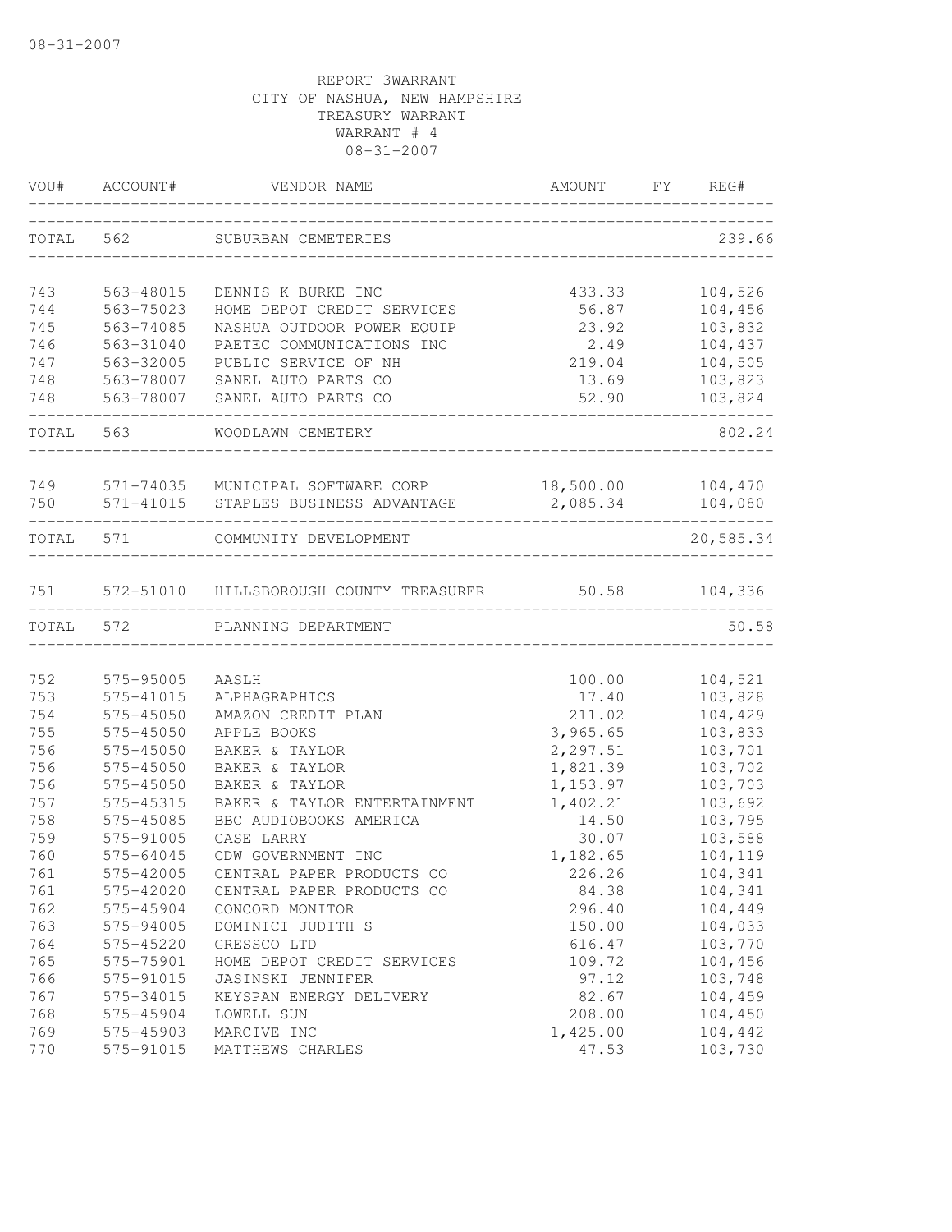08-31-2007

REPORT 3WARRANT
CITY OF NASHUA, NEW HAMPSHIRE
TREASURY WARRANT
WARRANT # 4
08-31-2007

| VOU# | ACCOUNT# | VENDOR NAME | AMOUNT | FY | REG# |
|---|---|---|---|---|---|
| TOTAL | 562 | SUBURBAN CEMETERIES | | | 239.66 |
| 743 | 563-48015 | DENNIS K BURKE INC | 433.33 | | 104,526 |
| 744 | 563-75023 | HOME DEPOT CREDIT SERVICES | 56.87 | | 104,456 |
| 745 | 563-74085 | NASHUA OUTDOOR POWER EQUIP | 23.92 | | 103,832 |
| 746 | 563-31040 | PAETEC COMMUNICATIONS INC | 2.49 | | 104,437 |
| 747 | 563-32005 | PUBLIC SERVICE OF NH | 219.04 | | 104,505 |
| 748 | 563-78007 | SANEL AUTO PARTS CO | 13.69 | | 103,823 |
| 748 | 563-78007 | SANEL AUTO PARTS CO | 52.90 | | 103,824 |
| TOTAL | 563 | WOODLAWN CEMETERY | | | 802.24 |
| 749 | 571-74035 | MUNICIPAL SOFTWARE CORP | 18,500.00 | | 104,470 |
| 750 | 571-41015 | STAPLES BUSINESS ADVANTAGE | 2,085.34 | | 104,080 |
| TOTAL | 571 | COMMUNITY DEVELOPMENT | | | 20,585.34 |
| 751 | 572-51010 | HILLSBOROUGH COUNTY TREASURER | 50.58 | | 104,336 |
| TOTAL | 572 | PLANNING DEPARTMENT | | | 50.58 |
| 752 | 575-95005 | AASLH | 100.00 | | 104,521 |
| 753 | 575-41015 | ALPHAGRAPHICS | 17.40 | | 103,828 |
| 754 | 575-45050 | AMAZON CREDIT PLAN | 211.02 | | 104,429 |
| 755 | 575-45050 | APPLE BOOKS | 3,965.65 | | 103,833 |
| 756 | 575-45050 | BAKER & TAYLOR | 2,297.51 | | 103,701 |
| 756 | 575-45050 | BAKER & TAYLOR | 1,821.39 | | 103,702 |
| 756 | 575-45050 | BAKER & TAYLOR | 1,153.97 | | 103,703 |
| 757 | 575-45315 | BAKER & TAYLOR ENTERTAINMENT | 1,402.21 | | 103,692 |
| 758 | 575-45085 | BBC AUDIOBOOKS AMERICA | 14.50 | | 103,795 |
| 759 | 575-91005 | CASE LARRY | 30.07 | | 103,588 |
| 760 | 575-64045 | CDW GOVERNMENT INC | 1,182.65 | | 104,119 |
| 761 | 575-42005 | CENTRAL PAPER PRODUCTS CO | 226.26 | | 104,341 |
| 761 | 575-42020 | CENTRAL PAPER PRODUCTS CO | 84.38 | | 104,341 |
| 762 | 575-45904 | CONCORD MONITOR | 296.40 | | 104,449 |
| 763 | 575-94005 | DOMINICI JUDITH S | 150.00 | | 104,033 |
| 764 | 575-45220 | GRESSCO LTD | 616.47 | | 103,770 |
| 765 | 575-75901 | HOME DEPOT CREDIT SERVICES | 109.72 | | 104,456 |
| 766 | 575-91015 | JASINSKI JENNIFER | 97.12 | | 103,748 |
| 767 | 575-34015 | KEYSPAN ENERGY DELIVERY | 82.67 | | 104,459 |
| 768 | 575-45904 | LOWELL SUN | 208.00 | | 104,450 |
| 769 | 575-45903 | MARCIVE INC | 1,425.00 | | 104,442 |
| 770 | 575-91015 | MATTHEWS CHARLES | 47.53 | | 103,730 |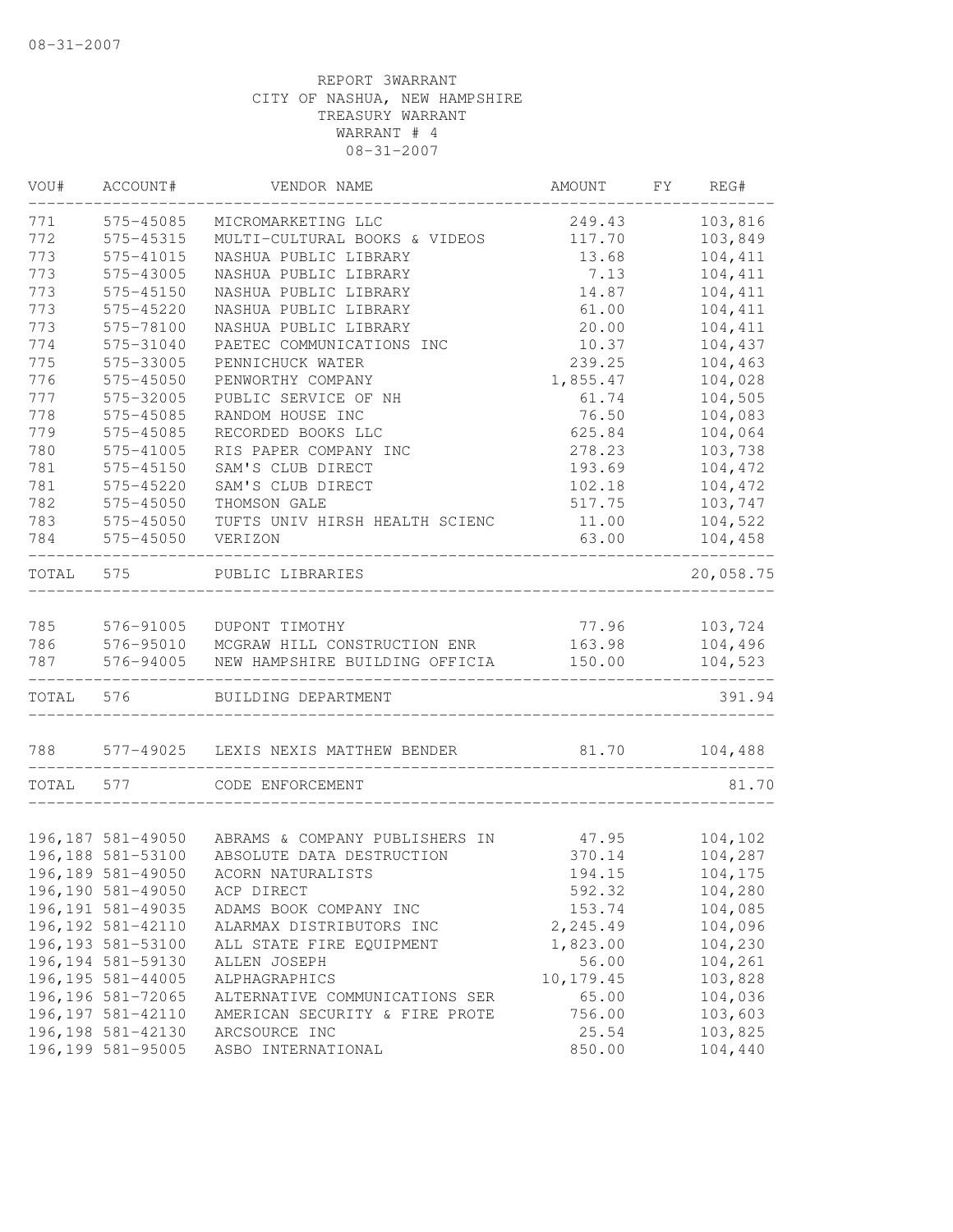08-31-2007

REPORT 3WARRANT
CITY OF NASHUA, NEW HAMPSHIRE
TREASURY WARRANT
WARRANT # 4
08-31-2007

| VOU# | ACCOUNT# | VENDOR NAME | AMOUNT | FY | REG# |
|---|---|---|---|---|---|
| 771 | 575-45085 | MICROMARKETING LLC | 249.43 | | 103,816 |
| 772 | 575-45315 | MULTI-CULTURAL BOOKS & VIDEOS | 117.70 | | 103,849 |
| 773 | 575-41015 | NASHUA PUBLIC LIBRARY | 13.68 | | 104,411 |
| 773 | 575-43005 | NASHUA PUBLIC LIBRARY | 7.13 | | 104,411 |
| 773 | 575-45150 | NASHUA PUBLIC LIBRARY | 14.87 | | 104,411 |
| 773 | 575-45220 | NASHUA PUBLIC LIBRARY | 61.00 | | 104,411 |
| 773 | 575-78100 | NASHUA PUBLIC LIBRARY | 20.00 | | 104,411 |
| 774 | 575-31040 | PAETEC COMMUNICATIONS INC | 10.37 | | 104,437 |
| 775 | 575-33005 | PENNICHUCK WATER | 239.25 | | 104,463 |
| 776 | 575-45050 | PENWORTHY COMPANY | 1,855.47 | | 104,028 |
| 777 | 575-32005 | PUBLIC SERVICE OF NH | 61.74 | | 104,505 |
| 778 | 575-45085 | RANDOM HOUSE INC | 76.50 | | 104,083 |
| 779 | 575-45085 | RECORDED BOOKS LLC | 625.84 | | 104,064 |
| 780 | 575-41005 | RIS PAPER COMPANY INC | 278.23 | | 103,738 |
| 781 | 575-45150 | SAM'S CLUB DIRECT | 193.69 | | 104,472 |
| 781 | 575-45220 | SAM'S CLUB DIRECT | 102.18 | | 104,472 |
| 782 | 575-45050 | THOMSON GALE | 517.75 | | 103,747 |
| 783 | 575-45050 | TUFTS UNIV HIRSH HEALTH SCIENC | 11.00 | | 104,522 |
| 784 | 575-45050 | VERIZON | 63.00 | | 104,458 |
| TOTAL | 575 | PUBLIC LIBRARIES | | | 20,058.75 |
| 785 | 576-91005 | DUPONT TIMOTHY | 77.96 | | 103,724 |
| 786 | 576-95010 | MCGRAW HILL CONSTRUCTION ENR | 163.98 | | 104,496 |
| 787 | 576-94005 | NEW HAMPSHIRE BUILDING OFFICIA | 150.00 | | 104,523 |
| TOTAL | 576 | BUILDING DEPARTMENT | | | 391.94 |
| 788 | 577-49025 | LEXIS NEXIS MATTHEW BENDER | 81.70 | | 104,488 |
| TOTAL | 577 | CODE ENFORCEMENT | | | 81.70 |
| 196,187 | 581-49050 | ABRAMS & COMPANY PUBLISHERS IN | 47.95 | | 104,102 |
| 196,188 | 581-53100 | ABSOLUTE DATA DESTRUCTION | 370.14 | | 104,287 |
| 196,189 | 581-49050 | ACORN NATURALISTS | 194.15 | | 104,175 |
| 196,190 | 581-49050 | ACP DIRECT | 592.32 | | 104,280 |
| 196,191 | 581-49035 | ADAMS BOOK COMPANY INC | 153.74 | | 104,085 |
| 196,192 | 581-42110 | ALARMAX DISTRIBUTORS INC | 2,245.49 | | 104,096 |
| 196,193 | 581-53100 | ALL STATE FIRE EQUIPMENT | 1,823.00 | | 104,230 |
| 196,194 | 581-59130 | ALLEN JOSEPH | 56.00 | | 104,261 |
| 196,195 | 581-44005 | ALPHAGRAPHICS | 10,179.45 | | 103,828 |
| 196,196 | 581-72065 | ALTERNATIVE COMMUNICATIONS SER | 65.00 | | 104,036 |
| 196,197 | 581-42110 | AMERICAN SECURITY & FIRE PROTE | 756.00 | | 103,603 |
| 196,198 | 581-42130 | ARCSOURCE INC | 25.54 | | 103,825 |
| 196,199 | 581-95005 | ASBO INTERNATIONAL | 850.00 | | 104,440 |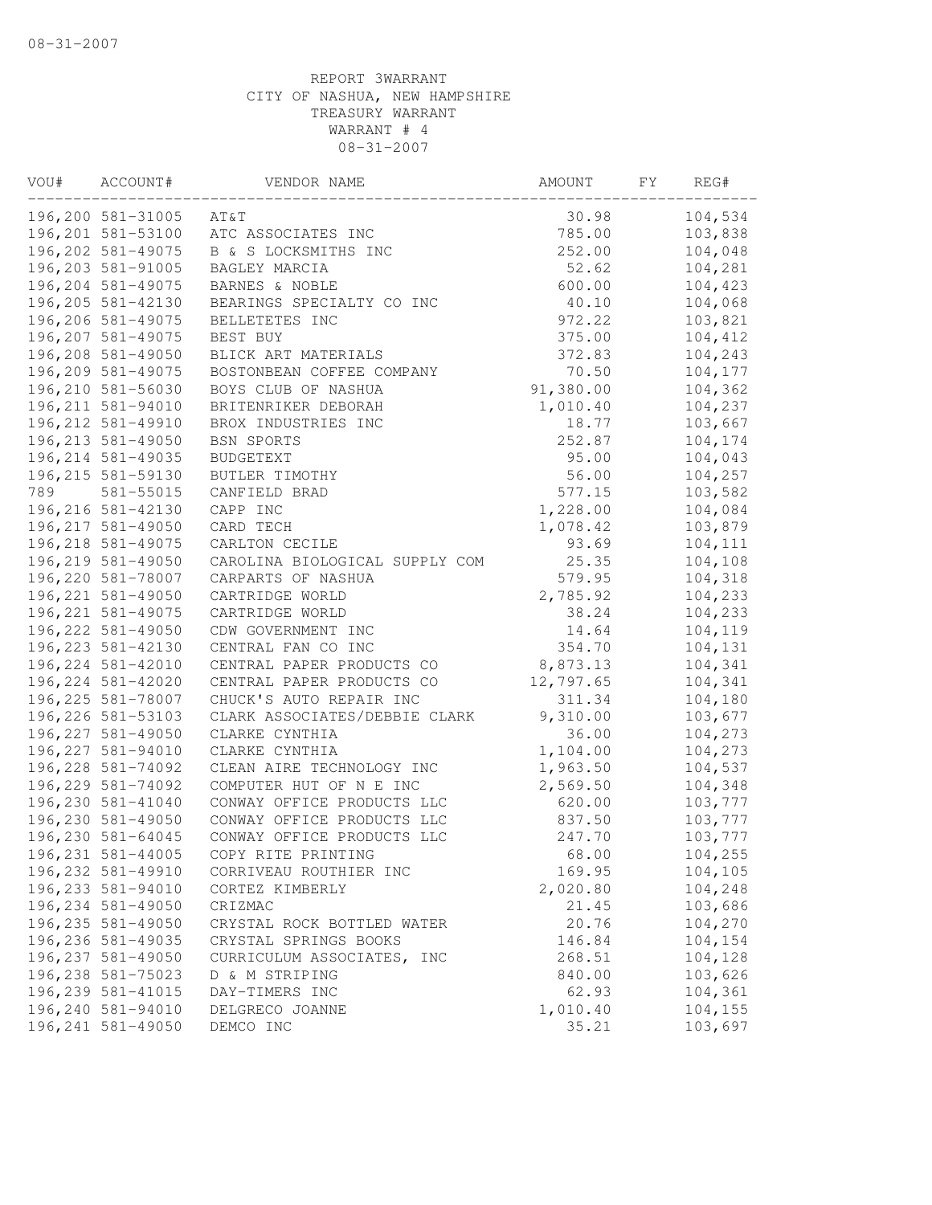08-31-2007

REPORT 3WARRANT
CITY OF NASHUA, NEW HAMPSHIRE
TREASURY WARRANT
WARRANT # 4
08-31-2007

| VOU# | ACCOUNT# | VENDOR NAME | AMOUNT | FY | REG# |
|---|---|---|---|---|---|
| 196,200 | 581-31005 | AT&T | 30.98 | | 104,534 |
| 196,201 | 581-53100 | ATC ASSOCIATES INC | 785.00 | | 103,838 |
| 196,202 | 581-49075 | B & S LOCKSMITHS INC | 252.00 | | 104,048 |
| 196,203 | 581-91005 | BAGLEY MARCIA | 52.62 | | 104,281 |
| 196,204 | 581-49075 | BARNES & NOBLE | 600.00 | | 104,423 |
| 196,205 | 581-42130 | BEARINGS SPECIALTY CO INC | 40.10 | | 104,068 |
| 196,206 | 581-49075 | BELLETETES INC | 972.22 | | 103,821 |
| 196,207 | 581-49075 | BEST BUY | 375.00 | | 104,412 |
| 196,208 | 581-49050 | BLICK ART MATERIALS | 372.83 | | 104,243 |
| 196,209 | 581-49075 | BOSTONBEAN COFFEE COMPANY | 70.50 | | 104,177 |
| 196,210 | 581-56030 | BOYS CLUB OF NASHUA | 91,380.00 | | 104,362 |
| 196,211 | 581-94010 | BRITENRIKER DEBORAH | 1,010.40 | | 104,237 |
| 196,212 | 581-49910 | BROX INDUSTRIES INC | 18.77 | | 103,667 |
| 196,213 | 581-49050 | BSN SPORTS | 252.87 | | 104,174 |
| 196,214 | 581-49035 | BUDGETEXT | 95.00 | | 104,043 |
| 196,215 | 581-59130 | BUTLER TIMOTHY | 56.00 | | 104,257 |
| 789 | 581-55015 | CANFIELD BRAD | 577.15 | | 103,582 |
| 196,216 | 581-42130 | CAPP INC | 1,228.00 | | 104,084 |
| 196,217 | 581-49050 | CARD TECH | 1,078.42 | | 103,879 |
| 196,218 | 581-49075 | CARLTON CECILE | 93.69 | | 104,111 |
| 196,219 | 581-49050 | CAROLINA BIOLOGICAL SUPPLY COM | 25.35 | | 104,108 |
| 196,220 | 581-78007 | CARPARTS OF NASHUA | 579.95 | | 104,318 |
| 196,221 | 581-49050 | CARTRIDGE WORLD | 2,785.92 | | 104,233 |
| 196,221 | 581-49075 | CARTRIDGE WORLD | 38.24 | | 104,233 |
| 196,222 | 581-49050 | CDW GOVERNMENT INC | 14.64 | | 104,119 |
| 196,223 | 581-42130 | CENTRAL FAN CO INC | 354.70 | | 104,131 |
| 196,224 | 581-42010 | CENTRAL PAPER PRODUCTS CO | 8,873.13 | | 104,341 |
| 196,224 | 581-42020 | CENTRAL PAPER PRODUCTS CO | 12,797.65 | | 104,341 |
| 196,225 | 581-78007 | CHUCK'S AUTO REPAIR INC | 311.34 | | 104,180 |
| 196,226 | 581-53103 | CLARK ASSOCIATES/DEBBIE CLARK | 9,310.00 | | 103,677 |
| 196,227 | 581-49050 | CLARKE CYNTHIA | 36.00 | | 104,273 |
| 196,227 | 581-94010 | CLARKE CYNTHIA | 1,104.00 | | 104,273 |
| 196,228 | 581-74092 | CLEAN AIRE TECHNOLOGY INC | 1,963.50 | | 104,537 |
| 196,229 | 581-74092 | COMPUTER HUT OF N E INC | 2,569.50 | | 104,348 |
| 196,230 | 581-41040 | CONWAY OFFICE PRODUCTS LLC | 620.00 | | 103,777 |
| 196,230 | 581-49050 | CONWAY OFFICE PRODUCTS LLC | 837.50 | | 103,777 |
| 196,230 | 581-64045 | CONWAY OFFICE PRODUCTS LLC | 247.70 | | 103,777 |
| 196,231 | 581-44005 | COPY RITE PRINTING | 68.00 | | 104,255 |
| 196,232 | 581-49910 | CORRIVEAU ROUTHIER INC | 169.95 | | 104,105 |
| 196,233 | 581-94010 | CORTEZ KIMBERLY | 2,020.80 | | 104,248 |
| 196,234 | 581-49050 | CRIZMAC | 21.45 | | 103,686 |
| 196,235 | 581-49050 | CRYSTAL ROCK BOTTLED WATER | 20.76 | | 104,270 |
| 196,236 | 581-49035 | CRYSTAL SPRINGS BOOKS | 146.84 | | 104,154 |
| 196,237 | 581-49050 | CURRICULUM ASSOCIATES, INC | 268.51 | | 104,128 |
| 196,238 | 581-75023 | D & M STRIPING | 840.00 | | 103,626 |
| 196,239 | 581-41015 | DAY-TIMERS INC | 62.93 | | 104,361 |
| 196,240 | 581-94010 | DELGRECO JOANNE | 1,010.40 | | 104,155 |
| 196,241 | 581-49050 | DEMCO INC | 35.21 | | 103,697 |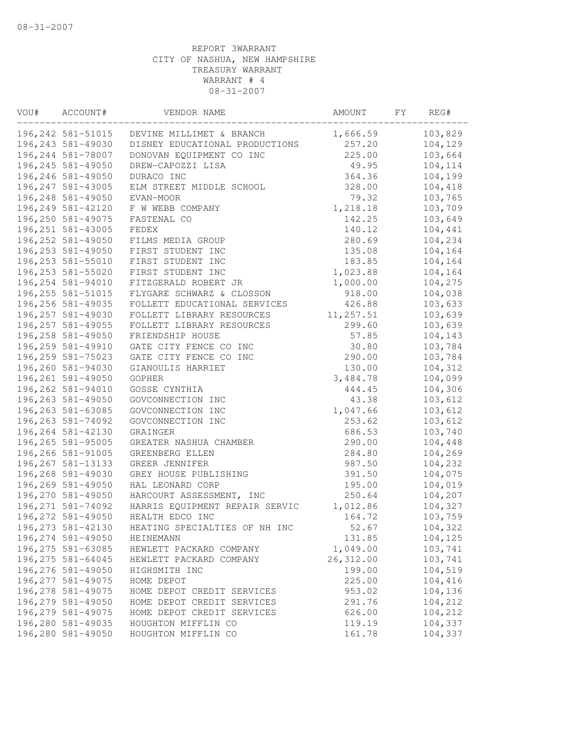REPORT 3WARRANT
CITY OF NASHUA, NEW HAMPSHIRE
TREASURY WARRANT
WARRANT # 4
08-31-2007

| VOU# | ACCOUNT# | VENDOR NAME | AMOUNT | FY | REG# |
|---|---|---|---|---|---|
| 196,242 | 581-51015 | DEVINE MILLIMET & BRANCH | 1,666.59 | | 103,829 |
| 196,243 | 581-49030 | DISNEY EDUCATIONAL PRODUCTIONS | 257.20 | | 104,129 |
| 196,244 | 581-78007 | DONOVAN EQUIPMENT CO INC | 225.00 | | 103,664 |
| 196,245 | 581-49050 | DREW-CAPOZZI LISA | 49.95 | | 104,114 |
| 196,246 | 581-49050 | DURACO INC | 364.36 | | 104,199 |
| 196,247 | 581-43005 | ELM STREET MIDDLE SCHOOL | 328.00 | | 104,418 |
| 196,248 | 581-49050 | EVAN-MOOR | 79.32 | | 103,765 |
| 196,249 | 581-42120 | F W WEBB COMPANY | 1,218.18 | | 103,709 |
| 196,250 | 581-49075 | FASTENAL CO | 142.25 | | 103,649 |
| 196,251 | 581-43005 | FEDEX | 140.12 | | 104,441 |
| 196,252 | 581-49050 | FILMS MEDIA GROUP | 280.69 | | 104,234 |
| 196,253 | 581-49050 | FIRST STUDENT INC | 135.08 | | 104,164 |
| 196,253 | 581-55010 | FIRST STUDENT INC | 183.85 | | 104,164 |
| 196,253 | 581-55020 | FIRST STUDENT INC | 1,023.88 | | 104,164 |
| 196,254 | 581-94010 | FITZGERALD ROBERT JR | 1,000.00 | | 104,275 |
| 196,255 | 581-51015 | FLYGARE SCHWARZ & CLOSSON | 918.00 | | 104,038 |
| 196,256 | 581-49035 | FOLLETT EDUCATIONAL SERVICES | 426.88 | | 103,633 |
| 196,257 | 581-49030 | FOLLETT LIBRARY RESOURCES | 11,257.51 | | 103,639 |
| 196,257 | 581-49055 | FOLLETT LIBRARY RESOURCES | 299.60 | | 103,639 |
| 196,258 | 581-49050 | FRIENDSHIP HOUSE | 57.85 | | 104,143 |
| 196,259 | 581-49910 | GATE CITY FENCE CO INC | 30.80 | | 103,784 |
| 196,259 | 581-75023 | GATE CITY FENCE CO INC | 290.00 | | 103,784 |
| 196,260 | 581-94030 | GIANOULIS HARRIET | 130.00 | | 104,312 |
| 196,261 | 581-49050 | GOPHER | 3,484.78 | | 104,099 |
| 196,262 | 581-94010 | GOSSE CYNTHIA | 444.45 | | 104,306 |
| 196,263 | 581-49050 | GOVCONNECTION INC | 43.38 | | 103,612 |
| 196,263 | 581-63085 | GOVCONNECTION INC | 1,047.66 | | 103,612 |
| 196,263 | 581-74092 | GOVCONNECTION INC | 253.62 | | 103,612 |
| 196,264 | 581-42130 | GRAINGER | 686.53 | | 103,740 |
| 196,265 | 581-95005 | GREATER NASHUA CHAMBER | 290.00 | | 104,448 |
| 196,266 | 581-91005 | GREENBERG ELLEN | 284.80 | | 104,269 |
| 196,267 | 581-13133 | GREER JENNIFER | 987.50 | | 104,232 |
| 196,268 | 581-49030 | GREY HOUSE PUBLISHING | 391.50 | | 104,075 |
| 196,269 | 581-49050 | HAL LEONARD CORP | 195.00 | | 104,019 |
| 196,270 | 581-49050 | HARCOURT ASSESSMENT, INC | 250.64 | | 104,207 |
| 196,271 | 581-74092 | HARRIS EQUIPMENT REPAIR SERVIC | 1,012.86 | | 104,327 |
| 196,272 | 581-49050 | HEALTH EDCO INC | 164.72 | | 103,759 |
| 196,273 | 581-42130 | HEATING SPECIALTIES OF NH INC | 52.67 | | 104,322 |
| 196,274 | 581-49050 | HEINEMANN | 131.85 | | 104,125 |
| 196,275 | 581-63085 | HEWLETT PACKARD COMPANY | 1,049.00 | | 103,741 |
| 196,275 | 581-64045 | HEWLETT PACKARD COMPANY | 26,312.00 | | 103,741 |
| 196,276 | 581-49050 | HIGHSMITH INC | 199.00 | | 104,519 |
| 196,277 | 581-49075 | HOME DEPOT | 225.00 | | 104,416 |
| 196,278 | 581-49075 | HOME DEPOT CREDIT SERVICES | 953.02 | | 104,136 |
| 196,279 | 581-49050 | HOME DEPOT CREDIT SERVICES | 291.76 | | 104,212 |
| 196,279 | 581-49075 | HOME DEPOT CREDIT SERVICES | 626.00 | | 104,212 |
| 196,280 | 581-49035 | HOUGHTON MIFFLIN CO | 119.19 | | 104,337 |
| 196,280 | 581-49050 | HOUGHTON MIFFLIN CO | 161.78 | | 104,337 |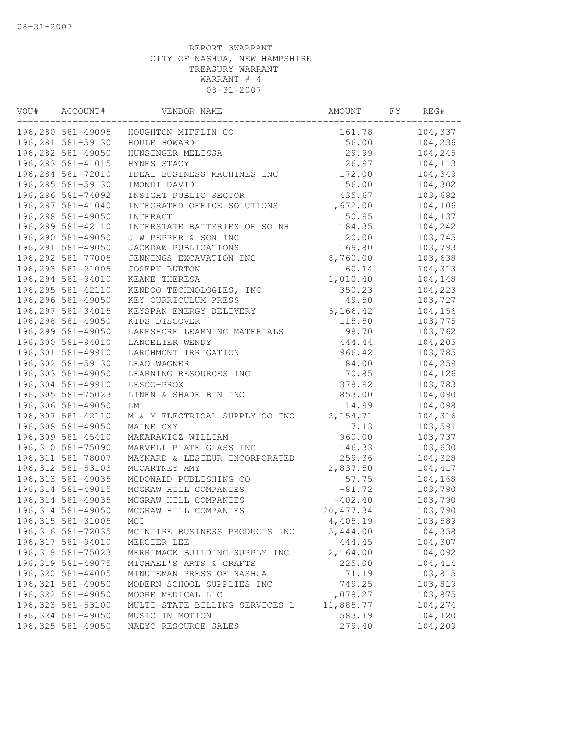REPORT 3WARRANT
CITY OF NASHUA, NEW HAMPSHIRE
TREASURY WARRANT
WARRANT # 4
08-31-2007

| VOU# | ACCOUNT# | VENDOR NAME | AMOUNT | FY | REG# |
|---|---|---|---|---|---|
| 196,280 | 581-49095 | HOUGHTON MIFFLIN CO | 161.78 | | 104,337 |
| 196,281 | 581-59130 | HOULE HOWARD | 56.00 | | 104,236 |
| 196,282 | 581-49050 | HUNSINGER MELISSA | 29.99 | | 104,245 |
| 196,283 | 581-41015 | HYNES STACY | 26.97 | | 104,113 |
| 196,284 | 581-72010 | IDEAL BUSINESS MACHINES INC | 172.00 | | 104,349 |
| 196,285 | 581-59130 | IMONDI DAVID | 56.00 | | 104,302 |
| 196,286 | 581-74092 | INSIGHT PUBLIC SECTOR | 435.67 | | 103,682 |
| 196,287 | 581-41040 | INTEGRATED OFFICE SOLUTIONS | 1,672.00 | | 104,106 |
| 196,288 | 581-49050 | INTERACT | 50.95 | | 104,137 |
| 196,289 | 581-42110 | INTERSTATE BATTERIES OF SO NH | 184.35 | | 104,242 |
| 196,290 | 581-49050 | J W PEPPER & SON INC | 20.00 | | 103,745 |
| 196,291 | 581-49050 | JACKDAW PUBLICATIONS | 169.80 | | 103,793 |
| 196,292 | 581-77005 | JENNINGS EXCAVATION INC | 8,760.00 | | 103,638 |
| 196,293 | 581-91005 | JOSEPH BURTON | 60.14 | | 104,313 |
| 196,294 | 581-94010 | KEANE THERESA | 1,010.40 | | 104,148 |
| 196,295 | 581-42110 | KENDOO TECHNOLOGIES, INC | 350.23 | | 104,223 |
| 196,296 | 581-49050 | KEY CURRICULUM PRESS | 49.50 | | 103,727 |
| 196,297 | 581-34015 | KEYSPAN ENERGY DELIVERY | 5,166.42 | | 104,156 |
| 196,298 | 581-49050 | KIDS DISCOVER | 115.50 | | 103,775 |
| 196,299 | 581-49050 | LAKESHORE LEARNING MATERIALS | 98.70 | | 103,762 |
| 196,300 | 581-94010 | LANGELIER WENDY | 444.44 | | 104,205 |
| 196,301 | 581-49910 | LARCHMONT IRRIGATION | 966.42 | | 103,785 |
| 196,302 | 581-59130 | LEAO WAGNER | 84.00 | | 104,259 |
| 196,303 | 581-49050 | LEARNING RESOURCES INC | 70.85 | | 104,126 |
| 196,304 | 581-49910 | LESCO-PROX | 378.92 | | 103,783 |
| 196,305 | 581-75023 | LINEN & SHADE BIN INC | 853.00 | | 104,090 |
| 196,306 | 581-49050 | LMI | 14.99 | | 104,098 |
| 196,307 | 581-42110 | M & M ELECTRICAL SUPPLY CO INC | 2,154.71 | | 104,316 |
| 196,308 | 581-49050 | MAINE OXY | 7.13 | | 103,591 |
| 196,309 | 581-45410 | MAKARAWICZ WILLIAM | 960.00 | | 103,737 |
| 196,310 | 581-75090 | MARVELL PLATE GLASS INC | 146.33 | | 103,630 |
| 196,311 | 581-78007 | MAYNARD & LESIEUR INCORPORATED | 259.36 | | 104,328 |
| 196,312 | 581-53103 | MCCARTNEY AMY | 2,837.50 | | 104,417 |
| 196,313 | 581-49035 | MCDONALD PUBLISHING CO | 57.75 | | 104,168 |
| 196,314 | 581-49015 | MCGRAW HILL COMPANIES | -81.72 | | 103,790 |
| 196,314 | 581-49035 | MCGRAW HILL COMPANIES | -402.40 | | 103,790 |
| 196,314 | 581-49050 | MCGRAW HILL COMPANIES | 20,477.34 | | 103,790 |
| 196,315 | 581-31005 | MCI | 4,405.19 | | 103,589 |
| 196,316 | 581-72035 | MCINTIRE BUSINESS PRODUCTS INC | 5,444.00 | | 104,358 |
| 196,317 | 581-94010 | MERCIER LEE | 444.45 | | 104,307 |
| 196,318 | 581-75023 | MERRIMACK BUILDING SUPPLY INC | 2,164.00 | | 104,092 |
| 196,319 | 581-49075 | MICHAEL'S ARTS & CRAFTS | 225.00 | | 104,414 |
| 196,320 | 581-44005 | MINUTEMAN PRESS OF NASHUA | 71.19 | | 103,815 |
| 196,321 | 581-49050 | MODERN SCHOOL SUPPLIES INC | 749.25 | | 103,819 |
| 196,322 | 581-49050 | MOORE MEDICAL LLC | 1,078.27 | | 103,875 |
| 196,323 | 581-53100 | MULTI-STATE BILLING SERVICES L | 11,885.77 | | 104,274 |
| 196,324 | 581-49050 | MUSIC IN MOTION | 583.19 | | 104,120 |
| 196,325 | 581-49050 | NAEYC RESOURCE SALES | 279.40 | | 104,209 |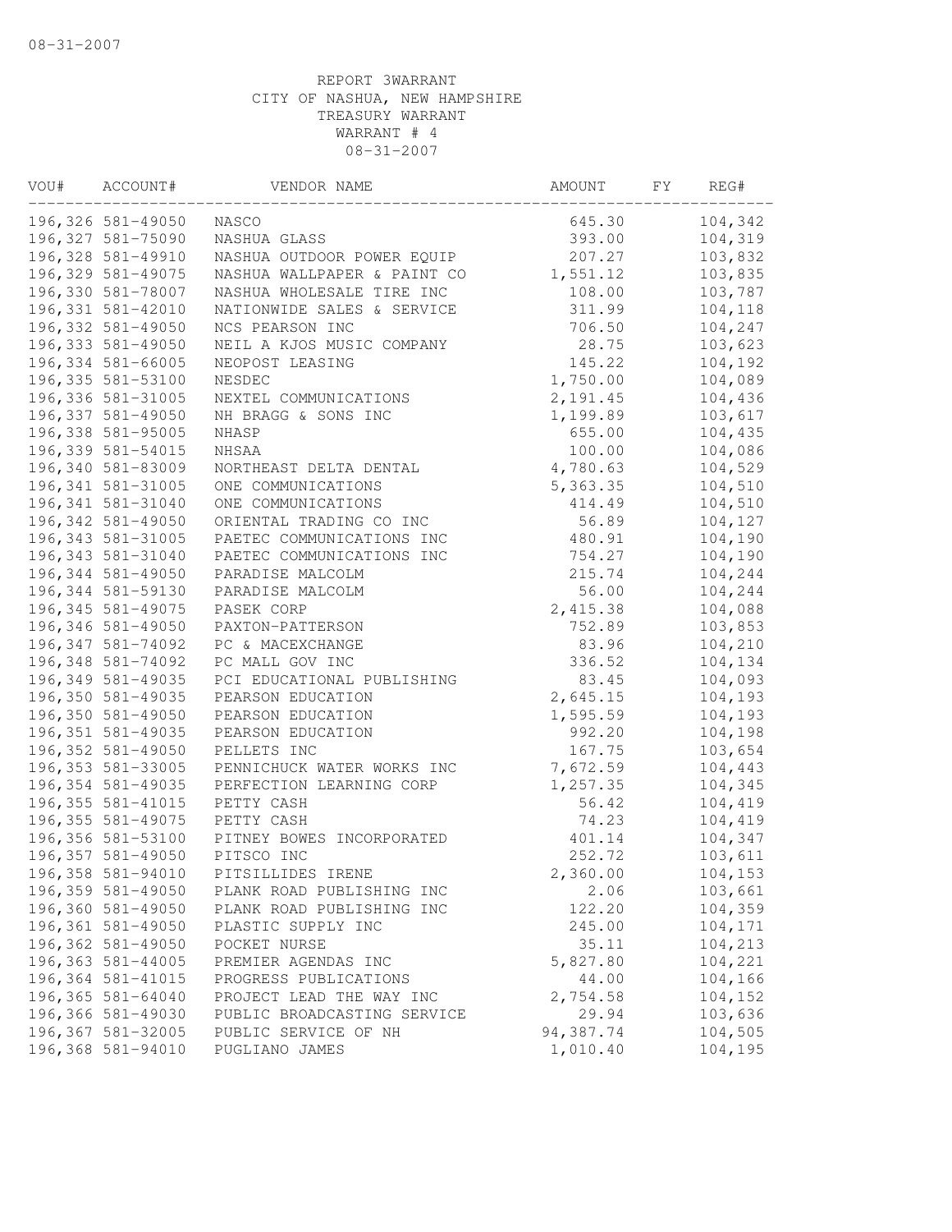08-31-2007

REPORT 3WARRANT
CITY OF NASHUA, NEW HAMPSHIRE
TREASURY WARRANT
WARRANT # 4
08-31-2007

| VOU# | ACCOUNT# | VENDOR NAME | AMOUNT | FY | REG# |
|---|---|---|---|---|---|
| 196,326 | 581-49050 | NASCO | 645.30 | | 104,342 |
| 196,327 | 581-75090 | NASHUA GLASS | 393.00 | | 104,319 |
| 196,328 | 581-49910 | NASHUA OUTDOOR POWER EQUIP | 207.27 | | 103,832 |
| 196,329 | 581-49075 | NASHUA WALLPAPER & PAINT CO | 1,551.12 | | 103,835 |
| 196,330 | 581-78007 | NASHUA WHOLESALE TIRE INC | 108.00 | | 103,787 |
| 196,331 | 581-42010 | NATIONWIDE SALES & SERVICE | 311.99 | | 104,118 |
| 196,332 | 581-49050 | NCS PEARSON INC | 706.50 | | 104,247 |
| 196,333 | 581-49050 | NEIL A KJOS MUSIC COMPANY | 28.75 | | 103,623 |
| 196,334 | 581-66005 | NEOPOST LEASING | 145.22 | | 104,192 |
| 196,335 | 581-53100 | NESDEC | 1,750.00 | | 104,089 |
| 196,336 | 581-31005 | NEXTEL COMMUNICATIONS | 2,191.45 | | 104,436 |
| 196,337 | 581-49050 | NH BRAGG & SONS INC | 1,199.89 | | 103,617 |
| 196,338 | 581-95005 | NHASP | 655.00 | | 104,435 |
| 196,339 | 581-54015 | NHSAA | 100.00 | | 104,086 |
| 196,340 | 581-83009 | NORTHEAST DELTA DENTAL | 4,780.63 | | 104,529 |
| 196,341 | 581-31005 | ONE COMMUNICATIONS | 5,363.35 | | 104,510 |
| 196,341 | 581-31040 | ONE COMMUNICATIONS | 414.49 | | 104,510 |
| 196,342 | 581-49050 | ORIENTAL TRADING CO INC | 56.89 | | 104,127 |
| 196,343 | 581-31005 | PAETEC COMMUNICATIONS INC | 480.91 | | 104,190 |
| 196,343 | 581-31040 | PAETEC COMMUNICATIONS INC | 754.27 | | 104,190 |
| 196,344 | 581-49050 | PARADISE MALCOLM | 215.74 | | 104,244 |
| 196,344 | 581-59130 | PARADISE MALCOLM | 56.00 | | 104,244 |
| 196,345 | 581-49075 | PASEK CORP | 2,415.38 | | 104,088 |
| 196,346 | 581-49050 | PAXTON-PATTERSON | 752.89 | | 103,853 |
| 196,347 | 581-74092 | PC & MACEXCHANGE | 83.96 | | 104,210 |
| 196,348 | 581-74092 | PC MALL GOV INC | 336.52 | | 104,134 |
| 196,349 | 581-49035 | PCI EDUCATIONAL PUBLISHING | 83.45 | | 104,093 |
| 196,350 | 581-49035 | PEARSON EDUCATION | 2,645.15 | | 104,193 |
| 196,350 | 581-49050 | PEARSON EDUCATION | 1,595.59 | | 104,193 |
| 196,351 | 581-49035 | PEARSON EDUCATION | 992.20 | | 104,198 |
| 196,352 | 581-49050 | PELLETS INC | 167.75 | | 103,654 |
| 196,353 | 581-33005 | PENNICHUCK WATER WORKS INC | 7,672.59 | | 104,443 |
| 196,354 | 581-49035 | PERFECTION LEARNING CORP | 1,257.35 | | 104,345 |
| 196,355 | 581-41015 | PETTY CASH | 56.42 | | 104,419 |
| 196,355 | 581-49075 | PETTY CASH | 74.23 | | 104,419 |
| 196,356 | 581-53100 | PITNEY BOWES INCORPORATED | 401.14 | | 104,347 |
| 196,357 | 581-49050 | PITSCO INC | 252.72 | | 103,611 |
| 196,358 | 581-94010 | PITSILLIDES IRENE | 2,360.00 | | 104,153 |
| 196,359 | 581-49050 | PLANK ROAD PUBLISHING INC | 2.06 | | 103,661 |
| 196,360 | 581-49050 | PLANK ROAD PUBLISHING INC | 122.20 | | 104,359 |
| 196,361 | 581-49050 | PLASTIC SUPPLY INC | 245.00 | | 104,171 |
| 196,362 | 581-49050 | POCKET NURSE | 35.11 | | 104,213 |
| 196,363 | 581-44005 | PREMIER AGENDAS INC | 5,827.80 | | 104,221 |
| 196,364 | 581-41015 | PROGRESS PUBLICATIONS | 44.00 | | 104,166 |
| 196,365 | 581-64040 | PROJECT LEAD THE WAY INC | 2,754.58 | | 104,152 |
| 196,366 | 581-49030 | PUBLIC BROADCASTING SERVICE | 29.94 | | 103,636 |
| 196,367 | 581-32005 | PUBLIC SERVICE OF NH | 94,387.74 | | 104,505 |
| 196,368 | 581-94010 | PUGLIANO JAMES | 1,010.40 | | 104,195 |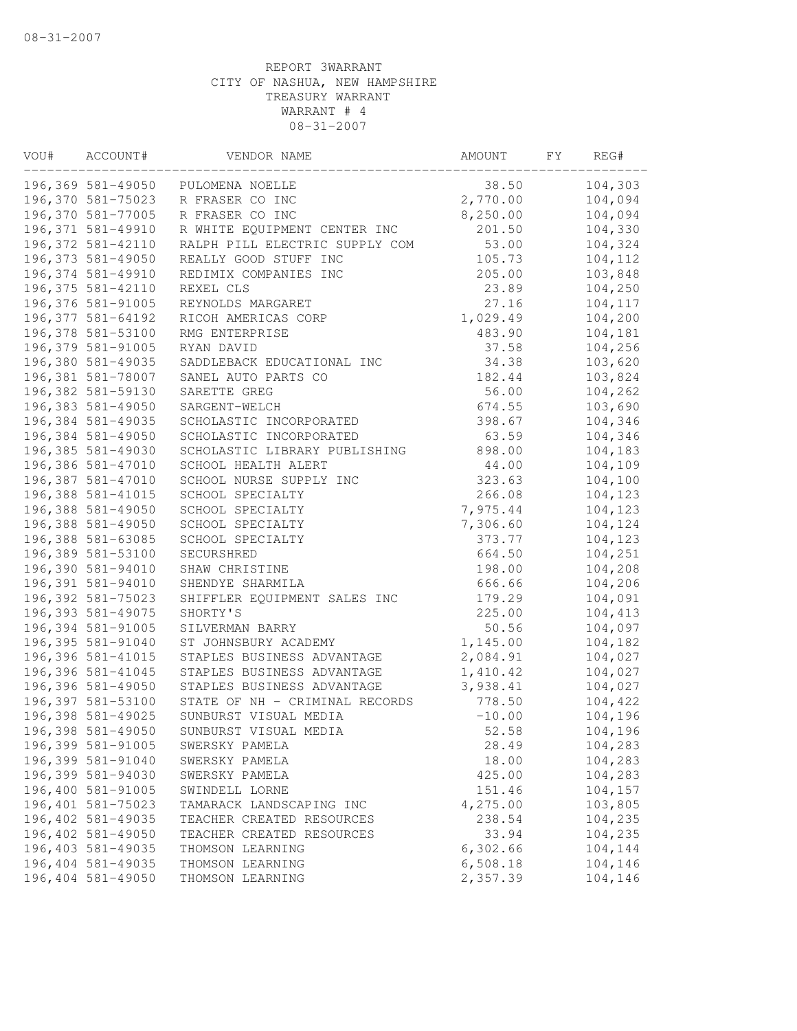REPORT 3WARRANT
CITY OF NASHUA, NEW HAMPSHIRE
TREASURY WARRANT
WARRANT # 4
08-31-2007

| VOU# | ACCOUNT# | VENDOR NAME | AMOUNT | FY | REG# |
|---|---|---|---|---|---|
| 196,369 | 581-49050 | PULOMENA NOELLE | 38.50 | | 104,303 |
| 196,370 | 581-75023 | R FRASER CO INC | 2,770.00 | | 104,094 |
| 196,370 | 581-77005 | R FRASER CO INC | 8,250.00 | | 104,094 |
| 196,371 | 581-49910 | R WHITE EQUIPMENT CENTER INC | 201.50 | | 104,330 |
| 196,372 | 581-42110 | RALPH PILL ELECTRIC SUPPLY COM | 53.00 | | 104,324 |
| 196,373 | 581-49050 | REALLY GOOD STUFF INC | 105.73 | | 104,112 |
| 196,374 | 581-49910 | REDIMIX COMPANIES INC | 205.00 | | 103,848 |
| 196,375 | 581-42110 | REXEL CLS | 23.89 | | 104,250 |
| 196,376 | 581-91005 | REYNOLDS MARGARET | 27.16 | | 104,117 |
| 196,377 | 581-64192 | RICOH AMERICAS CORP | 1,029.49 | | 104,200 |
| 196,378 | 581-53100 | RMG ENTERPRISE | 483.90 | | 104,181 |
| 196,379 | 581-91005 | RYAN DAVID | 37.58 | | 104,256 |
| 196,380 | 581-49035 | SADDLEBACK EDUCATIONAL INC | 34.38 | | 103,620 |
| 196,381 | 581-78007 | SANEL AUTO PARTS CO | 182.44 | | 103,824 |
| 196,382 | 581-59130 | SARETTE GREG | 56.00 | | 104,262 |
| 196,383 | 581-49050 | SARGENT-WELCH | 674.55 | | 103,690 |
| 196,384 | 581-49035 | SCHOLASTIC INCORPORATED | 398.67 | | 104,346 |
| 196,384 | 581-49050 | SCHOLASTIC INCORPORATED | 63.59 | | 104,346 |
| 196,385 | 581-49030 | SCHOLASTIC LIBRARY PUBLISHING | 898.00 | | 104,183 |
| 196,386 | 581-47010 | SCHOOL HEALTH ALERT | 44.00 | | 104,109 |
| 196,387 | 581-47010 | SCHOOL NURSE SUPPLY INC | 323.63 | | 104,100 |
| 196,388 | 581-41015 | SCHOOL SPECIALTY | 266.08 | | 104,123 |
| 196,388 | 581-49050 | SCHOOL SPECIALTY | 7,975.44 | | 104,123 |
| 196,388 | 581-49050 | SCHOOL SPECIALTY | 7,306.60 | | 104,124 |
| 196,388 | 581-63085 | SCHOOL SPECIALTY | 373.77 | | 104,123 |
| 196,389 | 581-53100 | SECURSHRED | 664.50 | | 104,251 |
| 196,390 | 581-94010 | SHAW CHRISTINE | 198.00 | | 104,208 |
| 196,391 | 581-94010 | SHENDYE SHARMILA | 666.66 | | 104,206 |
| 196,392 | 581-75023 | SHIFFLER EQUIPMENT SALES INC | 179.29 | | 104,091 |
| 196,393 | 581-49075 | SHORTY'S | 225.00 | | 104,413 |
| 196,394 | 581-91005 | SILVERMAN BARRY | 50.56 | | 104,097 |
| 196,395 | 581-91040 | ST JOHNSBURY ACADEMY | 1,145.00 | | 104,182 |
| 196,396 | 581-41015 | STAPLES BUSINESS ADVANTAGE | 2,084.91 | | 104,027 |
| 196,396 | 581-41045 | STAPLES BUSINESS ADVANTAGE | 1,410.42 | | 104,027 |
| 196,396 | 581-49050 | STAPLES BUSINESS ADVANTAGE | 3,938.41 | | 104,027 |
| 196,397 | 581-53100 | STATE OF NH - CRIMINAL RECORDS | 778.50 | | 104,422 |
| 196,398 | 581-49025 | SUNBURST VISUAL MEDIA | -10.00 | | 104,196 |
| 196,398 | 581-49050 | SUNBURST VISUAL MEDIA | 52.58 | | 104,196 |
| 196,399 | 581-91005 | SWERSKY PAMELA | 28.49 | | 104,283 |
| 196,399 | 581-91040 | SWERSKY PAMELA | 18.00 | | 104,283 |
| 196,399 | 581-94030 | SWERSKY PAMELA | 425.00 | | 104,283 |
| 196,400 | 581-91005 | SWINDELL LORNE | 151.46 | | 104,157 |
| 196,401 | 581-75023 | TAMARACK LANDSCAPING INC | 4,275.00 | | 103,805 |
| 196,402 | 581-49035 | TEACHER CREATED RESOURCES | 238.54 | | 104,235 |
| 196,402 | 581-49050 | TEACHER CREATED RESOURCES | 33.94 | | 104,235 |
| 196,403 | 581-49035 | THOMSON LEARNING | 6,302.66 | | 104,144 |
| 196,404 | 581-49035 | THOMSON LEARNING | 6,508.18 | | 104,146 |
| 196,404 | 581-49050 | THOMSON LEARNING | 2,357.39 | | 104,146 |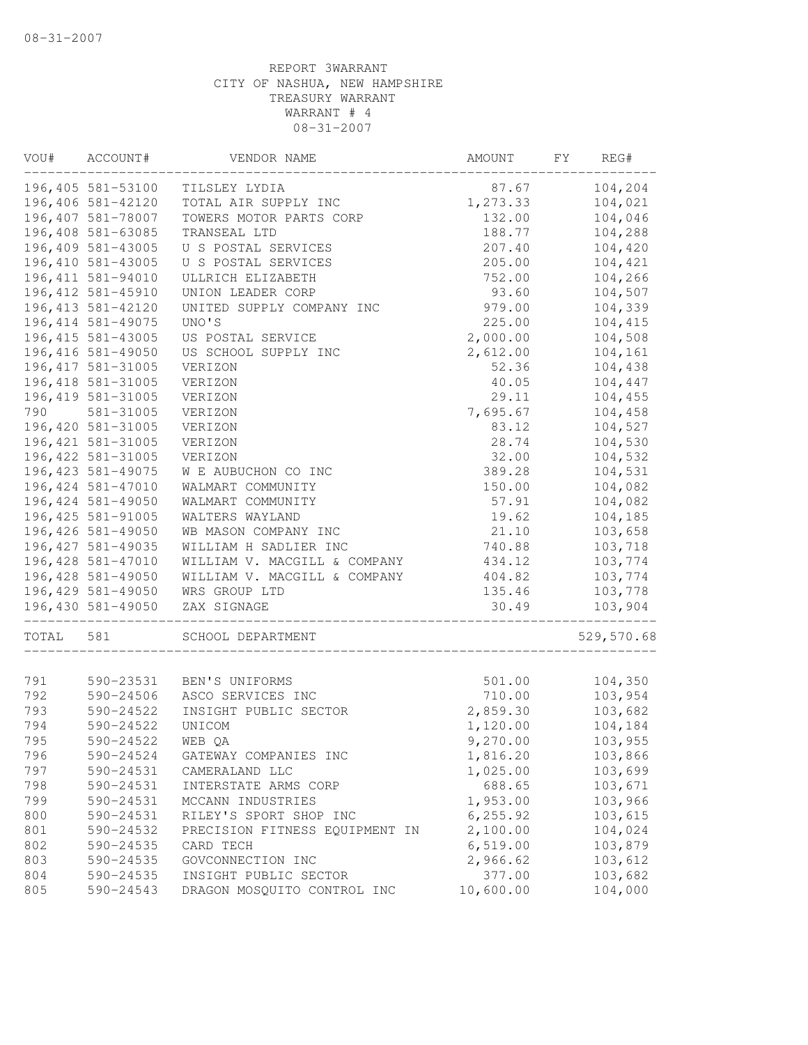08-31-2007

REPORT 3WARRANT
CITY OF NASHUA, NEW HAMPSHIRE
TREASURY WARRANT
WARRANT # 4
08-31-2007

| VOU# | ACCOUNT# | VENDOR NAME | AMOUNT | FY | REG# |
|---|---|---|---|---|---|
| 196,405 | 581-53100 | TILSLEY LYDIA | 87.67 | | 104,204 |
| 196,406 | 581-42120 | TOTAL AIR SUPPLY INC | 1,273.33 | | 104,021 |
| 196,407 | 581-78007 | TOWERS MOTOR PARTS CORP | 132.00 | | 104,046 |
| 196,408 | 581-63085 | TRANSEAL LTD | 188.77 | | 104,288 |
| 196,409 | 581-43005 | U S POSTAL SERVICES | 207.40 | | 104,420 |
| 196,410 | 581-43005 | U S POSTAL SERVICES | 205.00 | | 104,421 |
| 196,411 | 581-94010 | ULLRICH ELIZABETH | 752.00 | | 104,266 |
| 196,412 | 581-45910 | UNION LEADER CORP | 93.60 | | 104,507 |
| 196,413 | 581-42120 | UNITED SUPPLY COMPANY INC | 979.00 | | 104,339 |
| 196,414 | 581-49075 | UNO'S | 225.00 | | 104,415 |
| 196,415 | 581-43005 | US POSTAL SERVICE | 2,000.00 | | 104,508 |
| 196,416 | 581-49050 | US SCHOOL SUPPLY INC | 2,612.00 | | 104,161 |
| 196,417 | 581-31005 | VERIZON | 52.36 | | 104,438 |
| 196,418 | 581-31005 | VERIZON | 40.05 | | 104,447 |
| 196,419 | 581-31005 | VERIZON | 29.11 | | 104,455 |
| 790 | 581-31005 | VERIZON | 7,695.67 | | 104,458 |
| 196,420 | 581-31005 | VERIZON | 83.12 | | 104,527 |
| 196,421 | 581-31005 | VERIZON | 28.74 | | 104,530 |
| 196,422 | 581-31005 | VERIZON | 32.00 | | 104,532 |
| 196,423 | 581-49075 | W E AUBUCHON CO INC | 389.28 | | 104,531 |
| 196,424 | 581-47010 | WALMART COMMUNITY | 150.00 | | 104,082 |
| 196,424 | 581-49050 | WALMART COMMUNITY | 57.91 | | 104,082 |
| 196,425 | 581-91005 | WALTERS WAYLAND | 19.62 | | 104,185 |
| 196,426 | 581-49050 | WB MASON COMPANY INC | 21.10 | | 103,658 |
| 196,427 | 581-49035 | WILLIAM H SADLIER INC | 740.88 | | 103,718 |
| 196,428 | 581-47010 | WILLIAM V. MACGILL & COMPANY | 434.12 | | 103,774 |
| 196,428 | 581-49050 | WILLIAM V. MACGILL & COMPANY | 404.82 | | 103,774 |
| 196,429 | 581-49050 | WRS GROUP LTD | 135.46 | | 103,778 |
| 196,430 | 581-49050 | ZAX SIGNAGE | 30.49 | | 103,904 |
| TOTAL | 581 | SCHOOL DEPARTMENT | | | 529,570.68 |
| 791 | 590-23531 | BEN'S UNIFORMS | 501.00 | | 104,350 |
| 792 | 590-24506 | ASCO SERVICES INC | 710.00 | | 103,954 |
| 793 | 590-24522 | INSIGHT PUBLIC SECTOR | 2,859.30 | | 103,682 |
| 794 | 590-24522 | UNICOM | 1,120.00 | | 104,184 |
| 795 | 590-24522 | WEB QA | 9,270.00 | | 103,955 |
| 796 | 590-24524 | GATEWAY COMPANIES INC | 1,816.20 | | 103,866 |
| 797 | 590-24531 | CAMERALAND LLC | 1,025.00 | | 103,699 |
| 798 | 590-24531 | INTERSTATE ARMS CORP | 688.65 | | 103,671 |
| 799 | 590-24531 | MCCANN INDUSTRIES | 1,953.00 | | 103,966 |
| 800 | 590-24531 | RILEY'S SPORT SHOP INC | 6,255.92 | | 103,615 |
| 801 | 590-24532 | PRECISION FITNESS EQUIPMENT IN | 2,100.00 | | 104,024 |
| 802 | 590-24535 | CARD TECH | 6,519.00 | | 103,879 |
| 803 | 590-24535 | GOVCONNECTION INC | 2,966.62 | | 103,612 |
| 804 | 590-24535 | INSIGHT PUBLIC SECTOR | 377.00 | | 103,682 |
| 805 | 590-24543 | DRAGON MOSQUITO CONTROL INC | 10,600.00 | | 104,000 |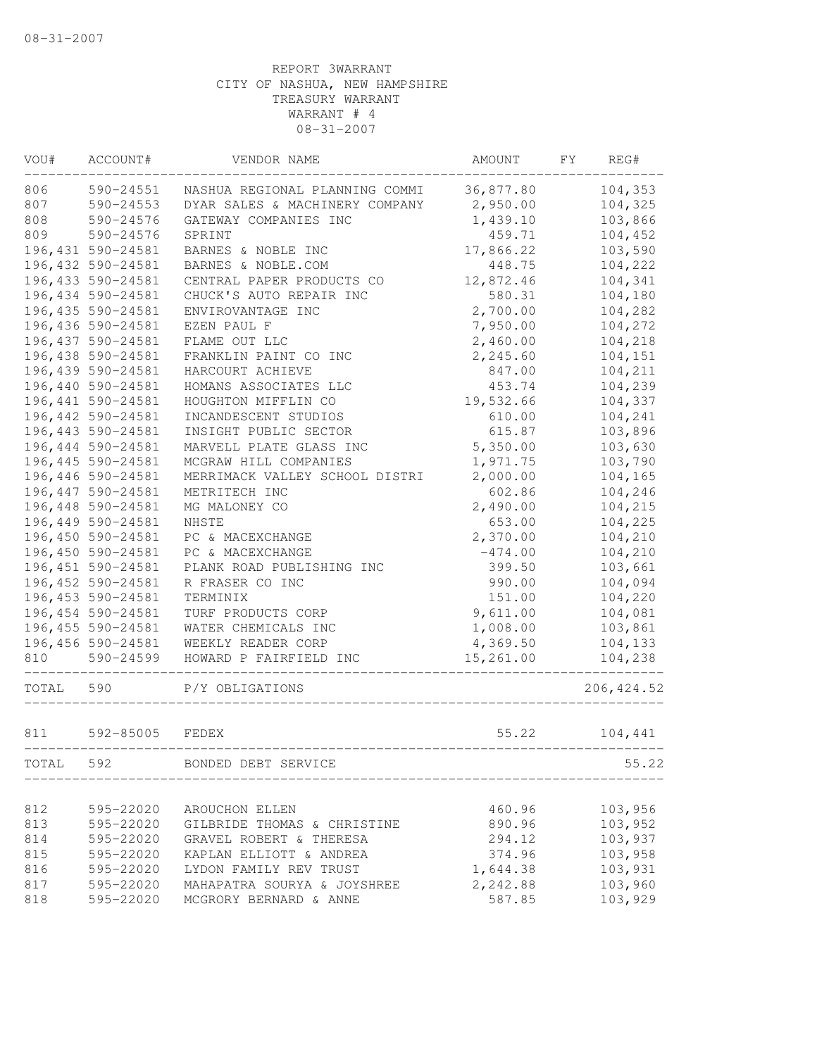08-31-2007

REPORT 3WARRANT
CITY OF NASHUA, NEW HAMPSHIRE
TREASURY WARRANT
WARRANT # 4
08-31-2007

| VOU# | ACCOUNT# | VENDOR NAME | AMOUNT | FY | REG# |
|---|---|---|---|---|---|
| 806 | 590-24551 | NASHUA REGIONAL PLANNING COMMI | 36,877.80 | | 104,353 |
| 807 | 590-24553 | DYAR SALES & MACHINERY COMPANY | 2,950.00 | | 104,325 |
| 808 | 590-24576 | GATEWAY COMPANIES INC | 1,439.10 | | 103,866 |
| 809 | 590-24576 | SPRINT | 459.71 | | 104,452 |
| 196,431 | 590-24581 | BARNES & NOBLE INC | 17,866.22 | | 103,590 |
| 196,432 | 590-24581 | BARNES & NOBLE.COM | 448.75 | | 104,222 |
| 196,433 | 590-24581 | CENTRAL PAPER PRODUCTS CO | 12,872.46 | | 104,341 |
| 196,434 | 590-24581 | CHUCK'S AUTO REPAIR INC | 580.31 | | 104,180 |
| 196,435 | 590-24581 | ENVIROVANTAGE INC | 2,700.00 | | 104,282 |
| 196,436 | 590-24581 | EZEN PAUL F | 7,950.00 | | 104,272 |
| 196,437 | 590-24581 | FLAME OUT LLC | 2,460.00 | | 104,218 |
| 196,438 | 590-24581 | FRANKLIN PAINT CO INC | 2,245.60 | | 104,151 |
| 196,439 | 590-24581 | HARCOURT ACHIEVE | 847.00 | | 104,211 |
| 196,440 | 590-24581 | HOMANS ASSOCIATES LLC | 453.74 | | 104,239 |
| 196,441 | 590-24581 | HOUGHTON MIFFLIN CO | 19,532.66 | | 104,337 |
| 196,442 | 590-24581 | INCANDESCENT STUDIOS | 610.00 | | 104,241 |
| 196,443 | 590-24581 | INSIGHT PUBLIC SECTOR | 615.87 | | 103,896 |
| 196,444 | 590-24581 | MARVELL PLATE GLASS INC | 5,350.00 | | 103,630 |
| 196,445 | 590-24581 | MCGRAW HILL COMPANIES | 1,971.75 | | 103,790 |
| 196,446 | 590-24581 | MERRIMACK VALLEY SCHOOL DISTRI | 2,000.00 | | 104,165 |
| 196,447 | 590-24581 | METRITECH INC | 602.86 | | 104,246 |
| 196,448 | 590-24581 | MG MALONEY CO | 2,490.00 | | 104,215 |
| 196,449 | 590-24581 | NHSTE | 653.00 | | 104,225 |
| 196,450 | 590-24581 | PC & MACEXCHANGE | 2,370.00 | | 104,210 |
| 196,450 | 590-24581 | PC & MACEXCHANGE | -474.00 | | 104,210 |
| 196,451 | 590-24581 | PLANK ROAD PUBLISHING INC | 399.50 | | 103,661 |
| 196,452 | 590-24581 | R FRASER CO INC | 990.00 | | 104,094 |
| 196,453 | 590-24581 | TERMINIX | 151.00 | | 104,220 |
| 196,454 | 590-24581 | TURF PRODUCTS CORP | 9,611.00 | | 104,081 |
| 196,455 | 590-24581 | WATER CHEMICALS INC | 1,008.00 | | 103,861 |
| 196,456 | 590-24581 | WEEKLY READER CORP | 4,369.50 | | 104,133 |
| 810 | 590-24599 | HOWARD P FAIRFIELD INC | 15,261.00 | | 104,238 |
| TOTAL | 590 | P/Y OBLIGATIONS | | | 206,424.52 |
| 811 | 592-85005 | FEDEX | 55.22 | | 104,441 |
| TOTAL | 592 | BONDED DEBT SERVICE | | | 55.22 |
| 812 | 595-22020 | AROUCHON ELLEN | 460.96 | | 103,956 |
| 813 | 595-22020 | GILBRIDE THOMAS & CHRISTINE | 890.96 | | 103,952 |
| 814 | 595-22020 | GRAVEL ROBERT & THERESA | 294.12 | | 103,937 |
| 815 | 595-22020 | KAPLAN ELLIOTT & ANDREA | 374.96 | | 103,958 |
| 816 | 595-22020 | LYDON FAMILY REV TRUST | 1,644.38 | | 103,931 |
| 817 | 595-22020 | MAHAPATRA SOURYA & JOYSHREE | 2,242.88 | | 103,960 |
| 818 | 595-22020 | MCGRORY BERNARD & ANNE | 587.85 | | 103,929 |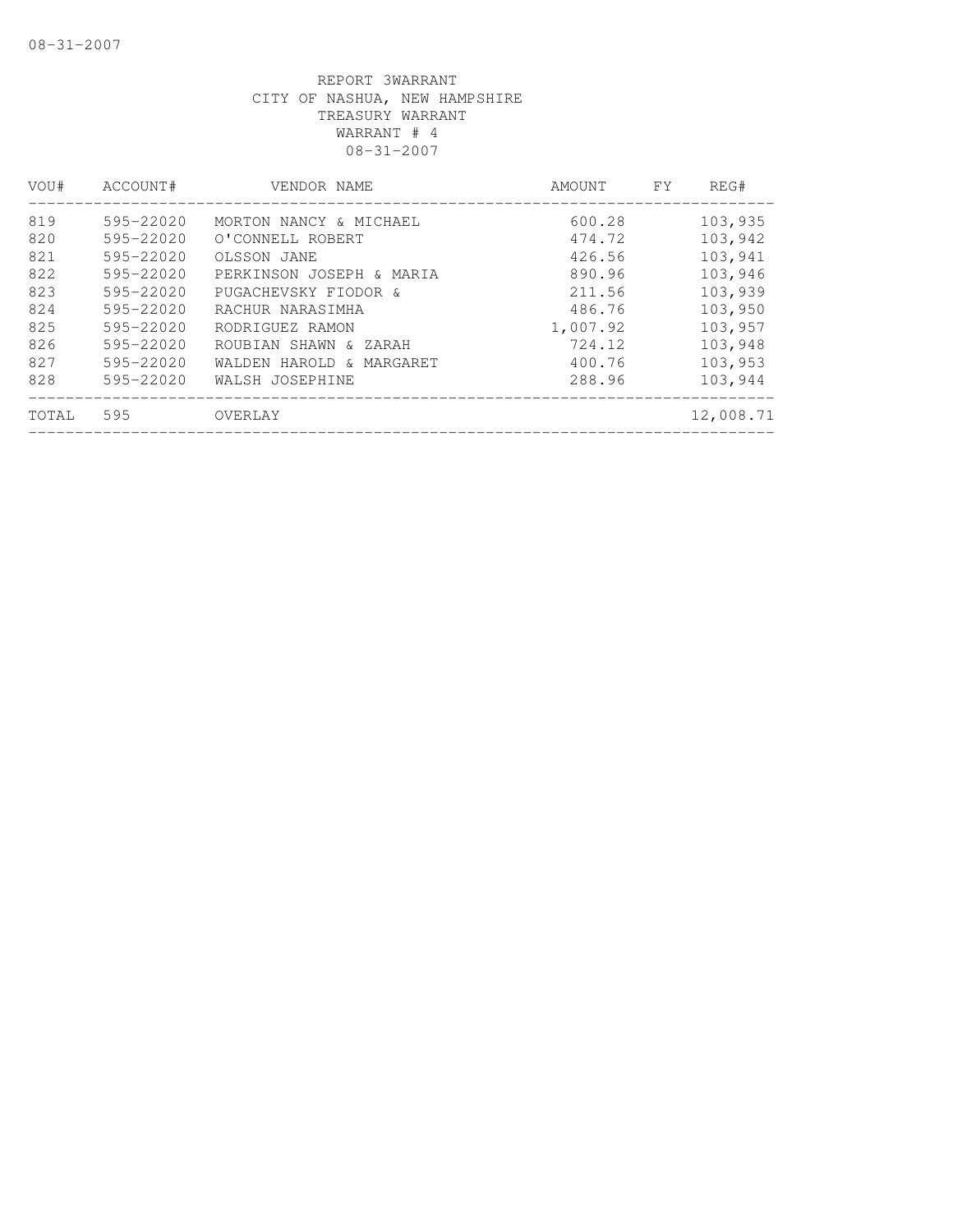REPORT 3WARRANT
CITY OF NASHUA, NEW HAMPSHIRE
TREASURY WARRANT
WARRANT # 4
08-31-2007

| VOU# | ACCOUNT# | VENDOR NAME | AMOUNT | FY | REG# |
|---|---|---|---|---|---|
| 819 | 595-22020 | MORTON NANCY & MICHAEL | 600.28 | | 103,935 |
| 820 | 595-22020 | O'CONNELL ROBERT | 474.72 | | 103,942 |
| 821 | 595-22020 | OLSSON JANE | 426.56 | | 103,941 |
| 822 | 595-22020 | PERKINSON JOSEPH & MARIA | 890.96 | | 103,946 |
| 823 | 595-22020 | PUGACHEVSKY FIODOR & | 211.56 | | 103,939 |
| 824 | 595-22020 | RACHUR NARASIMHA | 486.76 | | 103,950 |
| 825 | 595-22020 | RODRIGUEZ RAMON | 1,007.92 | | 103,957 |
| 826 | 595-22020 | ROUBIAN SHAWN & ZARAH | 724.12 | | 103,948 |
| 827 | 595-22020 | WALDEN HAROLD & MARGARET | 400.76 | | 103,953 |
| 828 | 595-22020 | WALSH JOSEPHINE | 288.96 | | 103,944 |
| TOTAL | 595 | OVERLAY | | | 12,008.71 |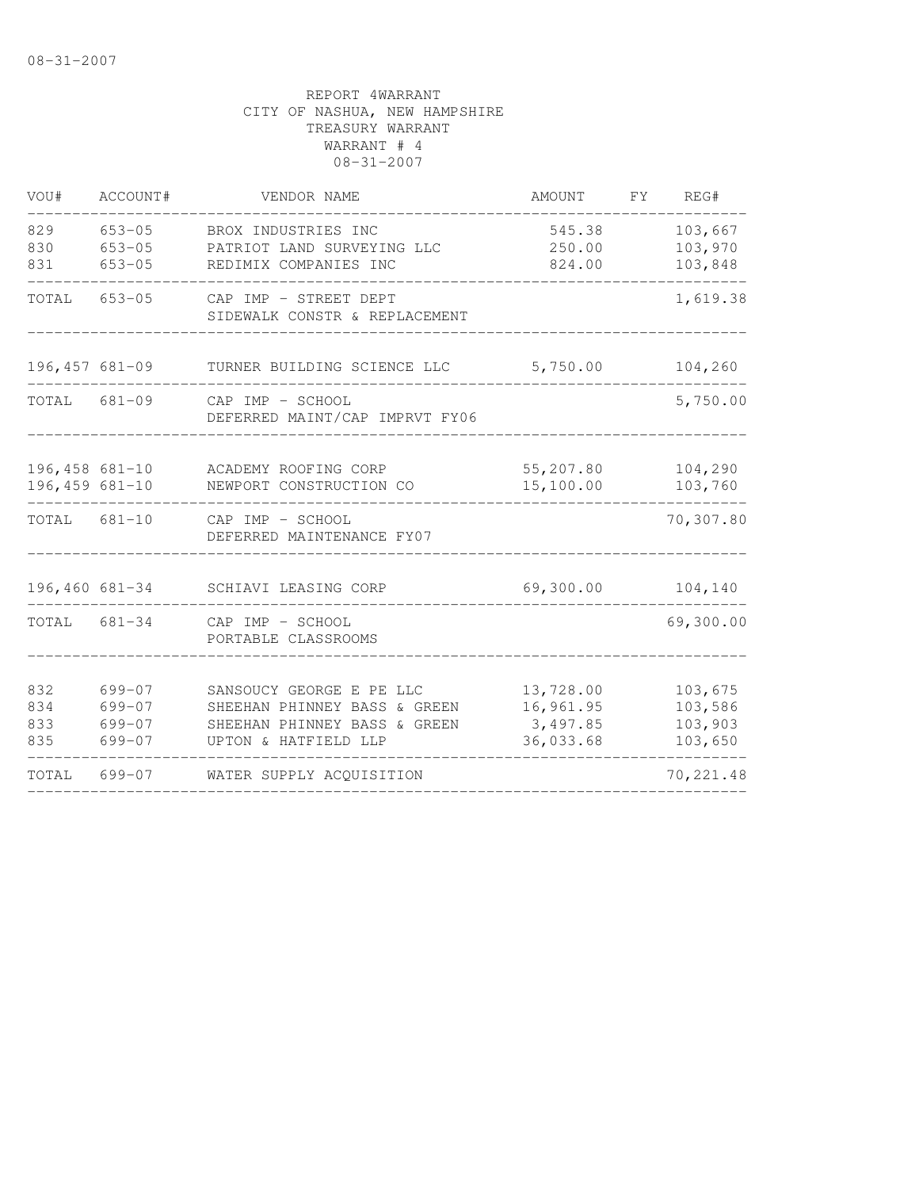REPORT 4WARRANT
CITY OF NASHUA, NEW HAMPSHIRE
TREASURY WARRANT
WARRANT # 4
08-31-2007

| VOU# | ACCOUNT# | VENDOR NAME | AMOUNT | FY | REG# |
|---|---|---|---|---|---|
| 829 | 653-05 | BROX INDUSTRIES INC | 545.38 | | 103,667 |
| 830 | 653-05 | PATRIOT LAND SURVEYING LLC | 250.00 | | 103,970 |
| 831 | 653-05 | REDIMIX COMPANIES INC | 824.00 | | 103,848 |
| TOTAL | 653-05 | CAP IMP - STREET DEPT SIDEWALK CONSTR & REPLACEMENT | | | 1,619.38 |
| 196,457 | 681-09 | TURNER BUILDING SCIENCE LLC | 5,750.00 | | 104,260 |
| TOTAL | 681-09 | CAP IMP - SCHOOL DEFERRED MAINT/CAP IMPRVT FY06 | | | 5,750.00 |
| 196,458 | 681-10 | ACADEMY ROOFING CORP | 55,207.80 | | 104,290 |
| 196,459 | 681-10 | NEWPORT CONSTRUCTION CO | 15,100.00 | | 103,760 |
| TOTAL | 681-10 | CAP IMP - SCHOOL DEFERRED MAINTENANCE FY07 | | | 70,307.80 |
| 196,460 | 681-34 | SCHIAVI LEASING CORP | 69,300.00 | | 104,140 |
| TOTAL | 681-34 | CAP IMP - SCHOOL PORTABLE CLASSROOMS | | | 69,300.00 |
| 832 | 699-07 | SANSOUCY GEORGE E PE LLC | 13,728.00 | | 103,675 |
| 834 | 699-07 | SHEEHAN PHINNEY BASS & GREEN | 16,961.95 | | 103,586 |
| 833 | 699-07 | SHEEHAN PHINNEY BASS & GREEN | 3,497.85 | | 103,903 |
| 835 | 699-07 | UPTON & HATFIELD LLP | 36,033.68 | | 103,650 |
| TOTAL | 699-07 | WATER SUPPLY ACQUISITION | | | 70,221.48 |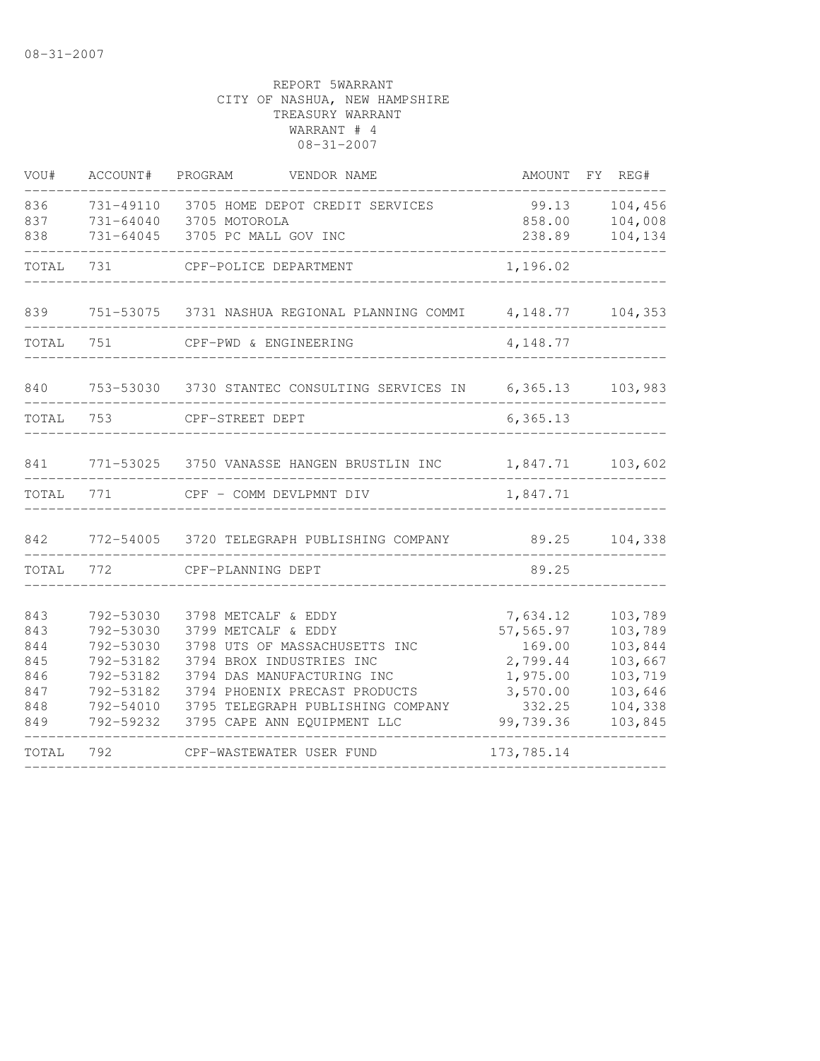08-31-2007

REPORT 5WARRANT
CITY OF NASHUA, NEW HAMPSHIRE
TREASURY WARRANT
WARRANT # 4
08-31-2007

| VOU# | ACCOUNT# | PROGRAM | VENDOR NAME | AMOUNT | FY | REG# |
|---|---|---|---|---|---|---|
| 836 | 731-49110 | 3705 | HOME DEPOT CREDIT SERVICES | 99.13 | | 104,456 |
| 837 | 731-64040 | 3705 | MOTOROLA | 858.00 | | 104,008 |
| 838 | 731-64045 | 3705 | PC MALL GOV INC | 238.89 | | 104,134 |
| TOTAL | 731 | | CPF-POLICE DEPARTMENT | 1,196.02 | | |
| 839 | 751-53075 | 3731 | NASHUA REGIONAL PLANNING COMMI | 4,148.77 | | 104,353 |
| TOTAL | 751 | | CPF-PWD & ENGINEERING | 4,148.77 | | |
| 840 | 753-53030 | 3730 | STANTEC CONSULTING SERVICES IN | 6,365.13 | | 103,983 |
| TOTAL | 753 | | CPF-STREET DEPT | 6,365.13 | | |
| 841 | 771-53025 | 3750 | VANASSE HANGEN BRUSTLIN INC | 1,847.71 | | 103,602 |
| TOTAL | 771 | | CPF - COMM DEVLPMNT DIV | 1,847.71 | | |
| 842 | 772-54005 | 3720 | TELEGRAPH PUBLISHING COMPANY | 89.25 | | 104,338 |
| TOTAL | 772 | | CPF-PLANNING DEPT | 89.25 | | |
| 843 | 792-53030 | 3798 | METCALF & EDDY | 7,634.12 | | 103,789 |
| 843 | 792-53030 | 3799 | METCALF & EDDY | 57,565.97 | | 103,789 |
| 844 | 792-53030 | 3798 | UTS OF MASSACHUSETTS INC | 169.00 | | 103,844 |
| 845 | 792-53182 | 3794 | BROX INDUSTRIES INC | 2,799.44 | | 103,667 |
| 846 | 792-53182 | 3794 | DAS MANUFACTURING INC | 1,975.00 | | 103,719 |
| 847 | 792-53182 | 3794 | PHOENIX PRECAST PRODUCTS | 3,570.00 | | 103,646 |
| 848 | 792-54010 | 3795 | TELEGRAPH PUBLISHING COMPANY | 332.25 | | 104,338 |
| 849 | 792-59232 | 3795 | CAPE ANN EQUIPMENT LLC | 99,739.36 | | 103,845 |
| TOTAL | 792 | | CPF-WASTEWATER USER FUND | 173,785.14 | | |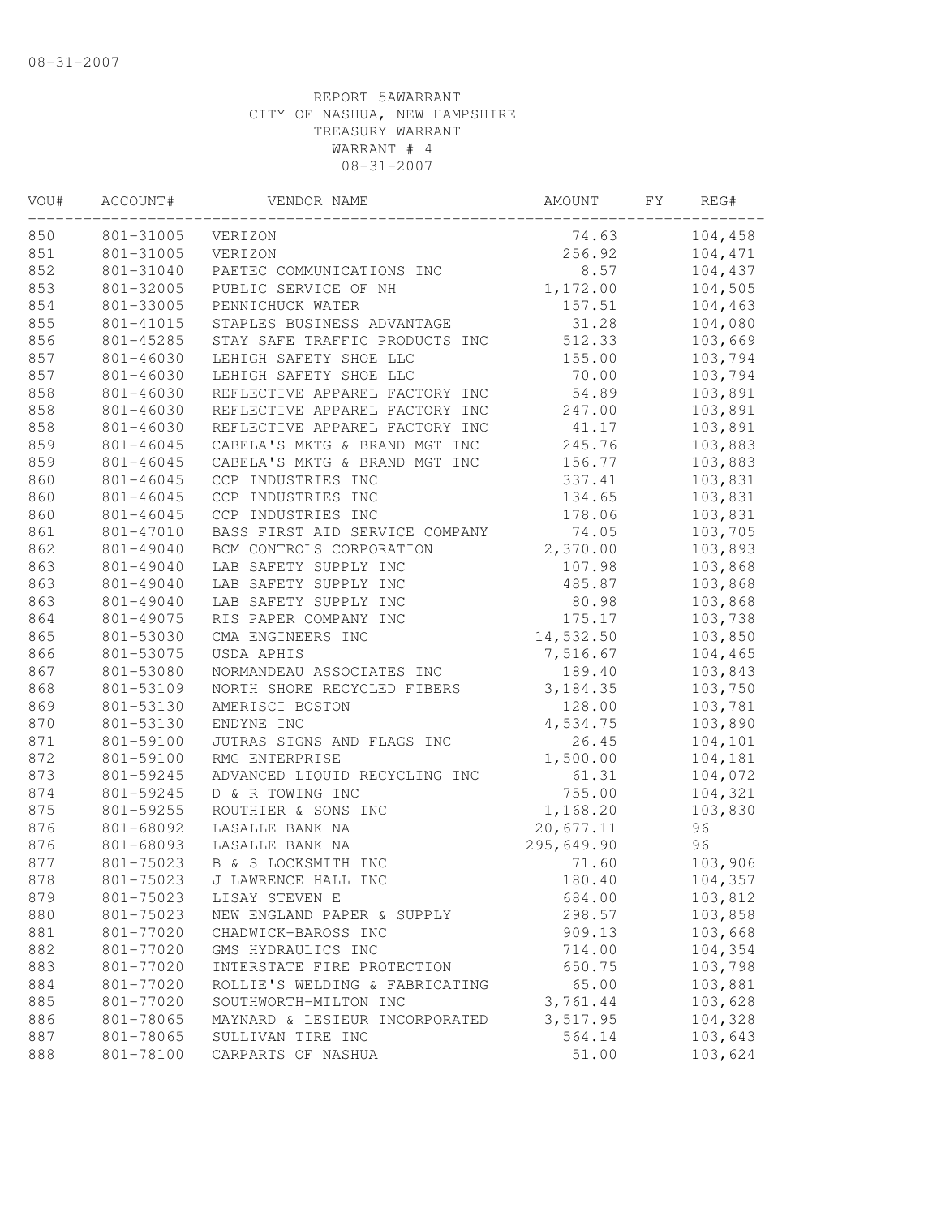08-31-2007

REPORT 5AWARRANT
CITY OF NASHUA, NEW HAMPSHIRE
TREASURY WARRANT
WARRANT # 4
08-31-2007

| VOU# | ACCOUNT# | VENDOR NAME | AMOUNT | FY | REG# |
|---|---|---|---|---|---|
| 850 | 801-31005 | VERIZON | 74.63 | | 104,458 |
| 851 | 801-31005 | VERIZON | 256.92 | | 104,471 |
| 852 | 801-31040 | PAETEC COMMUNICATIONS INC | 8.57 | | 104,437 |
| 853 | 801-32005 | PUBLIC SERVICE OF NH | 1,172.00 | | 104,505 |
| 854 | 801-33005 | PENNICHUCK WATER | 157.51 | | 104,463 |
| 855 | 801-41015 | STAPLES BUSINESS ADVANTAGE | 31.28 | | 104,080 |
| 856 | 801-45285 | STAY SAFE TRAFFIC PRODUCTS INC | 512.33 | | 103,669 |
| 857 | 801-46030 | LEHIGH SAFETY SHOE LLC | 155.00 | | 103,794 |
| 857 | 801-46030 | LEHIGH SAFETY SHOE LLC | 70.00 | | 103,794 |
| 858 | 801-46030 | REFLECTIVE APPAREL FACTORY INC | 54.89 | | 103,891 |
| 858 | 801-46030 | REFLECTIVE APPAREL FACTORY INC | 247.00 | | 103,891 |
| 858 | 801-46030 | REFLECTIVE APPAREL FACTORY INC | 41.17 | | 103,891 |
| 859 | 801-46045 | CABELA'S MKTG & BRAND MGT INC | 245.76 | | 103,883 |
| 859 | 801-46045 | CABELA'S MKTG & BRAND MGT INC | 156.77 | | 103,883 |
| 860 | 801-46045 | CCP INDUSTRIES INC | 337.41 | | 103,831 |
| 860 | 801-46045 | CCP INDUSTRIES INC | 134.65 | | 103,831 |
| 860 | 801-46045 | CCP INDUSTRIES INC | 178.06 | | 103,831 |
| 861 | 801-47010 | BASS FIRST AID SERVICE COMPANY | 74.05 | | 103,705 |
| 862 | 801-49040 | BCM CONTROLS CORPORATION | 2,370.00 | | 103,893 |
| 863 | 801-49040 | LAB SAFETY SUPPLY INC | 107.98 | | 103,868 |
| 863 | 801-49040 | LAB SAFETY SUPPLY INC | 485.87 | | 103,868 |
| 863 | 801-49040 | LAB SAFETY SUPPLY INC | 80.98 | | 103,868 |
| 864 | 801-49075 | RIS PAPER COMPANY INC | 175.17 | | 103,738 |
| 865 | 801-53030 | CMA ENGINEERS INC | 14,532.50 | | 103,850 |
| 866 | 801-53075 | USDA APHIS | 7,516.67 | | 104,465 |
| 867 | 801-53080 | NORMANDEAU ASSOCIATES INC | 189.40 | | 103,843 |
| 868 | 801-53109 | NORTH SHORE RECYCLED FIBERS | 3,184.35 | | 103,750 |
| 869 | 801-53130 | AMERISCI BOSTON | 128.00 | | 103,781 |
| 870 | 801-53130 | ENDYNE INC | 4,534.75 | | 103,890 |
| 871 | 801-59100 | JUTRAS SIGNS AND FLAGS INC | 26.45 | | 104,101 |
| 872 | 801-59100 | RMG ENTERPRISE | 1,500.00 | | 104,181 |
| 873 | 801-59245 | ADVANCED LIQUID RECYCLING INC | 61.31 | | 104,072 |
| 874 | 801-59245 | D & R TOWING INC | 755.00 | | 104,321 |
| 875 | 801-59255 | ROUTHIER & SONS INC | 1,168.20 | | 103,830 |
| 876 | 801-68092 | LASALLE BANK NA | 20,677.11 | | 96 |
| 876 | 801-68093 | LASALLE BANK NA | 295,649.90 | | 96 |
| 877 | 801-75023 | B & S LOCKSMITH INC | 71.60 | | 103,906 |
| 878 | 801-75023 | J LAWRENCE HALL INC | 180.40 | | 104,357 |
| 879 | 801-75023 | LISAY STEVEN E | 684.00 | | 103,812 |
| 880 | 801-75023 | NEW ENGLAND PAPER & SUPPLY | 298.57 | | 103,858 |
| 881 | 801-77020 | CHADWICK-BAROSS INC | 909.13 | | 103,668 |
| 882 | 801-77020 | GMS HYDRAULICS INC | 714.00 | | 104,354 |
| 883 | 801-77020 | INTERSTATE FIRE PROTECTION | 650.75 | | 103,798 |
| 884 | 801-77020 | ROLLIE'S WELDING & FABRICATING | 65.00 | | 103,881 |
| 885 | 801-77020 | SOUTHWORTH-MILTON INC | 3,761.44 | | 103,628 |
| 886 | 801-78065 | MAYNARD & LESIEUR INCORPORATED | 3,517.95 | | 104,328 |
| 887 | 801-78065 | SULLIVAN TIRE INC | 564.14 | | 103,643 |
| 888 | 801-78100 | CARPARTS OF NASHUA | 51.00 | | 103,624 |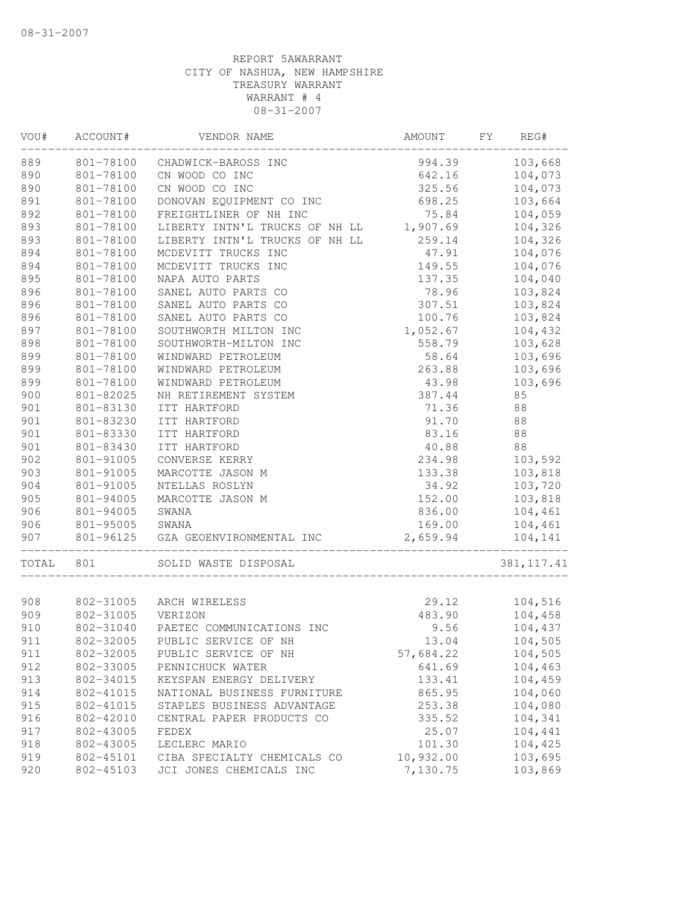08-31-2007

REPORT 5AWARRANT
CITY OF NASHUA, NEW HAMPSHIRE
TREASURY WARRANT
WARRANT # 4
08-31-2007

| VOU# | ACCOUNT# | VENDOR NAME | AMOUNT | FY | REG# |
|---|---|---|---|---|---|
| 889 | 801-78100 | CHADWICK-BAROSS INC | 994.39 | | 103,668 |
| 890 | 801-78100 | CN WOOD CO INC | 642.16 | | 104,073 |
| 890 | 801-78100 | CN WOOD CO INC | 325.56 | | 104,073 |
| 891 | 801-78100 | DONOVAN EQUIPMENT CO INC | 698.25 | | 103,664 |
| 892 | 801-78100 | FREIGHTLINER OF NH INC | 75.84 | | 104,059 |
| 893 | 801-78100 | LIBERTY INTN'L TRUCKS OF NH LL | 1,907.69 | | 104,326 |
| 893 | 801-78100 | LIBERTY INTN'L TRUCKS OF NH LL | 259.14 | | 104,326 |
| 894 | 801-78100 | MCDEVITT TRUCKS INC | 47.91 | | 104,076 |
| 894 | 801-78100 | MCDEVITT TRUCKS INC | 149.55 | | 104,076 |
| 895 | 801-78100 | NAPA AUTO PARTS | 137.35 | | 104,040 |
| 896 | 801-78100 | SANEL AUTO PARTS CO | 78.96 | | 103,824 |
| 896 | 801-78100 | SANEL AUTO PARTS CO | 307.51 | | 103,824 |
| 896 | 801-78100 | SANEL AUTO PARTS CO | 100.76 | | 103,824 |
| 897 | 801-78100 | SOUTHWORTH MILTON INC | 1,052.67 | | 104,432 |
| 898 | 801-78100 | SOUTHWORTH-MILTON INC | 558.79 | | 103,628 |
| 899 | 801-78100 | WINDWARD PETROLEUM | 58.64 | | 103,696 |
| 899 | 801-78100 | WINDWARD PETROLEUM | 263.88 | | 103,696 |
| 899 | 801-78100 | WINDWARD PETROLEUM | 43.98 | | 103,696 |
| 900 | 801-82025 | NH RETIREMENT SYSTEM | 387.44 | | 85 |
| 901 | 801-83130 | ITT HARTFORD | 71.36 | | 88 |
| 901 | 801-83230 | ITT HARTFORD | 91.70 | | 88 |
| 901 | 801-83330 | ITT HARTFORD | 83.16 | | 88 |
| 901 | 801-83430 | ITT HARTFORD | 40.88 | | 88 |
| 902 | 801-91005 | CONVERSE KERRY | 234.98 | | 103,592 |
| 903 | 801-91005 | MARCOTTE JASON M | 133.38 | | 103,818 |
| 904 | 801-91005 | NTELLAS ROSLYN | 34.92 | | 103,720 |
| 905 | 801-94005 | MARCOTTE JASON M | 152.00 | | 103,818 |
| 906 | 801-94005 | SWANA | 836.00 | | 104,461 |
| 906 | 801-95005 | SWANA | 169.00 | | 104,461 |
| 907 | 801-96125 | GZA GEOENVIRONMENTAL INC | 2,659.94 | | 104,141 |
| TOTAL | 801 | SOLID WASTE DISPOSAL | | | 381,117.41 |
| 908 | 802-31005 | ARCH WIRELESS | 29.12 | | 104,516 |
| 909 | 802-31005 | VERIZON | 483.90 | | 104,458 |
| 910 | 802-31040 | PAETEC COMMUNICATIONS INC | 9.56 | | 104,437 |
| 911 | 802-32005 | PUBLIC SERVICE OF NH | 13.04 | | 104,505 |
| 911 | 802-32005 | PUBLIC SERVICE OF NH | 57,684.22 | | 104,505 |
| 912 | 802-33005 | PENNICHUCK WATER | 641.69 | | 104,463 |
| 913 | 802-34015 | KEYSPAN ENERGY DELIVERY | 133.41 | | 104,459 |
| 914 | 802-41015 | NATIONAL BUSINESS FURNITURE | 865.95 | | 104,060 |
| 915 | 802-41015 | STAPLES BUSINESS ADVANTAGE | 253.38 | | 104,080 |
| 916 | 802-42010 | CENTRAL PAPER PRODUCTS CO | 335.52 | | 104,341 |
| 917 | 802-43005 | FEDEX | 25.07 | | 104,441 |
| 918 | 802-43005 | LECLERC MARIO | 101.30 | | 104,425 |
| 919 | 802-45101 | CIBA SPECIALTY CHEMICALS CO | 10,932.00 | | 103,695 |
| 920 | 802-45103 | JCI JONES CHEMICALS INC | 7,130.75 | | 103,869 |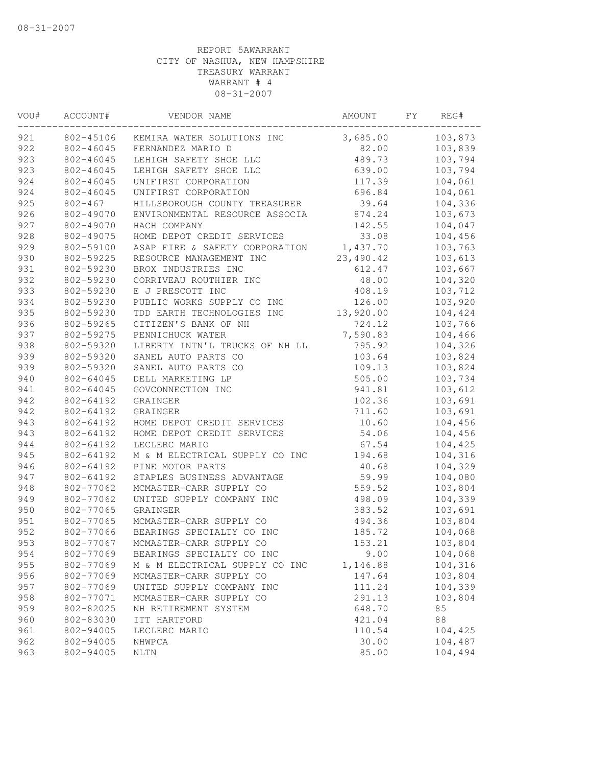REPORT 5AWARRANT
CITY OF NASHUA, NEW HAMPSHIRE
TREASURY WARRANT
WARRANT # 4
08-31-2007

| VOU# | ACCOUNT# | VENDOR NAME | AMOUNT | FY | REG# |
|---|---|---|---|---|---|
| 921 | 802-45106 | KEMIRA WATER SOLUTIONS INC | 3,685.00 | | 103,873 |
| 922 | 802-46045 | FERNANDEZ MARIO D | 82.00 | | 103,839 |
| 923 | 802-46045 | LEHIGH SAFETY SHOE LLC | 489.73 | | 103,794 |
| 923 | 802-46045 | LEHIGH SAFETY SHOE LLC | 639.00 | | 103,794 |
| 924 | 802-46045 | UNIFIRST CORPORATION | 117.39 | | 104,061 |
| 924 | 802-46045 | UNIFIRST CORPORATION | 696.84 | | 104,061 |
| 925 | 802-467 | HILLSBOROUGH COUNTY TREASURER | 39.64 | | 104,336 |
| 926 | 802-49070 | ENVIRONMENTAL RESOURCE ASSOCIA | 874.24 | | 103,673 |
| 927 | 802-49070 | HACH COMPANY | 142.55 | | 104,047 |
| 928 | 802-49075 | HOME DEPOT CREDIT SERVICES | 33.08 | | 104,456 |
| 929 | 802-59100 | ASAP FIRE & SAFETY CORPORATION | 1,437.70 | | 103,763 |
| 930 | 802-59225 | RESOURCE MANAGEMENT INC | 23,490.42 | | 103,613 |
| 931 | 802-59230 | BROX INDUSTRIES INC | 612.47 | | 103,667 |
| 932 | 802-59230 | CORRIVEAU ROUTHIER INC | 48.00 | | 104,320 |
| 933 | 802-59230 | E J PRESCOTT INC | 408.19 | | 103,712 |
| 934 | 802-59230 | PUBLIC WORKS SUPPLY CO INC | 126.00 | | 103,920 |
| 935 | 802-59230 | TDD EARTH TECHNOLOGIES INC | 13,920.00 | | 104,424 |
| 936 | 802-59265 | CITIZEN'S BANK OF NH | 724.12 | | 103,766 |
| 937 | 802-59275 | PENNICHUCK WATER | 7,590.83 | | 104,466 |
| 938 | 802-59320 | LIBERTY INTN'L TRUCKS OF NH LL | 795.92 | | 104,326 |
| 939 | 802-59320 | SANEL AUTO PARTS CO | 103.64 | | 103,824 |
| 939 | 802-59320 | SANEL AUTO PARTS CO | 109.13 | | 103,824 |
| 940 | 802-64045 | DELL MARKETING LP | 505.00 | | 103,734 |
| 941 | 802-64045 | GOVCONNECTION INC | 941.81 | | 103,612 |
| 942 | 802-64192 | GRAINGER | 102.36 | | 103,691 |
| 942 | 802-64192 | GRAINGER | 711.60 | | 103,691 |
| 943 | 802-64192 | HOME DEPOT CREDIT SERVICES | 10.60 | | 104,456 |
| 943 | 802-64192 | HOME DEPOT CREDIT SERVICES | 54.06 | | 104,456 |
| 944 | 802-64192 | LECLERC MARIO | 67.54 | | 104,425 |
| 945 | 802-64192 | M & M ELECTRICAL SUPPLY CO INC | 194.68 | | 104,316 |
| 946 | 802-64192 | PINE MOTOR PARTS | 40.68 | | 104,329 |
| 947 | 802-64192 | STAPLES BUSINESS ADVANTAGE | 59.99 | | 104,080 |
| 948 | 802-77062 | MCMASTER-CARR SUPPLY CO | 559.52 | | 103,804 |
| 949 | 802-77062 | UNITED SUPPLY COMPANY INC | 498.09 | | 104,339 |
| 950 | 802-77065 | GRAINGER | 383.52 | | 103,691 |
| 951 | 802-77065 | MCMASTER-CARR SUPPLY CO | 494.36 | | 103,804 |
| 952 | 802-77066 | BEARINGS SPECIALTY CO INC | 185.72 | | 104,068 |
| 953 | 802-77067 | MCMASTER-CARR SUPPLY CO | 153.21 | | 103,804 |
| 954 | 802-77069 | BEARINGS SPECIALTY CO INC | 9.00 | | 104,068 |
| 955 | 802-77069 | M & M ELECTRICAL SUPPLY CO INC | 1,146.88 | | 104,316 |
| 956 | 802-77069 | MCMASTER-CARR SUPPLY CO | 147.64 | | 103,804 |
| 957 | 802-77069 | UNITED SUPPLY COMPANY INC | 111.24 | | 104,339 |
| 958 | 802-77071 | MCMASTER-CARR SUPPLY CO | 291.13 | | 103,804 |
| 959 | 802-82025 | NH RETIREMENT SYSTEM | 648.70 | | 85 |
| 960 | 802-83030 | ITT HARTFORD | 421.04 | | 88 |
| 961 | 802-94005 | LECLERC MARIO | 110.54 | | 104,425 |
| 962 | 802-94005 | NHWPCA | 30.00 | | 104,487 |
| 963 | 802-94005 | NLTN | 85.00 | | 104,494 |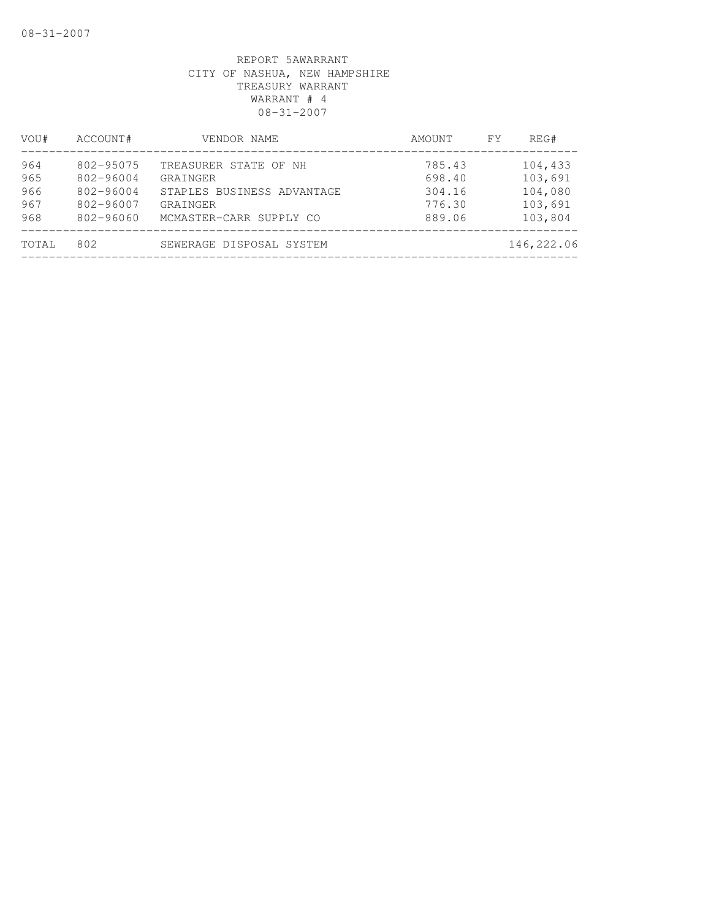REPORT 5AWARRANT
CITY OF NASHUA, NEW HAMPSHIRE
TREASURY WARRANT
WARRANT # 4
08-31-2007

| VOU# | ACCOUNT# | VENDOR NAME | AMOUNT | FY | REG# |
|---|---|---|---|---|---|
| 964 | 802-95075 | TREASURER STATE OF NH | 785.43 | | 104,433 |
| 965 | 802-96004 | GRAINGER | 698.40 | | 103,691 |
| 966 | 802-96004 | STAPLES BUSINESS ADVANTAGE | 304.16 | | 104,080 |
| 967 | 802-96007 | GRAINGER | 776.30 | | 103,691 |
| 968 | 802-96060 | MCMASTER-CARR SUPPLY CO | 889.06 | | 103,804 |
| TOTAL | 802 | SEWERAGE DISPOSAL SYSTEM | | | 146,222.06 |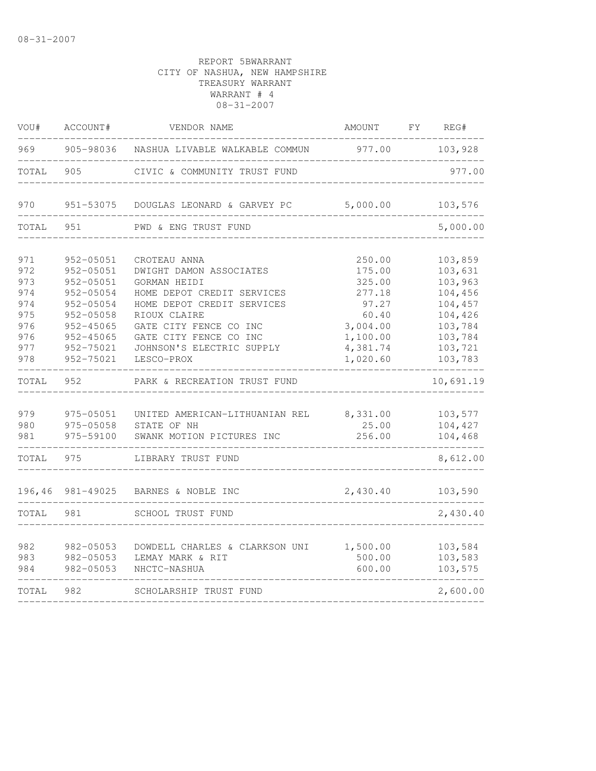REPORT 5BWARRANT
CITY OF NASHUA, NEW HAMPSHIRE
TREASURY WARRANT
WARRANT # 4
08-31-2007

| VOU# | ACCOUNT# | VENDOR NAME | AMOUNT | FY | REG# |
|---|---|---|---|---|---|
| 969 | 905-98036 | NASHUA LIVABLE WALKABLE COMMUN | 977.00 | | 103,928 |
| TOTAL | 905 | CIVIC & COMMUNITY TRUST FUND | | | 977.00 |
| 970 | 951-53075 | DOUGLAS LEONARD & GARVEY PC | 5,000.00 | | 103,576 |
| TOTAL | 951 | PWD & ENG TRUST FUND | | | 5,000.00 |
| 971 | 952-05051 | CROTEAU ANNA | 250.00 | | 103,859 |
| 972 | 952-05051 | DWIGHT DAMON ASSOCIATES | 175.00 | | 103,631 |
| 973 | 952-05051 | GORMAN HEIDI | 325.00 | | 103,963 |
| 974 | 952-05054 | HOME DEPOT CREDIT SERVICES | 277.18 | | 104,456 |
| 974 | 952-05054 | HOME DEPOT CREDIT SERVICES | 97.27 | | 104,457 |
| 975 | 952-05058 | RIOUX CLAIRE | 60.40 | | 104,426 |
| 976 | 952-45065 | GATE CITY FENCE CO INC | 3,004.00 | | 103,784 |
| 976 | 952-45065 | GATE CITY FENCE CO INC | 1,100.00 | | 103,784 |
| 977 | 952-75021 | JOHNSON'S ELECTRIC SUPPLY | 4,381.74 | | 103,721 |
| 978 | 952-75021 | LESCO-PROX | 1,020.60 | | 103,783 |
| TOTAL | 952 | PARK & RECREATION TRUST FUND | | | 10,691.19 |
| 979 | 975-05051 | UNITED AMERICAN-LITHUANIAN REL | 8,331.00 | | 103,577 |
| 980 | 975-05058 | STATE OF NH | 25.00 | | 104,427 |
| 981 | 975-59100 | SWANK MOTION PICTURES INC | 256.00 | | 104,468 |
| TOTAL | 975 | LIBRARY TRUST FUND | | | 8,612.00 |
| 196,46 | 981-49025 | BARNES & NOBLE INC | 2,430.40 | | 103,590 |
| TOTAL | 981 | SCHOOL TRUST FUND | | | 2,430.40 |
| 982 | 982-05053 | DOWDELL CHARLES & CLARKSON UNI | 1,500.00 | | 103,584 |
| 983 | 982-05053 | LEMAY MARK & RIT | 500.00 | | 103,583 |
| 984 | 982-05053 | NHCTC-NASHUA | 600.00 | | 103,575 |
| TOTAL | 982 | SCHOLARSHIP TRUST FUND | | | 2,600.00 |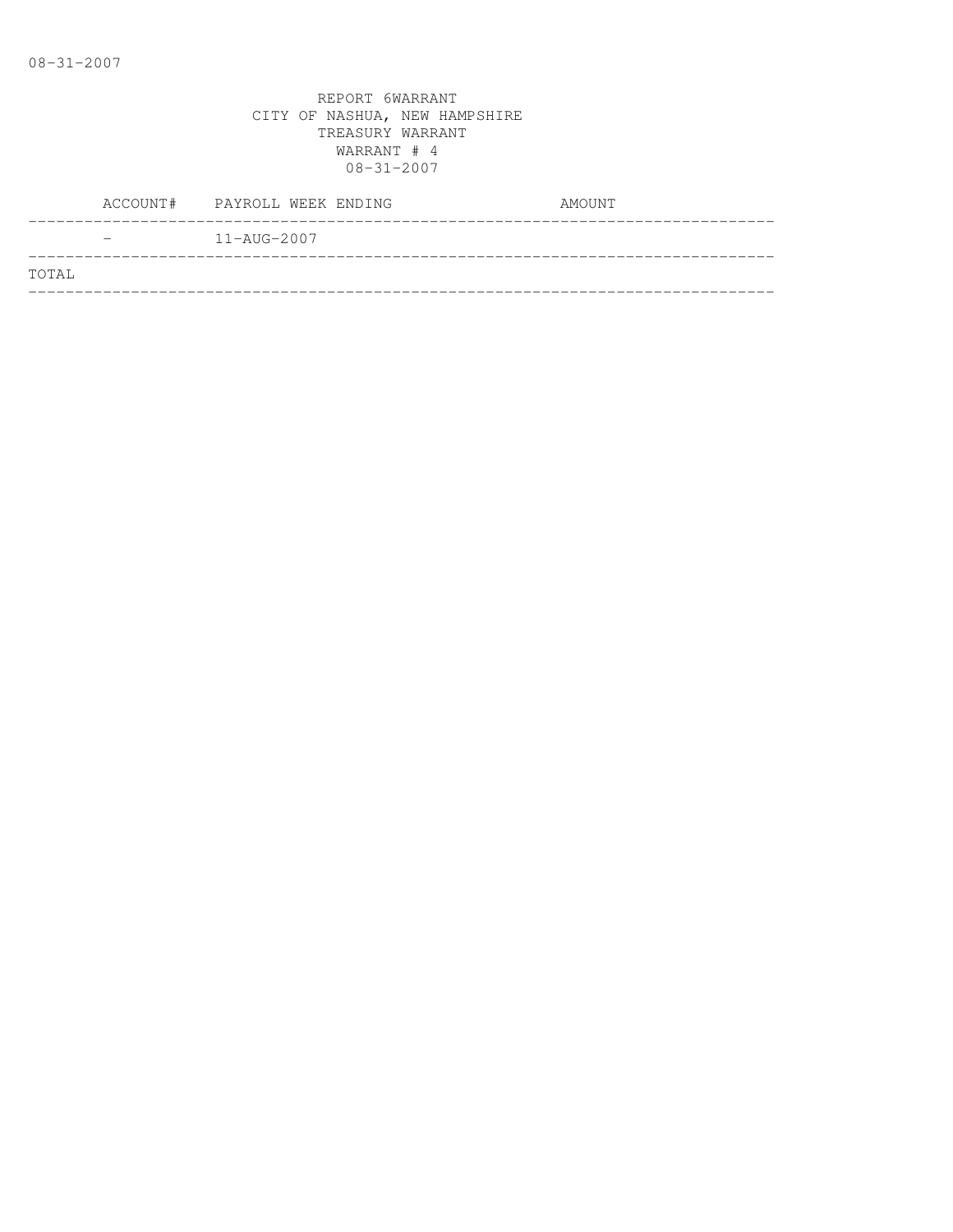REPORT 6WARRANT
CITY OF NASHUA, NEW HAMPSHIRE
TREASURY WARRANT
WARRANT # 4
08-31-2007

| ACCOUNT# | PAYROLL WEEK ENDING | AMOUNT |
|---|---|---|
| - | 11-AUG-2007 | |
| TOTAL | | |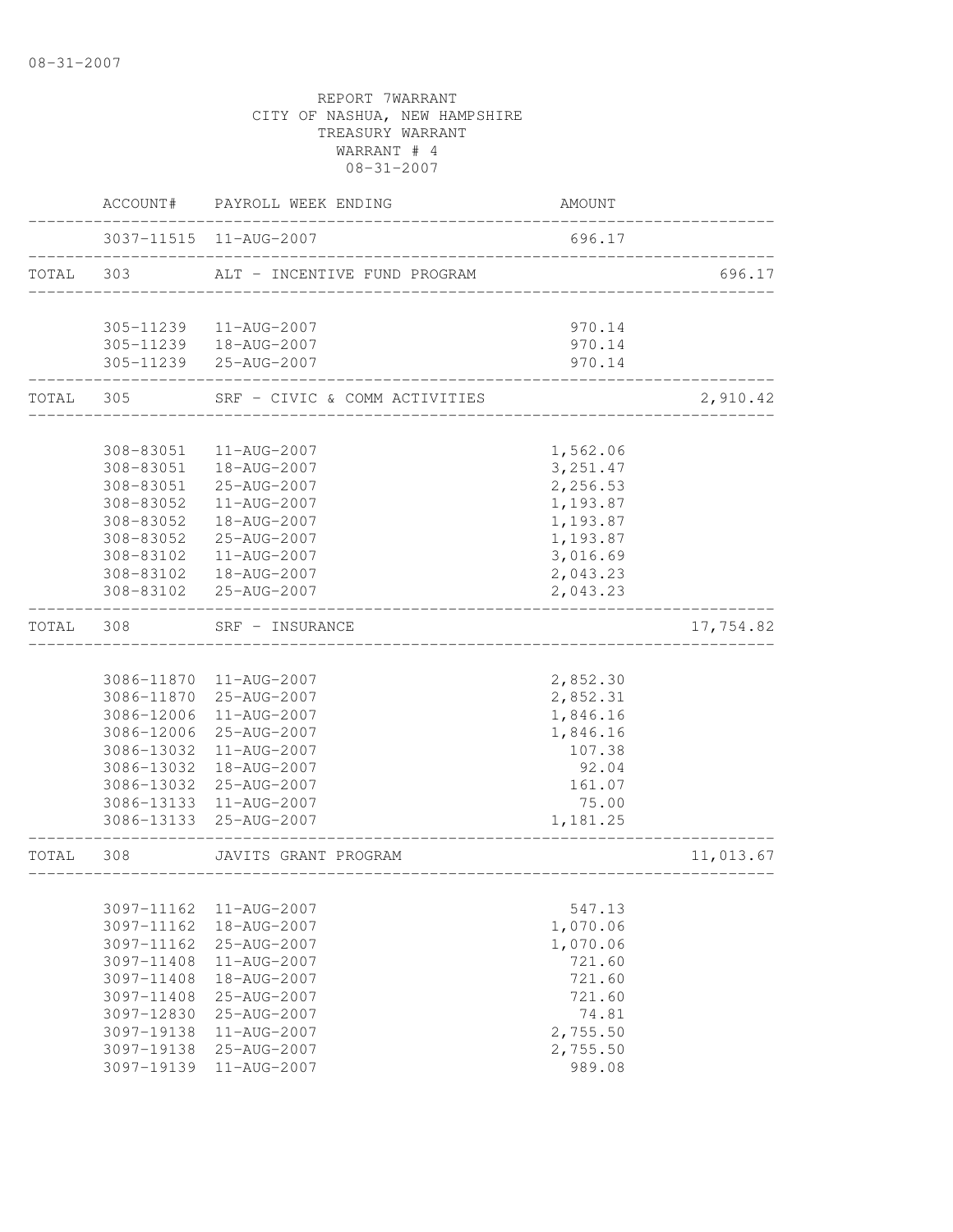08-31-2007

REPORT 7WARRANT
CITY OF NASHUA, NEW HAMPSHIRE
TREASURY WARRANT
WARRANT # 4
08-31-2007

| | ACCOUNT# | PAYROLL WEEK ENDING | AMOUNT | |
|---|---|---|---|---|
| | 3037-11515 | 11-AUG-2007 | 696.17 | |
| TOTAL | 303 | ALT - INCENTIVE FUND PROGRAM | | 696.17 |
| | 305-11239 | 11-AUG-2007 | 970.14 | |
| | 305-11239 | 18-AUG-2007 | 970.14 | |
| | 305-11239 | 25-AUG-2007 | 970.14 | |
| TOTAL | 305 | SRF - CIVIC & COMM ACTIVITIES | | 2,910.42 |
| | 308-83051 | 11-AUG-2007 | 1,562.06 | |
| | 308-83051 | 18-AUG-2007 | 3,251.47 | |
| | 308-83051 | 25-AUG-2007 | 2,256.53 | |
| | 308-83052 | 11-AUG-2007 | 1,193.87 | |
| | 308-83052 | 18-AUG-2007 | 1,193.87 | |
| | 308-83052 | 25-AUG-2007 | 1,193.87 | |
| | 308-83102 | 11-AUG-2007 | 3,016.69 | |
| | 308-83102 | 18-AUG-2007 | 2,043.23 | |
| | 308-83102 | 25-AUG-2007 | 2,043.23 | |
| TOTAL | 308 | SRF - INSURANCE | | 17,754.82 |
| | 3086-11870 | 11-AUG-2007 | 2,852.30 | |
| | 3086-11870 | 25-AUG-2007 | 2,852.31 | |
| | 3086-12006 | 11-AUG-2007 | 1,846.16 | |
| | 3086-12006 | 25-AUG-2007 | 1,846.16 | |
| | 3086-13032 | 11-AUG-2007 | 107.38 | |
| | 3086-13032 | 18-AUG-2007 | 92.04 | |
| | 3086-13032 | 25-AUG-2007 | 161.07 | |
| | 3086-13133 | 11-AUG-2007 | 75.00 | |
| | 3086-13133 | 25-AUG-2007 | 1,181.25 | |
| TOTAL | 308 | JAVITS GRANT PROGRAM | | 11,013.67 |
| | 3097-11162 | 11-AUG-2007 | 547.13 | |
| | 3097-11162 | 18-AUG-2007 | 1,070.06 | |
| | 3097-11162 | 25-AUG-2007 | 1,070.06 | |
| | 3097-11408 | 11-AUG-2007 | 721.60 | |
| | 3097-11408 | 18-AUG-2007 | 721.60 | |
| | 3097-11408 | 25-AUG-2007 | 721.60 | |
| | 3097-12830 | 25-AUG-2007 | 74.81 | |
| | 3097-19138 | 11-AUG-2007 | 2,755.50 | |
| | 3097-19138 | 25-AUG-2007 | 2,755.50 | |
| | 3097-19139 | 11-AUG-2007 | 989.08 | |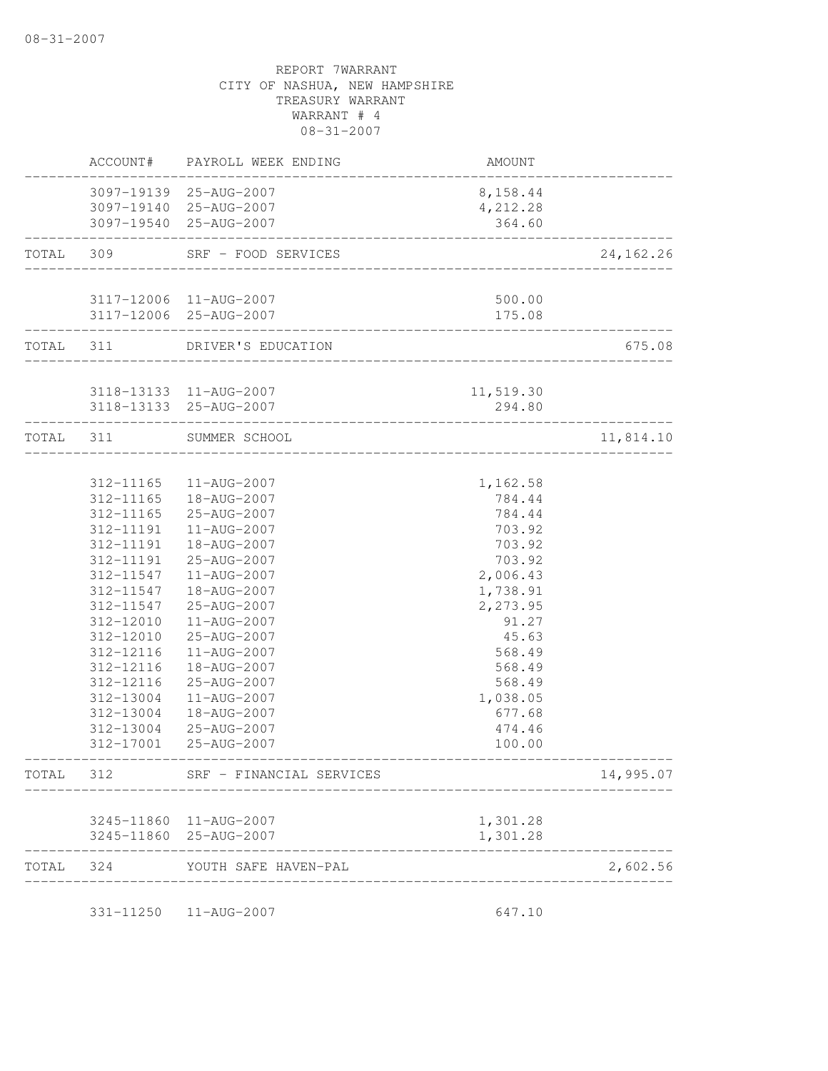REPORT 7WARRANT
CITY OF NASHUA, NEW HAMPSHIRE
TREASURY WARRANT
WARRANT # 4
08-31-2007

| | ACCOUNT# | PAYROLL WEEK ENDING | AMOUNT | |
|---|---|---|---|---|
| | 3097-19139 | 25-AUG-2007 | 8,158.44 | |
| | 3097-19140 | 25-AUG-2007 | 4,212.28 | |
| | 3097-19540 | 25-AUG-2007 | 364.60 | |
| TOTAL | 309 | SRF - FOOD SERVICES | | 24,162.26 |
| | 3117-12006 | 11-AUG-2007 | 500.00 | |
| | 3117-12006 | 25-AUG-2007 | 175.08 | |
| TOTAL | 311 | DRIVER'S EDUCATION | | 675.08 |
| | 3118-13133 | 11-AUG-2007 | 11,519.30 | |
| | 3118-13133 | 25-AUG-2007 | 294.80 | |
| TOTAL | 311 | SUMMER SCHOOL | | 11,814.10 |
| | 312-11165 | 11-AUG-2007 | 1,162.58 | |
| | 312-11165 | 18-AUG-2007 | 784.44 | |
| | 312-11165 | 25-AUG-2007 | 784.44 | |
| | 312-11191 | 11-AUG-2007 | 703.92 | |
| | 312-11191 | 18-AUG-2007 | 703.92 | |
| | 312-11191 | 25-AUG-2007 | 703.92 | |
| | 312-11547 | 11-AUG-2007 | 2,006.43 | |
| | 312-11547 | 18-AUG-2007 | 1,738.91 | |
| | 312-11547 | 25-AUG-2007 | 2,273.95 | |
| | 312-12010 | 11-AUG-2007 | 91.27 | |
| | 312-12010 | 25-AUG-2007 | 45.63 | |
| | 312-12116 | 11-AUG-2007 | 568.49 | |
| | 312-12116 | 18-AUG-2007 | 568.49 | |
| | 312-12116 | 25-AUG-2007 | 568.49 | |
| | 312-13004 | 11-AUG-2007 | 1,038.05 | |
| | 312-13004 | 18-AUG-2007 | 677.68 | |
| | 312-13004 | 25-AUG-2007 | 474.46 | |
| | 312-17001 | 25-AUG-2007 | 100.00 | |
| TOTAL | 312 | SRF - FINANCIAL SERVICES | | 14,995.07 |
| | 3245-11860 | 11-AUG-2007 | 1,301.28 | |
| | 3245-11860 | 25-AUG-2007 | 1,301.28 | |
| TOTAL | 324 | YOUTH SAFE HAVEN-PAL | | 2,602.56 |
| | 331-11250 | 11-AUG-2007 | 647.10 | |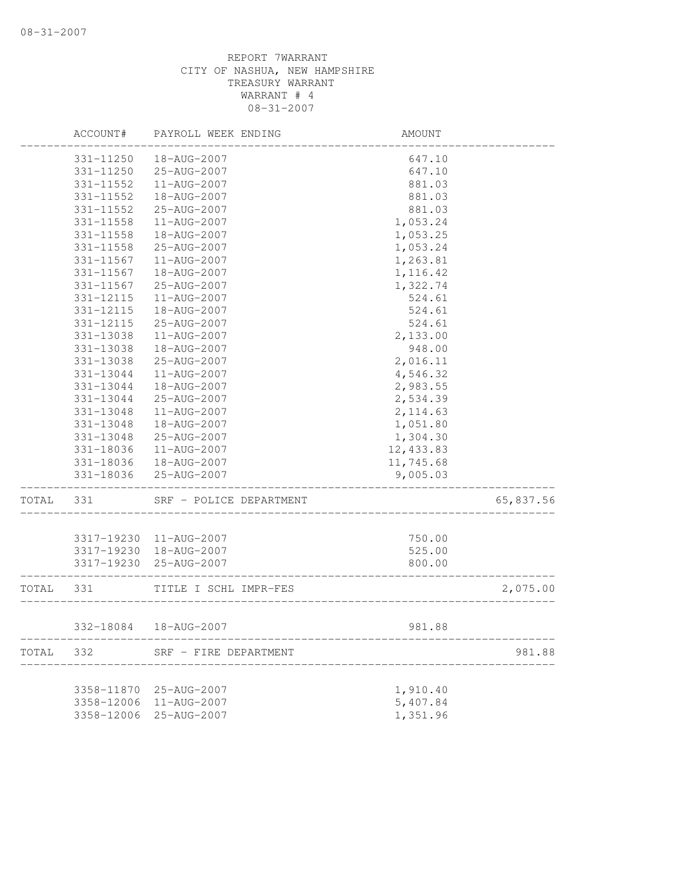08-31-2007

REPORT 7WARRANT
CITY OF NASHUA, NEW HAMPSHIRE
TREASURY WARRANT
WARRANT # 4
08-31-2007

| | ACCOUNT# | PAYROLL WEEK ENDING | AMOUNT | |
|---|---|---|---|---|
| | 331-11250 | 18-AUG-2007 | 647.10 | |
| | 331-11250 | 25-AUG-2007 | 647.10 | |
| | 331-11552 | 11-AUG-2007 | 881.03 | |
| | 331-11552 | 18-AUG-2007 | 881.03 | |
| | 331-11552 | 25-AUG-2007 | 881.03 | |
| | 331-11558 | 11-AUG-2007 | 1,053.24 | |
| | 331-11558 | 18-AUG-2007 | 1,053.25 | |
| | 331-11558 | 25-AUG-2007 | 1,053.24 | |
| | 331-11567 | 11-AUG-2007 | 1,263.81 | |
| | 331-11567 | 18-AUG-2007 | 1,116.42 | |
| | 331-11567 | 25-AUG-2007 | 1,322.74 | |
| | 331-12115 | 11-AUG-2007 | 524.61 | |
| | 331-12115 | 18-AUG-2007 | 524.61 | |
| | 331-12115 | 25-AUG-2007 | 524.61 | |
| | 331-13038 | 11-AUG-2007 | 2,133.00 | |
| | 331-13038 | 18-AUG-2007 | 948.00 | |
| | 331-13038 | 25-AUG-2007 | 2,016.11 | |
| | 331-13044 | 11-AUG-2007 | 4,546.32 | |
| | 331-13044 | 18-AUG-2007 | 2,983.55 | |
| | 331-13044 | 25-AUG-2007 | 2,534.39 | |
| | 331-13048 | 11-AUG-2007 | 2,114.63 | |
| | 331-13048 | 18-AUG-2007 | 1,051.80 | |
| | 331-13048 | 25-AUG-2007 | 1,304.30 | |
| | 331-18036 | 11-AUG-2007 | 12,433.83 | |
| | 331-18036 | 18-AUG-2007 | 11,745.68 | |
| | 331-18036 | 25-AUG-2007 | 9,005.03 | |
| TOTAL | 331 | SRF - POLICE DEPARTMENT | | 65,837.56 |
| | 3317-19230 | 11-AUG-2007 | 750.00 | |
| | 3317-19230 | 18-AUG-2007 | 525.00 | |
| | 3317-19230 | 25-AUG-2007 | 800.00 | |
| TOTAL | 331 | TITLE I SCHL IMPR-FES | | 2,075.00 |
| | 332-18084 | 18-AUG-2007 | 981.88 | |
| TOTAL | 332 | SRF - FIRE DEPARTMENT | | 981.88 |
| | 3358-11870 | 25-AUG-2007 | 1,910.40 | |
| | 3358-12006 | 11-AUG-2007 | 5,407.84 | |
| | 3358-12006 | 25-AUG-2007 | 1,351.96 | |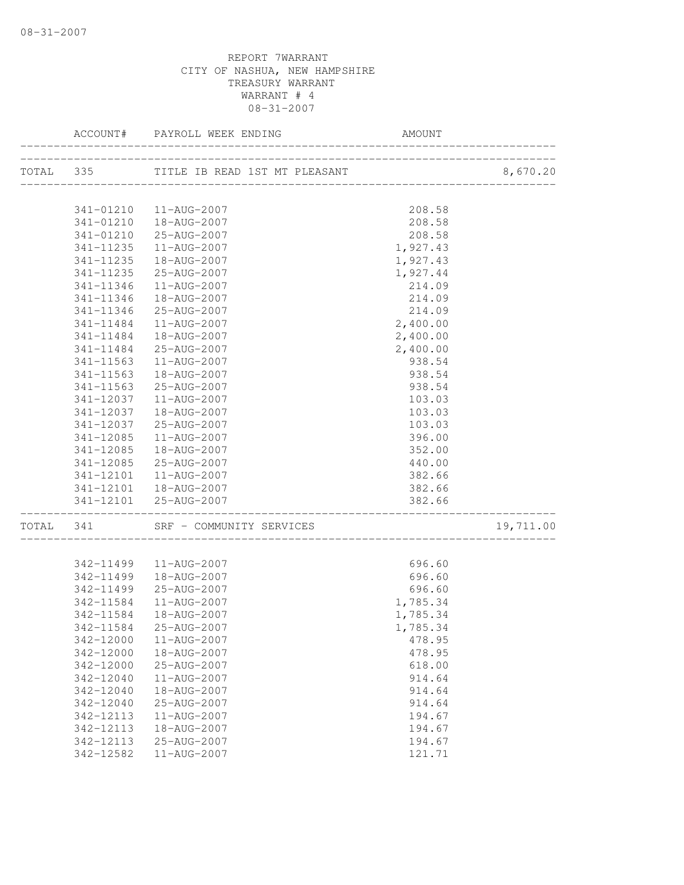REPORT 7WARRANT
CITY OF NASHUA, NEW HAMPSHIRE
TREASURY WARRANT
WARRANT # 4
08-31-2007

| | ACCOUNT# | PAYROLL WEEK ENDING | AMOUNT | |
|---|---|---|---|---|
| TOTAL | 335 | TITLE IB READ 1ST MT PLEASANT | | 8,670.20 |
| | 341-01210 | 11-AUG-2007 | 208.58 | |
| | 341-01210 | 18-AUG-2007 | 208.58 | |
| | 341-01210 | 25-AUG-2007 | 208.58 | |
| | 341-11235 | 11-AUG-2007 | 1,927.43 | |
| | 341-11235 | 18-AUG-2007 | 1,927.43 | |
| | 341-11235 | 25-AUG-2007 | 1,927.44 | |
| | 341-11346 | 11-AUG-2007 | 214.09 | |
| | 341-11346 | 18-AUG-2007 | 214.09 | |
| | 341-11346 | 25-AUG-2007 | 214.09 | |
| | 341-11484 | 11-AUG-2007 | 2,400.00 | |
| | 341-11484 | 18-AUG-2007 | 2,400.00 | |
| | 341-11484 | 25-AUG-2007 | 2,400.00 | |
| | 341-11563 | 11-AUG-2007 | 938.54 | |
| | 341-11563 | 18-AUG-2007 | 938.54 | |
| | 341-11563 | 25-AUG-2007 | 938.54 | |
| | 341-12037 | 11-AUG-2007 | 103.03 | |
| | 341-12037 | 18-AUG-2007 | 103.03 | |
| | 341-12037 | 25-AUG-2007 | 103.03 | |
| | 341-12085 | 11-AUG-2007 | 396.00 | |
| | 341-12085 | 18-AUG-2007 | 352.00 | |
| | 341-12085 | 25-AUG-2007 | 440.00 | |
| | 341-12101 | 11-AUG-2007 | 382.66 | |
| | 341-12101 | 18-AUG-2007 | 382.66 | |
| | 341-12101 | 25-AUG-2007 | 382.66 | |
| TOTAL | 341 | SRF - COMMUNITY SERVICES | | 19,711.00 |
| | 342-11499 | 11-AUG-2007 | 696.60 | |
| | 342-11499 | 18-AUG-2007 | 696.60 | |
| | 342-11499 | 25-AUG-2007 | 696.60 | |
| | 342-11584 | 11-AUG-2007 | 1,785.34 | |
| | 342-11584 | 18-AUG-2007 | 1,785.34 | |
| | 342-11584 | 25-AUG-2007 | 1,785.34 | |
| | 342-12000 | 11-AUG-2007 | 478.95 | |
| | 342-12000 | 18-AUG-2007 | 478.95 | |
| | 342-12000 | 25-AUG-2007 | 618.00 | |
| | 342-12040 | 11-AUG-2007 | 914.64 | |
| | 342-12040 | 18-AUG-2007 | 914.64 | |
| | 342-12040 | 25-AUG-2007 | 914.64 | |
| | 342-12113 | 11-AUG-2007 | 194.67 | |
| | 342-12113 | 18-AUG-2007 | 194.67 | |
| | 342-12113 | 25-AUG-2007 | 194.67 | |
| | 342-12582 | 11-AUG-2007 | 121.71 | |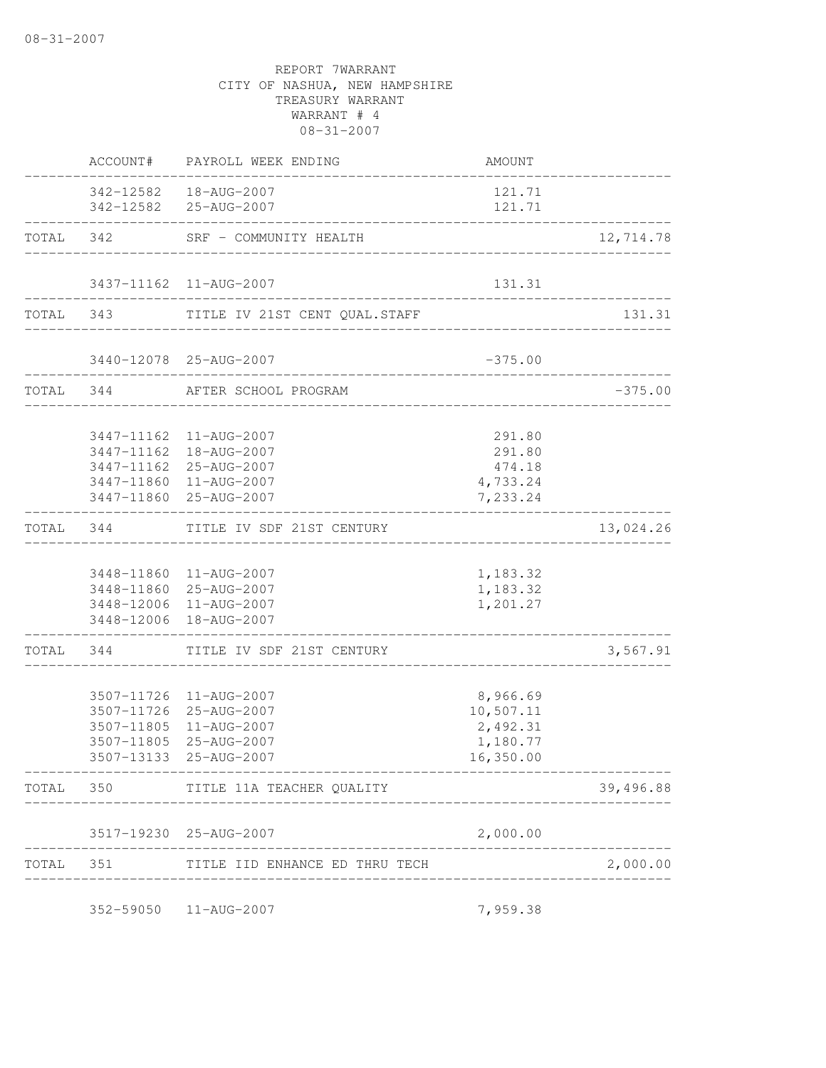08-31-2007

REPORT 7WARRANT
CITY OF NASHUA, NEW HAMPSHIRE
TREASURY WARRANT
WARRANT # 4
08-31-2007

| | ACCOUNT# | PAYROLL WEEK ENDING | AMOUNT | |
|---|---|---|---|---|
| | 342-12582 | 18-AUG-2007 | 121.71 | |
| | 342-12582 | 25-AUG-2007 | 121.71 | |
| TOTAL | 342 | SRF - COMMUNITY HEALTH | | 12,714.78 |
| | 3437-11162 | 11-AUG-2007 | 131.31 | |
| TOTAL | 343 | TITLE IV 21ST CENT QUAL.STAFF | | 131.31 |
| | 3440-12078 | 25-AUG-2007 | -375.00 | |
| TOTAL | 344 | AFTER SCHOOL PROGRAM | | -375.00 |
| | 3447-11162 | 11-AUG-2007 | 291.80 | |
| | 3447-11162 | 18-AUG-2007 | 291.80 | |
| | 3447-11162 | 25-AUG-2007 | 474.18 | |
| | 3447-11860 | 11-AUG-2007 | 4,733.24 | |
| | 3447-11860 | 25-AUG-2007 | 7,233.24 | |
| TOTAL | 344 | TITLE IV SDF 21ST CENTURY | | 13,024.26 |
| | 3448-11860 | 11-AUG-2007 | 1,183.32 | |
| | 3448-11860 | 25-AUG-2007 | 1,183.32 | |
| | 3448-12006 | 11-AUG-2007 | 1,201.27 | |
| | 3448-12006 | 18-AUG-2007 | | |
| TOTAL | 344 | TITLE IV SDF 21ST CENTURY | | 3,567.91 |
| | 3507-11726 | 11-AUG-2007 | 8,966.69 | |
| | 3507-11726 | 25-AUG-2007 | 10,507.11 | |
| | 3507-11805 | 11-AUG-2007 | 2,492.31 | |
| | 3507-11805 | 25-AUG-2007 | 1,180.77 | |
| | 3507-13133 | 25-AUG-2007 | 16,350.00 | |
| TOTAL | 350 | TITLE 11A TEACHER QUALITY | | 39,496.88 |
| | 3517-19230 | 25-AUG-2007 | 2,000.00 | |
| TOTAL | 351 | TITLE IID ENHANCE ED THRU TECH | | 2,000.00 |
| | 352-59050 | 11-AUG-2007 | 7,959.38 | |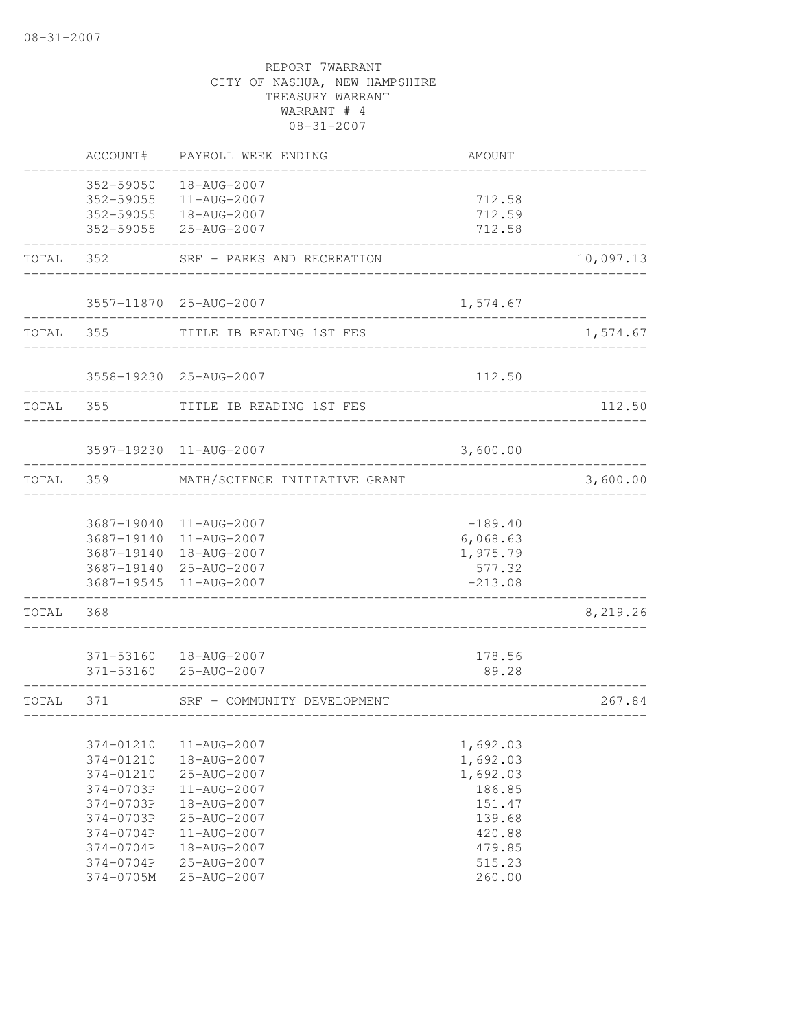REPORT 7WARRANT
CITY OF NASHUA, NEW HAMPSHIRE
TREASURY WARRANT
WARRANT # 4
08-31-2007

| | ACCOUNT# | PAYROLL WEEK ENDING | AMOUNT | |
|---|---|---|---|---|
| | 352-59050 | 18-AUG-2007 | | |
| | 352-59055 | 11-AUG-2007 | 712.58 | |
| | 352-59055 | 18-AUG-2007 | 712.59 | |
| | 352-59055 | 25-AUG-2007 | 712.58 | |
| TOTAL | 352 | SRF - PARKS AND RECREATION | | 10,097.13 |
| | 3557-11870 | 25-AUG-2007 | 1,574.67 | |
| TOTAL | 355 | TITLE IB READING 1ST FES | | 1,574.67 |
| | 3558-19230 | 25-AUG-2007 | 112.50 | |
| TOTAL | 355 | TITLE IB READING 1ST FES | | 112.50 |
| | 3597-19230 | 11-AUG-2007 | 3,600.00 | |
| TOTAL | 359 | MATH/SCIENCE INITIATIVE GRANT | | 3,600.00 |
| | 3687-19040 | 11-AUG-2007 | -189.40 | |
| | 3687-19140 | 11-AUG-2007 | 6,068.63 | |
| | 3687-19140 | 18-AUG-2007 | 1,975.79 | |
| | 3687-19140 | 25-AUG-2007 | 577.32 | |
| | 3687-19545 | 11-AUG-2007 | -213.08 | |
| TOTAL | 368 | | | 8,219.26 |
| | 371-53160 | 18-AUG-2007 | 178.56 | |
| | 371-53160 | 25-AUG-2007 | 89.28 | |
| TOTAL | 371 | SRF - COMMUNITY DEVELOPMENT | | 267.84 |
| | 374-01210 | 11-AUG-2007 | 1,692.03 | |
| | 374-01210 | 18-AUG-2007 | 1,692.03 | |
| | 374-01210 | 25-AUG-2007 | 1,692.03 | |
| | 374-0703P | 11-AUG-2007 | 186.85 | |
| | 374-0703P | 18-AUG-2007 | 151.47 | |
| | 374-0703P | 25-AUG-2007 | 139.68 | |
| | 374-0704P | 11-AUG-2007 | 420.88 | |
| | 374-0704P | 18-AUG-2007 | 479.85 | |
| | 374-0704P | 25-AUG-2007 | 515.23 | |
| | 374-0705M | 25-AUG-2007 | 260.00 | |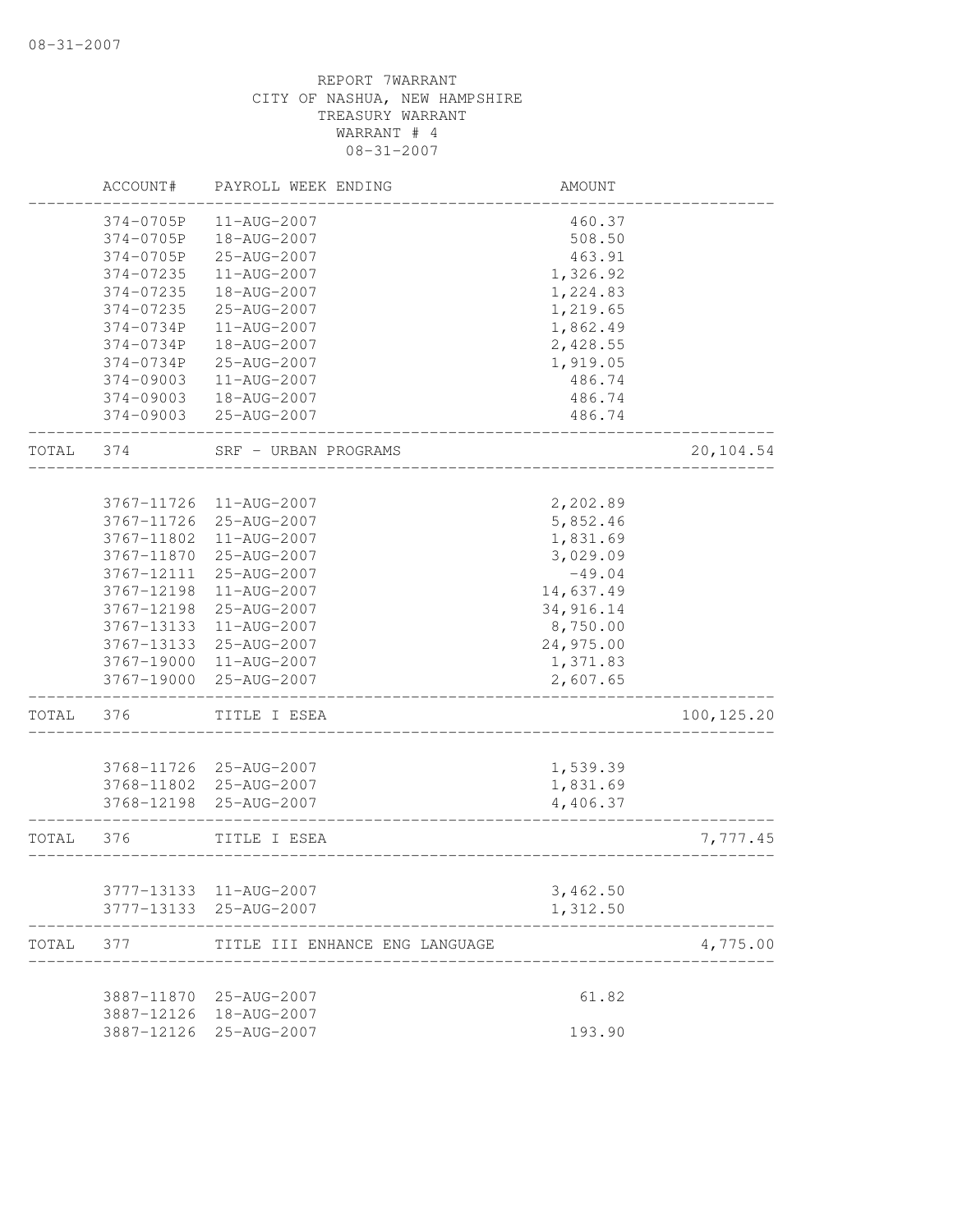REPORT 7WARRANT
CITY OF NASHUA, NEW HAMPSHIRE
TREASURY WARRANT
WARRANT # 4
08-31-2007

| | ACCOUNT# | PAYROLL WEEK ENDING | AMOUNT | |
|---|---|---|---|---|
| | 374-0705P | 11-AUG-2007 | 460.37 | |
| | 374-0705P | 18-AUG-2007 | 508.50 | |
| | 374-0705P | 25-AUG-2007 | 463.91 | |
| | 374-07235 | 11-AUG-2007 | 1,326.92 | |
| | 374-07235 | 18-AUG-2007 | 1,224.83 | |
| | 374-07235 | 25-AUG-2007 | 1,219.65 | |
| | 374-0734P | 11-AUG-2007 | 1,862.49 | |
| | 374-0734P | 18-AUG-2007 | 2,428.55 | |
| | 374-0734P | 25-AUG-2007 | 1,919.05 | |
| | 374-09003 | 11-AUG-2007 | 486.74 | |
| | 374-09003 | 18-AUG-2007 | 486.74 | |
| | 374-09003 | 25-AUG-2007 | 486.74 | |
| TOTAL | 374 | SRF - URBAN PROGRAMS | | 20,104.54 |
| | 3767-11726 | 11-AUG-2007 | 2,202.89 | |
| | 3767-11726 | 25-AUG-2007 | 5,852.46 | |
| | 3767-11802 | 11-AUG-2007 | 1,831.69 | |
| | 3767-11870 | 25-AUG-2007 | 3,029.09 | |
| | 3767-12111 | 25-AUG-2007 | -49.04 | |
| | 3767-12198 | 11-AUG-2007 | 14,637.49 | |
| | 3767-12198 | 25-AUG-2007 | 34,916.14 | |
| | 3767-13133 | 11-AUG-2007 | 8,750.00 | |
| | 3767-13133 | 25-AUG-2007 | 24,975.00 | |
| | 3767-19000 | 11-AUG-2007 | 1,371.83 | |
| | 3767-19000 | 25-AUG-2007 | 2,607.65 | |
| TOTAL | 376 | TITLE I ESEA | | 100,125.20 |
| | 3768-11726 | 25-AUG-2007 | 1,539.39 | |
| | 3768-11802 | 25-AUG-2007 | 1,831.69 | |
| | 3768-12198 | 25-AUG-2007 | 4,406.37 | |
| TOTAL | 376 | TITLE I ESEA | | 7,777.45 |
| | 3777-13133 | 11-AUG-2007 | 3,462.50 | |
| | 3777-13133 | 25-AUG-2007 | 1,312.50 | |
| TOTAL | 377 | TITLE III ENHANCE ENG LANGUAGE | | 4,775.00 |
| | 3887-11870 | 25-AUG-2007 | 61.82 | |
| | 3887-12126 | 18-AUG-2007 | | |
| | 3887-12126 | 25-AUG-2007 | 193.90 | |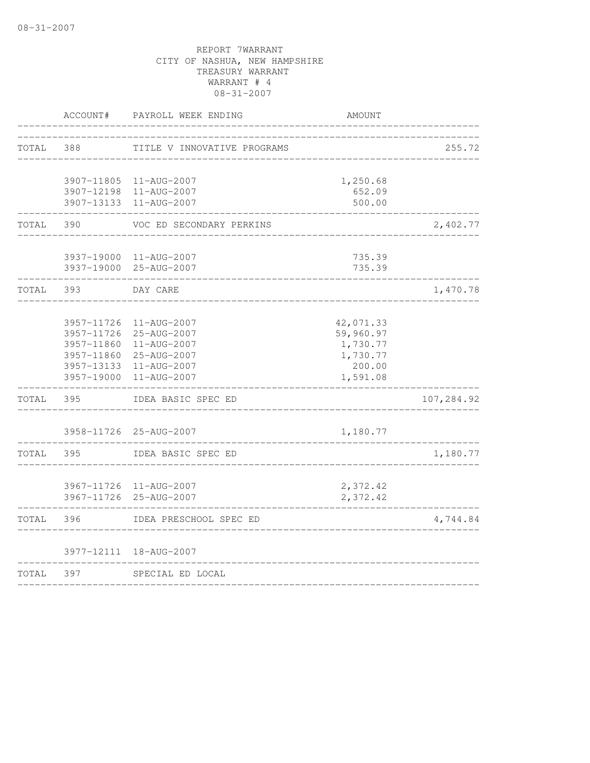08-31-2007

REPORT 7WARRANT
CITY OF NASHUA, NEW HAMPSHIRE
TREASURY WARRANT
WARRANT # 4
08-31-2007

| | ACCOUNT# | PAYROLL WEEK ENDING | AMOUNT | |
|---|---|---|---|---|
| TOTAL | 388 | TITLE V INNOVATIVE PROGRAMS | | 255.72 |
| | 3907-11805 | 11-AUG-2007 | 1,250.68 | |
| | 3907-12198 | 11-AUG-2007 | 652.09 | |
| | 3907-13133 | 11-AUG-2007 | 500.00 | |
| TOTAL | 390 | VOC ED SECONDARY PERKINS | | 2,402.77 |
| | 3937-19000 | 11-AUG-2007 | 735.39 | |
| | 3937-19000 | 25-AUG-2007 | 735.39 | |
| TOTAL | 393 | DAY CARE | | 1,470.78 |
| | 3957-11726 | 11-AUG-2007 | 42,071.33 | |
| | 3957-11726 | 25-AUG-2007 | 59,960.97 | |
| | 3957-11860 | 11-AUG-2007 | 1,730.77 | |
| | 3957-11860 | 25-AUG-2007 | 1,730.77 | |
| | 3957-13133 | 11-AUG-2007 | 200.00 | |
| | 3957-19000 | 11-AUG-2007 | 1,591.08 | |
| TOTAL | 395 | IDEA BASIC SPEC ED | | 107,284.92 |
| | 3958-11726 | 25-AUG-2007 | 1,180.77 | |
| TOTAL | 395 | IDEA BASIC SPEC ED | | 1,180.77 |
| | 3967-11726 | 11-AUG-2007 | 2,372.42 | |
| | 3967-11726 | 25-AUG-2007 | 2,372.42 | |
| TOTAL | 396 | IDEA PRESCHOOL SPEC ED | | 4,744.84 |
| | 3977-12111 | 18-AUG-2007 | | |
| TOTAL | 397 | SPECIAL ED LOCAL | | |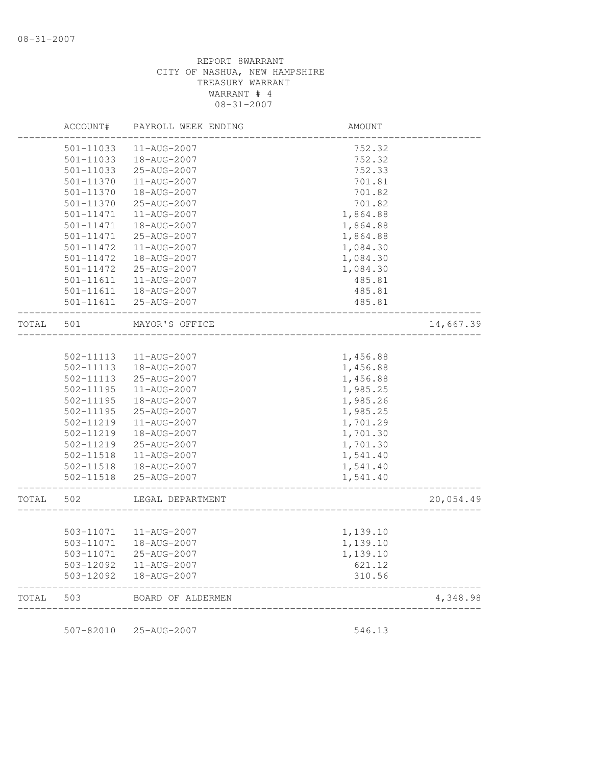REPORT 8WARRANT
CITY OF NASHUA, NEW HAMPSHIRE
TREASURY WARRANT
WARRANT # 4
08-31-2007

| | ACCOUNT# | PAYROLL WEEK ENDING | AMOUNT | |
|---|---|---|---|---|
| | 501-11033 | 11-AUG-2007 | 752.32 | |
| | 501-11033 | 18-AUG-2007 | 752.32 | |
| | 501-11033 | 25-AUG-2007 | 752.33 | |
| | 501-11370 | 11-AUG-2007 | 701.81 | |
| | 501-11370 | 18-AUG-2007 | 701.82 | |
| | 501-11370 | 25-AUG-2007 | 701.82 | |
| | 501-11471 | 11-AUG-2007 | 1,864.88 | |
| | 501-11471 | 18-AUG-2007 | 1,864.88 | |
| | 501-11471 | 25-AUG-2007 | 1,864.88 | |
| | 501-11472 | 11-AUG-2007 | 1,084.30 | |
| | 501-11472 | 18-AUG-2007 | 1,084.30 | |
| | 501-11472 | 25-AUG-2007 | 1,084.30 | |
| | 501-11611 | 11-AUG-2007 | 485.81 | |
| | 501-11611 | 18-AUG-2007 | 485.81 | |
| | 501-11611 | 25-AUG-2007 | 485.81 | |
| TOTAL | 501 | MAYOR'S OFFICE | | 14,667.39 |
| | 502-11113 | 11-AUG-2007 | 1,456.88 | |
| | 502-11113 | 18-AUG-2007 | 1,456.88 | |
| | 502-11113 | 25-AUG-2007 | 1,456.88 | |
| | 502-11195 | 11-AUG-2007 | 1,985.25 | |
| | 502-11195 | 18-AUG-2007 | 1,985.26 | |
| | 502-11195 | 25-AUG-2007 | 1,985.25 | |
| | 502-11219 | 11-AUG-2007 | 1,701.29 | |
| | 502-11219 | 18-AUG-2007 | 1,701.30 | |
| | 502-11219 | 25-AUG-2007 | 1,701.30 | |
| | 502-11518 | 11-AUG-2007 | 1,541.40 | |
| | 502-11518 | 18-AUG-2007 | 1,541.40 | |
| | 502-11518 | 25-AUG-2007 | 1,541.40 | |
| TOTAL | 502 | LEGAL DEPARTMENT | | 20,054.49 |
| | 503-11071 | 11-AUG-2007 | 1,139.10 | |
| | 503-11071 | 18-AUG-2007 | 1,139.10 | |
| | 503-11071 | 25-AUG-2007 | 1,139.10 | |
| | 503-12092 | 11-AUG-2007 | 621.12 | |
| | 503-12092 | 18-AUG-2007 | 310.56 | |
| TOTAL | 503 | BOARD OF ALDERMEN | | 4,348.98 |
| | 507-82010 | 25-AUG-2007 | 546.13 | |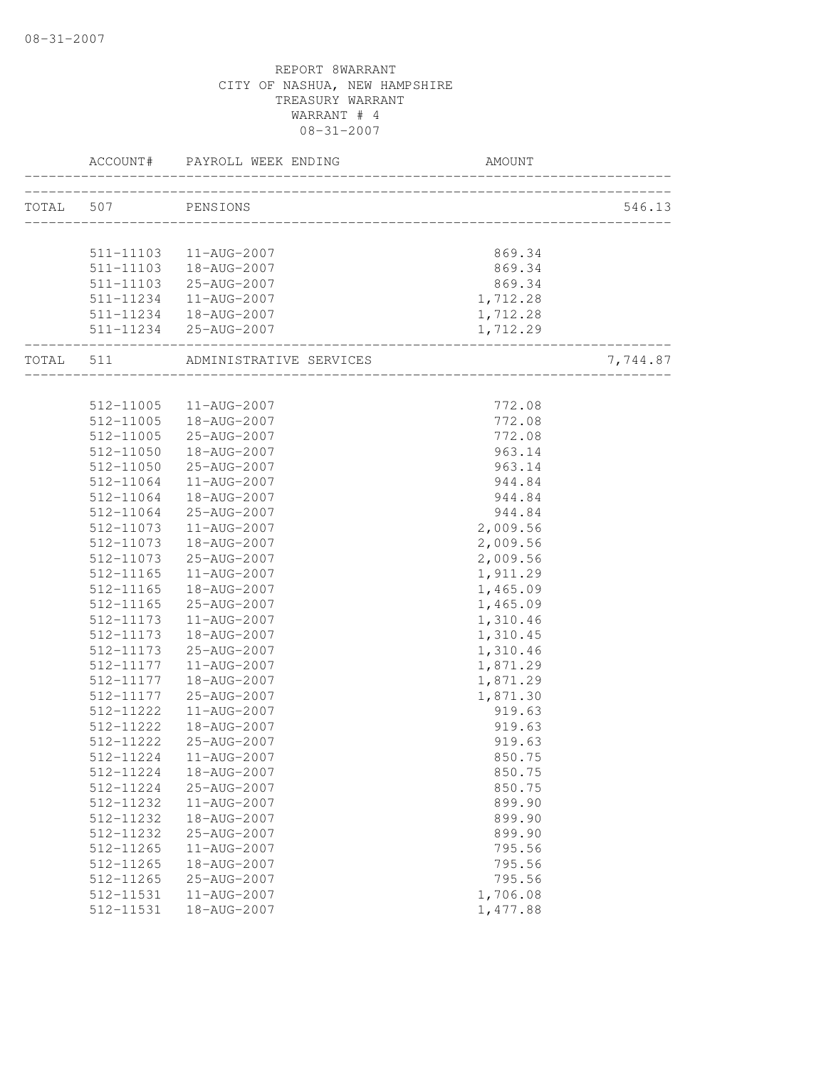REPORT 8WARRANT
CITY OF NASHUA, NEW HAMPSHIRE
TREASURY WARRANT
WARRANT # 4
08-31-2007

| | ACCOUNT# | PAYROLL WEEK ENDING | AMOUNT | |
|---|---|---|---|---|
| TOTAL | 507 | PENSIONS | | 546.13 |
| | 511-11103 | 11-AUG-2007 | 869.34 | |
| | 511-11103 | 18-AUG-2007 | 869.34 | |
| | 511-11103 | 25-AUG-2007 | 869.34 | |
| | 511-11234 | 11-AUG-2007 | 1,712.28 | |
| | 511-11234 | 18-AUG-2007 | 1,712.28 | |
| | 511-11234 | 25-AUG-2007 | 1,712.29 | |
| TOTAL | 511 | ADMINISTRATIVE SERVICES | | 7,744.87 |
| | 512-11005 | 11-AUG-2007 | 772.08 | |
| | 512-11005 | 18-AUG-2007 | 772.08 | |
| | 512-11005 | 25-AUG-2007 | 772.08 | |
| | 512-11050 | 18-AUG-2007 | 963.14 | |
| | 512-11050 | 25-AUG-2007 | 963.14 | |
| | 512-11064 | 11-AUG-2007 | 944.84 | |
| | 512-11064 | 18-AUG-2007 | 944.84 | |
| | 512-11064 | 25-AUG-2007 | 944.84 | |
| | 512-11073 | 11-AUG-2007 | 2,009.56 | |
| | 512-11073 | 18-AUG-2007 | 2,009.56 | |
| | 512-11073 | 25-AUG-2007 | 2,009.56 | |
| | 512-11165 | 11-AUG-2007 | 1,911.29 | |
| | 512-11165 | 18-AUG-2007 | 1,465.09 | |
| | 512-11165 | 25-AUG-2007 | 1,465.09 | |
| | 512-11173 | 11-AUG-2007 | 1,310.46 | |
| | 512-11173 | 18-AUG-2007 | 1,310.45 | |
| | 512-11173 | 25-AUG-2007 | 1,310.46 | |
| | 512-11177 | 11-AUG-2007 | 1,871.29 | |
| | 512-11177 | 18-AUG-2007 | 1,871.29 | |
| | 512-11177 | 25-AUG-2007 | 1,871.30 | |
| | 512-11222 | 11-AUG-2007 | 919.63 | |
| | 512-11222 | 18-AUG-2007 | 919.63 | |
| | 512-11222 | 25-AUG-2007 | 919.63 | |
| | 512-11224 | 11-AUG-2007 | 850.75 | |
| | 512-11224 | 18-AUG-2007 | 850.75 | |
| | 512-11224 | 25-AUG-2007 | 850.75 | |
| | 512-11232 | 11-AUG-2007 | 899.90 | |
| | 512-11232 | 18-AUG-2007 | 899.90 | |
| | 512-11232 | 25-AUG-2007 | 899.90 | |
| | 512-11265 | 11-AUG-2007 | 795.56 | |
| | 512-11265 | 18-AUG-2007 | 795.56 | |
| | 512-11265 | 25-AUG-2007 | 795.56 | |
| | 512-11531 | 11-AUG-2007 | 1,706.08 | |
| | 512-11531 | 18-AUG-2007 | 1,477.88 | |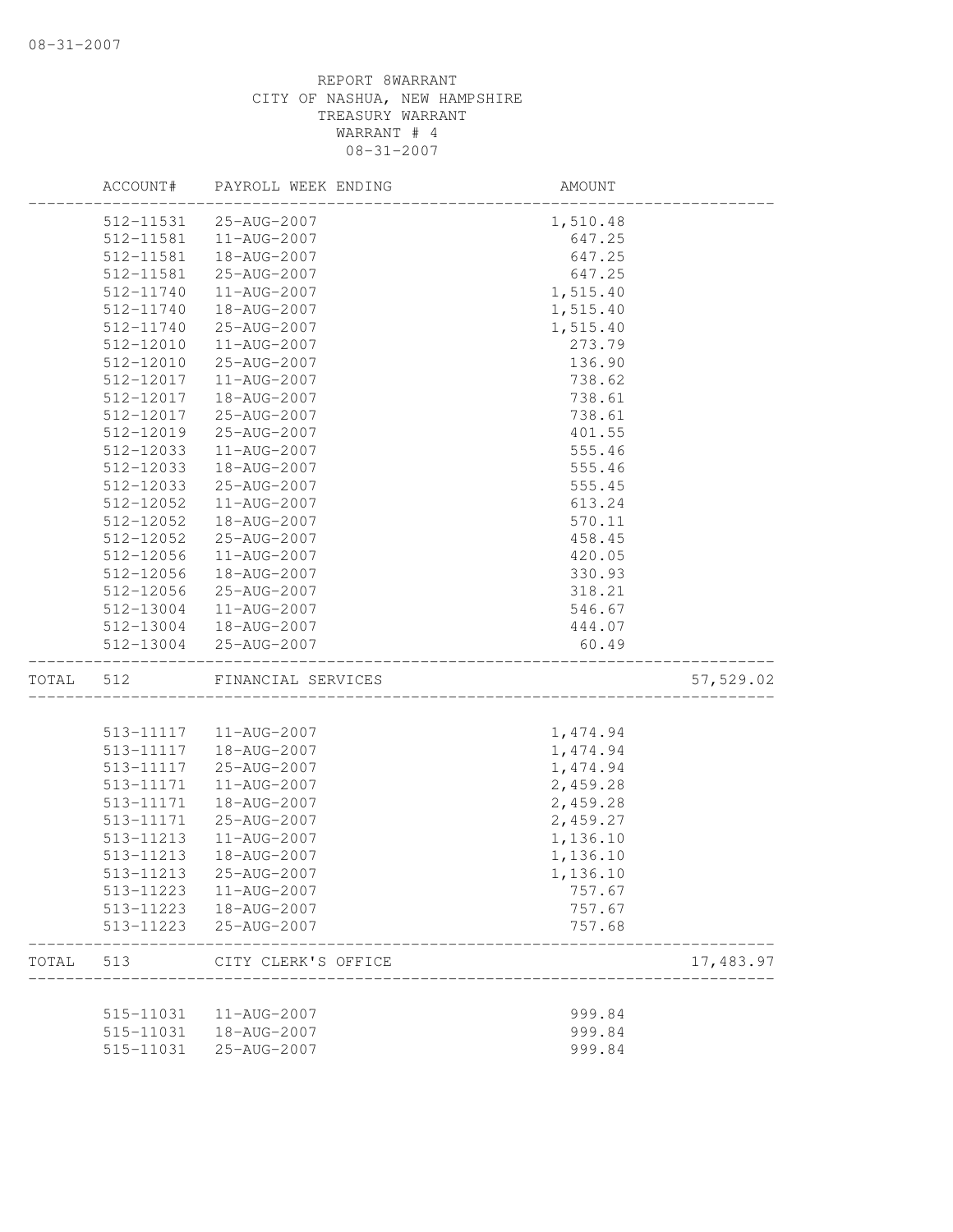REPORT 8WARRANT
CITY OF NASHUA, NEW HAMPSHIRE
TREASURY WARRANT
WARRANT # 4
08-31-2007

| | ACCOUNT# | PAYROLL WEEK ENDING | AMOUNT | |
|---|---|---|---|---|
| | 512-11531 | 25-AUG-2007 | 1,510.48 | |
| | 512-11581 | 11-AUG-2007 | 647.25 | |
| | 512-11581 | 18-AUG-2007 | 647.25 | |
| | 512-11581 | 25-AUG-2007 | 647.25 | |
| | 512-11740 | 11-AUG-2007 | 1,515.40 | |
| | 512-11740 | 18-AUG-2007 | 1,515.40 | |
| | 512-11740 | 25-AUG-2007 | 1,515.40 | |
| | 512-12010 | 11-AUG-2007 | 273.79 | |
| | 512-12010 | 25-AUG-2007 | 136.90 | |
| | 512-12017 | 11-AUG-2007 | 738.62 | |
| | 512-12017 | 18-AUG-2007 | 738.61 | |
| | 512-12017 | 25-AUG-2007 | 738.61 | |
| | 512-12019 | 25-AUG-2007 | 401.55 | |
| | 512-12033 | 11-AUG-2007 | 555.46 | |
| | 512-12033 | 18-AUG-2007 | 555.46 | |
| | 512-12033 | 25-AUG-2007 | 555.45 | |
| | 512-12052 | 11-AUG-2007 | 613.24 | |
| | 512-12052 | 18-AUG-2007 | 570.11 | |
| | 512-12052 | 25-AUG-2007 | 458.45 | |
| | 512-12056 | 11-AUG-2007 | 420.05 | |
| | 512-12056 | 18-AUG-2007 | 330.93 | |
| | 512-12056 | 25-AUG-2007 | 318.21 | |
| | 512-13004 | 11-AUG-2007 | 546.67 | |
| | 512-13004 | 18-AUG-2007 | 444.07 | |
| | 512-13004 | 25-AUG-2007 | 60.49 | |
| TOTAL | 512 | FINANCIAL SERVICES | | 57,529.02 |
| | 513-11117 | 11-AUG-2007 | 1,474.94 | |
| | 513-11117 | 18-AUG-2007 | 1,474.94 | |
| | 513-11117 | 25-AUG-2007 | 1,474.94 | |
| | 513-11171 | 11-AUG-2007 | 2,459.28 | |
| | 513-11171 | 18-AUG-2007 | 2,459.28 | |
| | 513-11171 | 25-AUG-2007 | 2,459.27 | |
| | 513-11213 | 11-AUG-2007 | 1,136.10 | |
| | 513-11213 | 18-AUG-2007 | 1,136.10 | |
| | 513-11213 | 25-AUG-2007 | 1,136.10 | |
| | 513-11223 | 11-AUG-2007 | 757.67 | |
| | 513-11223 | 18-AUG-2007 | 757.67 | |
| | 513-11223 | 25-AUG-2007 | 757.68 | |
| TOTAL | 513 | CITY CLERK'S OFFICE | | 17,483.97 |
| | 515-11031 | 11-AUG-2007 | 999.84 | |
| | 515-11031 | 18-AUG-2007 | 999.84 | |
| | 515-11031 | 25-AUG-2007 | 999.84 | |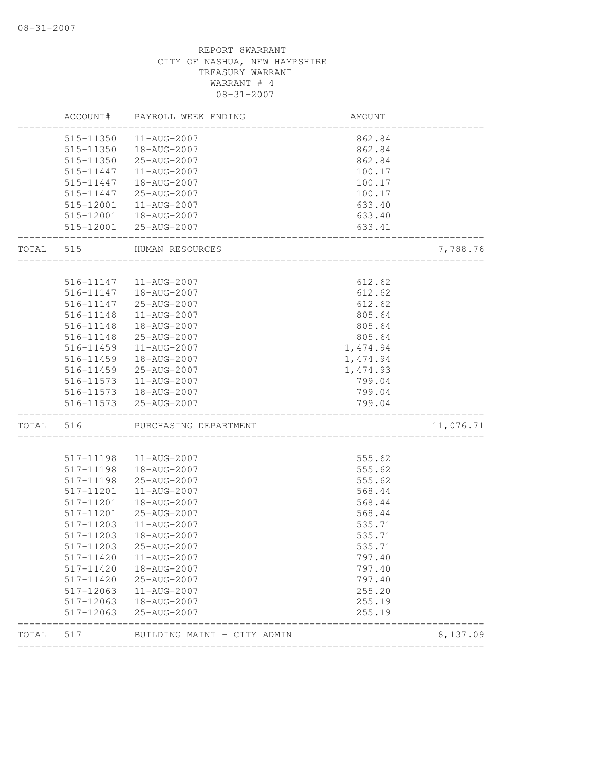08-31-2007

REPORT 8WARRANT
CITY OF NASHUA, NEW HAMPSHIRE
TREASURY WARRANT
WARRANT # 4
08-31-2007

| | ACCOUNT# | PAYROLL WEEK ENDING | AMOUNT | |
|---|---|---|---|---|
| | 515-11350 | 11-AUG-2007 | 862.84 | |
| | 515-11350 | 18-AUG-2007 | 862.84 | |
| | 515-11350 | 25-AUG-2007 | 862.84 | |
| | 515-11447 | 11-AUG-2007 | 100.17 | |
| | 515-11447 | 18-AUG-2007 | 100.17 | |
| | 515-11447 | 25-AUG-2007 | 100.17 | |
| | 515-12001 | 11-AUG-2007 | 633.40 | |
| | 515-12001 | 18-AUG-2007 | 633.40 | |
| | 515-12001 | 25-AUG-2007 | 633.41 | |
| TOTAL | 515 | HUMAN RESOURCES | | 7,788.76 |
| | 516-11147 | 11-AUG-2007 | 612.62 | |
| | 516-11147 | 18-AUG-2007 | 612.62 | |
| | 516-11147 | 25-AUG-2007 | 612.62 | |
| | 516-11148 | 11-AUG-2007 | 805.64 | |
| | 516-11148 | 18-AUG-2007 | 805.64 | |
| | 516-11148 | 25-AUG-2007 | 805.64 | |
| | 516-11459 | 11-AUG-2007 | 1,474.94 | |
| | 516-11459 | 18-AUG-2007 | 1,474.94 | |
| | 516-11459 | 25-AUG-2007 | 1,474.93 | |
| | 516-11573 | 11-AUG-2007 | 799.04 | |
| | 516-11573 | 18-AUG-2007 | 799.04 | |
| | 516-11573 | 25-AUG-2007 | 799.04 | |
| TOTAL | 516 | PURCHASING DEPARTMENT | | 11,076.71 |
| | 517-11198 | 11-AUG-2007 | 555.62 | |
| | 517-11198 | 18-AUG-2007 | 555.62 | |
| | 517-11198 | 25-AUG-2007 | 555.62 | |
| | 517-11201 | 11-AUG-2007 | 568.44 | |
| | 517-11201 | 18-AUG-2007 | 568.44 | |
| | 517-11201 | 25-AUG-2007 | 568.44 | |
| | 517-11203 | 11-AUG-2007 | 535.71 | |
| | 517-11203 | 18-AUG-2007 | 535.71 | |
| | 517-11203 | 25-AUG-2007 | 535.71 | |
| | 517-11420 | 11-AUG-2007 | 797.40 | |
| | 517-11420 | 18-AUG-2007 | 797.40 | |
| | 517-11420 | 25-AUG-2007 | 797.40 | |
| | 517-12063 | 11-AUG-2007 | 255.20 | |
| | 517-12063 | 18-AUG-2007 | 255.19 | |
| | 517-12063 | 25-AUG-2007 | 255.19 | |
| TOTAL | 517 | BUILDING MAINT - CITY ADMIN | | 8,137.09 |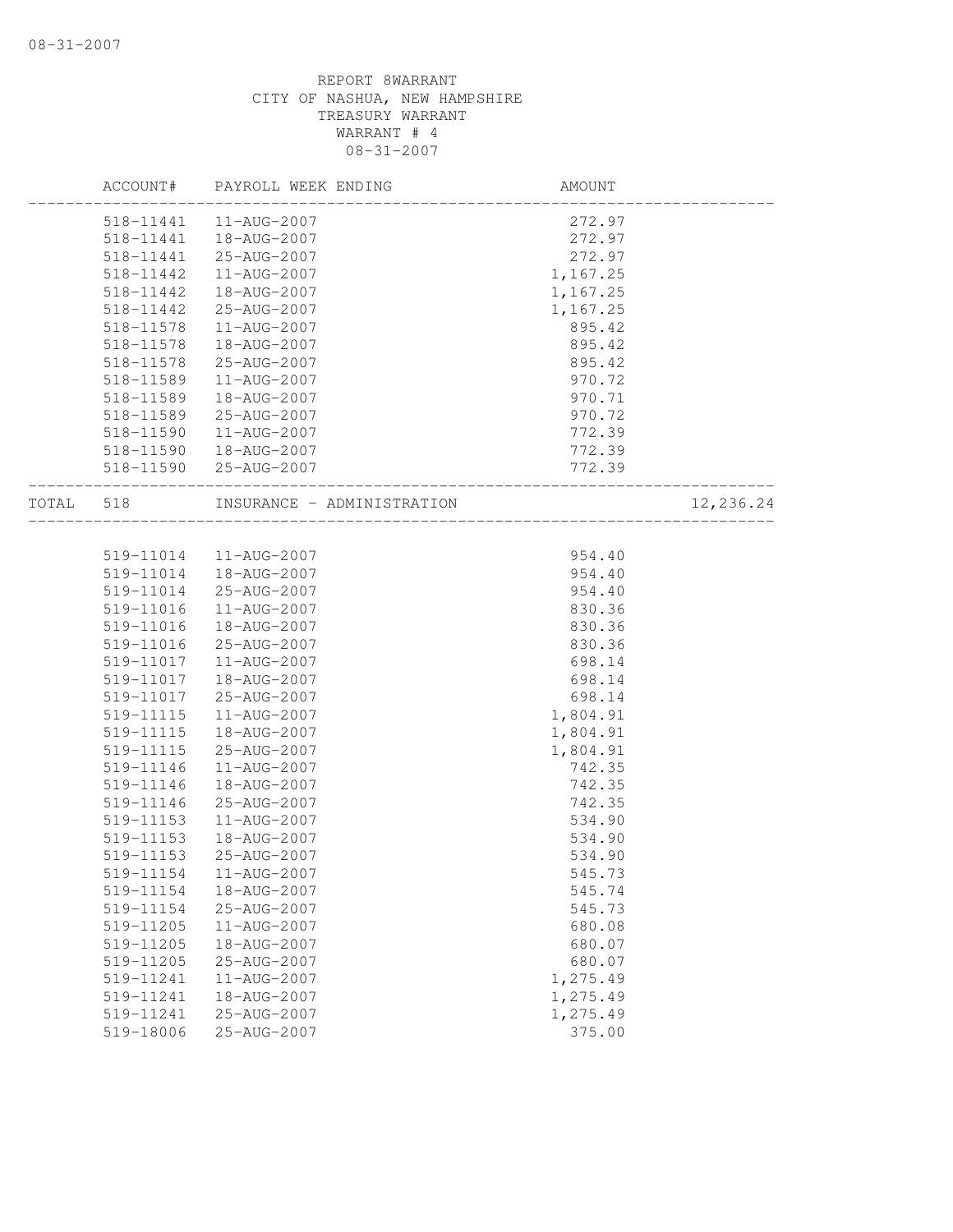REPORT 8WARRANT
CITY OF NASHUA, NEW HAMPSHIRE
TREASURY WARRANT
WARRANT # 4
08-31-2007

| ACCOUNT# | PAYROLL WEEK ENDING | AMOUNT | |
|---|---|---|---|
| 518-11441 | 11-AUG-2007 | 272.97 | |
| 518-11441 | 18-AUG-2007 | 272.97 | |
| 518-11441 | 25-AUG-2007 | 272.97 | |
| 518-11442 | 11-AUG-2007 | 1,167.25 | |
| 518-11442 | 18-AUG-2007 | 1,167.25 | |
| 518-11442 | 25-AUG-2007 | 1,167.25 | |
| 518-11578 | 11-AUG-2007 | 895.42 | |
| 518-11578 | 18-AUG-2007 | 895.42 | |
| 518-11578 | 25-AUG-2007 | 895.42 | |
| 518-11589 | 11-AUG-2007 | 970.72 | |
| 518-11589 | 18-AUG-2007 | 970.71 | |
| 518-11589 | 25-AUG-2007 | 970.72 | |
| 518-11590 | 11-AUG-2007 | 772.39 | |
| 518-11590 | 18-AUG-2007 | 772.39 | |
| 518-11590 | 25-AUG-2007 | 772.39 | |
| TOTAL 518 | INSURANCE - ADMINISTRATION | | 12,236.24 |
| 519-11014 | 11-AUG-2007 | 954.40 | |
| 519-11014 | 18-AUG-2007 | 954.40 | |
| 519-11014 | 25-AUG-2007 | 954.40 | |
| 519-11016 | 11-AUG-2007 | 830.36 | |
| 519-11016 | 18-AUG-2007 | 830.36 | |
| 519-11016 | 25-AUG-2007 | 830.36 | |
| 519-11017 | 11-AUG-2007 | 698.14 | |
| 519-11017 | 18-AUG-2007 | 698.14 | |
| 519-11017 | 25-AUG-2007 | 698.14 | |
| 519-11115 | 11-AUG-2007 | 1,804.91 | |
| 519-11115 | 18-AUG-2007 | 1,804.91 | |
| 519-11115 | 25-AUG-2007 | 1,804.91 | |
| 519-11146 | 11-AUG-2007 | 742.35 | |
| 519-11146 | 18-AUG-2007 | 742.35 | |
| 519-11146 | 25-AUG-2007 | 742.35 | |
| 519-11153 | 11-AUG-2007 | 534.90 | |
| 519-11153 | 18-AUG-2007 | 534.90 | |
| 519-11153 | 25-AUG-2007 | 534.90 | |
| 519-11154 | 11-AUG-2007 | 545.73 | |
| 519-11154 | 18-AUG-2007 | 545.74 | |
| 519-11154 | 25-AUG-2007 | 545.73 | |
| 519-11205 | 11-AUG-2007 | 680.08 | |
| 519-11205 | 18-AUG-2007 | 680.07 | |
| 519-11205 | 25-AUG-2007 | 680.07 | |
| 519-11241 | 11-AUG-2007 | 1,275.49 | |
| 519-11241 | 18-AUG-2007 | 1,275.49 | |
| 519-11241 | 25-AUG-2007 | 1,275.49 | |
| 519-18006 | 25-AUG-2007 | 375.00 | |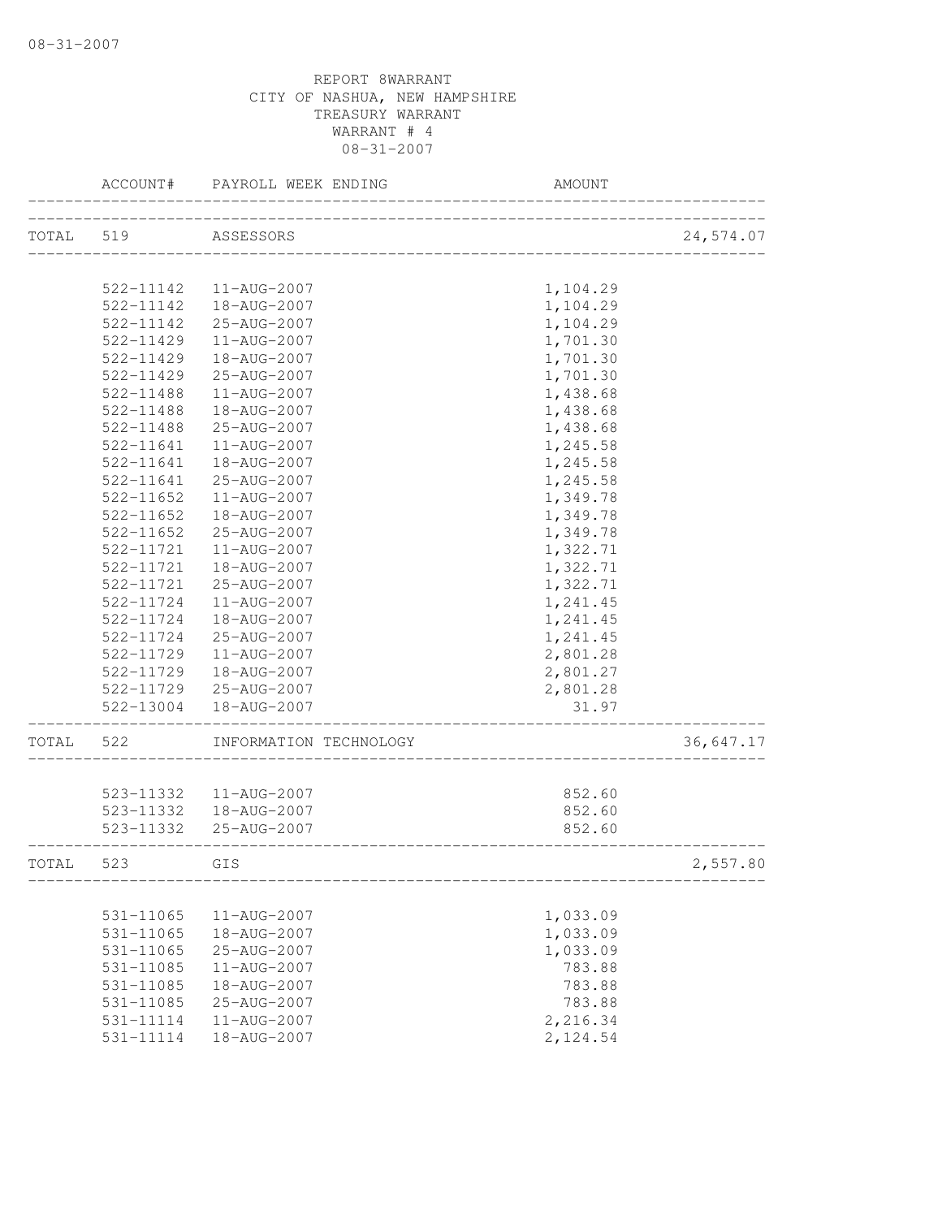REPORT 8WARRANT
CITY OF NASHUA, NEW HAMPSHIRE
TREASURY WARRANT
WARRANT # 4
08-31-2007

| | ACCOUNT# | PAYROLL WEEK ENDING | AMOUNT | |
|---|---|---|---|---|
| TOTAL | 519 | ASSESSORS | | 24,574.07 |
| | 522-11142 | 11-AUG-2007 | 1,104.29 | |
| | 522-11142 | 18-AUG-2007 | 1,104.29 | |
| | 522-11142 | 25-AUG-2007 | 1,104.29 | |
| | 522-11429 | 11-AUG-2007 | 1,701.30 | |
| | 522-11429 | 18-AUG-2007 | 1,701.30 | |
| | 522-11429 | 25-AUG-2007 | 1,701.30 | |
| | 522-11488 | 11-AUG-2007 | 1,438.68 | |
| | 522-11488 | 18-AUG-2007 | 1,438.68 | |
| | 522-11488 | 25-AUG-2007 | 1,438.68 | |
| | 522-11641 | 11-AUG-2007 | 1,245.58 | |
| | 522-11641 | 18-AUG-2007 | 1,245.58 | |
| | 522-11641 | 25-AUG-2007 | 1,245.58 | |
| | 522-11652 | 11-AUG-2007 | 1,349.78 | |
| | 522-11652 | 18-AUG-2007 | 1,349.78 | |
| | 522-11652 | 25-AUG-2007 | 1,349.78 | |
| | 522-11721 | 11-AUG-2007 | 1,322.71 | |
| | 522-11721 | 18-AUG-2007 | 1,322.71 | |
| | 522-11721 | 25-AUG-2007 | 1,322.71 | |
| | 522-11724 | 11-AUG-2007 | 1,241.45 | |
| | 522-11724 | 18-AUG-2007 | 1,241.45 | |
| | 522-11724 | 25-AUG-2007 | 1,241.45 | |
| | 522-11729 | 11-AUG-2007 | 2,801.28 | |
| | 522-11729 | 18-AUG-2007 | 2,801.27 | |
| | 522-11729 | 25-AUG-2007 | 2,801.28 | |
| | 522-13004 | 18-AUG-2007 | 31.97 | |
| TOTAL | 522 | INFORMATION TECHNOLOGY | | 36,647.17 |
| | 523-11332 | 11-AUG-2007 | 852.60 | |
| | 523-11332 | 18-AUG-2007 | 852.60 | |
| | 523-11332 | 25-AUG-2007 | 852.60 | |
| TOTAL | 523 | GIS | | 2,557.80 |
| | 531-11065 | 11-AUG-2007 | 1,033.09 | |
| | 531-11065 | 18-AUG-2007 | 1,033.09 | |
| | 531-11065 | 25-AUG-2007 | 1,033.09 | |
| | 531-11085 | 11-AUG-2007 | 783.88 | |
| | 531-11085 | 18-AUG-2007 | 783.88 | |
| | 531-11085 | 25-AUG-2007 | 783.88 | |
| | 531-11114 | 11-AUG-2007 | 2,216.34 | |
| | 531-11114 | 18-AUG-2007 | 2,124.54 | |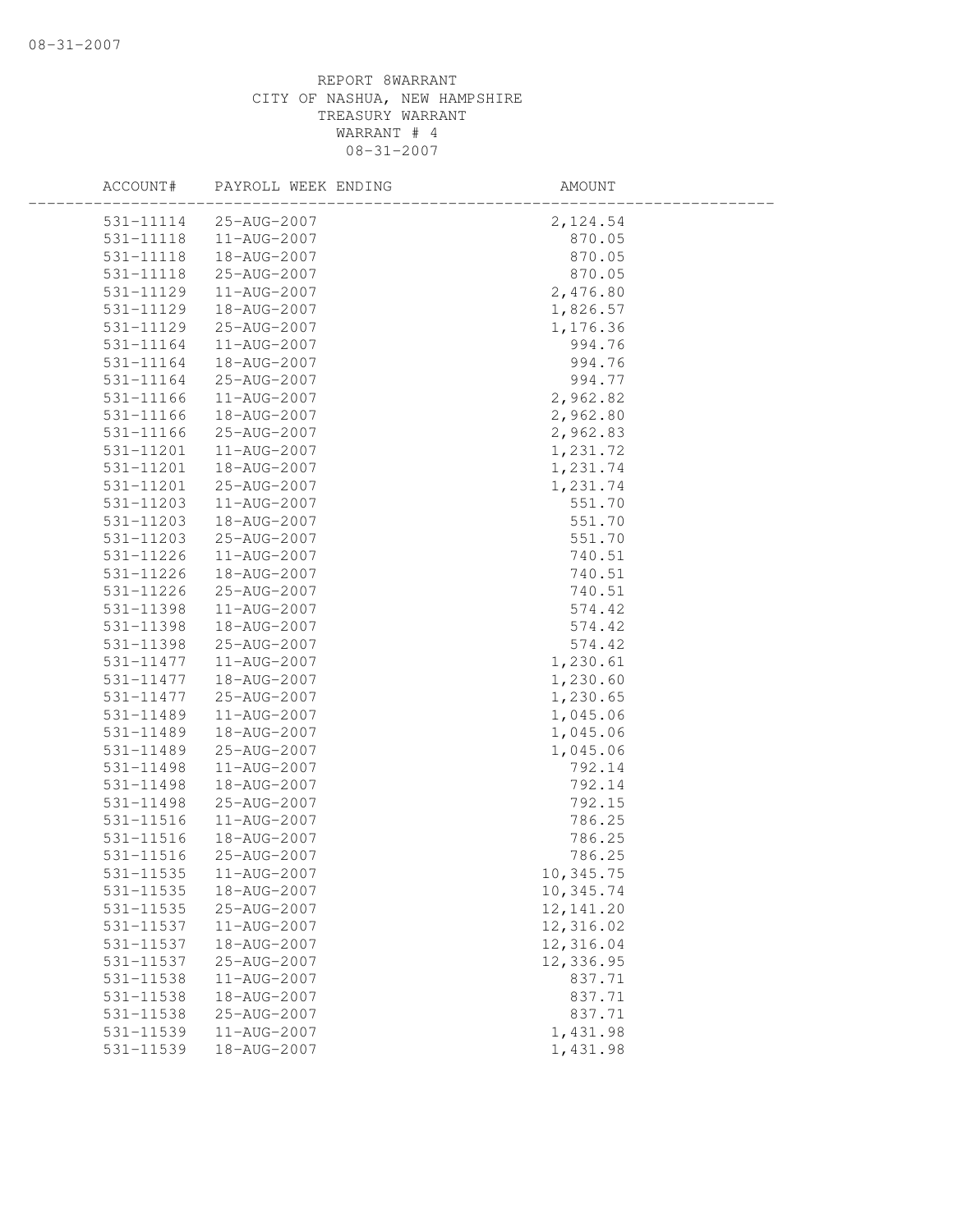REPORT 8WARRANT
CITY OF NASHUA, NEW HAMPSHIRE
TREASURY WARRANT
WARRANT # 4
08-31-2007

| ACCOUNT# | PAYROLL WEEK ENDING | AMOUNT |
|---|---|---|
| 531-11114 | 25-AUG-2007 | 2,124.54 |
| 531-11118 | 11-AUG-2007 | 870.05 |
| 531-11118 | 18-AUG-2007 | 870.05 |
| 531-11118 | 25-AUG-2007 | 870.05 |
| 531-11129 | 11-AUG-2007 | 2,476.80 |
| 531-11129 | 18-AUG-2007 | 1,826.57 |
| 531-11129 | 25-AUG-2007 | 1,176.36 |
| 531-11164 | 11-AUG-2007 | 994.76 |
| 531-11164 | 18-AUG-2007 | 994.76 |
| 531-11164 | 25-AUG-2007 | 994.77 |
| 531-11166 | 11-AUG-2007 | 2,962.82 |
| 531-11166 | 18-AUG-2007 | 2,962.80 |
| 531-11166 | 25-AUG-2007 | 2,962.83 |
| 531-11201 | 11-AUG-2007 | 1,231.72 |
| 531-11201 | 18-AUG-2007 | 1,231.74 |
| 531-11201 | 25-AUG-2007 | 1,231.74 |
| 531-11203 | 11-AUG-2007 | 551.70 |
| 531-11203 | 18-AUG-2007 | 551.70 |
| 531-11203 | 25-AUG-2007 | 551.70 |
| 531-11226 | 11-AUG-2007 | 740.51 |
| 531-11226 | 18-AUG-2007 | 740.51 |
| 531-11226 | 25-AUG-2007 | 740.51 |
| 531-11398 | 11-AUG-2007 | 574.42 |
| 531-11398 | 18-AUG-2007 | 574.42 |
| 531-11398 | 25-AUG-2007 | 574.42 |
| 531-11477 | 11-AUG-2007 | 1,230.61 |
| 531-11477 | 18-AUG-2007 | 1,230.60 |
| 531-11477 | 25-AUG-2007 | 1,230.65 |
| 531-11489 | 11-AUG-2007 | 1,045.06 |
| 531-11489 | 18-AUG-2007 | 1,045.06 |
| 531-11489 | 25-AUG-2007 | 1,045.06 |
| 531-11498 | 11-AUG-2007 | 792.14 |
| 531-11498 | 18-AUG-2007 | 792.14 |
| 531-11498 | 25-AUG-2007 | 792.15 |
| 531-11516 | 11-AUG-2007 | 786.25 |
| 531-11516 | 18-AUG-2007 | 786.25 |
| 531-11516 | 25-AUG-2007 | 786.25 |
| 531-11535 | 11-AUG-2007 | 10,345.75 |
| 531-11535 | 18-AUG-2007 | 10,345.74 |
| 531-11535 | 25-AUG-2007 | 12,141.20 |
| 531-11537 | 11-AUG-2007 | 12,316.02 |
| 531-11537 | 18-AUG-2007 | 12,316.04 |
| 531-11537 | 25-AUG-2007 | 12,336.95 |
| 531-11538 | 11-AUG-2007 | 837.71 |
| 531-11538 | 18-AUG-2007 | 837.71 |
| 531-11538 | 25-AUG-2007 | 837.71 |
| 531-11539 | 11-AUG-2007 | 1,431.98 |
| 531-11539 | 18-AUG-2007 | 1,431.98 |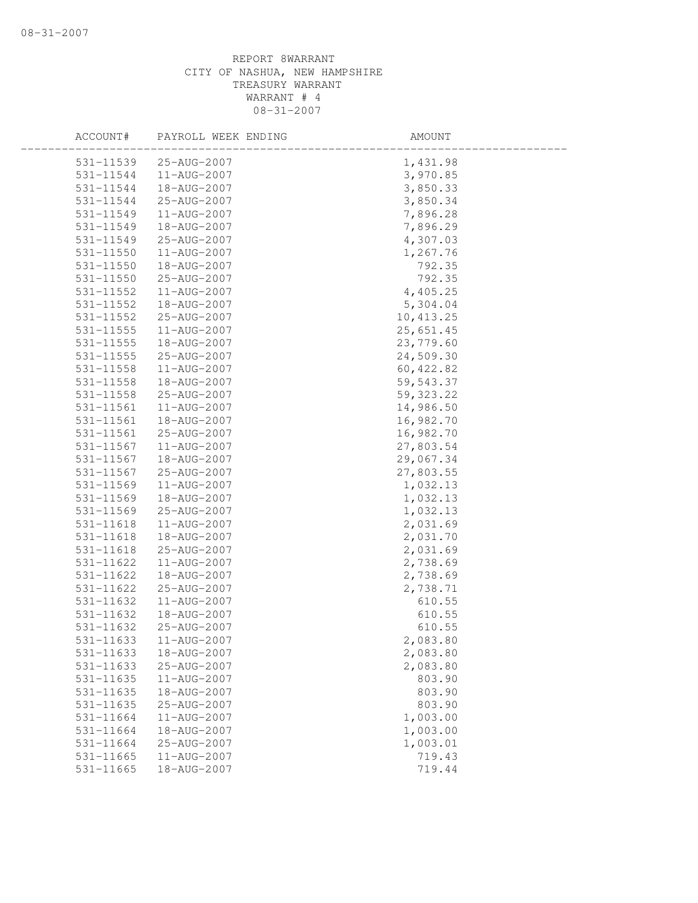REPORT 8WARRANT
CITY OF NASHUA, NEW HAMPSHIRE
TREASURY WARRANT
WARRANT # 4
08-31-2007

| ACCOUNT# | PAYROLL WEEK ENDING | AMOUNT |
|---|---|---|
| 531-11539 | 25-AUG-2007 | 1,431.98 |
| 531-11544 | 11-AUG-2007 | 3,970.85 |
| 531-11544 | 18-AUG-2007 | 3,850.33 |
| 531-11544 | 25-AUG-2007 | 3,850.34 |
| 531-11549 | 11-AUG-2007 | 7,896.28 |
| 531-11549 | 18-AUG-2007 | 7,896.29 |
| 531-11549 | 25-AUG-2007 | 4,307.03 |
| 531-11550 | 11-AUG-2007 | 1,267.76 |
| 531-11550 | 18-AUG-2007 | 792.35 |
| 531-11550 | 25-AUG-2007 | 792.35 |
| 531-11552 | 11-AUG-2007 | 4,405.25 |
| 531-11552 | 18-AUG-2007 | 5,304.04 |
| 531-11552 | 25-AUG-2007 | 10,413.25 |
| 531-11555 | 11-AUG-2007 | 25,651.45 |
| 531-11555 | 18-AUG-2007 | 23,779.60 |
| 531-11555 | 25-AUG-2007 | 24,509.30 |
| 531-11558 | 11-AUG-2007 | 60,422.82 |
| 531-11558 | 18-AUG-2007 | 59,543.37 |
| 531-11558 | 25-AUG-2007 | 59,323.22 |
| 531-11561 | 11-AUG-2007 | 14,986.50 |
| 531-11561 | 18-AUG-2007 | 16,982.70 |
| 531-11561 | 25-AUG-2007 | 16,982.70 |
| 531-11567 | 11-AUG-2007 | 27,803.54 |
| 531-11567 | 18-AUG-2007 | 29,067.34 |
| 531-11567 | 25-AUG-2007 | 27,803.55 |
| 531-11569 | 11-AUG-2007 | 1,032.13 |
| 531-11569 | 18-AUG-2007 | 1,032.13 |
| 531-11569 | 25-AUG-2007 | 1,032.13 |
| 531-11618 | 11-AUG-2007 | 2,031.69 |
| 531-11618 | 18-AUG-2007 | 2,031.70 |
| 531-11618 | 25-AUG-2007 | 2,031.69 |
| 531-11622 | 11-AUG-2007 | 2,738.69 |
| 531-11622 | 18-AUG-2007 | 2,738.69 |
| 531-11622 | 25-AUG-2007 | 2,738.71 |
| 531-11632 | 11-AUG-2007 | 610.55 |
| 531-11632 | 18-AUG-2007 | 610.55 |
| 531-11632 | 25-AUG-2007 | 610.55 |
| 531-11633 | 11-AUG-2007 | 2,083.80 |
| 531-11633 | 18-AUG-2007 | 2,083.80 |
| 531-11633 | 25-AUG-2007 | 2,083.80 |
| 531-11635 | 11-AUG-2007 | 803.90 |
| 531-11635 | 18-AUG-2007 | 803.90 |
| 531-11635 | 25-AUG-2007 | 803.90 |
| 531-11664 | 11-AUG-2007 | 1,003.00 |
| 531-11664 | 18-AUG-2007 | 1,003.00 |
| 531-11664 | 25-AUG-2007 | 1,003.01 |
| 531-11665 | 11-AUG-2007 | 719.43 |
| 531-11665 | 18-AUG-2007 | 719.44 |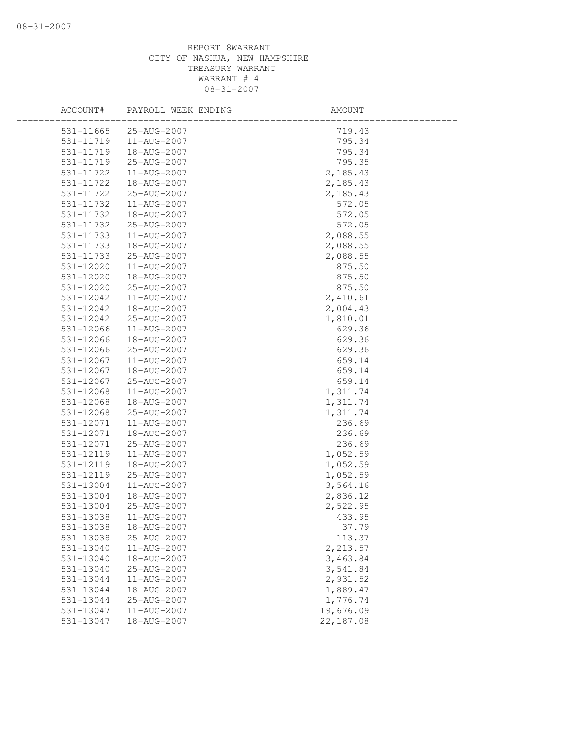REPORT 8WARRANT
CITY OF NASHUA, NEW HAMPSHIRE
TREASURY WARRANT
WARRANT # 4
08-31-2007

| ACCOUNT# | PAYROLL WEEK ENDING | AMOUNT |
|---|---|---|
| 531-11665 | 25-AUG-2007 | 719.43 |
| 531-11719 | 11-AUG-2007 | 795.34 |
| 531-11719 | 18-AUG-2007 | 795.34 |
| 531-11719 | 25-AUG-2007 | 795.35 |
| 531-11722 | 11-AUG-2007 | 2,185.43 |
| 531-11722 | 18-AUG-2007 | 2,185.43 |
| 531-11722 | 25-AUG-2007 | 2,185.43 |
| 531-11732 | 11-AUG-2007 | 572.05 |
| 531-11732 | 18-AUG-2007 | 572.05 |
| 531-11732 | 25-AUG-2007 | 572.05 |
| 531-11733 | 11-AUG-2007 | 2,088.55 |
| 531-11733 | 18-AUG-2007 | 2,088.55 |
| 531-11733 | 25-AUG-2007 | 2,088.55 |
| 531-12020 | 11-AUG-2007 | 875.50 |
| 531-12020 | 18-AUG-2007 | 875.50 |
| 531-12020 | 25-AUG-2007 | 875.50 |
| 531-12042 | 11-AUG-2007 | 2,410.61 |
| 531-12042 | 18-AUG-2007 | 2,004.43 |
| 531-12042 | 25-AUG-2007 | 1,810.01 |
| 531-12066 | 11-AUG-2007 | 629.36 |
| 531-12066 | 18-AUG-2007 | 629.36 |
| 531-12066 | 25-AUG-2007 | 629.36 |
| 531-12067 | 11-AUG-2007 | 659.14 |
| 531-12067 | 18-AUG-2007 | 659.14 |
| 531-12067 | 25-AUG-2007 | 659.14 |
| 531-12068 | 11-AUG-2007 | 1,311.74 |
| 531-12068 | 18-AUG-2007 | 1,311.74 |
| 531-12068 | 25-AUG-2007 | 1,311.74 |
| 531-12071 | 11-AUG-2007 | 236.69 |
| 531-12071 | 18-AUG-2007 | 236.69 |
| 531-12071 | 25-AUG-2007 | 236.69 |
| 531-12119 | 11-AUG-2007 | 1,052.59 |
| 531-12119 | 18-AUG-2007 | 1,052.59 |
| 531-12119 | 25-AUG-2007 | 1,052.59 |
| 531-13004 | 11-AUG-2007 | 3,564.16 |
| 531-13004 | 18-AUG-2007 | 2,836.12 |
| 531-13004 | 25-AUG-2007 | 2,522.95 |
| 531-13038 | 11-AUG-2007 | 433.95 |
| 531-13038 | 18-AUG-2007 | 37.79 |
| 531-13038 | 25-AUG-2007 | 113.37 |
| 531-13040 | 11-AUG-2007 | 2,213.57 |
| 531-13040 | 18-AUG-2007 | 3,463.84 |
| 531-13040 | 25-AUG-2007 | 3,541.84 |
| 531-13044 | 11-AUG-2007 | 2,931.52 |
| 531-13044 | 18-AUG-2007 | 1,889.47 |
| 531-13044 | 25-AUG-2007 | 1,776.74 |
| 531-13047 | 11-AUG-2007 | 19,676.09 |
| 531-13047 | 18-AUG-2007 | 22,187.08 |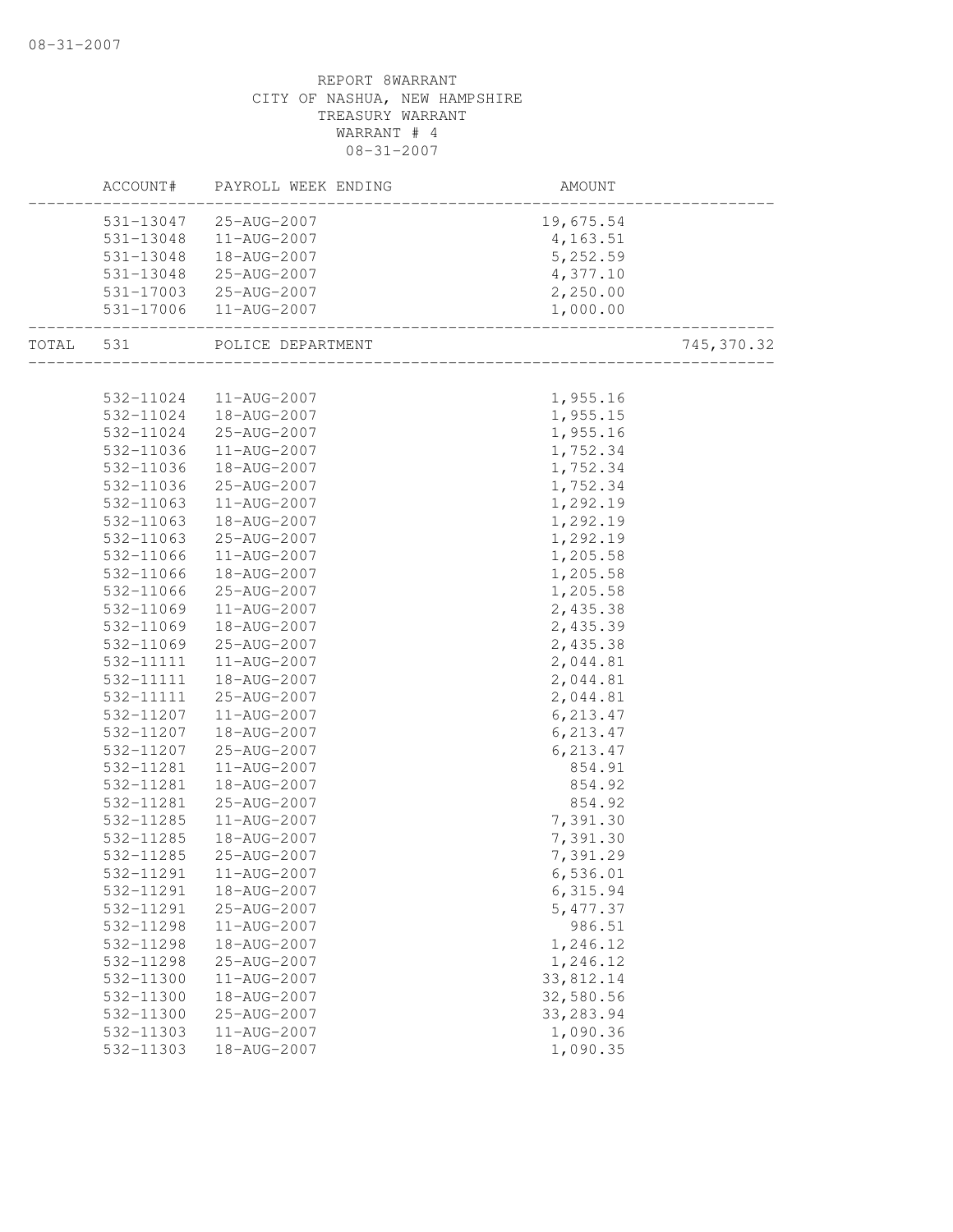REPORT 8WARRANT
CITY OF NASHUA, NEW HAMPSHIRE
TREASURY WARRANT
WARRANT # 4
08-31-2007

| | ACCOUNT# | PAYROLL WEEK ENDING | AMOUNT | |
|---|---|---|---|---|
| | 531-13047 | 25-AUG-2007 | 19,675.54 | |
| | 531-13048 | 11-AUG-2007 | 4,163.51 | |
| | 531-13048 | 18-AUG-2007 | 5,252.59 | |
| | 531-13048 | 25-AUG-2007 | 4,377.10 | |
| | 531-17003 | 25-AUG-2007 | 2,250.00 | |
| | 531-17006 | 11-AUG-2007 | 1,000.00 | |
| TOTAL | 531 | POLICE DEPARTMENT | | 745,370.32 |
| | 532-11024 | 11-AUG-2007 | 1,955.16 | |
| | 532-11024 | 18-AUG-2007 | 1,955.15 | |
| | 532-11024 | 25-AUG-2007 | 1,955.16 | |
| | 532-11036 | 11-AUG-2007 | 1,752.34 | |
| | 532-11036 | 18-AUG-2007 | 1,752.34 | |
| | 532-11036 | 25-AUG-2007 | 1,752.34 | |
| | 532-11063 | 11-AUG-2007 | 1,292.19 | |
| | 532-11063 | 18-AUG-2007 | 1,292.19 | |
| | 532-11063 | 25-AUG-2007 | 1,292.19 | |
| | 532-11066 | 11-AUG-2007 | 1,205.58 | |
| | 532-11066 | 18-AUG-2007 | 1,205.58 | |
| | 532-11066 | 25-AUG-2007 | 1,205.58 | |
| | 532-11069 | 11-AUG-2007 | 2,435.38 | |
| | 532-11069 | 18-AUG-2007 | 2,435.39 | |
| | 532-11069 | 25-AUG-2007 | 2,435.38 | |
| | 532-11111 | 11-AUG-2007 | 2,044.81 | |
| | 532-11111 | 18-AUG-2007 | 2,044.81 | |
| | 532-11111 | 25-AUG-2007 | 2,044.81 | |
| | 532-11207 | 11-AUG-2007 | 6,213.47 | |
| | 532-11207 | 18-AUG-2007 | 6,213.47 | |
| | 532-11207 | 25-AUG-2007 | 6,213.47 | |
| | 532-11281 | 11-AUG-2007 | 854.91 | |
| | 532-11281 | 18-AUG-2007 | 854.92 | |
| | 532-11281 | 25-AUG-2007 | 854.92 | |
| | 532-11285 | 11-AUG-2007 | 7,391.30 | |
| | 532-11285 | 18-AUG-2007 | 7,391.30 | |
| | 532-11285 | 25-AUG-2007 | 7,391.29 | |
| | 532-11291 | 11-AUG-2007 | 6,536.01 | |
| | 532-11291 | 18-AUG-2007 | 6,315.94 | |
| | 532-11291 | 25-AUG-2007 | 5,477.37 | |
| | 532-11298 | 11-AUG-2007 | 986.51 | |
| | 532-11298 | 18-AUG-2007 | 1,246.12 | |
| | 532-11298 | 25-AUG-2007 | 1,246.12 | |
| | 532-11300 | 11-AUG-2007 | 33,812.14 | |
| | 532-11300 | 18-AUG-2007 | 32,580.56 | |
| | 532-11300 | 25-AUG-2007 | 33,283.94 | |
| | 532-11303 | 11-AUG-2007 | 1,090.36 | |
| | 532-11303 | 18-AUG-2007 | 1,090.35 | |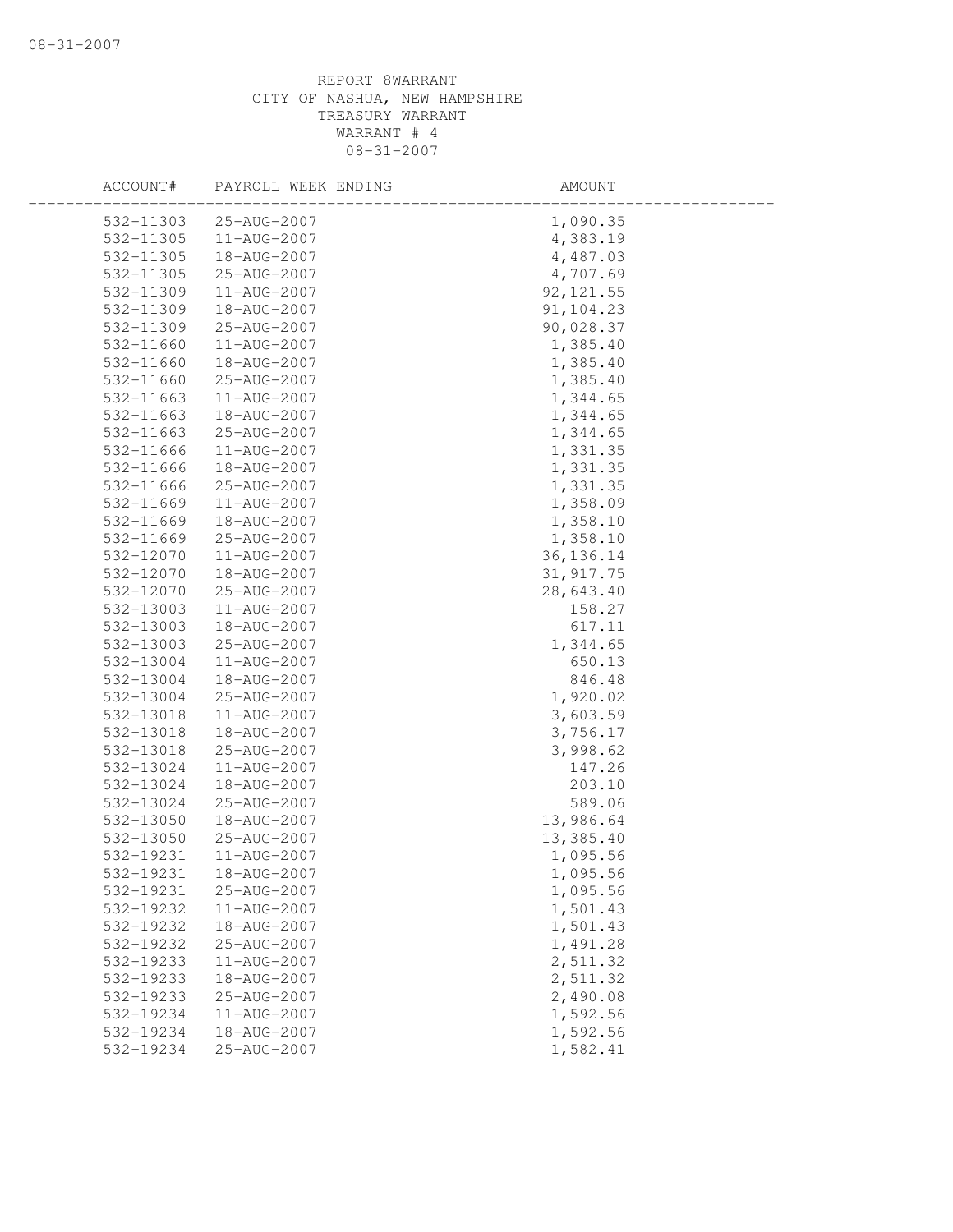REPORT 8WARRANT
CITY OF NASHUA, NEW HAMPSHIRE
TREASURY WARRANT
WARRANT # 4
08-31-2007

| ACCOUNT# | PAYROLL WEEK ENDING | AMOUNT |
|---|---|---|
| 532-11303 | 25-AUG-2007 | 1,090.35 |
| 532-11305 | 11-AUG-2007 | 4,383.19 |
| 532-11305 | 18-AUG-2007 | 4,487.03 |
| 532-11305 | 25-AUG-2007 | 4,707.69 |
| 532-11309 | 11-AUG-2007 | 92,121.55 |
| 532-11309 | 18-AUG-2007 | 91,104.23 |
| 532-11309 | 25-AUG-2007 | 90,028.37 |
| 532-11660 | 11-AUG-2007 | 1,385.40 |
| 532-11660 | 18-AUG-2007 | 1,385.40 |
| 532-11660 | 25-AUG-2007 | 1,385.40 |
| 532-11663 | 11-AUG-2007 | 1,344.65 |
| 532-11663 | 18-AUG-2007 | 1,344.65 |
| 532-11663 | 25-AUG-2007 | 1,344.65 |
| 532-11666 | 11-AUG-2007 | 1,331.35 |
| 532-11666 | 18-AUG-2007 | 1,331.35 |
| 532-11666 | 25-AUG-2007 | 1,331.35 |
| 532-11669 | 11-AUG-2007 | 1,358.09 |
| 532-11669 | 18-AUG-2007 | 1,358.10 |
| 532-11669 | 25-AUG-2007 | 1,358.10 |
| 532-12070 | 11-AUG-2007 | 36,136.14 |
| 532-12070 | 18-AUG-2007 | 31,917.75 |
| 532-12070 | 25-AUG-2007 | 28,643.40 |
| 532-13003 | 11-AUG-2007 | 158.27 |
| 532-13003 | 18-AUG-2007 | 617.11 |
| 532-13003 | 25-AUG-2007 | 1,344.65 |
| 532-13004 | 11-AUG-2007 | 650.13 |
| 532-13004 | 18-AUG-2007 | 846.48 |
| 532-13004 | 25-AUG-2007 | 1,920.02 |
| 532-13018 | 11-AUG-2007 | 3,603.59 |
| 532-13018 | 18-AUG-2007 | 3,756.17 |
| 532-13018 | 25-AUG-2007 | 3,998.62 |
| 532-13024 | 11-AUG-2007 | 147.26 |
| 532-13024 | 18-AUG-2007 | 203.10 |
| 532-13024 | 25-AUG-2007 | 589.06 |
| 532-13050 | 18-AUG-2007 | 13,986.64 |
| 532-13050 | 25-AUG-2007 | 13,385.40 |
| 532-19231 | 11-AUG-2007 | 1,095.56 |
| 532-19231 | 18-AUG-2007 | 1,095.56 |
| 532-19231 | 25-AUG-2007 | 1,095.56 |
| 532-19232 | 11-AUG-2007 | 1,501.43 |
| 532-19232 | 18-AUG-2007 | 1,501.43 |
| 532-19232 | 25-AUG-2007 | 1,491.28 |
| 532-19233 | 11-AUG-2007 | 2,511.32 |
| 532-19233 | 18-AUG-2007 | 2,511.32 |
| 532-19233 | 25-AUG-2007 | 2,490.08 |
| 532-19234 | 11-AUG-2007 | 1,592.56 |
| 532-19234 | 18-AUG-2007 | 1,592.56 |
| 532-19234 | 25-AUG-2007 | 1,582.41 |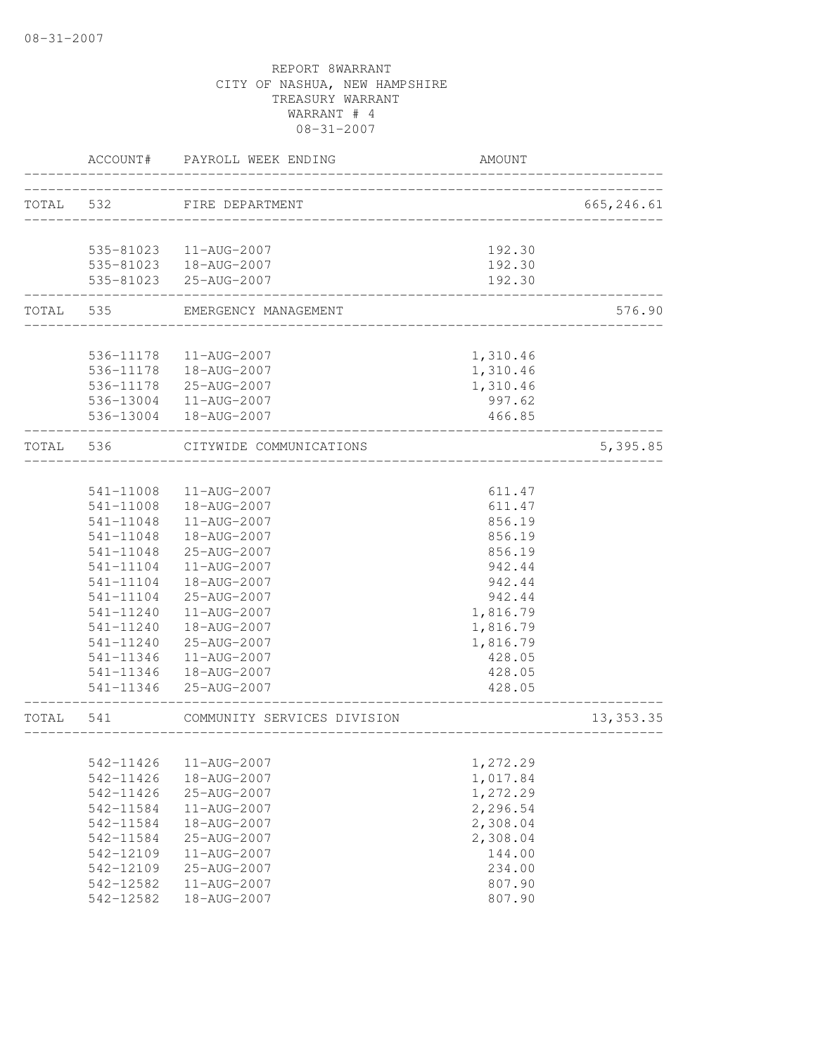08-31-2007

REPORT 8WARRANT
CITY OF NASHUA, NEW HAMPSHIRE
TREASURY WARRANT
WARRANT # 4
08-31-2007

| | ACCOUNT# | PAYROLL WEEK ENDING | AMOUNT | |
|---|---|---|---|---|
| TOTAL | 532 | FIRE DEPARTMENT | | 665,246.61 |
| | 535-81023 | 11-AUG-2007 | 192.30 | |
| | 535-81023 | 18-AUG-2007 | 192.30 | |
| | 535-81023 | 25-AUG-2007 | 192.30 | |
| TOTAL | 535 | EMERGENCY MANAGEMENT | | 576.90 |
| | 536-11178 | 11-AUG-2007 | 1,310.46 | |
| | 536-11178 | 18-AUG-2007 | 1,310.46 | |
| | 536-11178 | 25-AUG-2007 | 1,310.46 | |
| | 536-13004 | 11-AUG-2007 | 997.62 | |
| | 536-13004 | 18-AUG-2007 | 466.85 | |
| TOTAL | 536 | CITYWIDE COMMUNICATIONS | | 5,395.85 |
| | 541-11008 | 11-AUG-2007 | 611.47 | |
| | 541-11008 | 18-AUG-2007 | 611.47 | |
| | 541-11048 | 11-AUG-2007 | 856.19 | |
| | 541-11048 | 18-AUG-2007 | 856.19 | |
| | 541-11048 | 25-AUG-2007 | 856.19 | |
| | 541-11104 | 11-AUG-2007 | 942.44 | |
| | 541-11104 | 18-AUG-2007 | 942.44 | |
| | 541-11104 | 25-AUG-2007 | 942.44 | |
| | 541-11240 | 11-AUG-2007 | 1,816.79 | |
| | 541-11240 | 18-AUG-2007 | 1,816.79 | |
| | 541-11240 | 25-AUG-2007 | 1,816.79 | |
| | 541-11346 | 11-AUG-2007 | 428.05 | |
| | 541-11346 | 18-AUG-2007 | 428.05 | |
| | 541-11346 | 25-AUG-2007 | 428.05 | |
| TOTAL | 541 | COMMUNITY SERVICES DIVISION | | 13,353.35 |
| | 542-11426 | 11-AUG-2007 | 1,272.29 | |
| | 542-11426 | 18-AUG-2007 | 1,017.84 | |
| | 542-11426 | 25-AUG-2007 | 1,272.29 | |
| | 542-11584 | 11-AUG-2007 | 2,296.54 | |
| | 542-11584 | 18-AUG-2007 | 2,308.04 | |
| | 542-11584 | 25-AUG-2007 | 2,308.04 | |
| | 542-12109 | 11-AUG-2007 | 144.00 | |
| | 542-12109 | 25-AUG-2007 | 234.00 | |
| | 542-12582 | 11-AUG-2007 | 807.90 | |
| | 542-12582 | 18-AUG-2007 | 807.90 | |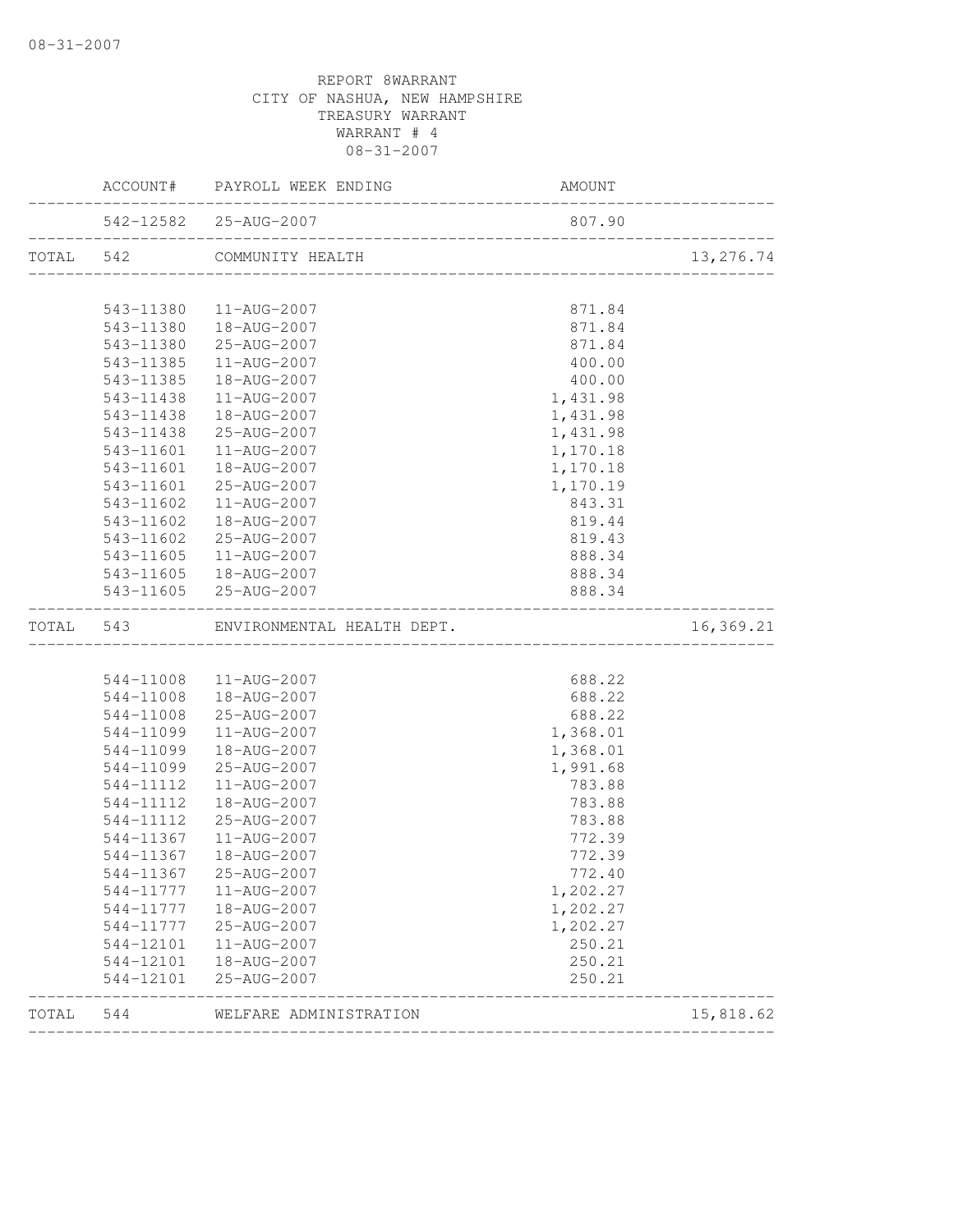REPORT 8WARRANT
CITY OF NASHUA, NEW HAMPSHIRE
TREASURY WARRANT
WARRANT # 4
08-31-2007

| | ACCOUNT# | PAYROLL WEEK ENDING | AMOUNT | |
|---|---|---|---|---|
| | 542-12582 | 25-AUG-2007 | 807.90 | |
| TOTAL | 542 | COMMUNITY HEALTH | | 13,276.74 |
| | 543-11380 | 11-AUG-2007 | 871.84 | |
| | 543-11380 | 18-AUG-2007 | 871.84 | |
| | 543-11380 | 25-AUG-2007 | 871.84 | |
| | 543-11385 | 11-AUG-2007 | 400.00 | |
| | 543-11385 | 18-AUG-2007 | 400.00 | |
| | 543-11438 | 11-AUG-2007 | 1,431.98 | |
| | 543-11438 | 18-AUG-2007 | 1,431.98 | |
| | 543-11438 | 25-AUG-2007 | 1,431.98 | |
| | 543-11601 | 11-AUG-2007 | 1,170.18 | |
| | 543-11601 | 18-AUG-2007 | 1,170.18 | |
| | 543-11601 | 25-AUG-2007 | 1,170.19 | |
| | 543-11602 | 11-AUG-2007 | 843.31 | |
| | 543-11602 | 18-AUG-2007 | 819.44 | |
| | 543-11602 | 25-AUG-2007 | 819.43 | |
| | 543-11605 | 11-AUG-2007 | 888.34 | |
| | 543-11605 | 18-AUG-2007 | 888.34 | |
| | 543-11605 | 25-AUG-2007 | 888.34 | |
| TOTAL | 543 | ENVIRONMENTAL HEALTH DEPT. | | 16,369.21 |
| | 544-11008 | 11-AUG-2007 | 688.22 | |
| | 544-11008 | 18-AUG-2007 | 688.22 | |
| | 544-11008 | 25-AUG-2007 | 688.22 | |
| | 544-11099 | 11-AUG-2007 | 1,368.01 | |
| | 544-11099 | 18-AUG-2007 | 1,368.01 | |
| | 544-11099 | 25-AUG-2007 | 1,991.68 | |
| | 544-11112 | 11-AUG-2007 | 783.88 | |
| | 544-11112 | 18-AUG-2007 | 783.88 | |
| | 544-11112 | 25-AUG-2007 | 783.88 | |
| | 544-11367 | 11-AUG-2007 | 772.39 | |
| | 544-11367 | 18-AUG-2007 | 772.39 | |
| | 544-11367 | 25-AUG-2007 | 772.40 | |
| | 544-11777 | 11-AUG-2007 | 1,202.27 | |
| | 544-11777 | 18-AUG-2007 | 1,202.27 | |
| | 544-11777 | 25-AUG-2007 | 1,202.27 | |
| | 544-12101 | 11-AUG-2007 | 250.21 | |
| | 544-12101 | 18-AUG-2007 | 250.21 | |
| | 544-12101 | 25-AUG-2007 | 250.21 | |
| TOTAL | 544 | WELFARE ADMINISTRATION | | 15,818.62 |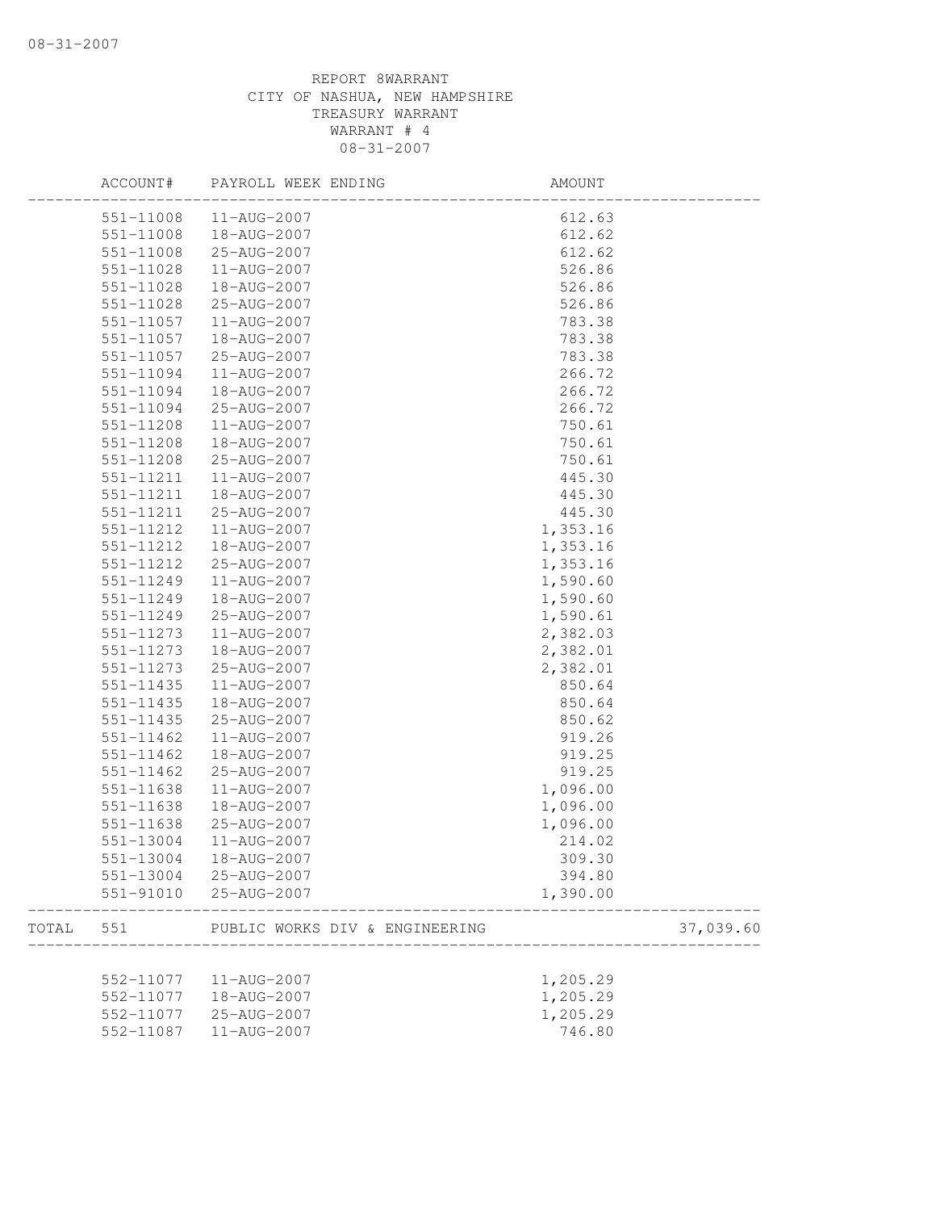REPORT 8WARRANT
CITY OF NASHUA, NEW HAMPSHIRE
TREASURY WARRANT
WARRANT # 4
08-31-2007

| | ACCOUNT# | PAYROLL WEEK ENDING | AMOUNT | |
|---|---|---|---|---|
| | 551-11008 | 11-AUG-2007 | 612.63 | |
| | 551-11008 | 18-AUG-2007 | 612.62 | |
| | 551-11008 | 25-AUG-2007 | 612.62 | |
| | 551-11028 | 11-AUG-2007 | 526.86 | |
| | 551-11028 | 18-AUG-2007 | 526.86 | |
| | 551-11028 | 25-AUG-2007 | 526.86 | |
| | 551-11057 | 11-AUG-2007 | 783.38 | |
| | 551-11057 | 18-AUG-2007 | 783.38 | |
| | 551-11057 | 25-AUG-2007 | 783.38 | |
| | 551-11094 | 11-AUG-2007 | 266.72 | |
| | 551-11094 | 18-AUG-2007 | 266.72 | |
| | 551-11094 | 25-AUG-2007 | 266.72 | |
| | 551-11208 | 11-AUG-2007 | 750.61 | |
| | 551-11208 | 18-AUG-2007 | 750.61 | |
| | 551-11208 | 25-AUG-2007 | 750.61 | |
| | 551-11211 | 11-AUG-2007 | 445.30 | |
| | 551-11211 | 18-AUG-2007 | 445.30 | |
| | 551-11211 | 25-AUG-2007 | 445.30 | |
| | 551-11212 | 11-AUG-2007 | 1,353.16 | |
| | 551-11212 | 18-AUG-2007 | 1,353.16 | |
| | 551-11212 | 25-AUG-2007 | 1,353.16 | |
| | 551-11249 | 11-AUG-2007 | 1,590.60 | |
| | 551-11249 | 18-AUG-2007 | 1,590.60 | |
| | 551-11249 | 25-AUG-2007 | 1,590.61 | |
| | 551-11273 | 11-AUG-2007 | 2,382.03 | |
| | 551-11273 | 18-AUG-2007 | 2,382.01 | |
| | 551-11273 | 25-AUG-2007 | 2,382.01 | |
| | 551-11435 | 11-AUG-2007 | 850.64 | |
| | 551-11435 | 18-AUG-2007 | 850.64 | |
| | 551-11435 | 25-AUG-2007 | 850.62 | |
| | 551-11462 | 11-AUG-2007 | 919.26 | |
| | 551-11462 | 18-AUG-2007 | 919.25 | |
| | 551-11462 | 25-AUG-2007 | 919.25 | |
| | 551-11638 | 11-AUG-2007 | 1,096.00 | |
| | 551-11638 | 18-AUG-2007 | 1,096.00 | |
| | 551-11638 | 25-AUG-2007 | 1,096.00 | |
| | 551-13004 | 11-AUG-2007 | 214.02 | |
| | 551-13004 | 18-AUG-2007 | 309.30 | |
| | 551-13004 | 25-AUG-2007 | 394.80 | |
| | 551-91010 | 25-AUG-2007 | 1,390.00 | |
| TOTAL | 551 | PUBLIC WORKS DIV & ENGINEERING | | 37,039.60 |
| | 552-11077 | 11-AUG-2007 | 1,205.29 | |
| | 552-11077 | 18-AUG-2007 | 1,205.29 | |
| | 552-11077 | 25-AUG-2007 | 1,205.29 | |
| | 552-11087 | 11-AUG-2007 | 746.80 | |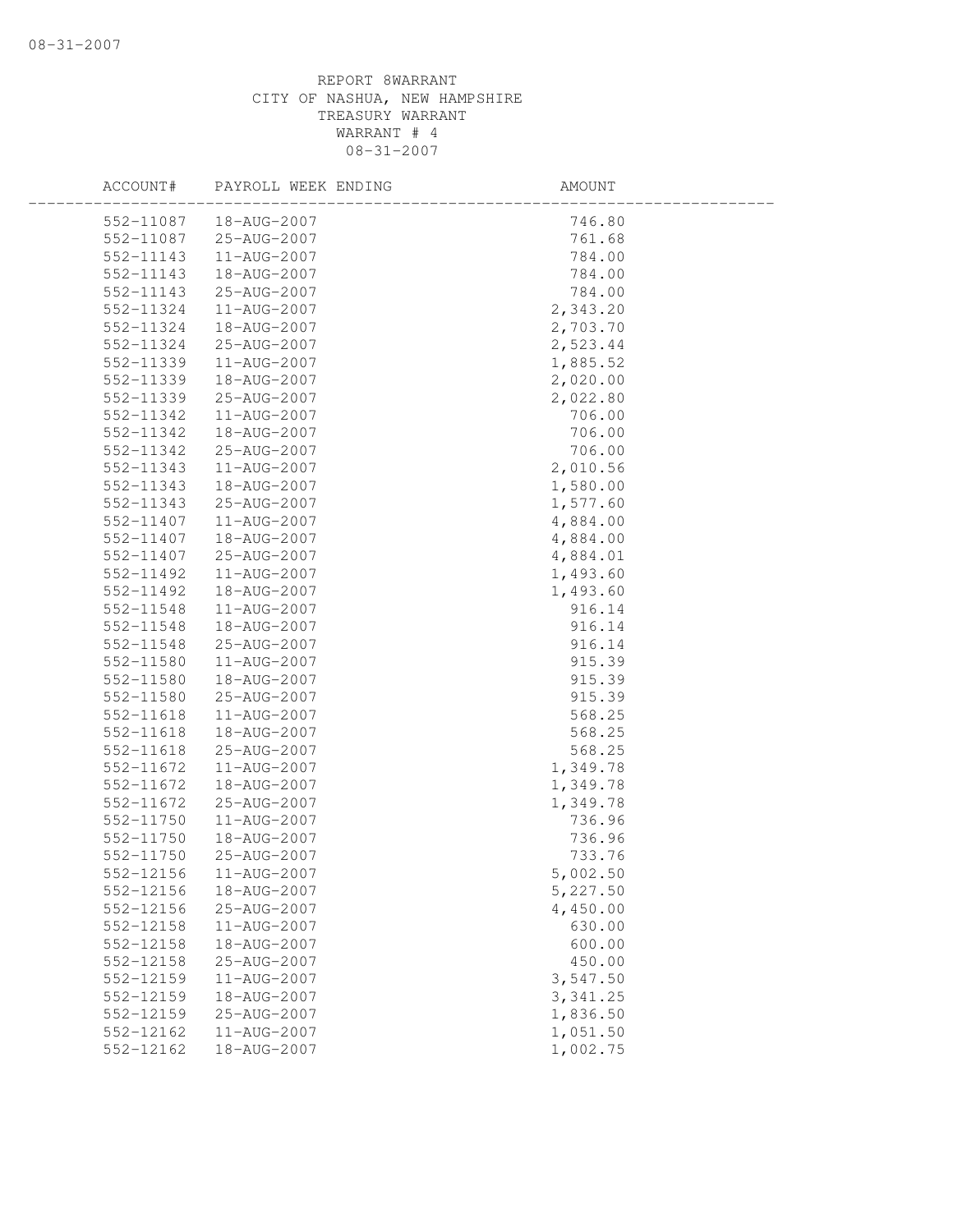REPORT 8WARRANT
CITY OF NASHUA, NEW HAMPSHIRE
TREASURY WARRANT
WARRANT # 4
08-31-2007

| ACCOUNT# | PAYROLL WEEK ENDING | AMOUNT |
|---|---|---|
| 552-11087 | 18-AUG-2007 | 746.80 |
| 552-11087 | 25-AUG-2007 | 761.68 |
| 552-11143 | 11-AUG-2007 | 784.00 |
| 552-11143 | 18-AUG-2007 | 784.00 |
| 552-11143 | 25-AUG-2007 | 784.00 |
| 552-11324 | 11-AUG-2007 | 2,343.20 |
| 552-11324 | 18-AUG-2007 | 2,703.70 |
| 552-11324 | 25-AUG-2007 | 2,523.44 |
| 552-11339 | 11-AUG-2007 | 1,885.52 |
| 552-11339 | 18-AUG-2007 | 2,020.00 |
| 552-11339 | 25-AUG-2007 | 2,022.80 |
| 552-11342 | 11-AUG-2007 | 706.00 |
| 552-11342 | 18-AUG-2007 | 706.00 |
| 552-11342 | 25-AUG-2007 | 706.00 |
| 552-11343 | 11-AUG-2007 | 2,010.56 |
| 552-11343 | 18-AUG-2007 | 1,580.00 |
| 552-11343 | 25-AUG-2007 | 1,577.60 |
| 552-11407 | 11-AUG-2007 | 4,884.00 |
| 552-11407 | 18-AUG-2007 | 4,884.00 |
| 552-11407 | 25-AUG-2007 | 4,884.01 |
| 552-11492 | 11-AUG-2007 | 1,493.60 |
| 552-11492 | 18-AUG-2007 | 1,493.60 |
| 552-11548 | 11-AUG-2007 | 916.14 |
| 552-11548 | 18-AUG-2007 | 916.14 |
| 552-11548 | 25-AUG-2007 | 916.14 |
| 552-11580 | 11-AUG-2007 | 915.39 |
| 552-11580 | 18-AUG-2007 | 915.39 |
| 552-11580 | 25-AUG-2007 | 915.39 |
| 552-11618 | 11-AUG-2007 | 568.25 |
| 552-11618 | 18-AUG-2007 | 568.25 |
| 552-11618 | 25-AUG-2007 | 568.25 |
| 552-11672 | 11-AUG-2007 | 1,349.78 |
| 552-11672 | 18-AUG-2007 | 1,349.78 |
| 552-11672 | 25-AUG-2007 | 1,349.78 |
| 552-11750 | 11-AUG-2007 | 736.96 |
| 552-11750 | 18-AUG-2007 | 736.96 |
| 552-11750 | 25-AUG-2007 | 733.76 |
| 552-12156 | 11-AUG-2007 | 5,002.50 |
| 552-12156 | 18-AUG-2007 | 5,227.50 |
| 552-12156 | 25-AUG-2007 | 4,450.00 |
| 552-12158 | 11-AUG-2007 | 630.00 |
| 552-12158 | 18-AUG-2007 | 600.00 |
| 552-12158 | 25-AUG-2007 | 450.00 |
| 552-12159 | 11-AUG-2007 | 3,547.50 |
| 552-12159 | 18-AUG-2007 | 3,341.25 |
| 552-12159 | 25-AUG-2007 | 1,836.50 |
| 552-12162 | 11-AUG-2007 | 1,051.50 |
| 552-12162 | 18-AUG-2007 | 1,002.75 |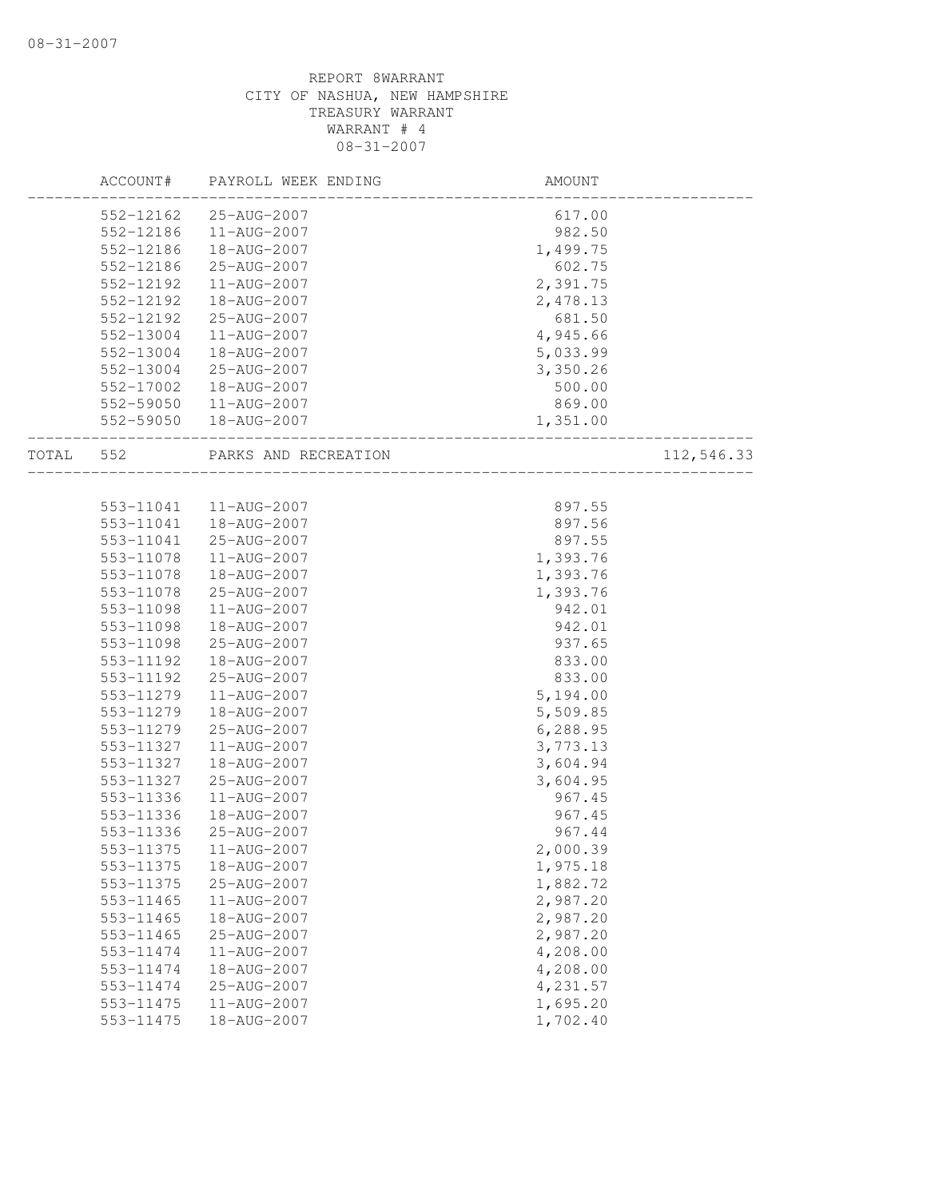REPORT 8WARRANT
CITY OF NASHUA, NEW HAMPSHIRE
TREASURY WARRANT
WARRANT # 4
08-31-2007

| ACCOUNT# | PAYROLL WEEK ENDING | AMOUNT | |
|---|---|---|---|
| 552-12162 | 25-AUG-2007 | 617.00 | |
| 552-12186 | 11-AUG-2007 | 982.50 | |
| 552-12186 | 18-AUG-2007 | 1,499.75 | |
| 552-12186 | 25-AUG-2007 | 602.75 | |
| 552-12192 | 11-AUG-2007 | 2,391.75 | |
| 552-12192 | 18-AUG-2007 | 2,478.13 | |
| 552-12192 | 25-AUG-2007 | 681.50 | |
| 552-13004 | 11-AUG-2007 | 4,945.66 | |
| 552-13004 | 18-AUG-2007 | 5,033.99 | |
| 552-13004 | 25-AUG-2007 | 3,350.26 | |
| 552-17002 | 18-AUG-2007 | 500.00 | |
| 552-59050 | 11-AUG-2007 | 869.00 | |
| 552-59050 | 18-AUG-2007 | 1,351.00 | |
| TOTAL 552 | PARKS AND RECREATION | | 112,546.33 |
| 553-11041 | 11-AUG-2007 | 897.55 | |
| 553-11041 | 18-AUG-2007 | 897.56 | |
| 553-11041 | 25-AUG-2007 | 897.55 | |
| 553-11078 | 11-AUG-2007 | 1,393.76 | |
| 553-11078 | 18-AUG-2007 | 1,393.76 | |
| 553-11078 | 25-AUG-2007 | 1,393.76 | |
| 553-11098 | 11-AUG-2007 | 942.01 | |
| 553-11098 | 18-AUG-2007 | 942.01 | |
| 553-11098 | 25-AUG-2007 | 937.65 | |
| 553-11192 | 18-AUG-2007 | 833.00 | |
| 553-11192 | 25-AUG-2007 | 833.00 | |
| 553-11279 | 11-AUG-2007 | 5,194.00 | |
| 553-11279 | 18-AUG-2007 | 5,509.85 | |
| 553-11279 | 25-AUG-2007 | 6,288.95 | |
| 553-11327 | 11-AUG-2007 | 3,773.13 | |
| 553-11327 | 18-AUG-2007 | 3,604.94 | |
| 553-11327 | 25-AUG-2007 | 3,604.95 | |
| 553-11336 | 11-AUG-2007 | 967.45 | |
| 553-11336 | 18-AUG-2007 | 967.45 | |
| 553-11336 | 25-AUG-2007 | 967.44 | |
| 553-11375 | 11-AUG-2007 | 2,000.39 | |
| 553-11375 | 18-AUG-2007 | 1,975.18 | |
| 553-11375 | 25-AUG-2007 | 1,882.72 | |
| 553-11465 | 11-AUG-2007 | 2,987.20 | |
| 553-11465 | 18-AUG-2007 | 2,987.20 | |
| 553-11465 | 25-AUG-2007 | 2,987.20 | |
| 553-11474 | 11-AUG-2007 | 4,208.00 | |
| 553-11474 | 18-AUG-2007 | 4,208.00 | |
| 553-11474 | 25-AUG-2007 | 4,231.57 | |
| 553-11475 | 11-AUG-2007 | 1,695.20 | |
| 553-11475 | 18-AUG-2007 | 1,702.40 | |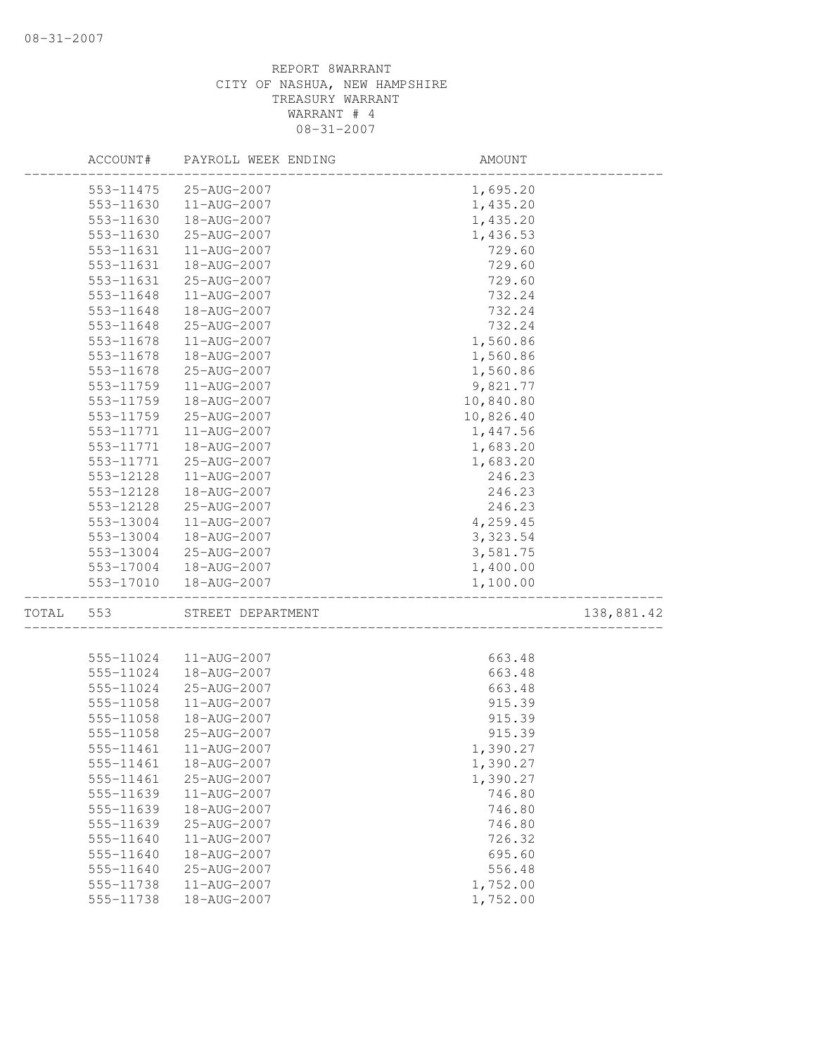REPORT 8WARRANT
CITY OF NASHUA, NEW HAMPSHIRE
TREASURY WARRANT
WARRANT # 4
08-31-2007

| | ACCOUNT# | PAYROLL WEEK ENDING | AMOUNT | |
|---|---|---|---|---|
| | 553-11475 | 25-AUG-2007 | 1,695.20 | |
| | 553-11630 | 11-AUG-2007 | 1,435.20 | |
| | 553-11630 | 18-AUG-2007 | 1,435.20 | |
| | 553-11630 | 25-AUG-2007 | 1,436.53 | |
| | 553-11631 | 11-AUG-2007 | 729.60 | |
| | 553-11631 | 18-AUG-2007 | 729.60 | |
| | 553-11631 | 25-AUG-2007 | 729.60 | |
| | 553-11648 | 11-AUG-2007 | 732.24 | |
| | 553-11648 | 18-AUG-2007 | 732.24 | |
| | 553-11648 | 25-AUG-2007 | 732.24 | |
| | 553-11678 | 11-AUG-2007 | 1,560.86 | |
| | 553-11678 | 18-AUG-2007 | 1,560.86 | |
| | 553-11678 | 25-AUG-2007 | 1,560.86 | |
| | 553-11759 | 11-AUG-2007 | 9,821.77 | |
| | 553-11759 | 18-AUG-2007 | 10,840.80 | |
| | 553-11759 | 25-AUG-2007 | 10,826.40 | |
| | 553-11771 | 11-AUG-2007 | 1,447.56 | |
| | 553-11771 | 18-AUG-2007 | 1,683.20 | |
| | 553-11771 | 25-AUG-2007 | 1,683.20 | |
| | 553-12128 | 11-AUG-2007 | 246.23 | |
| | 553-12128 | 18-AUG-2007 | 246.23 | |
| | 553-12128 | 25-AUG-2007 | 246.23 | |
| | 553-13004 | 11-AUG-2007 | 4,259.45 | |
| | 553-13004 | 18-AUG-2007 | 3,323.54 | |
| | 553-13004 | 25-AUG-2007 | 3,581.75 | |
| | 553-17004 | 18-AUG-2007 | 1,400.00 | |
| | 553-17010 | 18-AUG-2007 | 1,100.00 | |
| TOTAL | 553 | STREET DEPARTMENT | | 138,881.42 |
| | 555-11024 | 11-AUG-2007 | 663.48 | |
| | 555-11024 | 18-AUG-2007 | 663.48 | |
| | 555-11024 | 25-AUG-2007 | 663.48 | |
| | 555-11058 | 11-AUG-2007 | 915.39 | |
| | 555-11058 | 18-AUG-2007 | 915.39 | |
| | 555-11058 | 25-AUG-2007 | 915.39 | |
| | 555-11461 | 11-AUG-2007 | 1,390.27 | |
| | 555-11461 | 18-AUG-2007 | 1,390.27 | |
| | 555-11461 | 25-AUG-2007 | 1,390.27 | |
| | 555-11639 | 11-AUG-2007 | 746.80 | |
| | 555-11639 | 18-AUG-2007 | 746.80 | |
| | 555-11639 | 25-AUG-2007 | 746.80 | |
| | 555-11640 | 11-AUG-2007 | 726.32 | |
| | 555-11640 | 18-AUG-2007 | 695.60 | |
| | 555-11640 | 25-AUG-2007 | 556.48 | |
| | 555-11738 | 11-AUG-2007 | 1,752.00 | |
| | 555-11738 | 18-AUG-2007 | 1,752.00 | |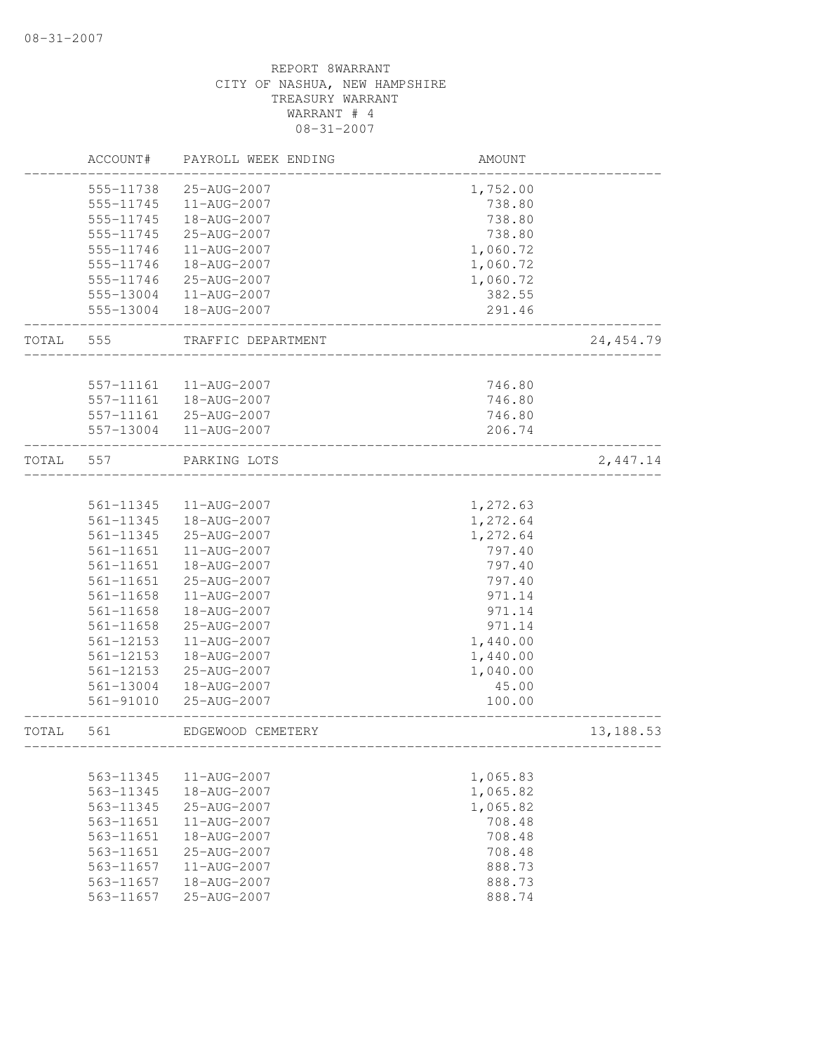REPORT 8WARRANT
CITY OF NASHUA, NEW HAMPSHIRE
TREASURY WARRANT
WARRANT # 4
08-31-2007

| | ACCOUNT# | PAYROLL WEEK ENDING | AMOUNT | |
|---|---|---|---|---|
| | 555-11738 | 25-AUG-2007 | 1,752.00 | |
| | 555-11745 | 11-AUG-2007 | 738.80 | |
| | 555-11745 | 18-AUG-2007 | 738.80 | |
| | 555-11745 | 25-AUG-2007 | 738.80 | |
| | 555-11746 | 11-AUG-2007 | 1,060.72 | |
| | 555-11746 | 18-AUG-2007 | 1,060.72 | |
| | 555-11746 | 25-AUG-2007 | 1,060.72 | |
| | 555-13004 | 11-AUG-2007 | 382.55 | |
| | 555-13004 | 18-AUG-2007 | 291.46 | |
| TOTAL | 555 | TRAFFIC DEPARTMENT | | 24,454.79 |
| | 557-11161 | 11-AUG-2007 | 746.80 | |
| | 557-11161 | 18-AUG-2007 | 746.80 | |
| | 557-11161 | 25-AUG-2007 | 746.80 | |
| | 557-13004 | 11-AUG-2007 | 206.74 | |
| TOTAL | 557 | PARKING LOTS | | 2,447.14 |
| | 561-11345 | 11-AUG-2007 | 1,272.63 | |
| | 561-11345 | 18-AUG-2007 | 1,272.64 | |
| | 561-11345 | 25-AUG-2007 | 1,272.64 | |
| | 561-11651 | 11-AUG-2007 | 797.40 | |
| | 561-11651 | 18-AUG-2007 | 797.40 | |
| | 561-11651 | 25-AUG-2007 | 797.40 | |
| | 561-11658 | 11-AUG-2007 | 971.14 | |
| | 561-11658 | 18-AUG-2007 | 971.14 | |
| | 561-11658 | 25-AUG-2007 | 971.14 | |
| | 561-12153 | 11-AUG-2007 | 1,440.00 | |
| | 561-12153 | 18-AUG-2007 | 1,440.00 | |
| | 561-12153 | 25-AUG-2007 | 1,040.00 | |
| | 561-13004 | 18-AUG-2007 | 45.00 | |
| | 561-91010 | 25-AUG-2007 | 100.00 | |
| TOTAL | 561 | EDGEWOOD CEMETERY | | 13,188.53 |
| | 563-11345 | 11-AUG-2007 | 1,065.83 | |
| | 563-11345 | 18-AUG-2007 | 1,065.82 | |
| | 563-11345 | 25-AUG-2007 | 1,065.82 | |
| | 563-11651 | 11-AUG-2007 | 708.48 | |
| | 563-11651 | 18-AUG-2007 | 708.48 | |
| | 563-11651 | 25-AUG-2007 | 708.48 | |
| | 563-11657 | 11-AUG-2007 | 888.73 | |
| | 563-11657 | 18-AUG-2007 | 888.73 | |
| | 563-11657 | 25-AUG-2007 | 888.74 | |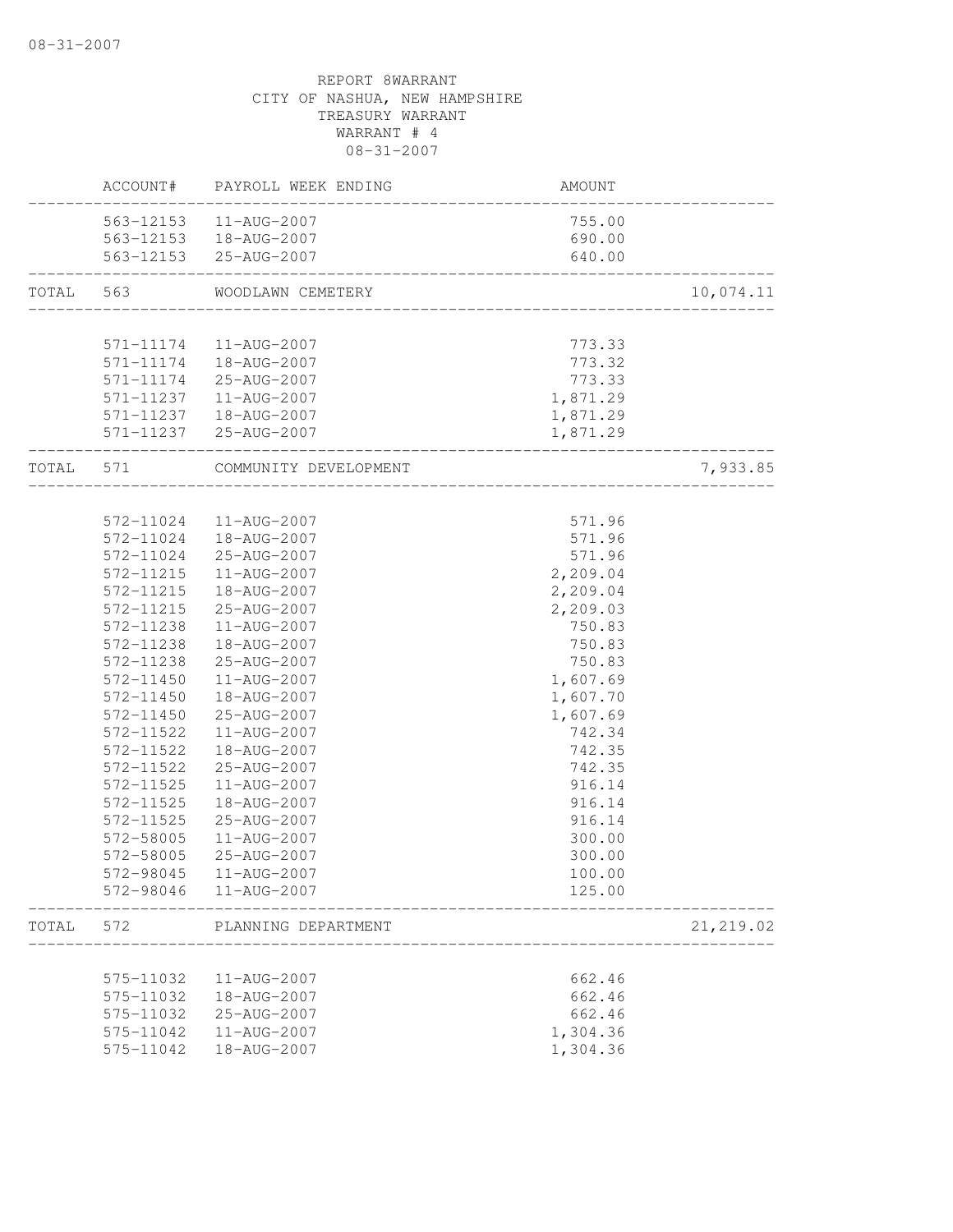08-31-2007

REPORT 8WARRANT
CITY OF NASHUA, NEW HAMPSHIRE
TREASURY WARRANT
WARRANT # 4
08-31-2007

| | ACCOUNT# | PAYROLL WEEK ENDING | AMOUNT | |
|---|---|---|---|---|
| | 563-12153 | 11-AUG-2007 | 755.00 | |
| | 563-12153 | 18-AUG-2007 | 690.00 | |
| | 563-12153 | 25-AUG-2007 | 640.00 | |
| TOTAL | 563 | WOODLAWN CEMETERY | | 10,074.11 |
| | 571-11174 | 11-AUG-2007 | 773.33 | |
| | 571-11174 | 18-AUG-2007 | 773.32 | |
| | 571-11174 | 25-AUG-2007 | 773.33 | |
| | 571-11237 | 11-AUG-2007 | 1,871.29 | |
| | 571-11237 | 18-AUG-2007 | 1,871.29 | |
| | 571-11237 | 25-AUG-2007 | 1,871.29 | |
| TOTAL | 571 | COMMUNITY DEVELOPMENT | | 7,933.85 |
| | 572-11024 | 11-AUG-2007 | 571.96 | |
| | 572-11024 | 18-AUG-2007 | 571.96 | |
| | 572-11024 | 25-AUG-2007 | 571.96 | |
| | 572-11215 | 11-AUG-2007 | 2,209.04 | |
| | 572-11215 | 18-AUG-2007 | 2,209.04 | |
| | 572-11215 | 25-AUG-2007 | 2,209.03 | |
| | 572-11238 | 11-AUG-2007 | 750.83 | |
| | 572-11238 | 18-AUG-2007 | 750.83 | |
| | 572-11238 | 25-AUG-2007 | 750.83 | |
| | 572-11450 | 11-AUG-2007 | 1,607.69 | |
| | 572-11450 | 18-AUG-2007 | 1,607.70 | |
| | 572-11450 | 25-AUG-2007 | 1,607.69 | |
| | 572-11522 | 11-AUG-2007 | 742.34 | |
| | 572-11522 | 18-AUG-2007 | 742.35 | |
| | 572-11522 | 25-AUG-2007 | 742.35 | |
| | 572-11525 | 11-AUG-2007 | 916.14 | |
| | 572-11525 | 18-AUG-2007 | 916.14 | |
| | 572-11525 | 25-AUG-2007 | 916.14 | |
| | 572-58005 | 11-AUG-2007 | 300.00 | |
| | 572-58005 | 25-AUG-2007 | 300.00 | |
| | 572-98045 | 11-AUG-2007 | 100.00 | |
| | 572-98046 | 11-AUG-2007 | 125.00 | |
| TOTAL | 572 | PLANNING DEPARTMENT | | 21,219.02 |
| | 575-11032 | 11-AUG-2007 | 662.46 | |
| | 575-11032 | 18-AUG-2007 | 662.46 | |
| | 575-11032 | 25-AUG-2007 | 662.46 | |
| | 575-11042 | 11-AUG-2007 | 1,304.36 | |
| | 575-11042 | 18-AUG-2007 | 1,304.36 | |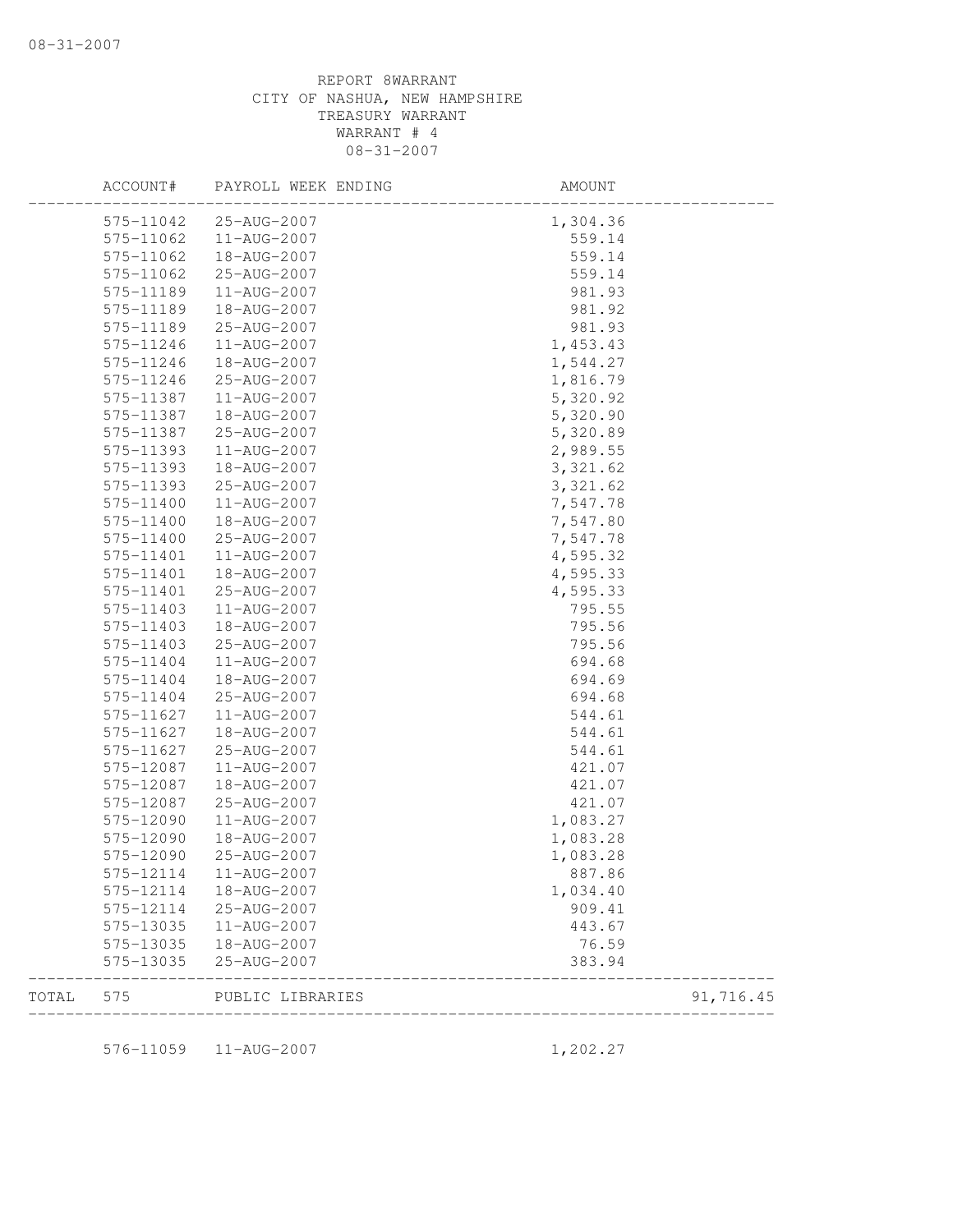REPORT 8WARRANT
CITY OF NASHUA, NEW HAMPSHIRE
TREASURY WARRANT
WARRANT # 4
08-31-2007

| ACCOUNT# | PAYROLL WEEK ENDING | AMOUNT | |
|---|---|---|---|
| 575-11042 | 25-AUG-2007 | 1,304.36 | |
| 575-11062 | 11-AUG-2007 | 559.14 | |
| 575-11062 | 18-AUG-2007 | 559.14 | |
| 575-11062 | 25-AUG-2007 | 559.14 | |
| 575-11189 | 11-AUG-2007 | 981.93 | |
| 575-11189 | 18-AUG-2007 | 981.92 | |
| 575-11189 | 25-AUG-2007 | 981.93 | |
| 575-11246 | 11-AUG-2007 | 1,453.43 | |
| 575-11246 | 18-AUG-2007 | 1,544.27 | |
| 575-11246 | 25-AUG-2007 | 1,816.79 | |
| 575-11387 | 11-AUG-2007 | 5,320.92 | |
| 575-11387 | 18-AUG-2007 | 5,320.90 | |
| 575-11387 | 25-AUG-2007 | 5,320.89 | |
| 575-11393 | 11-AUG-2007 | 2,989.55 | |
| 575-11393 | 18-AUG-2007 | 3,321.62 | |
| 575-11393 | 25-AUG-2007 | 3,321.62 | |
| 575-11400 | 11-AUG-2007 | 7,547.78 | |
| 575-11400 | 18-AUG-2007 | 7,547.80 | |
| 575-11400 | 25-AUG-2007 | 7,547.78 | |
| 575-11401 | 11-AUG-2007 | 4,595.32 | |
| 575-11401 | 18-AUG-2007 | 4,595.33 | |
| 575-11401 | 25-AUG-2007 | 4,595.33 | |
| 575-11403 | 11-AUG-2007 | 795.55 | |
| 575-11403 | 18-AUG-2007 | 795.56 | |
| 575-11403 | 25-AUG-2007 | 795.56 | |
| 575-11404 | 11-AUG-2007 | 694.68 | |
| 575-11404 | 18-AUG-2007 | 694.69 | |
| 575-11404 | 25-AUG-2007 | 694.68 | |
| 575-11627 | 11-AUG-2007 | 544.61 | |
| 575-11627 | 18-AUG-2007 | 544.61 | |
| 575-11627 | 25-AUG-2007 | 544.61 | |
| 575-12087 | 11-AUG-2007 | 421.07 | |
| 575-12087 | 18-AUG-2007 | 421.07 | |
| 575-12087 | 25-AUG-2007 | 421.07 | |
| 575-12090 | 11-AUG-2007 | 1,083.27 | |
| 575-12090 | 18-AUG-2007 | 1,083.28 | |
| 575-12090 | 25-AUG-2007 | 1,083.28 | |
| 575-12114 | 11-AUG-2007 | 887.86 | |
| 575-12114 | 18-AUG-2007 | 1,034.40 | |
| 575-12114 | 25-AUG-2007 | 909.41 | |
| 575-13035 | 11-AUG-2007 | 443.67 | |
| 575-13035 | 18-AUG-2007 | 76.59 | |
| 575-13035 | 25-AUG-2007 | 383.94 | |
| TOTAL 575 | PUBLIC LIBRARIES | | 91,716.45 |
| 576-11059 | 11-AUG-2007 | 1,202.27 | |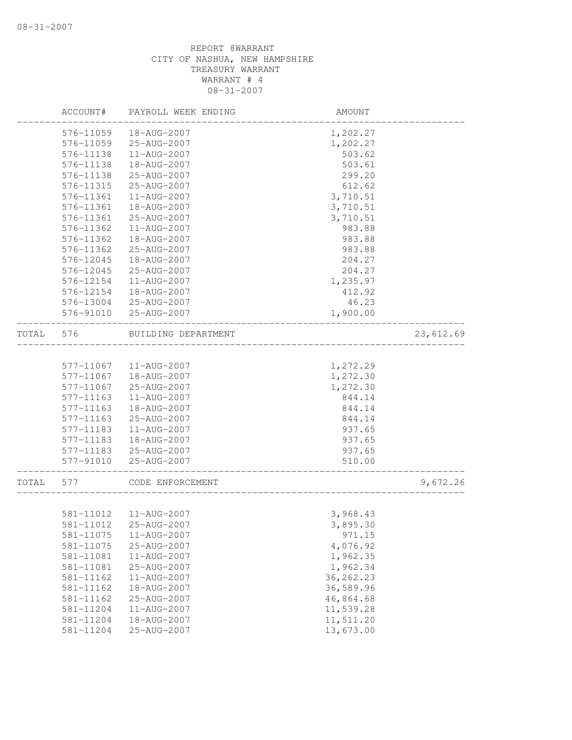08-31-2007

REPORT 8WARRANT
CITY OF NASHUA, NEW HAMPSHIRE
TREASURY WARRANT
WARRANT # 4
08-31-2007

| | ACCOUNT# | PAYROLL WEEK ENDING | AMOUNT | |
|---|---|---|---|---|
| | 576-11059 | 18-AUG-2007 | 1,202.27 | |
| | 576-11059 | 25-AUG-2007 | 1,202.27 | |
| | 576-11138 | 11-AUG-2007 | 503.62 | |
| | 576-11138 | 18-AUG-2007 | 503.61 | |
| | 576-11138 | 25-AUG-2007 | 299.20 | |
| | 576-11315 | 25-AUG-2007 | 612.62 | |
| | 576-11361 | 11-AUG-2007 | 3,710.51 | |
| | 576-11361 | 18-AUG-2007 | 3,710.51 | |
| | 576-11361 | 25-AUG-2007 | 3,710.51 | |
| | 576-11362 | 11-AUG-2007 | 983.88 | |
| | 576-11362 | 18-AUG-2007 | 983.88 | |
| | 576-11362 | 25-AUG-2007 | 983.88 | |
| | 576-12045 | 18-AUG-2007 | 204.27 | |
| | 576-12045 | 25-AUG-2007 | 204.27 | |
| | 576-12154 | 11-AUG-2007 | 1,235.97 | |
| | 576-12154 | 18-AUG-2007 | 412.92 | |
| | 576-13004 | 25-AUG-2007 | 46.23 | |
| | 576-91010 | 25-AUG-2007 | 1,900.00 | |
| TOTAL | 576 | BUILDING DEPARTMENT | | 23,612.69 |
| | 577-11067 | 11-AUG-2007 | 1,272.29 | |
| | 577-11067 | 18-AUG-2007 | 1,272.30 | |
| | 577-11067 | 25-AUG-2007 | 1,272.30 | |
| | 577-11163 | 11-AUG-2007 | 844.14 | |
| | 577-11163 | 18-AUG-2007 | 844.14 | |
| | 577-11163 | 25-AUG-2007 | 844.14 | |
| | 577-11183 | 11-AUG-2007 | 937.65 | |
| | 577-11183 | 18-AUG-2007 | 937.65 | |
| | 577-11183 | 25-AUG-2007 | 937.65 | |
| | 577-91010 | 25-AUG-2007 | 510.00 | |
| TOTAL | 577 | CODE ENFORCEMENT | | 9,672.26 |
| | 581-11012 | 11-AUG-2007 | 3,968.43 | |
| | 581-11012 | 25-AUG-2007 | 3,895.30 | |
| | 581-11075 | 11-AUG-2007 | 971.15 | |
| | 581-11075 | 25-AUG-2007 | 4,076.92 | |
| | 581-11081 | 11-AUG-2007 | 1,962.35 | |
| | 581-11081 | 25-AUG-2007 | 1,962.34 | |
| | 581-11162 | 11-AUG-2007 | 36,262.23 | |
| | 581-11162 | 18-AUG-2007 | 36,589.96 | |
| | 581-11162 | 25-AUG-2007 | 46,864.68 | |
| | 581-11204 | 11-AUG-2007 | 11,539.28 | |
| | 581-11204 | 18-AUG-2007 | 11,511.20 | |
| | 581-11204 | 25-AUG-2007 | 13,673.00 | |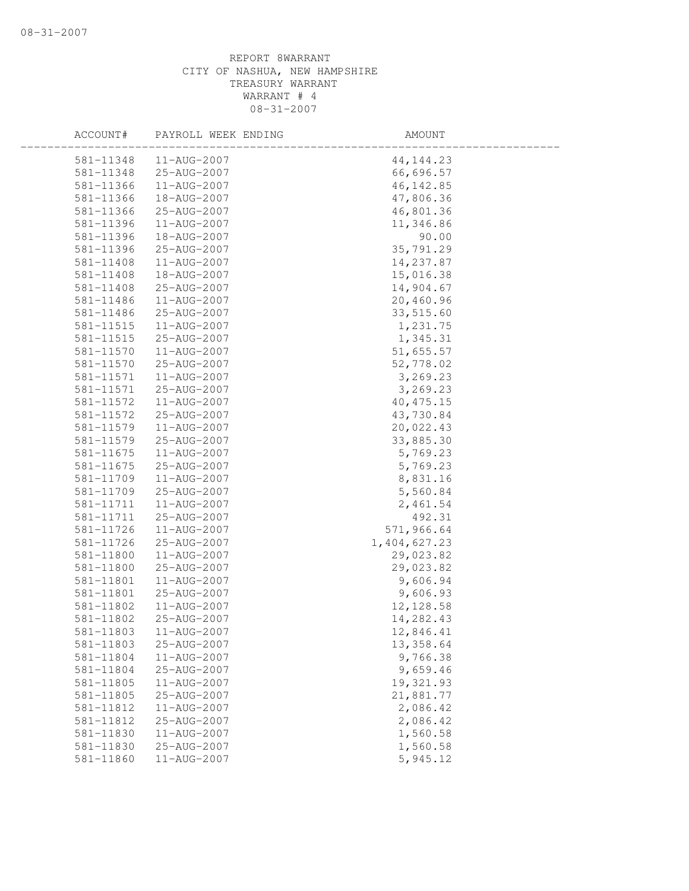REPORT 8WARRANT
CITY OF NASHUA, NEW HAMPSHIRE
TREASURY WARRANT
WARRANT # 4
08-31-2007

| ACCOUNT# | PAYROLL WEEK ENDING | AMOUNT |
|---|---|---|
| 581-11348 | 11-AUG-2007 | 44,144.23 |
| 581-11348 | 25-AUG-2007 | 66,696.57 |
| 581-11366 | 11-AUG-2007 | 46,142.85 |
| 581-11366 | 18-AUG-2007 | 47,806.36 |
| 581-11366 | 25-AUG-2007 | 46,801.36 |
| 581-11396 | 11-AUG-2007 | 11,346.86 |
| 581-11396 | 18-AUG-2007 | 90.00 |
| 581-11396 | 25-AUG-2007 | 35,791.29 |
| 581-11408 | 11-AUG-2007 | 14,237.87 |
| 581-11408 | 18-AUG-2007 | 15,016.38 |
| 581-11408 | 25-AUG-2007 | 14,904.67 |
| 581-11486 | 11-AUG-2007 | 20,460.96 |
| 581-11486 | 25-AUG-2007 | 33,515.60 |
| 581-11515 | 11-AUG-2007 | 1,231.75 |
| 581-11515 | 25-AUG-2007 | 1,345.31 |
| 581-11570 | 11-AUG-2007 | 51,655.57 |
| 581-11570 | 25-AUG-2007 | 52,778.02 |
| 581-11571 | 11-AUG-2007 | 3,269.23 |
| 581-11571 | 25-AUG-2007 | 3,269.23 |
| 581-11572 | 11-AUG-2007 | 40,475.15 |
| 581-11572 | 25-AUG-2007 | 43,730.84 |
| 581-11579 | 11-AUG-2007 | 20,022.43 |
| 581-11579 | 25-AUG-2007 | 33,885.30 |
| 581-11675 | 11-AUG-2007 | 5,769.23 |
| 581-11675 | 25-AUG-2007 | 5,769.23 |
| 581-11709 | 11-AUG-2007 | 8,831.16 |
| 581-11709 | 25-AUG-2007 | 5,560.84 |
| 581-11711 | 11-AUG-2007 | 2,461.54 |
| 581-11711 | 25-AUG-2007 | 492.31 |
| 581-11726 | 11-AUG-2007 | 571,966.64 |
| 581-11726 | 25-AUG-2007 | 1,404,627.23 |
| 581-11800 | 11-AUG-2007 | 29,023.82 |
| 581-11800 | 25-AUG-2007 | 29,023.82 |
| 581-11801 | 11-AUG-2007 | 9,606.94 |
| 581-11801 | 25-AUG-2007 | 9,606.93 |
| 581-11802 | 11-AUG-2007 | 12,128.58 |
| 581-11802 | 25-AUG-2007 | 14,282.43 |
| 581-11803 | 11-AUG-2007 | 12,846.41 |
| 581-11803 | 25-AUG-2007 | 13,358.64 |
| 581-11804 | 11-AUG-2007 | 9,766.38 |
| 581-11804 | 25-AUG-2007 | 9,659.46 |
| 581-11805 | 11-AUG-2007 | 19,321.93 |
| 581-11805 | 25-AUG-2007 | 21,881.77 |
| 581-11812 | 11-AUG-2007 | 2,086.42 |
| 581-11812 | 25-AUG-2007 | 2,086.42 |
| 581-11830 | 11-AUG-2007 | 1,560.58 |
| 581-11830 | 25-AUG-2007 | 1,560.58 |
| 581-11860 | 11-AUG-2007 | 5,945.12 |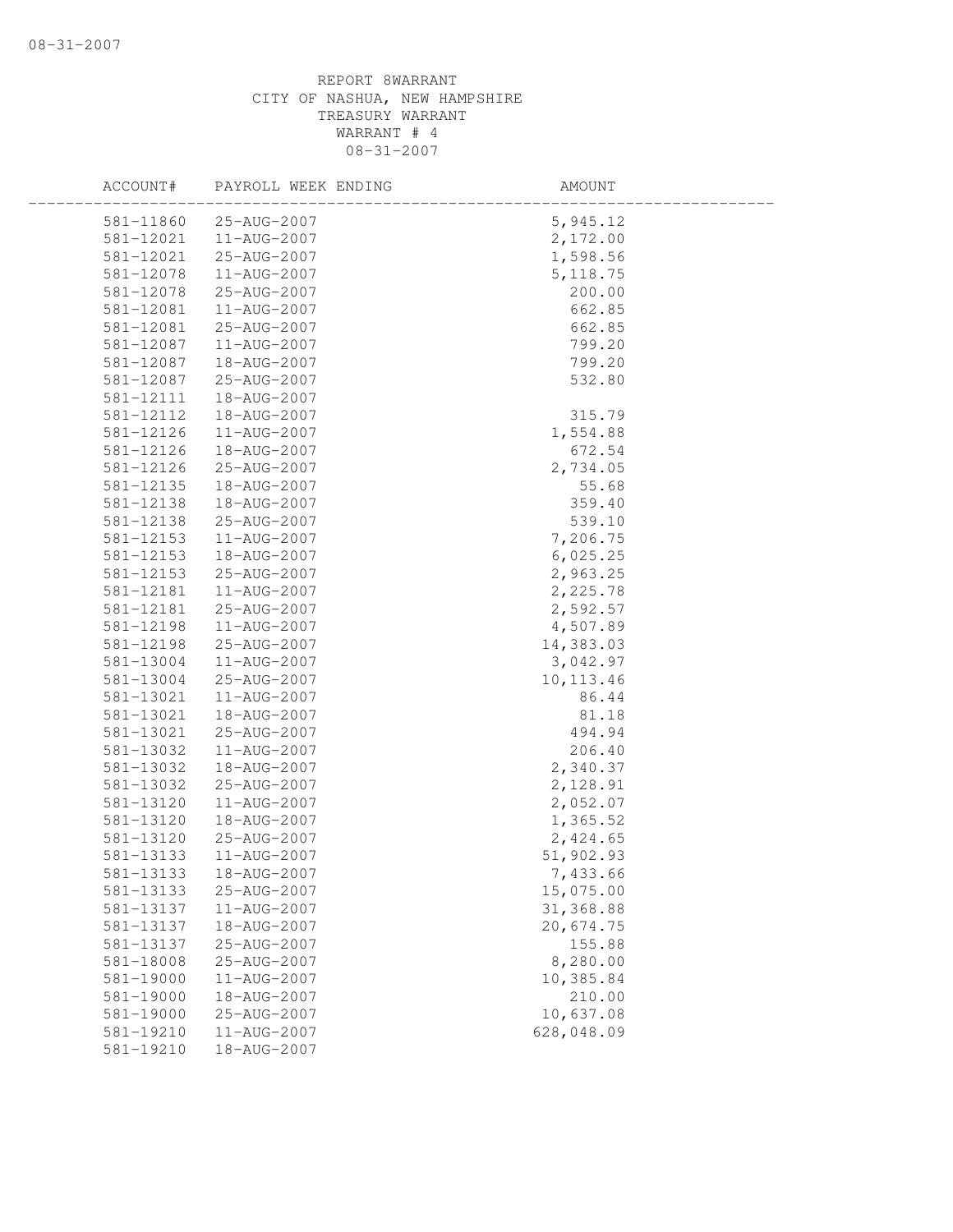REPORT 8WARRANT
CITY OF NASHUA, NEW HAMPSHIRE
TREASURY WARRANT
WARRANT # 4
08-31-2007

| ACCOUNT# | PAYROLL WEEK ENDING | AMOUNT |
|---|---|---|
| 581-11860 | 25-AUG-2007 | 5,945.12 |
| 581-12021 | 11-AUG-2007 | 2,172.00 |
| 581-12021 | 25-AUG-2007 | 1,598.56 |
| 581-12078 | 11-AUG-2007 | 5,118.75 |
| 581-12078 | 25-AUG-2007 | 200.00 |
| 581-12081 | 11-AUG-2007 | 662.85 |
| 581-12081 | 25-AUG-2007 | 662.85 |
| 581-12087 | 11-AUG-2007 | 799.20 |
| 581-12087 | 18-AUG-2007 | 799.20 |
| 581-12087 | 25-AUG-2007 | 532.80 |
| 581-12111 | 18-AUG-2007 | |
| 581-12112 | 18-AUG-2007 | 315.79 |
| 581-12126 | 11-AUG-2007 | 1,554.88 |
| 581-12126 | 18-AUG-2007 | 672.54 |
| 581-12126 | 25-AUG-2007 | 2,734.05 |
| 581-12135 | 18-AUG-2007 | 55.68 |
| 581-12138 | 18-AUG-2007 | 359.40 |
| 581-12138 | 25-AUG-2007 | 539.10 |
| 581-12153 | 11-AUG-2007 | 7,206.75 |
| 581-12153 | 18-AUG-2007 | 6,025.25 |
| 581-12153 | 25-AUG-2007 | 2,963.25 |
| 581-12181 | 11-AUG-2007 | 2,225.78 |
| 581-12181 | 25-AUG-2007 | 2,592.57 |
| 581-12198 | 11-AUG-2007 | 4,507.89 |
| 581-12198 | 25-AUG-2007 | 14,383.03 |
| 581-13004 | 11-AUG-2007 | 3,042.97 |
| 581-13004 | 25-AUG-2007 | 10,113.46 |
| 581-13021 | 11-AUG-2007 | 86.44 |
| 581-13021 | 18-AUG-2007 | 81.18 |
| 581-13021 | 25-AUG-2007 | 494.94 |
| 581-13032 | 11-AUG-2007 | 206.40 |
| 581-13032 | 18-AUG-2007 | 2,340.37 |
| 581-13032 | 25-AUG-2007 | 2,128.91 |
| 581-13120 | 11-AUG-2007 | 2,052.07 |
| 581-13120 | 18-AUG-2007 | 1,365.52 |
| 581-13120 | 25-AUG-2007 | 2,424.65 |
| 581-13133 | 11-AUG-2007 | 51,902.93 |
| 581-13133 | 18-AUG-2007 | 7,433.66 |
| 581-13133 | 25-AUG-2007 | 15,075.00 |
| 581-13137 | 11-AUG-2007 | 31,368.88 |
| 581-13137 | 18-AUG-2007 | 20,674.75 |
| 581-13137 | 25-AUG-2007 | 155.88 |
| 581-18008 | 25-AUG-2007 | 8,280.00 |
| 581-19000 | 11-AUG-2007 | 10,385.84 |
| 581-19000 | 18-AUG-2007 | 210.00 |
| 581-19000 | 25-AUG-2007 | 10,637.08 |
| 581-19210 | 11-AUG-2007 | 628,048.09 |
| 581-19210 | 18-AUG-2007 | |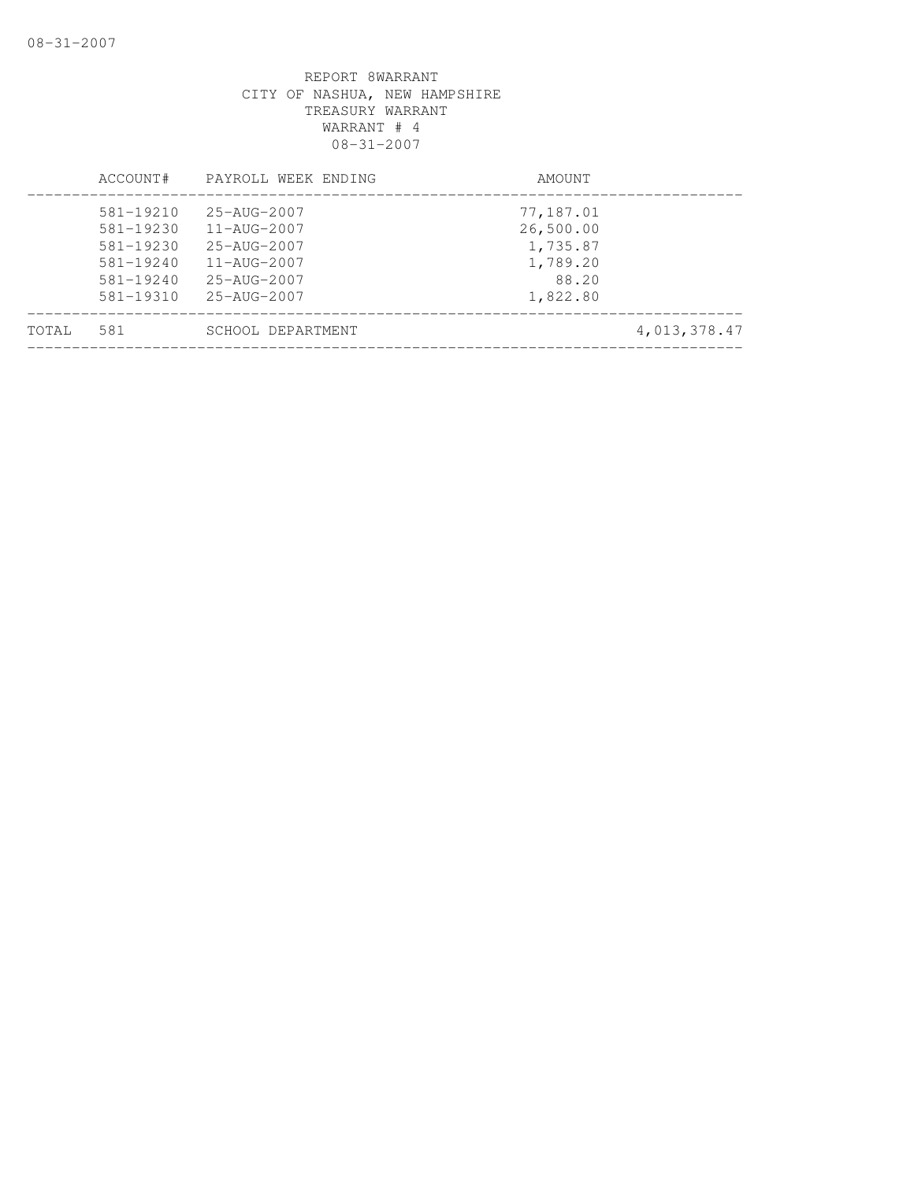REPORT 8WARRANT
CITY OF NASHUA, NEW HAMPSHIRE
TREASURY WARRANT
WARRANT # 4
08-31-2007

| | ACCOUNT# | PAYROLL WEEK ENDING | AMOUNT | |
|---|---|---|---|---|
| | 581-19210 | 25-AUG-2007 | 77,187.01 | |
| | 581-19230 | 11-AUG-2007 | 26,500.00 | |
| | 581-19230 | 25-AUG-2007 | 1,735.87 | |
| | 581-19240 | 11-AUG-2007 | 1,789.20 | |
| | 581-19240 | 25-AUG-2007 | 88.20 | |
| | 581-19310 | 25-AUG-2007 | 1,822.80 | |
| TOTAL | 581 | SCHOOL DEPARTMENT | | 4,013,378.47 |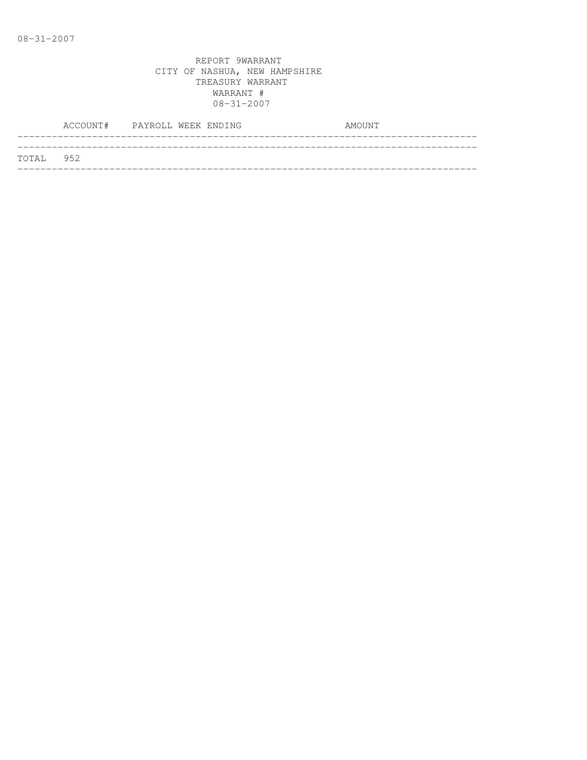REPORT 9WARRANT
CITY OF NASHUA, NEW HAMPSHIRE
TREASURY WARRANT
WARRANT #
08-31-2007

| ACCOUNT# | PAYROLL WEEK ENDING | AMOUNT |
|---|---|---|
| TOTAL 952 | | |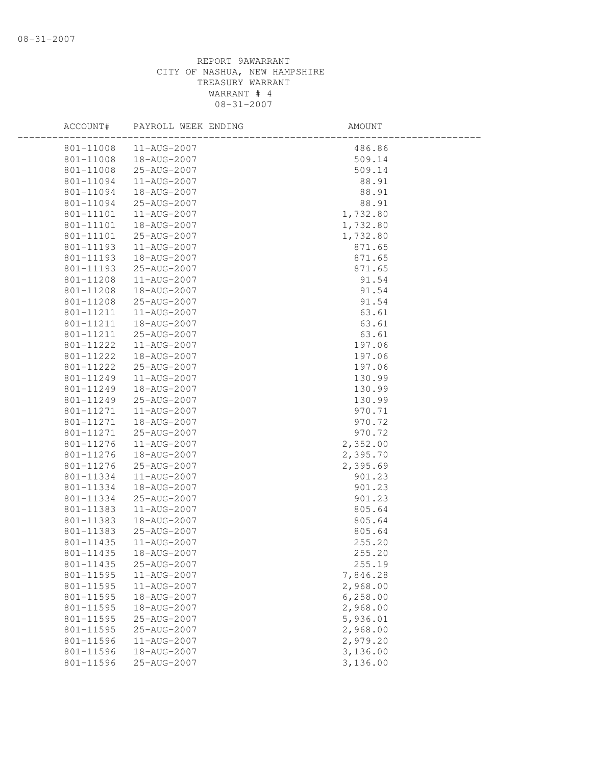08-31-2007

REPORT 9AWARRANT
CITY OF NASHUA, NEW HAMPSHIRE
TREASURY WARRANT
WARRANT # 4
08-31-2007

| ACCOUNT# | PAYROLL WEEK ENDING | AMOUNT |
|---|---|---|
| 801-11008 | 11-AUG-2007 | 486.86 |
| 801-11008 | 18-AUG-2007 | 509.14 |
| 801-11008 | 25-AUG-2007 | 509.14 |
| 801-11094 | 11-AUG-2007 | 88.91 |
| 801-11094 | 18-AUG-2007 | 88.91 |
| 801-11094 | 25-AUG-2007 | 88.91 |
| 801-11101 | 11-AUG-2007 | 1,732.80 |
| 801-11101 | 18-AUG-2007 | 1,732.80 |
| 801-11101 | 25-AUG-2007 | 1,732.80 |
| 801-11193 | 11-AUG-2007 | 871.65 |
| 801-11193 | 18-AUG-2007 | 871.65 |
| 801-11193 | 25-AUG-2007 | 871.65 |
| 801-11208 | 11-AUG-2007 | 91.54 |
| 801-11208 | 18-AUG-2007 | 91.54 |
| 801-11208 | 25-AUG-2007 | 91.54 |
| 801-11211 | 11-AUG-2007 | 63.61 |
| 801-11211 | 18-AUG-2007 | 63.61 |
| 801-11211 | 25-AUG-2007 | 63.61 |
| 801-11222 | 11-AUG-2007 | 197.06 |
| 801-11222 | 18-AUG-2007 | 197.06 |
| 801-11222 | 25-AUG-2007 | 197.06 |
| 801-11249 | 11-AUG-2007 | 130.99 |
| 801-11249 | 18-AUG-2007 | 130.99 |
| 801-11249 | 25-AUG-2007 | 130.99 |
| 801-11271 | 11-AUG-2007 | 970.71 |
| 801-11271 | 18-AUG-2007 | 970.72 |
| 801-11271 | 25-AUG-2007 | 970.72 |
| 801-11276 | 11-AUG-2007 | 2,352.00 |
| 801-11276 | 18-AUG-2007 | 2,395.70 |
| 801-11276 | 25-AUG-2007 | 2,395.69 |
| 801-11334 | 11-AUG-2007 | 901.23 |
| 801-11334 | 18-AUG-2007 | 901.23 |
| 801-11334 | 25-AUG-2007 | 901.23 |
| 801-11383 | 11-AUG-2007 | 805.64 |
| 801-11383 | 18-AUG-2007 | 805.64 |
| 801-11383 | 25-AUG-2007 | 805.64 |
| 801-11435 | 11-AUG-2007 | 255.20 |
| 801-11435 | 18-AUG-2007 | 255.20 |
| 801-11435 | 25-AUG-2007 | 255.19 |
| 801-11595 | 11-AUG-2007 | 7,846.28 |
| 801-11595 | 11-AUG-2007 | 2,968.00 |
| 801-11595 | 18-AUG-2007 | 6,258.00 |
| 801-11595 | 18-AUG-2007 | 2,968.00 |
| 801-11595 | 25-AUG-2007 | 5,936.01 |
| 801-11595 | 25-AUG-2007 | 2,968.00 |
| 801-11596 | 11-AUG-2007 | 2,979.20 |
| 801-11596 | 18-AUG-2007 | 3,136.00 |
| 801-11596 | 25-AUG-2007 | 3,136.00 |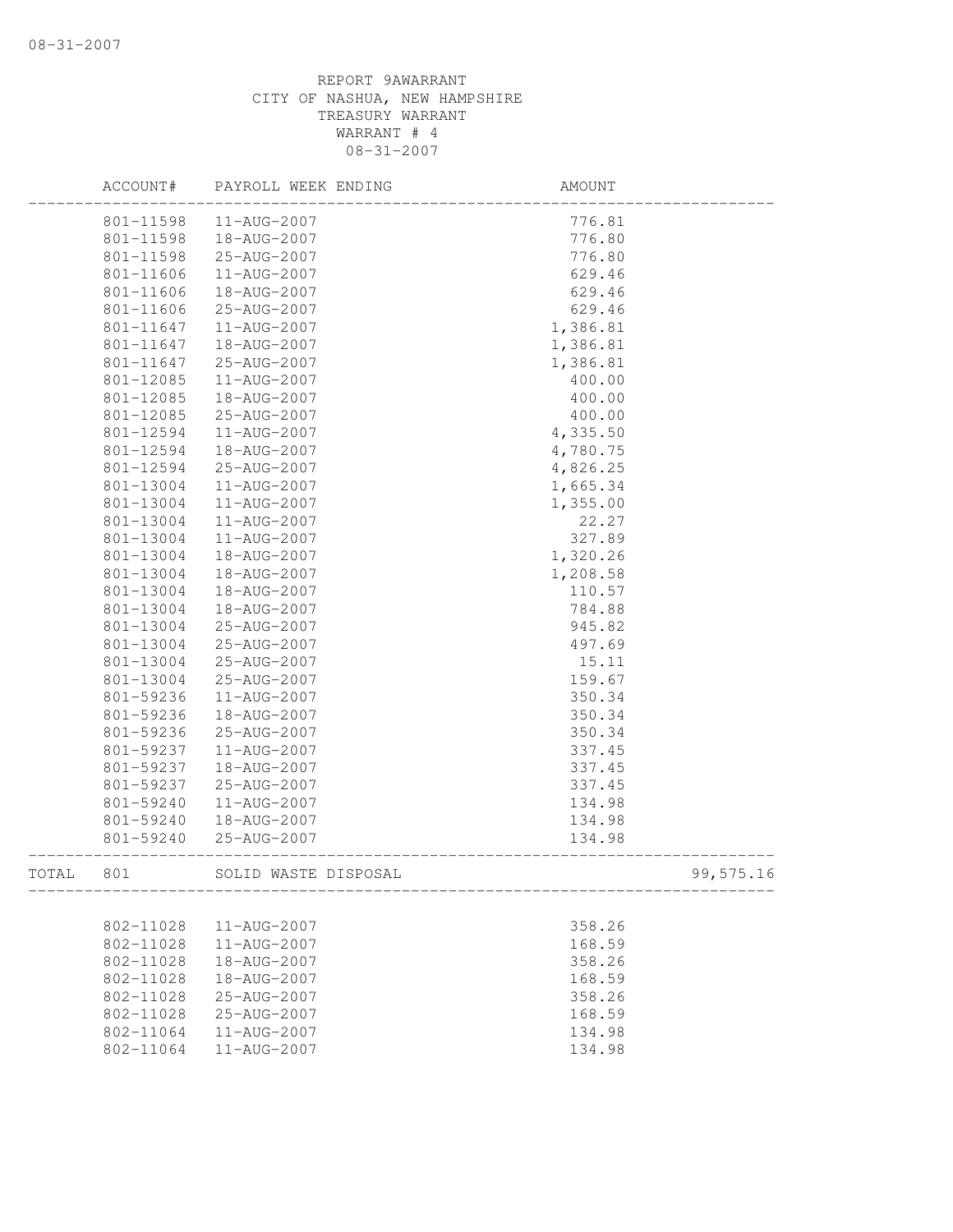REPORT 9AWARRANT
CITY OF NASHUA, NEW HAMPSHIRE
TREASURY WARRANT
WARRANT # 4
08-31-2007

| | ACCOUNT# | PAYROLL WEEK ENDING | AMOUNT | |
|---|---|---|---|---|
| | 801-11598 | 11-AUG-2007 | 776.81 | |
| | 801-11598 | 18-AUG-2007 | 776.80 | |
| | 801-11598 | 25-AUG-2007 | 776.80 | |
| | 801-11606 | 11-AUG-2007 | 629.46 | |
| | 801-11606 | 18-AUG-2007 | 629.46 | |
| | 801-11606 | 25-AUG-2007 | 629.46 | |
| | 801-11647 | 11-AUG-2007 | 1,386.81 | |
| | 801-11647 | 18-AUG-2007 | 1,386.81 | |
| | 801-11647 | 25-AUG-2007 | 1,386.81 | |
| | 801-12085 | 11-AUG-2007 | 400.00 | |
| | 801-12085 | 18-AUG-2007 | 400.00 | |
| | 801-12085 | 25-AUG-2007 | 400.00 | |
| | 801-12594 | 11-AUG-2007 | 4,335.50 | |
| | 801-12594 | 18-AUG-2007 | 4,780.75 | |
| | 801-12594 | 25-AUG-2007 | 4,826.25 | |
| | 801-13004 | 11-AUG-2007 | 1,665.34 | |
| | 801-13004 | 11-AUG-2007 | 1,355.00 | |
| | 801-13004 | 11-AUG-2007 | 22.27 | |
| | 801-13004 | 11-AUG-2007 | 327.89 | |
| | 801-13004 | 18-AUG-2007 | 1,320.26 | |
| | 801-13004 | 18-AUG-2007 | 1,208.58 | |
| | 801-13004 | 18-AUG-2007 | 110.57 | |
| | 801-13004 | 18-AUG-2007 | 784.88 | |
| | 801-13004 | 25-AUG-2007 | 945.82 | |
| | 801-13004 | 25-AUG-2007 | 497.69 | |
| | 801-13004 | 25-AUG-2007 | 15.11 | |
| | 801-13004 | 25-AUG-2007 | 159.67 | |
| | 801-59236 | 11-AUG-2007 | 350.34 | |
| | 801-59236 | 18-AUG-2007 | 350.34 | |
| | 801-59236 | 25-AUG-2007 | 350.34 | |
| | 801-59237 | 11-AUG-2007 | 337.45 | |
| | 801-59237 | 18-AUG-2007 | 337.45 | |
| | 801-59237 | 25-AUG-2007 | 337.45 | |
| | 801-59240 | 11-AUG-2007 | 134.98 | |
| | 801-59240 | 18-AUG-2007 | 134.98 | |
| | 801-59240 | 25-AUG-2007 | 134.98 | |
| TOTAL | 801 | SOLID WASTE DISPOSAL | | 99,575.16 |
| | 802-11028 | 11-AUG-2007 | 358.26 | |
| | 802-11028 | 11-AUG-2007 | 168.59 | |
| | 802-11028 | 18-AUG-2007 | 358.26 | |
| | 802-11028 | 18-AUG-2007 | 168.59 | |
| | 802-11028 | 25-AUG-2007 | 358.26 | |
| | 802-11028 | 25-AUG-2007 | 168.59 | |
| | 802-11064 | 11-AUG-2007 | 134.98 | |
| | 802-11064 | 11-AUG-2007 | 134.98 | |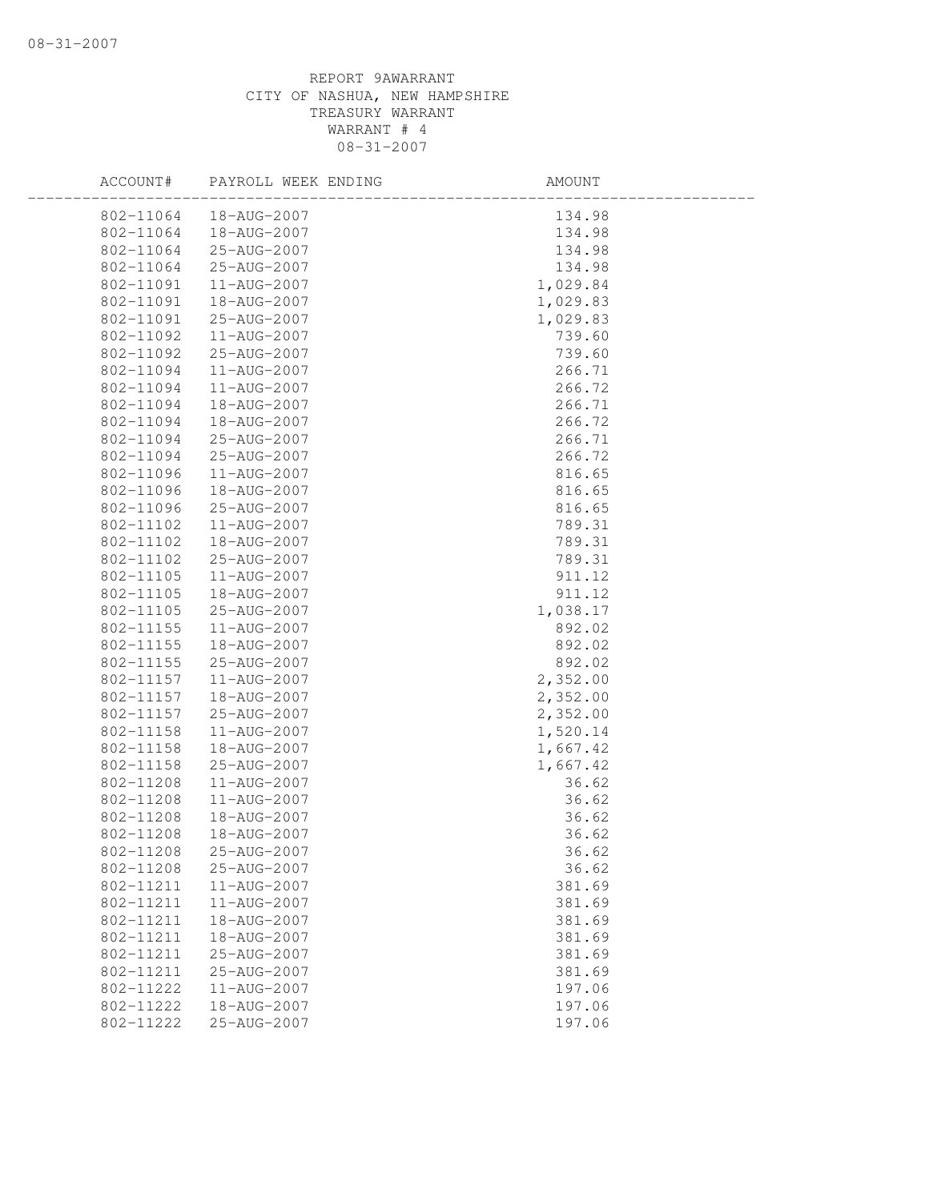REPORT 9AWARRANT
CITY OF NASHUA, NEW HAMPSHIRE
TREASURY WARRANT
WARRANT # 4
08-31-2007

| ACCOUNT# | PAYROLL WEEK ENDING | AMOUNT |
|---|---|---|
| 802-11064 | 18-AUG-2007 | 134.98 |
| 802-11064 | 18-AUG-2007 | 134.98 |
| 802-11064 | 25-AUG-2007 | 134.98 |
| 802-11064 | 25-AUG-2007 | 134.98 |
| 802-11091 | 11-AUG-2007 | 1,029.84 |
| 802-11091 | 18-AUG-2007 | 1,029.83 |
| 802-11091 | 25-AUG-2007 | 1,029.83 |
| 802-11092 | 11-AUG-2007 | 739.60 |
| 802-11092 | 25-AUG-2007 | 739.60 |
| 802-11094 | 11-AUG-2007 | 266.71 |
| 802-11094 | 11-AUG-2007 | 266.72 |
| 802-11094 | 18-AUG-2007 | 266.71 |
| 802-11094 | 18-AUG-2007 | 266.72 |
| 802-11094 | 25-AUG-2007 | 266.71 |
| 802-11094 | 25-AUG-2007 | 266.72 |
| 802-11096 | 11-AUG-2007 | 816.65 |
| 802-11096 | 18-AUG-2007 | 816.65 |
| 802-11096 | 25-AUG-2007 | 816.65 |
| 802-11102 | 11-AUG-2007 | 789.31 |
| 802-11102 | 18-AUG-2007 | 789.31 |
| 802-11102 | 25-AUG-2007 | 789.31 |
| 802-11105 | 11-AUG-2007 | 911.12 |
| 802-11105 | 18-AUG-2007 | 911.12 |
| 802-11105 | 25-AUG-2007 | 1,038.17 |
| 802-11155 | 11-AUG-2007 | 892.02 |
| 802-11155 | 18-AUG-2007 | 892.02 |
| 802-11155 | 25-AUG-2007 | 892.02 |
| 802-11157 | 11-AUG-2007 | 2,352.00 |
| 802-11157 | 18-AUG-2007 | 2,352.00 |
| 802-11157 | 25-AUG-2007 | 2,352.00 |
| 802-11158 | 11-AUG-2007 | 1,520.14 |
| 802-11158 | 18-AUG-2007 | 1,667.42 |
| 802-11158 | 25-AUG-2007 | 1,667.42 |
| 802-11208 | 11-AUG-2007 | 36.62 |
| 802-11208 | 11-AUG-2007 | 36.62 |
| 802-11208 | 18-AUG-2007 | 36.62 |
| 802-11208 | 18-AUG-2007 | 36.62 |
| 802-11208 | 25-AUG-2007 | 36.62 |
| 802-11208 | 25-AUG-2007 | 36.62 |
| 802-11211 | 11-AUG-2007 | 381.69 |
| 802-11211 | 11-AUG-2007 | 381.69 |
| 802-11211 | 18-AUG-2007 | 381.69 |
| 802-11211 | 18-AUG-2007 | 381.69 |
| 802-11211 | 25-AUG-2007 | 381.69 |
| 802-11211 | 25-AUG-2007 | 381.69 |
| 802-11222 | 11-AUG-2007 | 197.06 |
| 802-11222 | 18-AUG-2007 | 197.06 |
| 802-11222 | 25-AUG-2007 | 197.06 |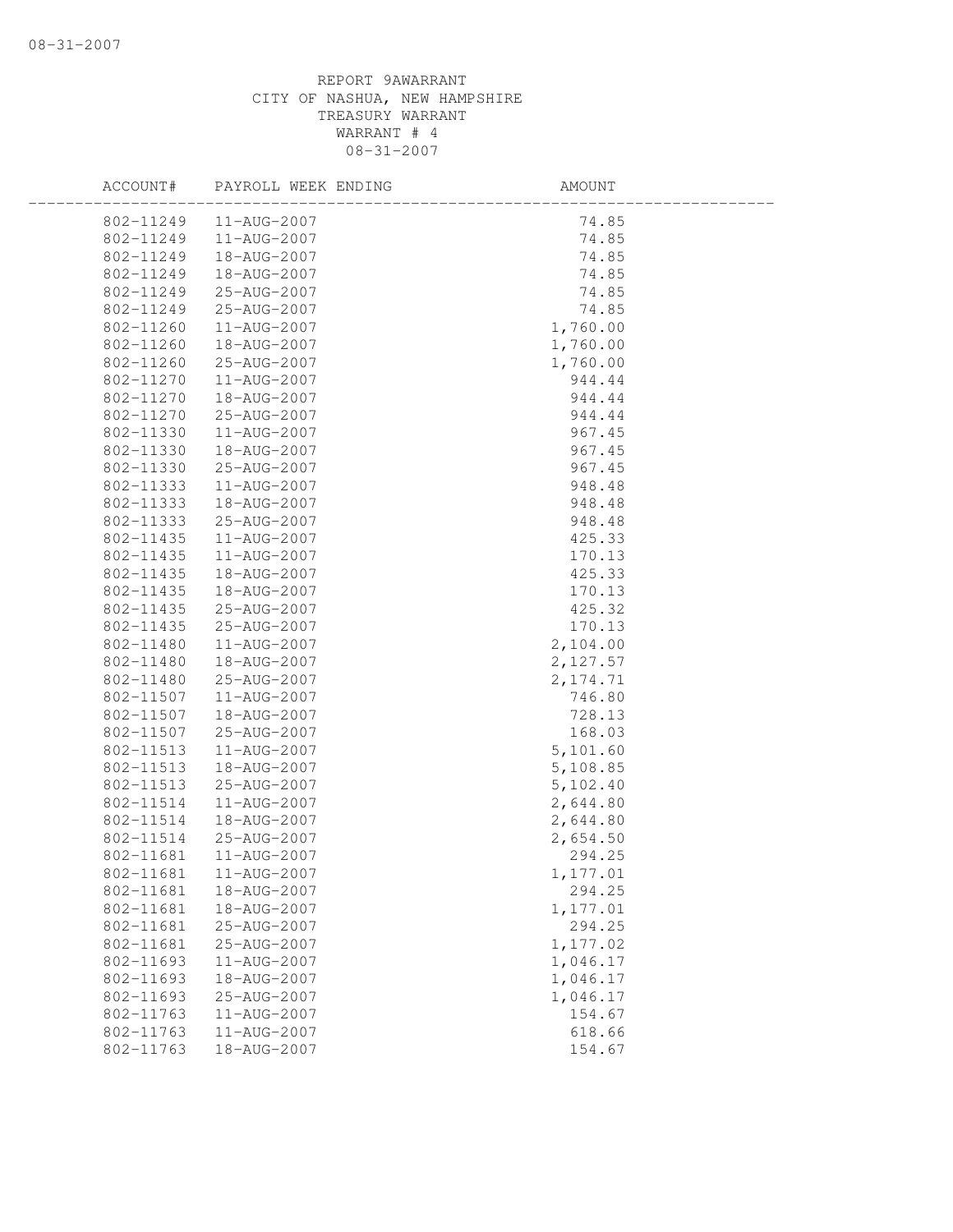REPORT 9AWARRANT
CITY OF NASHUA, NEW HAMPSHIRE
TREASURY WARRANT
WARRANT # 4
08-31-2007

| ACCOUNT# | PAYROLL WEEK ENDING | AMOUNT |
|---|---|---|
| 802-11249 | 11-AUG-2007 | 74.85 |
| 802-11249 | 11-AUG-2007 | 74.85 |
| 802-11249 | 18-AUG-2007 | 74.85 |
| 802-11249 | 18-AUG-2007 | 74.85 |
| 802-11249 | 25-AUG-2007 | 74.85 |
| 802-11249 | 25-AUG-2007 | 74.85 |
| 802-11260 | 11-AUG-2007 | 1,760.00 |
| 802-11260 | 18-AUG-2007 | 1,760.00 |
| 802-11260 | 25-AUG-2007 | 1,760.00 |
| 802-11270 | 11-AUG-2007 | 944.44 |
| 802-11270 | 18-AUG-2007 | 944.44 |
| 802-11270 | 25-AUG-2007 | 944.44 |
| 802-11330 | 11-AUG-2007 | 967.45 |
| 802-11330 | 18-AUG-2007 | 967.45 |
| 802-11330 | 25-AUG-2007 | 967.45 |
| 802-11333 | 11-AUG-2007 | 948.48 |
| 802-11333 | 18-AUG-2007 | 948.48 |
| 802-11333 | 25-AUG-2007 | 948.48 |
| 802-11435 | 11-AUG-2007 | 425.33 |
| 802-11435 | 11-AUG-2007 | 170.13 |
| 802-11435 | 18-AUG-2007 | 425.33 |
| 802-11435 | 18-AUG-2007 | 170.13 |
| 802-11435 | 25-AUG-2007 | 425.32 |
| 802-11435 | 25-AUG-2007 | 170.13 |
| 802-11480 | 11-AUG-2007 | 2,104.00 |
| 802-11480 | 18-AUG-2007 | 2,127.57 |
| 802-11480 | 25-AUG-2007 | 2,174.71 |
| 802-11507 | 11-AUG-2007 | 746.80 |
| 802-11507 | 18-AUG-2007 | 728.13 |
| 802-11507 | 25-AUG-2007 | 168.03 |
| 802-11513 | 11-AUG-2007 | 5,101.60 |
| 802-11513 | 18-AUG-2007 | 5,108.85 |
| 802-11513 | 25-AUG-2007 | 5,102.40 |
| 802-11514 | 11-AUG-2007 | 2,644.80 |
| 802-11514 | 18-AUG-2007 | 2,644.80 |
| 802-11514 | 25-AUG-2007 | 2,654.50 |
| 802-11681 | 11-AUG-2007 | 294.25 |
| 802-11681 | 11-AUG-2007 | 1,177.01 |
| 802-11681 | 18-AUG-2007 | 294.25 |
| 802-11681 | 18-AUG-2007 | 1,177.01 |
| 802-11681 | 25-AUG-2007 | 294.25 |
| 802-11681 | 25-AUG-2007 | 1,177.02 |
| 802-11693 | 11-AUG-2007 | 1,046.17 |
| 802-11693 | 18-AUG-2007 | 1,046.17 |
| 802-11693 | 25-AUG-2007 | 1,046.17 |
| 802-11763 | 11-AUG-2007 | 154.67 |
| 802-11763 | 11-AUG-2007 | 618.66 |
| 802-11763 | 18-AUG-2007 | 154.67 |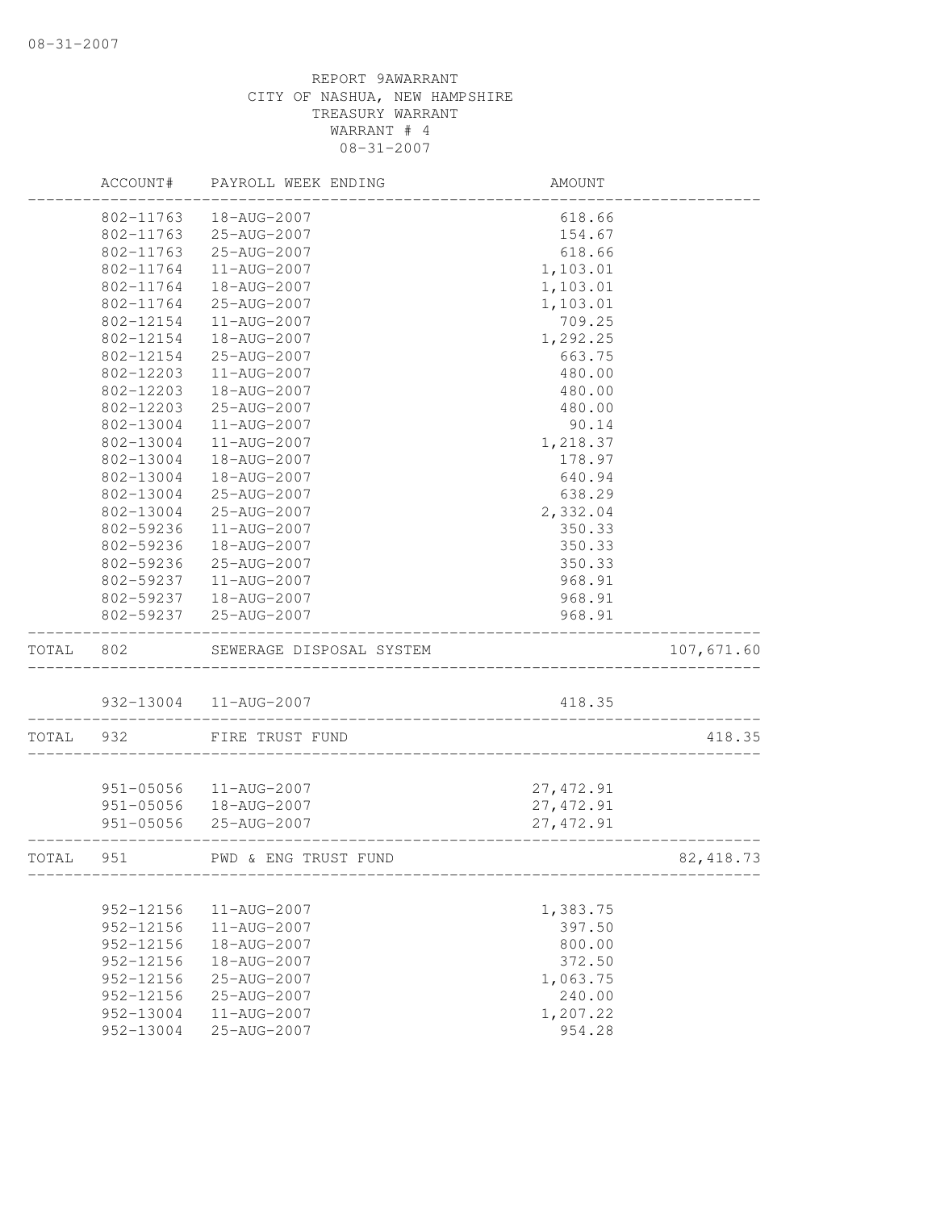08-31-2007

REPORT 9AWARRANT
CITY OF NASHUA, NEW HAMPSHIRE
TREASURY WARRANT
WARRANT # 4
08-31-2007

| | ACCOUNT# | PAYROLL WEEK ENDING | AMOUNT | |
|---|---|---|---|---|
| | 802-11763 | 18-AUG-2007 | 618.66 | |
| | 802-11763 | 25-AUG-2007 | 154.67 | |
| | 802-11763 | 25-AUG-2007 | 618.66 | |
| | 802-11764 | 11-AUG-2007 | 1,103.01 | |
| | 802-11764 | 18-AUG-2007 | 1,103.01 | |
| | 802-11764 | 25-AUG-2007 | 1,103.01 | |
| | 802-12154 | 11-AUG-2007 | 709.25 | |
| | 802-12154 | 18-AUG-2007 | 1,292.25 | |
| | 802-12154 | 25-AUG-2007 | 663.75 | |
| | 802-12203 | 11-AUG-2007 | 480.00 | |
| | 802-12203 | 18-AUG-2007 | 480.00 | |
| | 802-12203 | 25-AUG-2007 | 480.00 | |
| | 802-13004 | 11-AUG-2007 | 90.14 | |
| | 802-13004 | 11-AUG-2007 | 1,218.37 | |
| | 802-13004 | 18-AUG-2007 | 178.97 | |
| | 802-13004 | 18-AUG-2007 | 640.94 | |
| | 802-13004 | 25-AUG-2007 | 638.29 | |
| | 802-13004 | 25-AUG-2007 | 2,332.04 | |
| | 802-59236 | 11-AUG-2007 | 350.33 | |
| | 802-59236 | 18-AUG-2007 | 350.33 | |
| | 802-59236 | 25-AUG-2007 | 350.33 | |
| | 802-59237 | 11-AUG-2007 | 968.91 | |
| | 802-59237 | 18-AUG-2007 | 968.91 | |
| | 802-59237 | 25-AUG-2007 | 968.91 | |
| TOTAL | 802 | SEWERAGE DISPOSAL SYSTEM | | 107,671.60 |
| | 932-13004 | 11-AUG-2007 | 418.35 | |
| TOTAL | 932 | FIRE TRUST FUND | | 418.35 |
| | 951-05056 | 11-AUG-2007 | 27,472.91 | |
| | 951-05056 | 18-AUG-2007 | 27,472.91 | |
| | 951-05056 | 25-AUG-2007 | 27,472.91 | |
| TOTAL | 951 | PWD & ENG TRUST FUND | | 82,418.73 |
| | 952-12156 | 11-AUG-2007 | 1,383.75 | |
| | 952-12156 | 11-AUG-2007 | 397.50 | |
| | 952-12156 | 18-AUG-2007 | 800.00 | |
| | 952-12156 | 18-AUG-2007 | 372.50 | |
| | 952-12156 | 25-AUG-2007 | 1,063.75 | |
| | 952-12156 | 25-AUG-2007 | 240.00 | |
| | 952-13004 | 11-AUG-2007 | 1,207.22 | |
| | 952-13004 | 25-AUG-2007 | 954.28 | |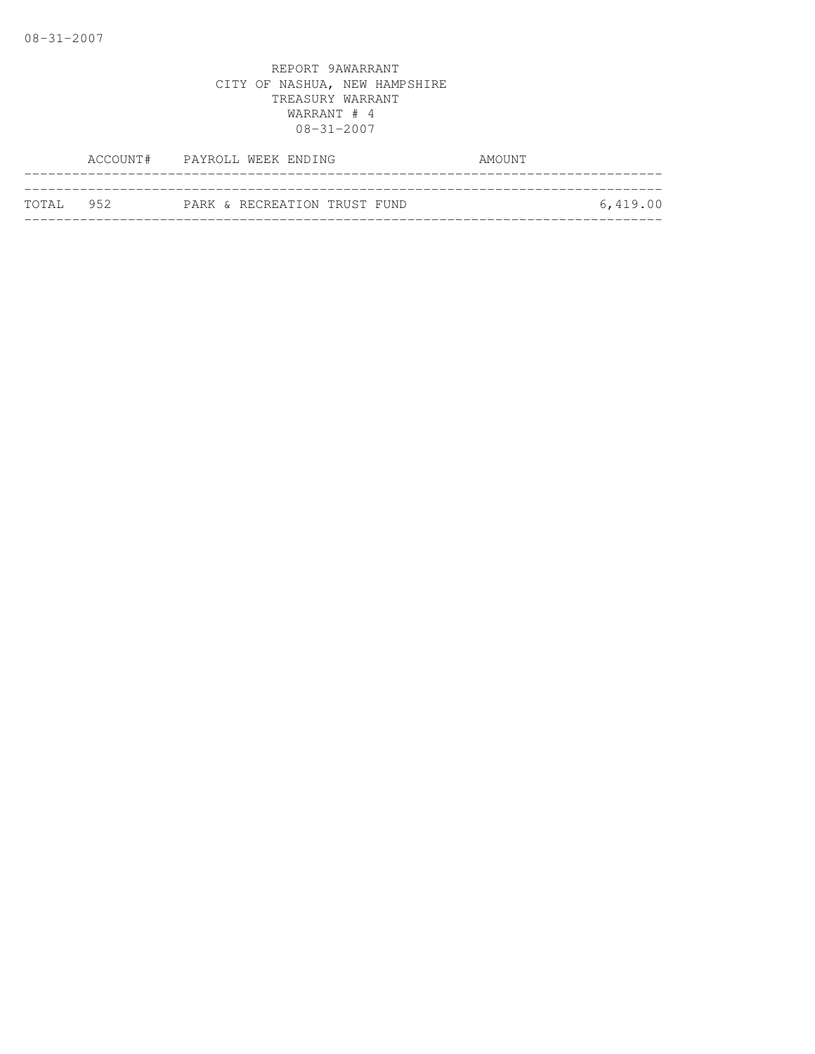REPORT 9AWARRANT
CITY OF NASHUA, NEW HAMPSHIRE
TREASURY WARRANT
WARRANT # 4
08-31-2007

| | ACCOUNT# | PAYROLL WEEK ENDING | AMOUNT |
|---|---|---|---|
| TOTAL | 952 | PARK & RECREATION TRUST FUND | 6,419.00 |